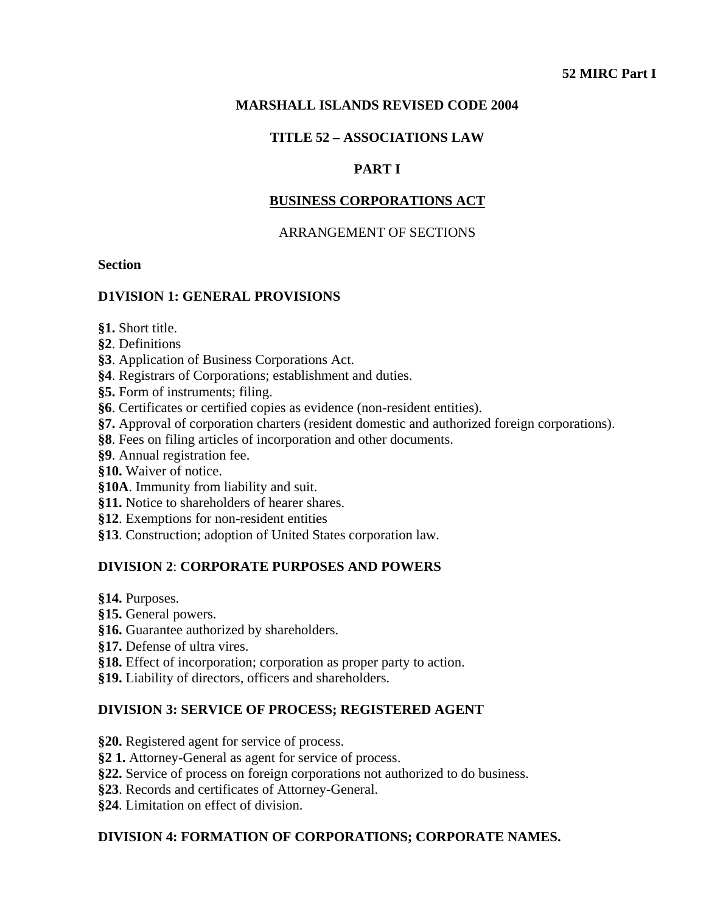**52 MIRC Part I**

# MARSHALL ISLANDS REVISED CODE 2004

## TITLE 52 – ASSOCIATIONS LAW

## PART I

## BUSINESS CORPORATIONS ACT

ARRANGEMENT OF SECTIONS

**Section**

### D1VISION 1: GENERAL PROVISIONS

**§1.** Short title.
**§2**. Definitions
**§3**. Application of Business Corporations Act.
**§4**. Registrars of Corporations; establishment and duties.
**§5.** Form of instruments; filing.
**§6**. Certificates or certified copies as evidence (non-resident entities).
**§7.** Approval of corporation charters (resident domestic and authorized foreign corporations).
**§8**. Fees on filing articles of incorporation and other documents.
**§9**. Annual registration fee.
**§10.** Waiver of notice.
**§10A**. Immunity from liability and suit.
**§11.** Notice to shareholders of hearer shares.
**§12**. Exemptions for non-resident entities
**§13**. Construction; adoption of United States corporation law.

### DIVISION 2: CORPORATE PURPOSES AND POWERS

**§14.** Purposes.
**§15.** General powers.
**§16.** Guarantee authorized by shareholders.
**§17.** Defense of ultra vires.
**§18.** Effect of incorporation; corporation as proper party to action.
**§19.** Liability of directors, officers and shareholders.

### DIVISION 3: SERVICE OF PROCESS; REGISTERED AGENT

**§20.** Registered agent for service of process.
**§2 1.** Attorney-General as agent for service of process.
**§22.** Service of process on foreign corporations not authorized to do business.
**§23**. Records and certificates of Attorney-General.
**§24**. Limitation on effect of division.

### DIVISION 4: FORMATION OF CORPORATIONS; CORPORATE NAMES.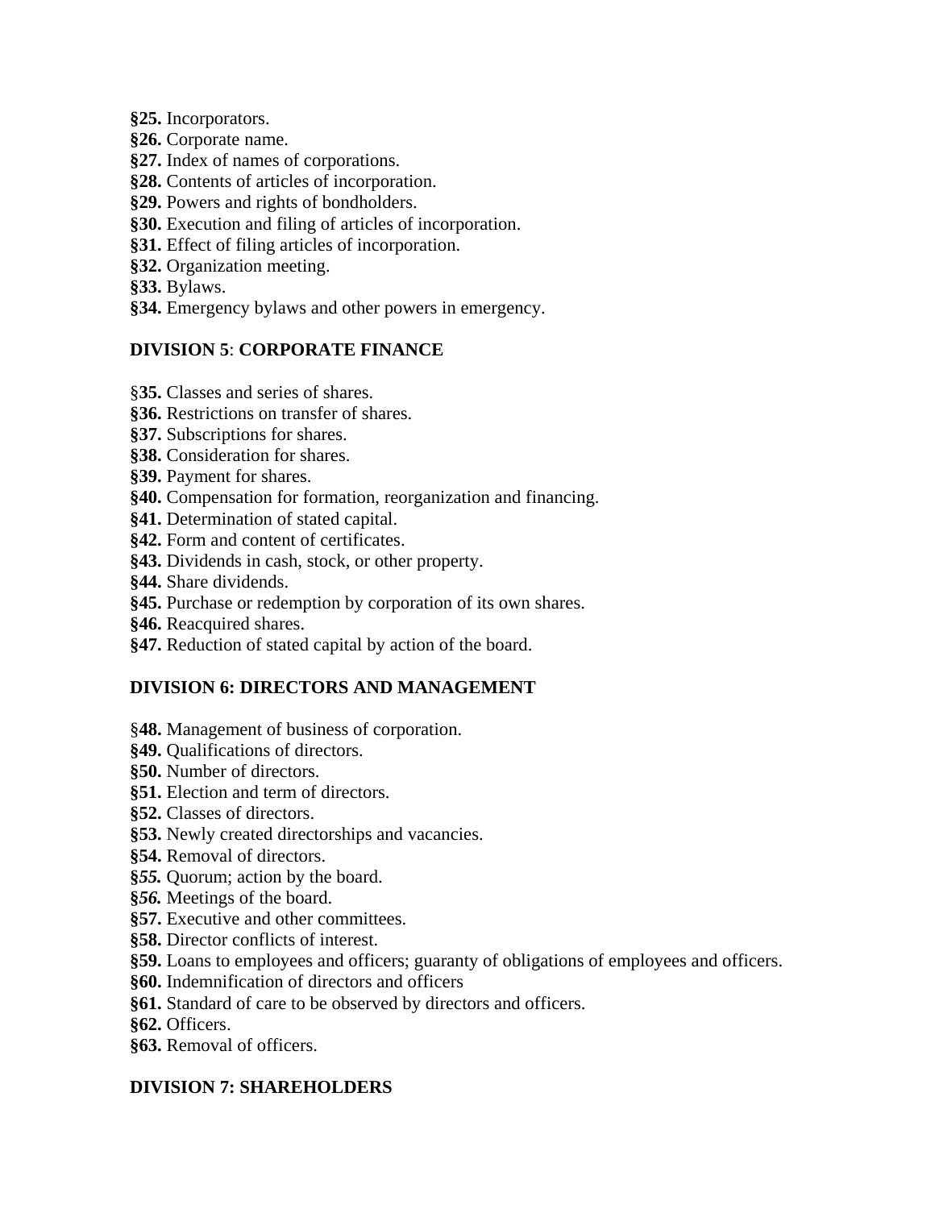**§25.** Incorporators.
**§26.** Corporate name.
**§27.** Index of names of corporations.
**§28.** Contents of articles of incorporation.
**§29.** Powers and rights of bondholders.
**§30.** Execution and filing of articles of incorporation.
**§31.** Effect of filing articles of incorporation.
**§32.** Organization meeting.
**§33.** Bylaws.
**§34.** Emergency bylaws and other powers in emergency.

## DIVISION 5: CORPORATE FINANCE

§**35.** Classes and series of shares.
**§36.** Restrictions on transfer of shares.
**§37.** Subscriptions for shares.
**§38.** Consideration for shares.
**§39.** Payment for shares.
**§40.** Compensation for formation, reorganization and financing.
**§41.** Determination of stated capital.
**§42.** Form and content of certificates.
**§43.** Dividends in cash, stock, or other property.
**§44.** Share dividends.
**§45.** Purchase or redemption by corporation of its own shares.
**§46.** Reacquired shares.
**§47.** Reduction of stated capital by action of the board.

## DIVISION 6: DIRECTORS AND MANAGEMENT

§**48.** Management of business of corporation.
**§49.** Qualifications of directors.
**§50.** Number of directors.
**§51.** Election and term of directors.
**§52.** Classes of directors.
**§53.** Newly created directorships and vacancies.
**§54.** Removal of directors.
**§*55.*** Quorum; action by the board.
**§*56.*** Meetings of the board.
**§57.** Executive and other committees.
**§58.** Director conflicts of interest.
**§59.** Loans to employees and officers; guaranty of obligations of employees and officers.
**§60.** Indemnification of directors and officers
**§61.** Standard of care to be observed by directors and officers.
**§62.** Officers.
**§63.** Removal of officers.

## DIVISION 7: SHAREHOLDERS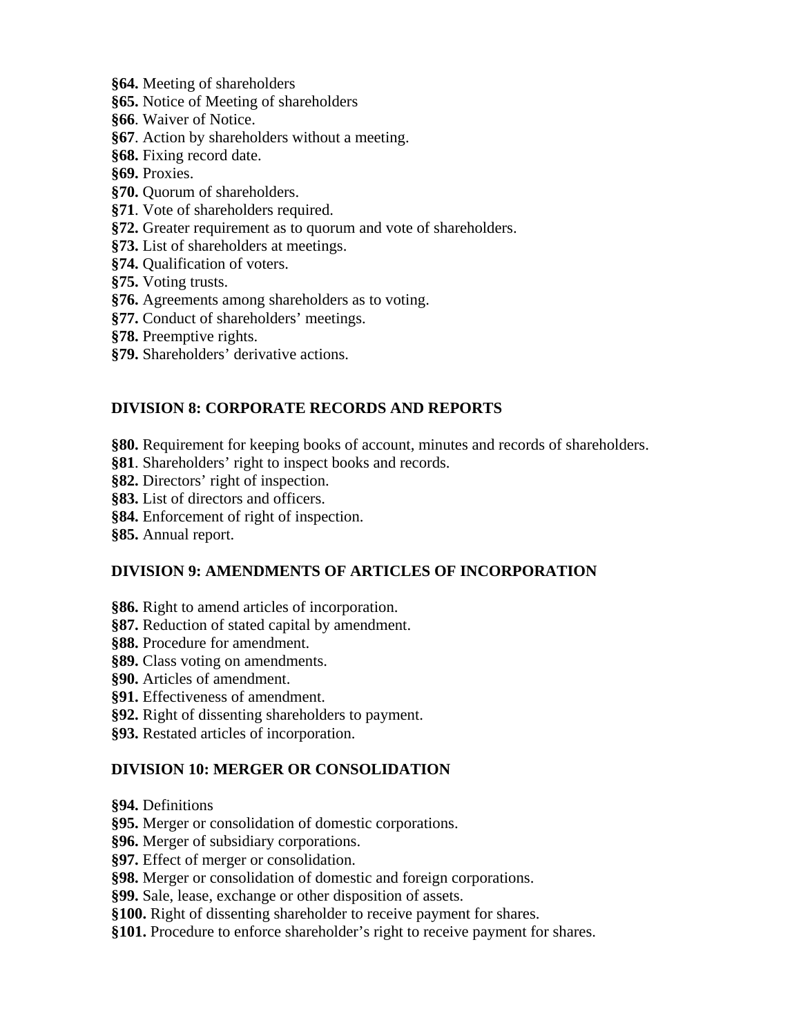**§64.** Meeting of shareholders
**§65.** Notice of Meeting of shareholders
**§66**. Waiver of Notice.
**§67**. Action by shareholders without a meeting.
**§68.** Fixing record date.
**§69.** Proxies.
**§70.** Quorum of shareholders.
**§71**. Vote of shareholders required.
**§72.** Greater requirement as to quorum and vote of shareholders.
**§73.** List of shareholders at meetings.
**§74.** Qualification of voters.
**§75.** Voting trusts.
**§76.** Agreements among shareholders as to voting.
**§77.** Conduct of shareholders' meetings.
**§78.** Preemptive rights.
**§79.** Shareholders' derivative actions.

## DIVISION 8: CORPORATE RECORDS AND REPORTS

**§80.** Requirement for keeping books of account, minutes and records of shareholders.
**§81**. Shareholders' right to inspect books and records.
**§82.** Directors' right of inspection.
**§83.** List of directors and officers.
**§84.** Enforcement of right of inspection.
**§85.** Annual report.

## DIVISION 9: AMENDMENTS OF ARTICLES OF INCORPORATION

**§86.** Right to amend articles of incorporation.
**§87.** Reduction of stated capital by amendment.
**§88.** Procedure for amendment.
**§89.** Class voting on amendments.
**§90.** Articles of amendment.
**§91.** Effectiveness of amendment.
**§92.** Right of dissenting shareholders to payment.
**§93.** Restated articles of incorporation.

## DIVISION 10: MERGER OR CONSOLIDATION

**§94.** Definitions
**§95.** Merger or consolidation of domestic corporations.
**§96.** Merger of subsidiary corporations.
**§97.** Effect of merger or consolidation.
**§98.** Merger or consolidation of domestic and foreign corporations.
**§99.** Sale, lease, exchange or other disposition of assets.
**§100.** Right of dissenting shareholder to receive payment for shares.
**§101.** Procedure to enforce shareholder's right to receive payment for shares.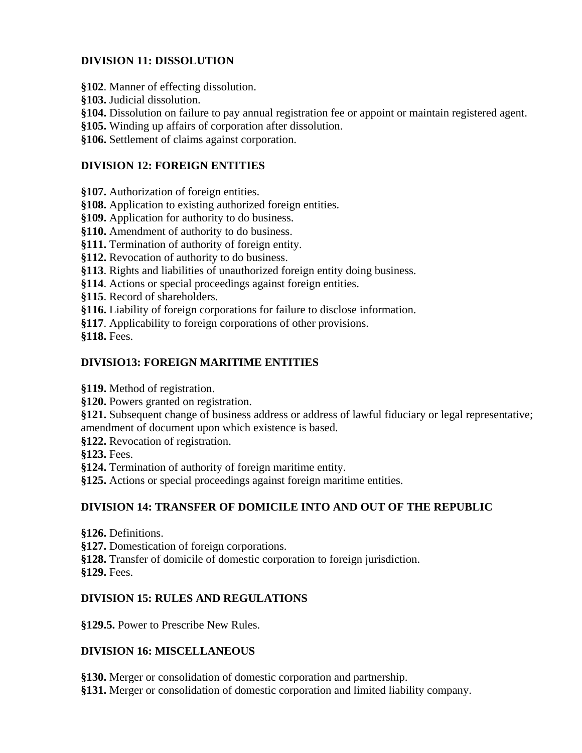**DIVISION 11: DISSOLUTION**

**§102**. Manner of effecting dissolution.
**§103.** Judicial dissolution.
**§104.** Dissolution on failure to pay annual registration fee or appoint or maintain registered agent.
**§105.** Winding up affairs of corporation after dissolution.
**§106.** Settlement of claims against corporation.

**DIVISION 12: FOREIGN ENTITIES**

**§107.** Authorization of foreign entities.
**§108.** Application to existing authorized foreign entities.
**§109.** Application for authority to do business.
**§110.** Amendment of authority to do business.
**§111.** Termination of authority of foreign entity.
**§112.** Revocation of authority to do business.
**§113**. Rights and liabilities of unauthorized foreign entity doing business.
**§114**. Actions or special proceedings against foreign entities.
**§115**. Record of shareholders.
**§116.** Liability of foreign corporations for failure to disclose information.
**§117**. Applicability to foreign corporations of other provisions.
**§118.** Fees.

**DIVISIO13: FOREIGN MARITIME ENTITIES**

**§119.** Method of registration.
**§120.** Powers granted on registration.
**§121.** Subsequent change of business address or address of lawful fiduciary or legal representative; amendment of document upon which existence is based.
**§122.** Revocation of registration.
**§123.** Fees.
**§124.** Termination of authority of foreign maritime entity.
**§125.** Actions or special proceedings against foreign maritime entities.

**DIVISION 14: TRANSFER OF DOMICILE INTO AND OUT OF THE REPUBLIC**

**§126.** Definitions.
**§127.** Domestication of foreign corporations.
**§128.** Transfer of domicile of domestic corporation to foreign jurisdiction.
**§129.** Fees.

**DIVISION 15: RULES AND REGULATIONS**

**§129.5.** Power to Prescribe New Rules.

**DIVISION 16: MISCELLANEOUS**

**§130.** Merger or consolidation of domestic corporation and partnership.
**§131.** Merger or consolidation of domestic corporation and limited liability company.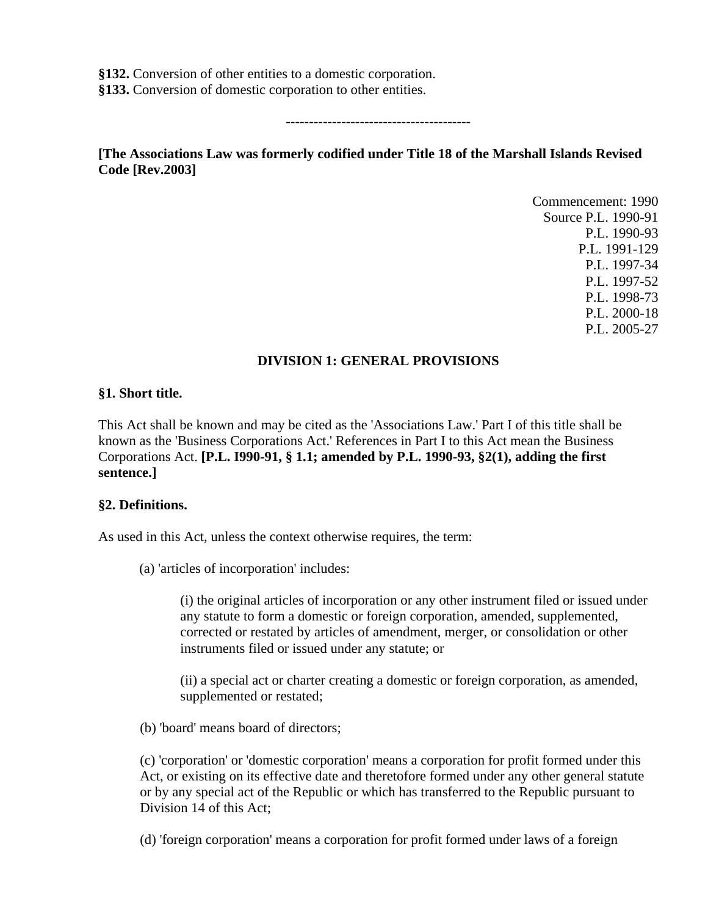**§132.** Conversion of other entities to a domestic corporation.
**§133.** Conversion of domestic corporation to other entities.

---

**[The Associations Law was formerly codified under Title 18 of the Marshall Islands Revised Code [Rev.2003]**

Commencement: 1990
Source P.L. 1990-91
P.L. 1990-93
P.L. 1991-129
P.L. 1997-34
P.L. 1997-52
P.L. 1998-73
P.L. 2000-18
P.L. 2005-27

## DIVISION 1: GENERAL PROVISIONS

### §1. Short title.

This Act shall be known and may be cited as the 'Associations Law.' Part I of this title shall be known as the 'Business Corporations Act.' References in Part I to this Act mean the Business Corporations Act. **[P.L. I990-91, § 1.1; amended by P.L. 1990-93, §2(1), adding the first sentence.]**

### §2. Definitions.

As used in this Act, unless the context otherwise requires, the term:

(a) 'articles of incorporation' includes:

(i) the original articles of incorporation or any other instrument filed or issued under any statute to form a domestic or foreign corporation, amended, supplemented, corrected or restated by articles of amendment, merger, or consolidation or other instruments filed or issued under any statute; or

(ii) a special act or charter creating a domestic or foreign corporation, as amended, supplemented or restated;

(b) 'board' means board of directors;

(c) 'corporation' or 'domestic corporation' means a corporation for profit formed under this Act, or existing on its effective date and theretofore formed under any other general statute or by any special act of the Republic or which has transferred to the Republic pursuant to Division 14 of this Act;

(d) 'foreign corporation' means a corporation for profit formed under laws of a foreign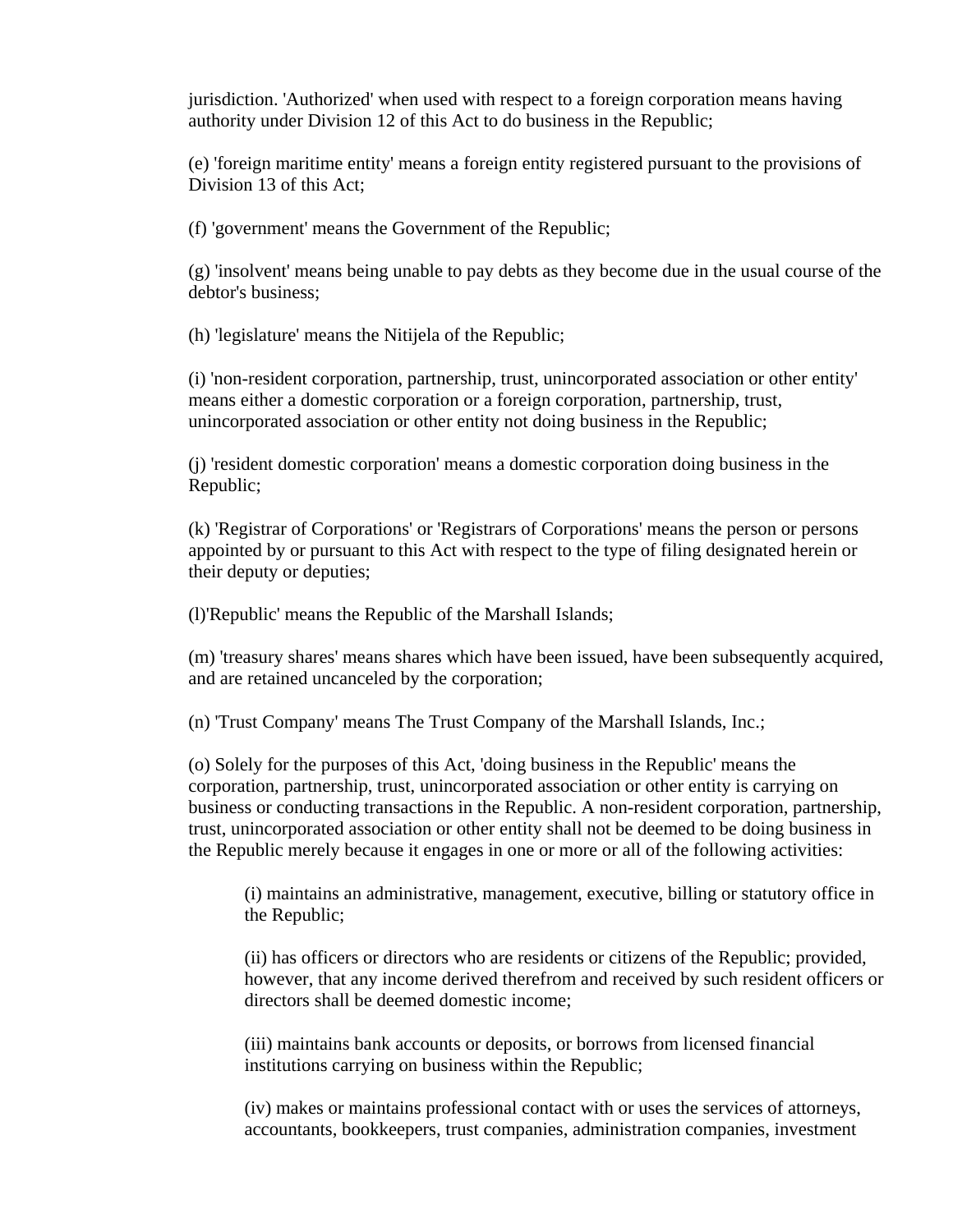jurisdiction. 'Authorized' when used with respect to a foreign corporation means having authority under Division 12 of this Act to do business in the Republic;

(e) 'foreign maritime entity' means a foreign entity registered pursuant to the provisions of Division 13 of this Act;

(f) 'government' means the Government of the Republic;

(g) 'insolvent' means being unable to pay debts as they become due in the usual course of the debtor's business;

(h) 'legislature' means the Nitijela of the Republic;

(i) 'non-resident corporation, partnership, trust, unincorporated association or other entity' means either a domestic corporation or a foreign corporation, partnership, trust, unincorporated association or other entity not doing business in the Republic;

(j) 'resident domestic corporation' means a domestic corporation doing business in the Republic;

(k) 'Registrar of Corporations' or 'Registrars of Corporations' means the person or persons appointed by or pursuant to this Act with respect to the type of filing designated herein or their deputy or deputies;

(l)'Republic' means the Republic of the Marshall Islands;

(m) 'treasury shares' means shares which have been issued, have been subsequently acquired, and are retained uncanceled by the corporation;

(n) 'Trust Company' means The Trust Company of the Marshall Islands, Inc.;

(o) Solely for the purposes of this Act, 'doing business in the Republic' means the corporation, partnership, trust, unincorporated association or other entity is carrying on business or conducting transactions in the Republic. A non-resident corporation, partnership, trust, unincorporated association or other entity shall not be deemed to be doing business in the Republic merely because it engages in one or more or all of the following activities:

> (i) maintains an administrative, management, executive, billing or statutory office in the Republic;
>
> (ii) has officers or directors who are residents or citizens of the Republic; provided, however, that any income derived therefrom and received by such resident officers or directors shall be deemed domestic income;
>
> (iii) maintains bank accounts or deposits, or borrows from licensed financial institutions carrying on business within the Republic;
>
> (iv) makes or maintains professional contact with or uses the services of attorneys, accountants, bookkeepers, trust companies, administration companies, investment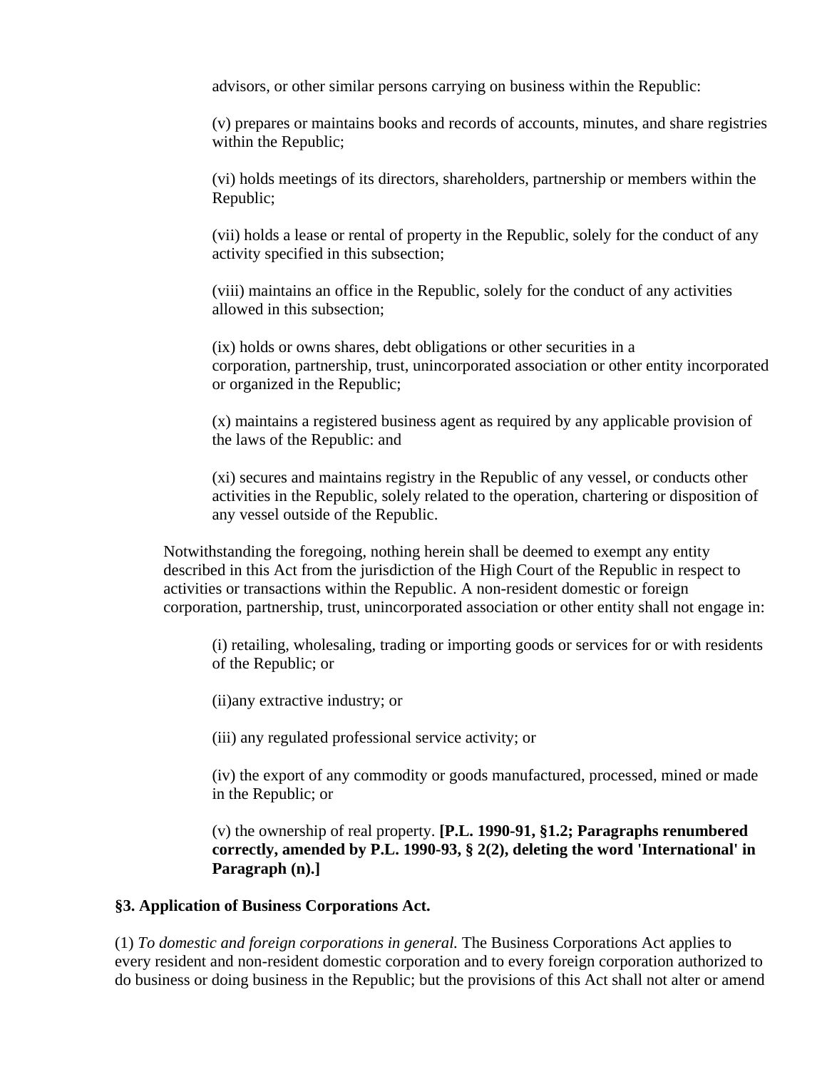advisors, or other similar persons carrying on business within the Republic:

(v) prepares or maintains books and records of accounts, minutes, and share registries within the Republic;

(vi) holds meetings of its directors, shareholders, partnership or members within the Republic;

(vii) holds a lease or rental of property in the Republic, solely for the conduct of any activity specified in this subsection;

(viii) maintains an office in the Republic, solely for the conduct of any activities allowed in this subsection;

(ix) holds or owns shares, debt obligations or other securities in a corporation, partnership, trust, unincorporated association or other entity incorporated or organized in the Republic;

(x) maintains a registered business agent as required by any applicable provision of the laws of the Republic: and

(xi) secures and maintains registry in the Republic of any vessel, or conducts other activities in the Republic, solely related to the operation, chartering or disposition of any vessel outside of the Republic.

Notwithstanding the foregoing, nothing herein shall be deemed to exempt any entity described in this Act from the jurisdiction of the High Court of the Republic in respect to activities or transactions within the Republic. A non-resident domestic or foreign corporation, partnership, trust, unincorporated association or other entity shall not engage in:

(i) retailing, wholesaling, trading or importing goods or services for or with residents of the Republic; or

(ii)any extractive industry; or

(iii) any regulated professional service activity; or

(iv) the export of any commodity or goods manufactured, processed, mined or made in the Republic; or

(v) the ownership of real property. **[P.L. 1990-91, §1.2; Paragraphs renumbered correctly, amended by P.L. 1990-93, § 2(2), deleting the word 'International' in Paragraph (n).]**

### §3. Application of Business Corporations Act.

(1) *To domestic and foreign corporations in general.* The Business Corporations Act applies to every resident and non-resident domestic corporation and to every foreign corporation authorized to do business or doing business in the Republic; but the provisions of this Act shall not alter or amend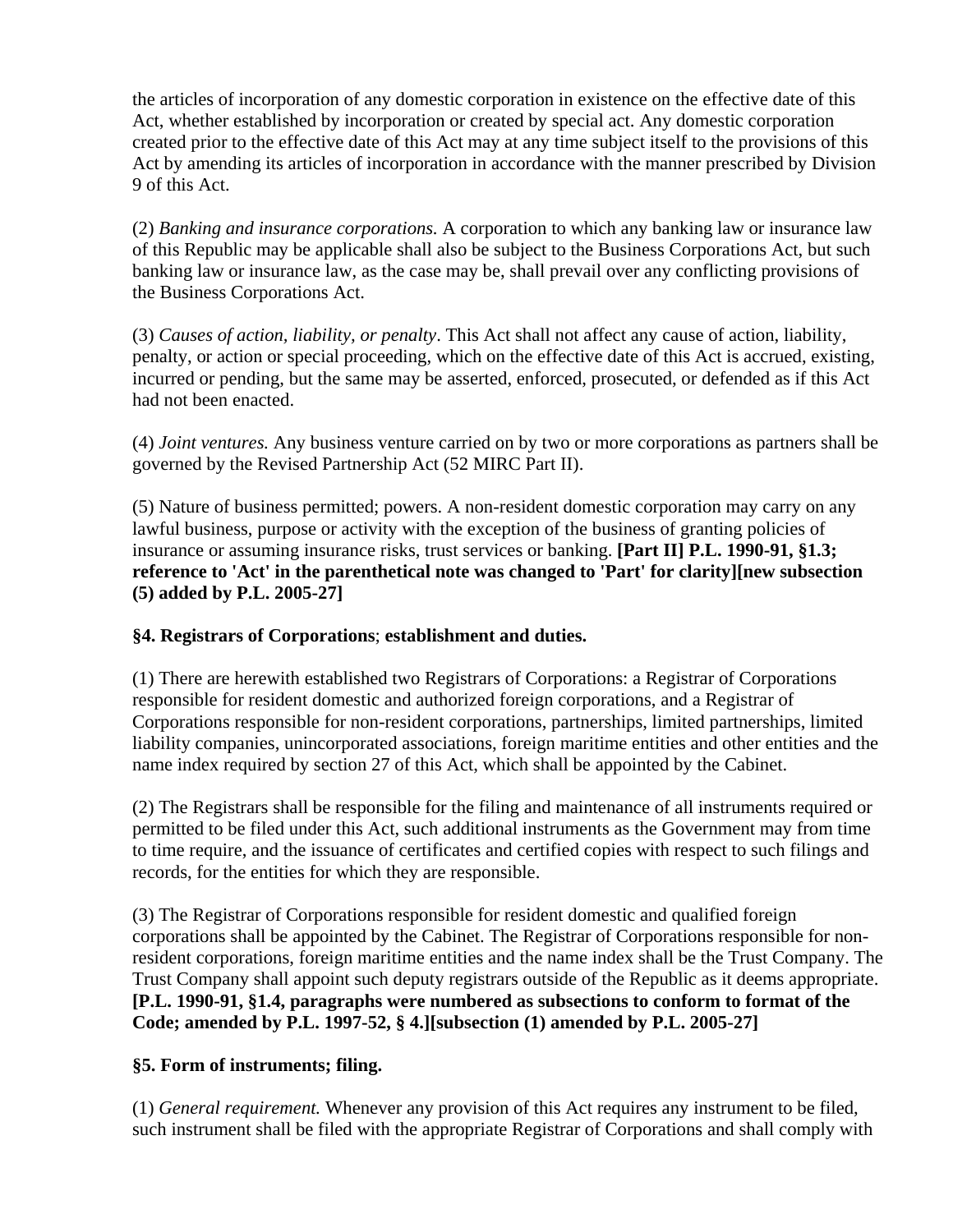the articles of incorporation of any domestic corporation in existence on the effective date of this Act, whether established by incorporation or created by special act. Any domestic corporation created prior to the effective date of this Act may at any time subject itself to the provisions of this Act by amending its articles of incorporation in accordance with the manner prescribed by Division 9 of this Act.

(2) *Banking and insurance corporations.* A corporation to which any banking law or insurance law of this Republic may be applicable shall also be subject to the Business Corporations Act, but such banking law or insurance law, as the case may be, shall prevail over any conflicting provisions of the Business Corporations Act.

(3) *Causes of action, liability, or penalty*. This Act shall not affect any cause of action, liability, penalty, or action or special proceeding, which on the effective date of this Act is accrued, existing, incurred or pending, but the same may be asserted, enforced, prosecuted, or defended as if this Act had not been enacted.

(4) *Joint ventures.* Any business venture carried on by two or more corporations as partners shall be governed by the Revised Partnership Act (52 MIRC Part II).

(5) Nature of business permitted; powers. A non-resident domestic corporation may carry on any lawful business, purpose or activity with the exception of the business of granting policies of insurance or assuming insurance risks, trust services or banking. **[Part II] P.L. 1990-91, §1.3; reference to 'Act' in the parenthetical note was changed to 'Part' for clarity][new subsection (5) added by P.L. 2005-27]**

**§4. Registrars of Corporations**; **establishment and duties.**

(1) There are herewith established two Registrars of Corporations: a Registrar of Corporations responsible for resident domestic and authorized foreign corporations, and a Registrar of Corporations responsible for non-resident corporations, partnerships, limited partnerships, limited liability companies, unincorporated associations, foreign maritime entities and other entities and the name index required by section 27 of this Act, which shall be appointed by the Cabinet.

(2) The Registrars shall be responsible for the filing and maintenance of all instruments required or permitted to be filed under this Act, such additional instruments as the Government may from time to time require, and the issuance of certificates and certified copies with respect to such filings and records, for the entities for which they are responsible.

(3) The Registrar of Corporations responsible for resident domestic and qualified foreign corporations shall be appointed by the Cabinet. The Registrar of Corporations responsible for non-resident corporations, foreign maritime entities and the name index shall be the Trust Company. The Trust Company shall appoint such deputy registrars outside of the Republic as it deems appropriate. **[P.L. 1990-91, §1.4, paragraphs were numbered as subsections to conform to format of the Code; amended by P.L. 1997-52, § 4.][subsection (1) amended by P.L. 2005-27]**

**§5. Form of instruments; filing.**

(1) *General requirement.* Whenever any provision of this Act requires any instrument to be filed, such instrument shall be filed with the appropriate Registrar of Corporations and shall comply with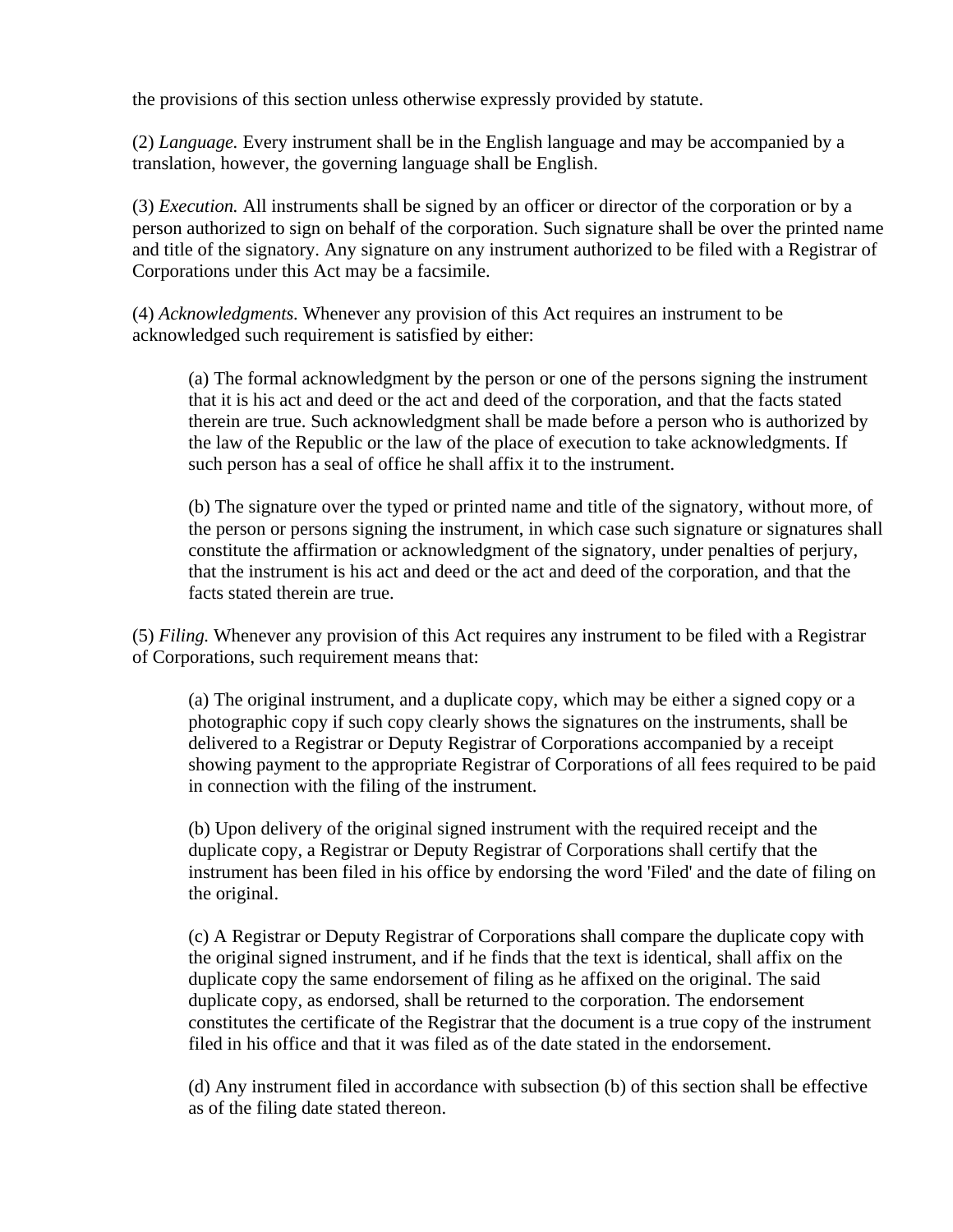the provisions of this section unless otherwise expressly provided by statute.

(2) *Language.* Every instrument shall be in the English language and may be accompanied by a translation, however, the governing language shall be English.

(3) *Execution.* All instruments shall be signed by an officer or director of the corporation or by a person authorized to sign on behalf of the corporation. Such signature shall be over the printed name and title of the signatory. Any signature on any instrument authorized to be filed with a Registrar of Corporations under this Act may be a facsimile.

(4) *Acknowledgments.* Whenever any provision of this Act requires an instrument to be acknowledged such requirement is satisfied by either:

> (a) The formal acknowledgment by the person or one of the persons signing the instrument that it is his act and deed or the act and deed of the corporation, and that the facts stated therein are true. Such acknowledgment shall be made before a person who is authorized by the law of the Republic or the law of the place of execution to take acknowledgments. If such person has a seal of office he shall affix it to the instrument.
>
> (b) The signature over the typed or printed name and title of the signatory, without more, of the person or persons signing the instrument, in which case such signature or signatures shall constitute the affirmation or acknowledgment of the signatory, under penalties of perjury, that the instrument is his act and deed or the act and deed of the corporation, and that the facts stated therein are true.

(5) *Filing.* Whenever any provision of this Act requires any instrument to be filed with a Registrar of Corporations, such requirement means that:

> (a) The original instrument, and a duplicate copy, which may be either a signed copy or a photographic copy if such copy clearly shows the signatures on the instruments, shall be delivered to a Registrar or Deputy Registrar of Corporations accompanied by a receipt showing payment to the appropriate Registrar of Corporations of all fees required to be paid in connection with the filing of the instrument.
>
> (b) Upon delivery of the original signed instrument with the required receipt and the duplicate copy, a Registrar or Deputy Registrar of Corporations shall certify that the instrument has been filed in his office by endorsing the word 'Filed' and the date of filing on the original.
>
> (c) A Registrar or Deputy Registrar of Corporations shall compare the duplicate copy with the original signed instrument, and if he finds that the text is identical, shall affix on the duplicate copy the same endorsement of filing as he affixed on the original. The said duplicate copy, as endorsed, shall be returned to the corporation. The endorsement constitutes the certificate of the Registrar that the document is a true copy of the instrument filed in his office and that it was filed as of the date stated in the endorsement.
>
> (d) Any instrument filed in accordance with subsection (b) of this section shall be effective as of the filing date stated thereon.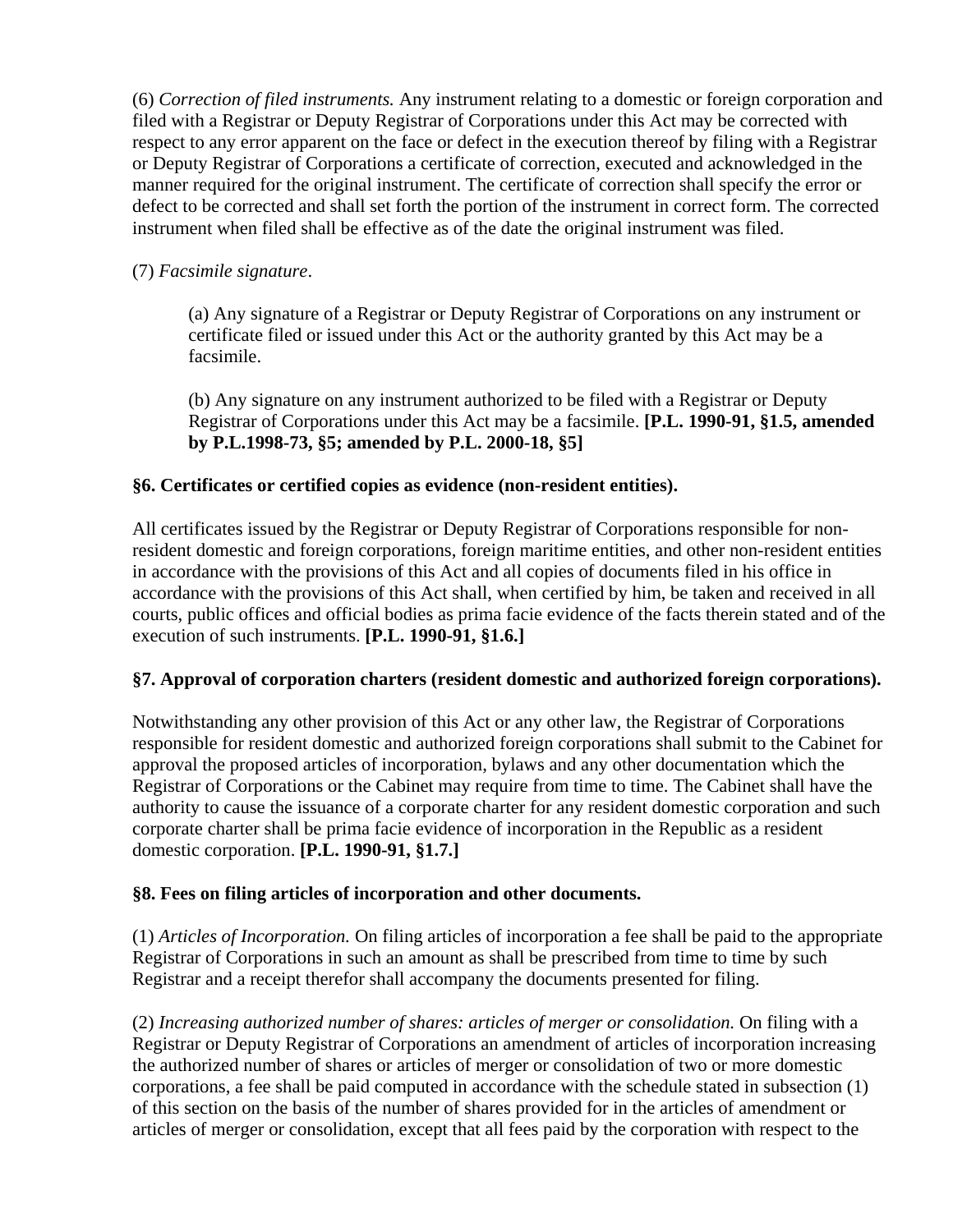(6) *Correction of filed instruments.* Any instrument relating to a domestic or foreign corporation and filed with a Registrar or Deputy Registrar of Corporations under this Act may be corrected with respect to any error apparent on the face or defect in the execution thereof by filing with a Registrar or Deputy Registrar of Corporations a certificate of correction, executed and acknowledged in the manner required for the original instrument. The certificate of correction shall specify the error or defect to be corrected and shall set forth the portion of the instrument in correct form. The corrected instrument when filed shall be effective as of the date the original instrument was filed.

(7) *Facsimile signature*.

> (a) Any signature of a Registrar or Deputy Registrar of Corporations on any instrument or certificate filed or issued under this Act or the authority granted by this Act may be a facsimile.
>
> (b) Any signature on any instrument authorized to be filed with a Registrar or Deputy Registrar of Corporations under this Act may be a facsimile. **[P.L. 1990-91, §1.5, amended by P.L.1998-73, §5; amended by P.L. 2000-18, §5]**

### §6. Certificates or certified copies as evidence (non-resident entities).

All certificates issued by the Registrar or Deputy Registrar of Corporations responsible for non-resident domestic and foreign corporations, foreign maritime entities, and other non-resident entities in accordance with the provisions of this Act and all copies of documents filed in his office in accordance with the provisions of this Act shall, when certified by him, be taken and received in all courts, public offices and official bodies as prima facie evidence of the facts therein stated and of the execution of such instruments. **[P.L. 1990-91, §1.6.]**

### §7. Approval of corporation charters (resident domestic and authorized foreign corporations).

Notwithstanding any other provision of this Act or any other law, the Registrar of Corporations responsible for resident domestic and authorized foreign corporations shall submit to the Cabinet for approval the proposed articles of incorporation, bylaws and any other documentation which the Registrar of Corporations or the Cabinet may require from time to time. The Cabinet shall have the authority to cause the issuance of a corporate charter for any resident domestic corporation and such corporate charter shall be prima facie evidence of incorporation in the Republic as a resident domestic corporation. **[P.L. 1990-91, §1.7.]**

### §8. Fees on filing articles of incorporation and other documents.

(1) *Articles of Incorporation.* On filing articles of incorporation a fee shall be paid to the appropriate Registrar of Corporations in such an amount as shall be prescribed from time to time by such Registrar and a receipt therefor shall accompany the documents presented for filing.

(2) *Increasing authorized number of shares: articles of merger or consolidation.* On filing with a Registrar or Deputy Registrar of Corporations an amendment of articles of incorporation increasing the authorized number of shares or articles of merger or consolidation of two or more domestic corporations, a fee shall be paid computed in accordance with the schedule stated in subsection (1) of this section on the basis of the number of shares provided for in the articles of amendment or articles of merger or consolidation, except that all fees paid by the corporation with respect to the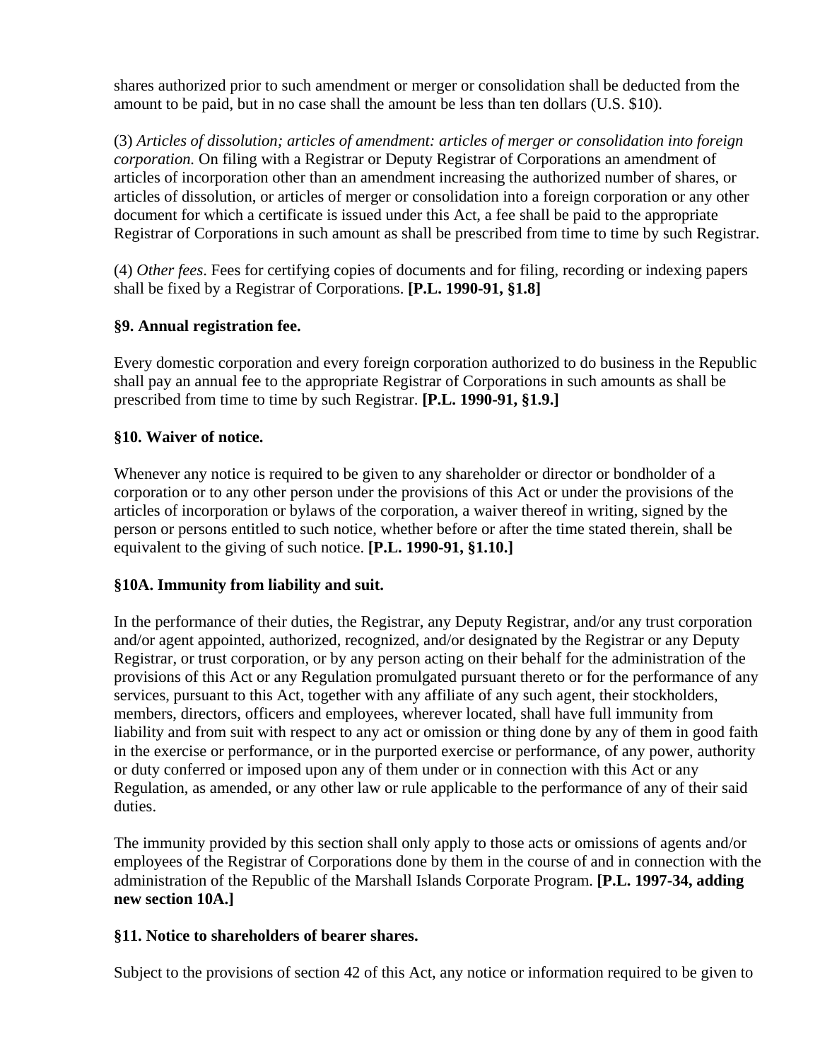shares authorized prior to such amendment or merger or consolidation shall be deducted from the amount to be paid, but in no case shall the amount be less than ten dollars (U.S. $10).

(3) *Articles of dissolution; articles of amendment: articles of merger or consolidation into foreign corporation.* On filing with a Registrar or Deputy Registrar of Corporations an amendment of articles of incorporation other than an amendment increasing the authorized number of shares, or articles of dissolution, or articles of merger or consolidation into a foreign corporation or any other document for which a certificate is issued under this Act, a fee shall be paid to the appropriate Registrar of Corporations in such amount as shall be prescribed from time to time by such Registrar.

(4) *Other fees*. Fees for certifying copies of documents and for filing, recording or indexing papers shall be fixed by a Registrar of Corporations. **[P.L. 1990-91, §1.8]**

### §9. Annual registration fee.

Every domestic corporation and every foreign corporation authorized to do business in the Republic shall pay an annual fee to the appropriate Registrar of Corporations in such amounts as shall be prescribed from time to time by such Registrar. **[P.L. 1990-91, §1.9.]**

### §10. Waiver of notice.

Whenever any notice is required to be given to any shareholder or director or bondholder of a corporation or to any other person under the provisions of this Act or under the provisions of the articles of incorporation or bylaws of the corporation, a waiver thereof in writing, signed by the person or persons entitled to such notice, whether before or after the time stated therein, shall be equivalent to the giving of such notice. **[P.L. 1990-91, §1.10.]**

### §10A. Immunity from liability and suit.

In the performance of their duties, the Registrar, any Deputy Registrar, and/or any trust corporation and/or agent appointed, authorized, recognized, and/or designated by the Registrar or any Deputy Registrar, or trust corporation, or by any person acting on their behalf for the administration of the provisions of this Act or any Regulation promulgated pursuant thereto or for the performance of any services, pursuant to this Act, together with any affiliate of any such agent, their stockholders, members, directors, officers and employees, wherever located, shall have full immunity from liability and from suit with respect to any act or omission or thing done by any of them in good faith in the exercise or performance, or in the purported exercise or performance, of any power, authority or duty conferred or imposed upon any of them under or in connection with this Act or any Regulation, as amended, or any other law or rule applicable to the performance of any of their said duties.

The immunity provided by this section shall only apply to those acts or omissions of agents and/or employees of the Registrar of Corporations done by them in the course of and in connection with the administration of the Republic of the Marshall Islands Corporate Program. **[P.L. 1997-34, adding new section 10A.]**

### §11. Notice to shareholders of bearer shares.

Subject to the provisions of section 42 of this Act, any notice or information required to be given to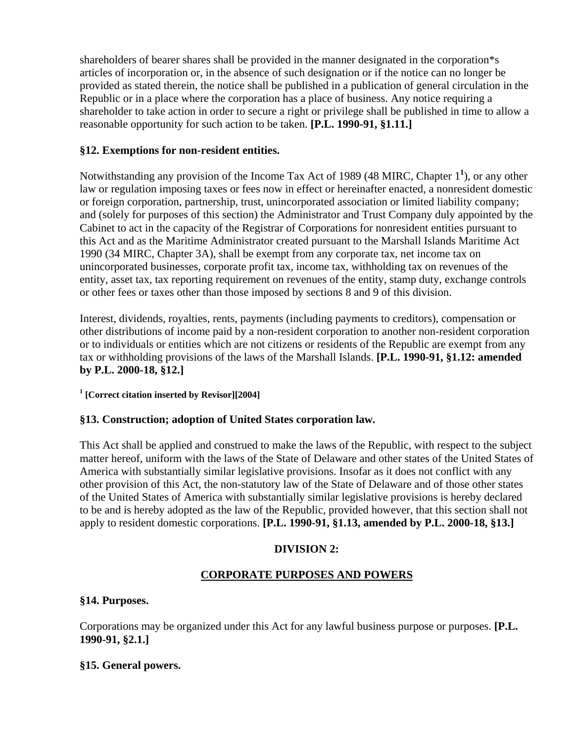shareholders of bearer shares shall be provided in the manner designated in the corporation*s articles of incorporation or, in the absence of such designation or if the notice can no longer be provided as stated therein, the notice shall be published in a publication of general circulation in the Republic or in a place where the corporation has a place of business. Any notice requiring a shareholder to take action in order to secure a right or privilege shall be published in time to allow a reasonable opportunity for such action to be taken. **[P.L. 1990-91, §1.11.]**

### §12. Exemptions for non-resident entities.

Notwithstanding any provision of the Income Tax Act of 1989 (48 MIRC, Chapter 1[1]), or any other law or regulation imposing taxes or fees now in effect or hereinafter enacted, a nonresident domestic or foreign corporation, partnership, trust, unincorporated association or limited liability company; and (solely for purposes of this section) the Administrator and Trust Company duly appointed by the Cabinet to act in the capacity of the Registrar of Corporations for nonresident entities pursuant to this Act and as the Maritime Administrator created pursuant to the Marshall Islands Maritime Act 1990 (34 MIRC, Chapter 3A), shall be exempt from any corporate tax, net income tax on unincorporated businesses, corporate profit tax, income tax, withholding tax on revenues of the entity, asset tax, tax reporting requirement on revenues of the entity, stamp duty, exchange controls or other fees or taxes other than those imposed by sections 8 and 9 of this division.

Interest, dividends, royalties, rents, payments (including payments to creditors), compensation or other distributions of income paid by a non-resident corporation to another non-resident corporation or to individuals or entities which are not citizens or residents of the Republic are exempt from any tax or withholding provisions of the laws of the Marshall Islands. **[P.L. 1990-91, §1.12: amended by P.L. 2000-18, §12.]**

[1] **[Correct citation inserted by Revisor][2004]**

### §13. Construction; adoption of United States corporation law.

This Act shall be applied and construed to make the laws of the Republic, with respect to the subject matter hereof, uniform with the laws of the State of Delaware and other states of the United States of America with substantially similar legislative provisions. Insofar as it does not conflict with any other provision of this Act, the non-statutory law of the State of Delaware and of those other states of the United States of America with substantially similar legislative provisions is hereby declared to be and is hereby adopted as the law of the Republic, provided however, that this section shall not apply to resident domestic corporations. **[P.L. 1990-91, §1.13, amended by P.L. 2000-18, §13.]**

## DIVISION 2:

## CORPORATE PURPOSES AND POWERS

### §14. Purposes.

Corporations may be organized under this Act for any lawful business purpose or purposes. **[P.L. 1990-91, §2.1.]**

### §15. General powers.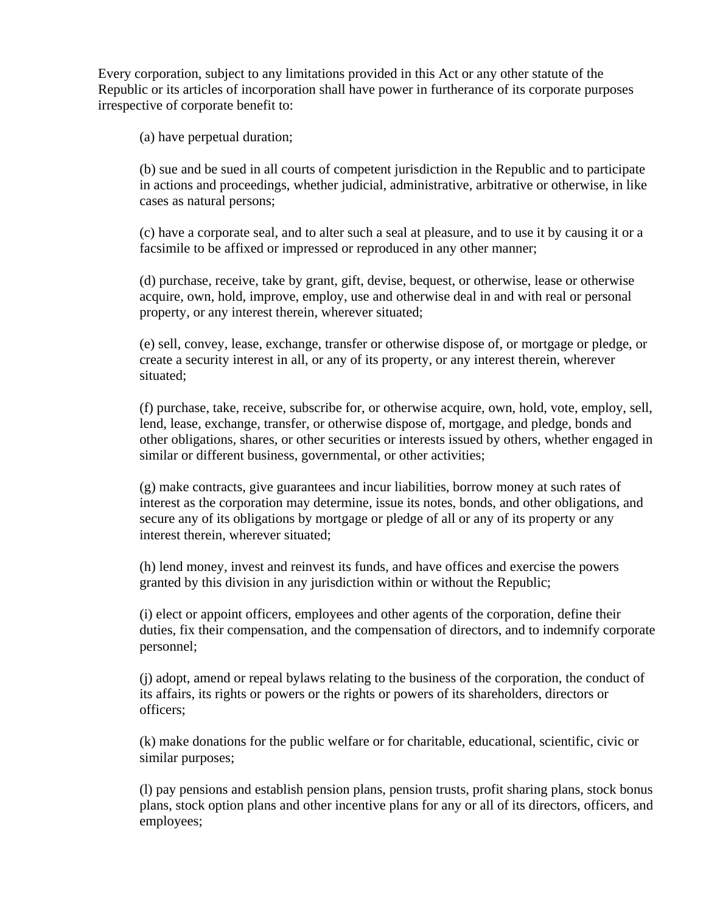Every corporation, subject to any limitations provided in this Act or any other statute of the Republic or its articles of incorporation shall have power in furtherance of its corporate purposes irrespective of corporate benefit to:

(a) have perpetual duration;

(b) sue and be sued in all courts of competent jurisdiction in the Republic and to participate in actions and proceedings, whether judicial, administrative, arbitrative or otherwise, in like cases as natural persons;

(c) have a corporate seal, and to alter such a seal at pleasure, and to use it by causing it or a facsimile to be affixed or impressed or reproduced in any other manner;

(d) purchase, receive, take by grant, gift, devise, bequest, or otherwise, lease or otherwise acquire, own, hold, improve, employ, use and otherwise deal in and with real or personal property, or any interest therein, wherever situated;

(e) sell, convey, lease, exchange, transfer or otherwise dispose of, or mortgage or pledge, or create a security interest in all, or any of its property, or any interest therein, wherever situated;

(f) purchase, take, receive, subscribe for, or otherwise acquire, own, hold, vote, employ, sell, lend, lease, exchange, transfer, or otherwise dispose of, mortgage, and pledge, bonds and other obligations, shares, or other securities or interests issued by others, whether engaged in similar or different business, governmental, or other activities;

(g) make contracts, give guarantees and incur liabilities, borrow money at such rates of interest as the corporation may determine, issue its notes, bonds, and other obligations, and secure any of its obligations by mortgage or pledge of all or any of its property or any interest therein, wherever situated;

(h) lend money, invest and reinvest its funds, and have offices and exercise the powers granted by this division in any jurisdiction within or without the Republic;

(i) elect or appoint officers, employees and other agents of the corporation, define their duties, fix their compensation, and the compensation of directors, and to indemnify corporate personnel;

(j) adopt, amend or repeal bylaws relating to the business of the corporation, the conduct of its affairs, its rights or powers or the rights or powers of its shareholders, directors or officers;

(k) make donations for the public welfare or for charitable, educational, scientific, civic or similar purposes;

(l) pay pensions and establish pension plans, pension trusts, profit sharing plans, stock bonus plans, stock option plans and other incentive plans for any or all of its directors, officers, and employees;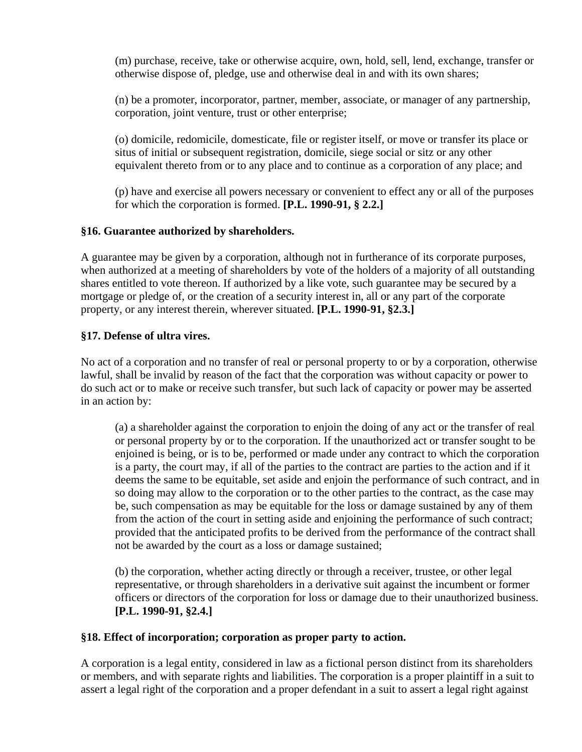(m) purchase, receive, take or otherwise acquire, own, hold, sell, lend, exchange, transfer or otherwise dispose of, pledge, use and otherwise deal in and with its own shares;

(n) be a promoter, incorporator, partner, member, associate, or manager of any partnership, corporation, joint venture, trust or other enterprise;

(o) domicile, redomicile, domesticate, file or register itself, or move or transfer its place or situs of initial or subsequent registration, domicile, siege social or sitz or any other equivalent thereto from or to any place and to continue as a corporation of any place; and

(p) have and exercise all powers necessary or convenient to effect any or all of the purposes for which the corporation is formed. **[P.L. 1990-91, § 2.2.]**

### §16. Guarantee authorized by shareholders.

A guarantee may be given by a corporation, although not in furtherance of its corporate purposes, when authorized at a meeting of shareholders by vote of the holders of a majority of all outstanding shares entitled to vote thereon. If authorized by a like vote, such guarantee may be secured by a mortgage or pledge of, or the creation of a security interest in, all or any part of the corporate property, or any interest therein, wherever situated. **[P.L. 1990-91, §2.3.]**

### §17. Defense of ultra vires.

No act of a corporation and no transfer of real or personal property to or by a corporation, otherwise lawful, shall be invalid by reason of the fact that the corporation was without capacity or power to do such act or to make or receive such transfer, but such lack of capacity or power may be asserted in an action by:

(a) a shareholder against the corporation to enjoin the doing of any act or the transfer of real or personal property by or to the corporation. If the unauthorized act or transfer sought to be enjoined is being, or is to be, performed or made under any contract to which the corporation is a party, the court may, if all of the parties to the contract are parties to the action and if it deems the same to be equitable, set aside and enjoin the performance of such contract, and in so doing may allow to the corporation or to the other parties to the contract, as the case may be, such compensation as may be equitable for the loss or damage sustained by any of them from the action of the court in setting aside and enjoining the performance of such contract; provided that the anticipated profits to be derived from the performance of the contract shall not be awarded by the court as a loss or damage sustained;

(b) the corporation, whether acting directly or through a receiver, trustee, or other legal representative, or through shareholders in a derivative suit against the incumbent or former officers or directors of the corporation for loss or damage due to their unauthorized business. **[P.L. 1990-91, §2.4.]**

### §18. Effect of incorporation; corporation as proper party to action.

A corporation is a legal entity, considered in law as a fictional person distinct from its shareholders or members, and with separate rights and liabilities. The corporation is a proper plaintiff in a suit to assert a legal right of the corporation and a proper defendant in a suit to assert a legal right against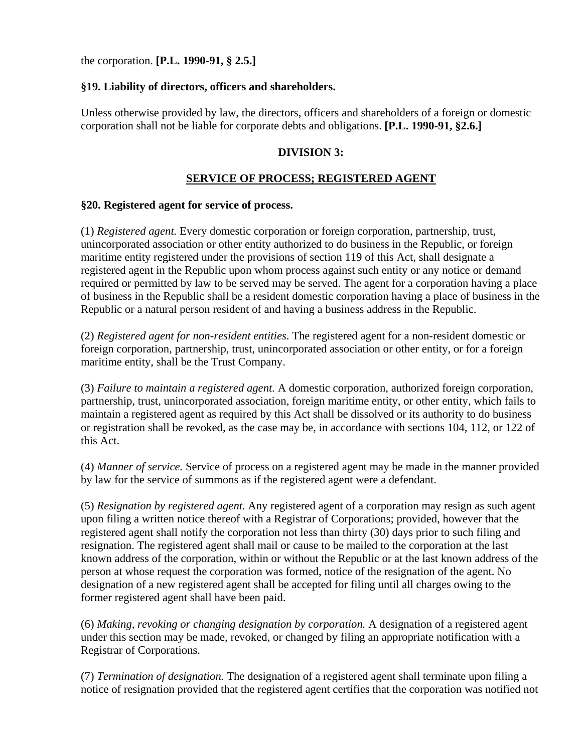the corporation. **[P.L. 1990-91, § 2.5.]**

**§19. Liability of directors, officers and shareholders.**

Unless otherwise provided by law, the directors, officers and shareholders of a foreign or domestic corporation shall not be liable for corporate debts and obligations. **[P.L. 1990-91, §2.6.]**

## DIVISION 3:

## SERVICE OF PROCESS; REGISTERED AGENT

**§20. Registered agent for service of process.**

(1) *Registered agent.* Every domestic corporation or foreign corporation, partnership, trust, unincorporated association or other entity authorized to do business in the Republic, or foreign maritime entity registered under the provisions of section 119 of this Act, shall designate a registered agent in the Republic upon whom process against such entity or any notice or demand required or permitted by law to be served may be served. The agent for a corporation having a place of business in the Republic shall be a resident domestic corporation having a place of business in the Republic or a natural person resident of and having a business address in the Republic.

(2) *Registered agent for non-resident entities.* The registered agent for a non-resident domestic or foreign corporation, partnership, trust, unincorporated association or other entity, or for a foreign maritime entity, shall be the Trust Company.

(3) *Failure to maintain a registered agent.* A domestic corporation, authorized foreign corporation, partnership, trust, unincorporated association, foreign maritime entity, or other entity, which fails to maintain a registered agent as required by this Act shall be dissolved or its authority to do business or registration shall be revoked, as the case may be, in accordance with sections 104, 112, or 122 of this Act.

(4) *Manner of service.* Service of process on a registered agent may be made in the manner provided by law for the service of summons as if the registered agent were a defendant.

(5) *Resignation by registered agent.* Any registered agent of a corporation may resign as such agent upon filing a written notice thereof with a Registrar of Corporations; provided, however that the registered agent shall notify the corporation not less than thirty (30) days prior to such filing and resignation. The registered agent shall mail or cause to be mailed to the corporation at the last known address of the corporation, within or without the Republic or at the last known address of the person at whose request the corporation was formed, notice of the resignation of the agent. No designation of a new registered agent shall be accepted for filing until all charges owing to the former registered agent shall have been paid.

(6) *Making, revoking or changing designation by corporation.* A designation of a registered agent under this section may be made, revoked, or changed by filing an appropriate notification with a Registrar of Corporations.

(7) *Termination of designation.* The designation of a registered agent shall terminate upon filing a notice of resignation provided that the registered agent certifies that the corporation was notified not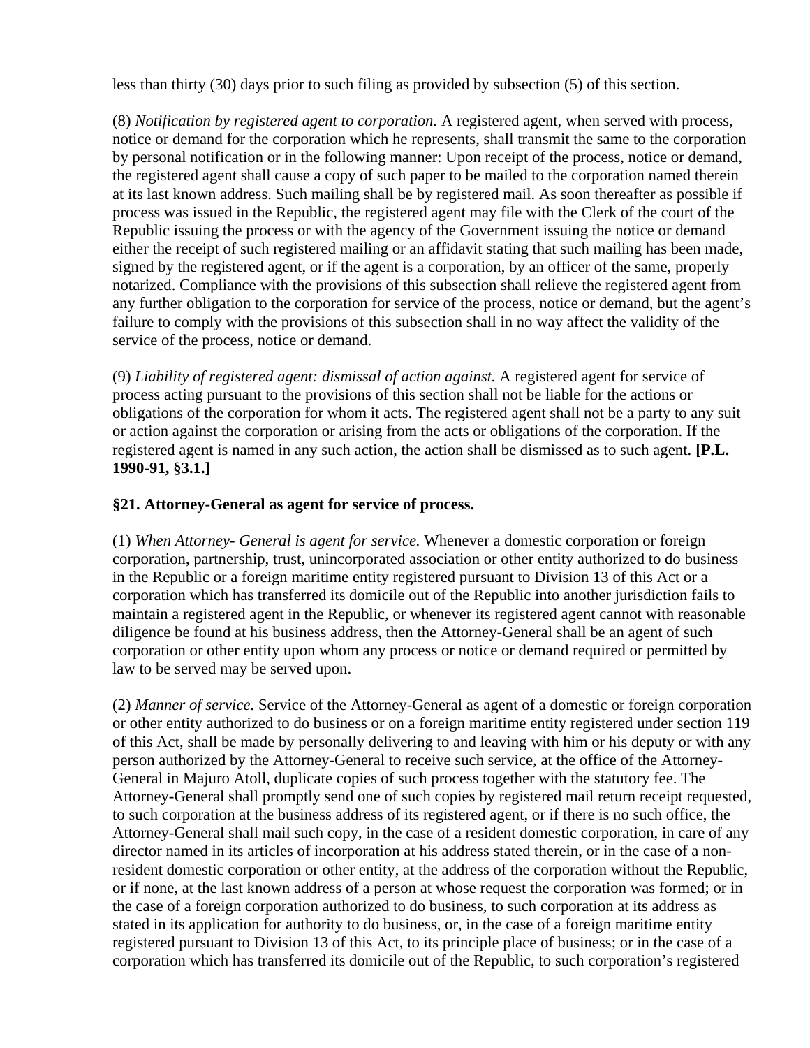less than thirty (30) days prior to such filing as provided by subsection (5) of this section.

(8) *Notification by registered agent to corporation.* A registered agent, when served with process, notice or demand for the corporation which he represents, shall transmit the same to the corporation by personal notification or in the following manner: Upon receipt of the process, notice or demand, the registered agent shall cause a copy of such paper to be mailed to the corporation named therein at its last known address. Such mailing shall be by registered mail. As soon thereafter as possible if process was issued in the Republic, the registered agent may file with the Clerk of the court of the Republic issuing the process or with the agency of the Government issuing the notice or demand either the receipt of such registered mailing or an affidavit stating that such mailing has been made, signed by the registered agent, or if the agent is a corporation, by an officer of the same, properly notarized. Compliance with the provisions of this subsection shall relieve the registered agent from any further obligation to the corporation for service of the process, notice or demand, but the agent's failure to comply with the provisions of this subsection shall in no way affect the validity of the service of the process, notice or demand.

(9) *Liability of registered agent: dismissal of action against.* A registered agent for service of process acting pursuant to the provisions of this section shall not be liable for the actions or obligations of the corporation for whom it acts. The registered agent shall not be a party to any suit or action against the corporation or arising from the acts or obligations of the corporation. If the registered agent is named in any such action, the action shall be dismissed as to such agent. **[P.L. 1990-91, §3.1.]**

### §21. Attorney-General as agent for service of process.

(1) *When Attorney- General is agent for service.* Whenever a domestic corporation or foreign corporation, partnership, trust, unincorporated association or other entity authorized to do business in the Republic or a foreign maritime entity registered pursuant to Division 13 of this Act or a corporation which has transferred its domicile out of the Republic into another jurisdiction fails to maintain a registered agent in the Republic, or whenever its registered agent cannot with reasonable diligence be found at his business address, then the Attorney-General shall be an agent of such corporation or other entity upon whom any process or notice or demand required or permitted by law to be served may be served upon.

(2) *Manner of service.* Service of the Attorney-General as agent of a domestic or foreign corporation or other entity authorized to do business or on a foreign maritime entity registered under section 119 of this Act, shall be made by personally delivering to and leaving with him or his deputy or with any person authorized by the Attorney-General to receive such service, at the office of the Attorney-General in Majuro Atoll, duplicate copies of such process together with the statutory fee. The Attorney-General shall promptly send one of such copies by registered mail return receipt requested, to such corporation at the business address of its registered agent, or if there is no such office, the Attorney-General shall mail such copy, in the case of a resident domestic corporation, in care of any director named in its articles of incorporation at his address stated therein, or in the case of a non-resident domestic corporation or other entity, at the address of the corporation without the Republic, or if none, at the last known address of a person at whose request the corporation was formed; or in the case of a foreign corporation authorized to do business, to such corporation at its address as stated in its application for authority to do business, or, in the case of a foreign maritime entity registered pursuant to Division 13 of this Act, to its principle place of business; or in the case of a corporation which has transferred its domicile out of the Republic, to such corporation's registered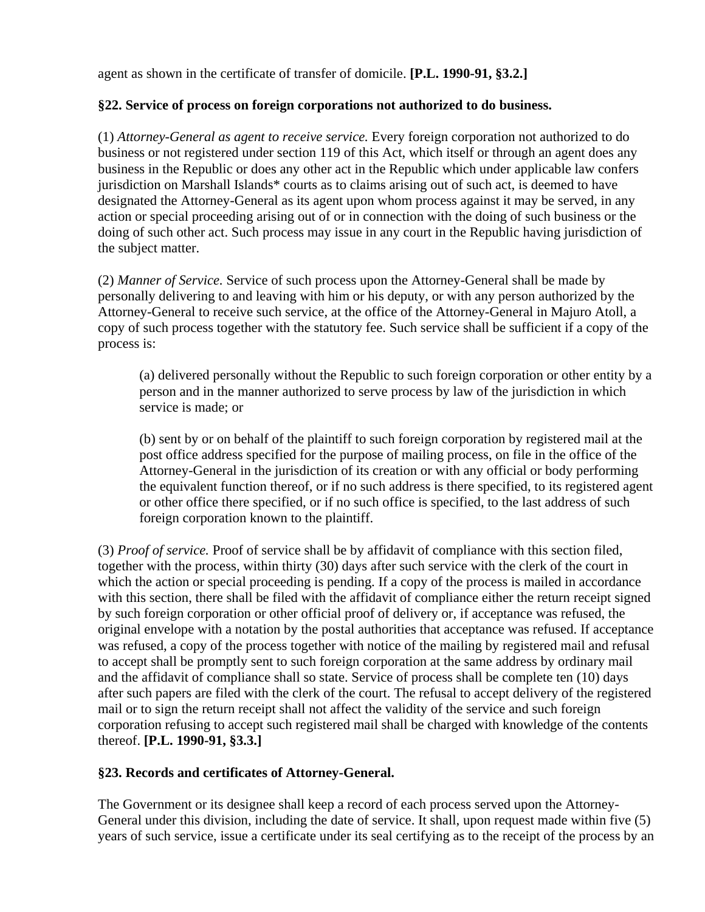agent as shown in the certificate of transfer of domicile. **[P.L. 1990-91, §3.2.]**

### §22. Service of process on foreign corporations not authorized to do business.

(1) *Attorney-General as agent to receive service.* Every foreign corporation not authorized to do business or not registered under section 119 of this Act, which itself or through an agent does any business in the Republic or does any other act in the Republic which under applicable law confers jurisdiction on Marshall Islands* courts as to claims arising out of such act, is deemed to have designated the Attorney-General as its agent upon whom process against it may be served, in any action or special proceeding arising out of or in connection with the doing of such business or the doing of such other act. Such process may issue in any court in the Republic having jurisdiction of the subject matter.

(2) *Manner of Service.* Service of such process upon the Attorney-General shall be made by personally delivering to and leaving with him or his deputy, or with any person authorized by the Attorney-General to receive such service, at the office of the Attorney-General in Majuro Atoll, a copy of such process together with the statutory fee. Such service shall be sufficient if a copy of the process is:

> (a) delivered personally without the Republic to such foreign corporation or other entity by a person and in the manner authorized to serve process by law of the jurisdiction in which service is made; or
>
> (b) sent by or on behalf of the plaintiff to such foreign corporation by registered mail at the post office address specified for the purpose of mailing process, on file in the office of the Attorney-General in the jurisdiction of its creation or with any official or body performing the equivalent function thereof, or if no such address is there specified, to its registered agent or other office there specified, or if no such office is specified, to the last address of such foreign corporation known to the plaintiff.

(3) *Proof of service.* Proof of service shall be by affidavit of compliance with this section filed, together with the process, within thirty (30) days after such service with the clerk of the court in which the action or special proceeding is pending. If a copy of the process is mailed in accordance with this section, there shall be filed with the affidavit of compliance either the return receipt signed by such foreign corporation or other official proof of delivery or, if acceptance was refused, the original envelope with a notation by the postal authorities that acceptance was refused. If acceptance was refused, a copy of the process together with notice of the mailing by registered mail and refusal to accept shall be promptly sent to such foreign corporation at the same address by ordinary mail and the affidavit of compliance shall so state. Service of process shall be complete ten (10) days after such papers are filed with the clerk of the court. The refusal to accept delivery of the registered mail or to sign the return receipt shall not affect the validity of the service and such foreign corporation refusing to accept such registered mail shall be charged with knowledge of the contents thereof. **[P.L. 1990-91, §3.3.]**

### §23. Records and certificates of Attorney-General.

The Government or its designee shall keep a record of each process served upon the Attorney-General under this division, including the date of service. It shall, upon request made within five (5) years of such service, issue a certificate under its seal certifying as to the receipt of the process by an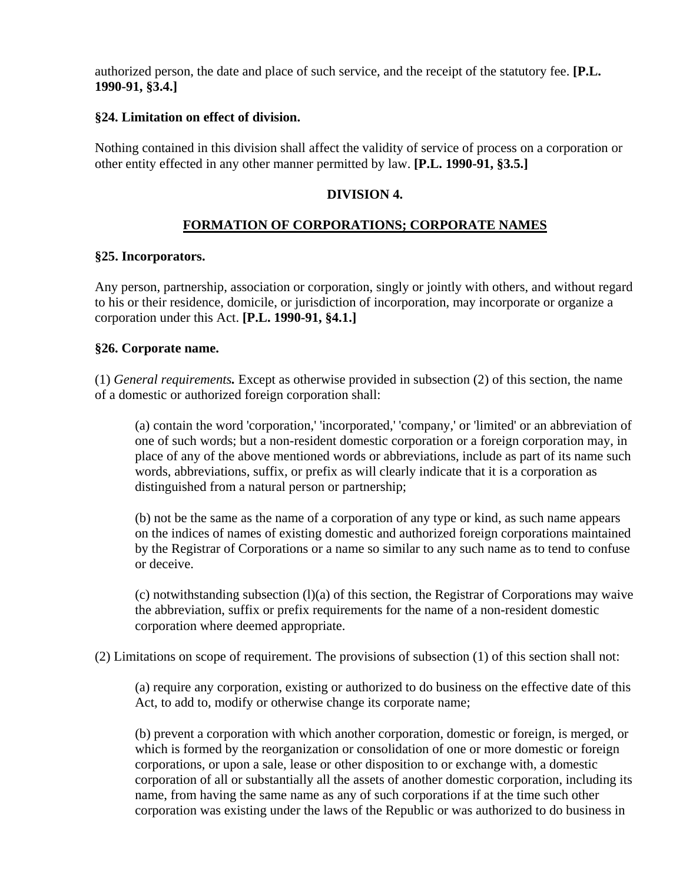authorized person, the date and place of such service, and the receipt of the statutory fee. **[P.L. 1990-91, §3.4.]**

**§24. Limitation on effect of division.**

Nothing contained in this division shall affect the validity of service of process on a corporation or other entity effected in any other manner permitted by law. **[P.L. 1990-91, §3.5.]**

## DIVISION 4.

## FORMATION OF CORPORATIONS; CORPORATE NAMES

**§25. Incorporators.**

Any person, partnership, association or corporation, singly or jointly with others, and without regard to his or their residence, domicile, or jurisdiction of incorporation, may incorporate or organize a corporation under this Act. **[P.L. 1990-91, §4.1.]**

**§26. Corporate name.**

(1) ***General requirements.*** Except as otherwise provided in subsection (2) of this section, the name of a domestic or authorized foreign corporation shall:

(a) contain the word 'corporation,' 'incorporated,' 'company,' or 'limited' or an abbreviation of one of such words; but a non-resident domestic corporation or a foreign corporation may, in place of any of the above mentioned words or abbreviations, include as part of its name such words, abbreviations, suffix, or prefix as will clearly indicate that it is a corporation as distinguished from a natural person or partnership;

(b) not be the same as the name of a corporation of any type or kind, as such name appears on the indices of names of existing domestic and authorized foreign corporations maintained by the Registrar of Corporations or a name so similar to any such name as to tend to confuse or deceive.

(c) notwithstanding subsection (l)(a) of this section, the Registrar of Corporations may waive the abbreviation, suffix or prefix requirements for the name of a non-resident domestic corporation where deemed appropriate.

(2) Limitations on scope of requirement. The provisions of subsection (1) of this section shall not:

(a) require any corporation, existing or authorized to do business on the effective date of this Act, to add to, modify or otherwise change its corporate name;

(b) prevent a corporation with which another corporation, domestic or foreign, is merged, or which is formed by the reorganization or consolidation of one or more domestic or foreign corporations, or upon a sale, lease or other disposition to or exchange with, a domestic corporation of all or substantially all the assets of another domestic corporation, including its name, from having the same name as any of such corporations if at the time such other corporation was existing under the laws of the Republic or was authorized to do business in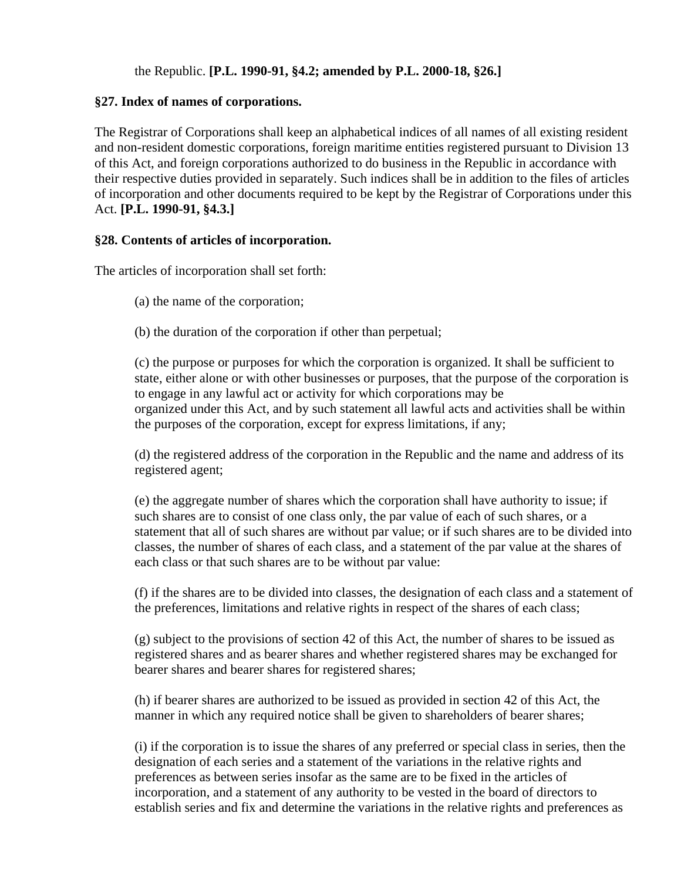the Republic. **[P.L. 1990-91, §4.2; amended by P.L. 2000-18, §26.]**

**§27. Index of names of corporations.**

The Registrar of Corporations shall keep an alphabetical indices of all names of all existing resident and non-resident domestic corporations, foreign maritime entities registered pursuant to Division 13 of this Act, and foreign corporations authorized to do business in the Republic in accordance with their respective duties provided in separately. Such indices shall be in addition to the files of articles of incorporation and other documents required to be kept by the Registrar of Corporations under this Act. **[P.L. 1990-91, §4.3.]**

**§28. Contents of articles of incorporation.**

The articles of incorporation shall set forth:

(a) the name of the corporation;

(b) the duration of the corporation if other than perpetual;

(c) the purpose or purposes for which the corporation is organized. It shall be sufficient to state, either alone or with other businesses or purposes, that the purpose of the corporation is to engage in any lawful act or activity for which corporations may be organized under this Act, and by such statement all lawful acts and activities shall be within the purposes of the corporation, except for express limitations, if any;

(d) the registered address of the corporation in the Republic and the name and address of its registered agent;

(e) the aggregate number of shares which the corporation shall have authority to issue; if such shares are to consist of one class only, the par value of each of such shares, or a statement that all of such shares are without par value; or if such shares are to be divided into classes, the number of shares of each class, and a statement of the par value at the shares of each class or that such shares are to be without par value:

(f) if the shares are to be divided into classes, the designation of each class and a statement of the preferences, limitations and relative rights in respect of the shares of each class;

(g) subject to the provisions of section 42 of this Act, the number of shares to be issued as registered shares and as bearer shares and whether registered shares may be exchanged for bearer shares and bearer shares for registered shares;

(h) if bearer shares are authorized to be issued as provided in section 42 of this Act, the manner in which any required notice shall be given to shareholders of bearer shares;

(i) if the corporation is to issue the shares of any preferred or special class in series, then the designation of each series and a statement of the variations in the relative rights and preferences as between series insofar as the same are to be fixed in the articles of incorporation, and a statement of any authority to be vested in the board of directors to establish series and fix and determine the variations in the relative rights and preferences as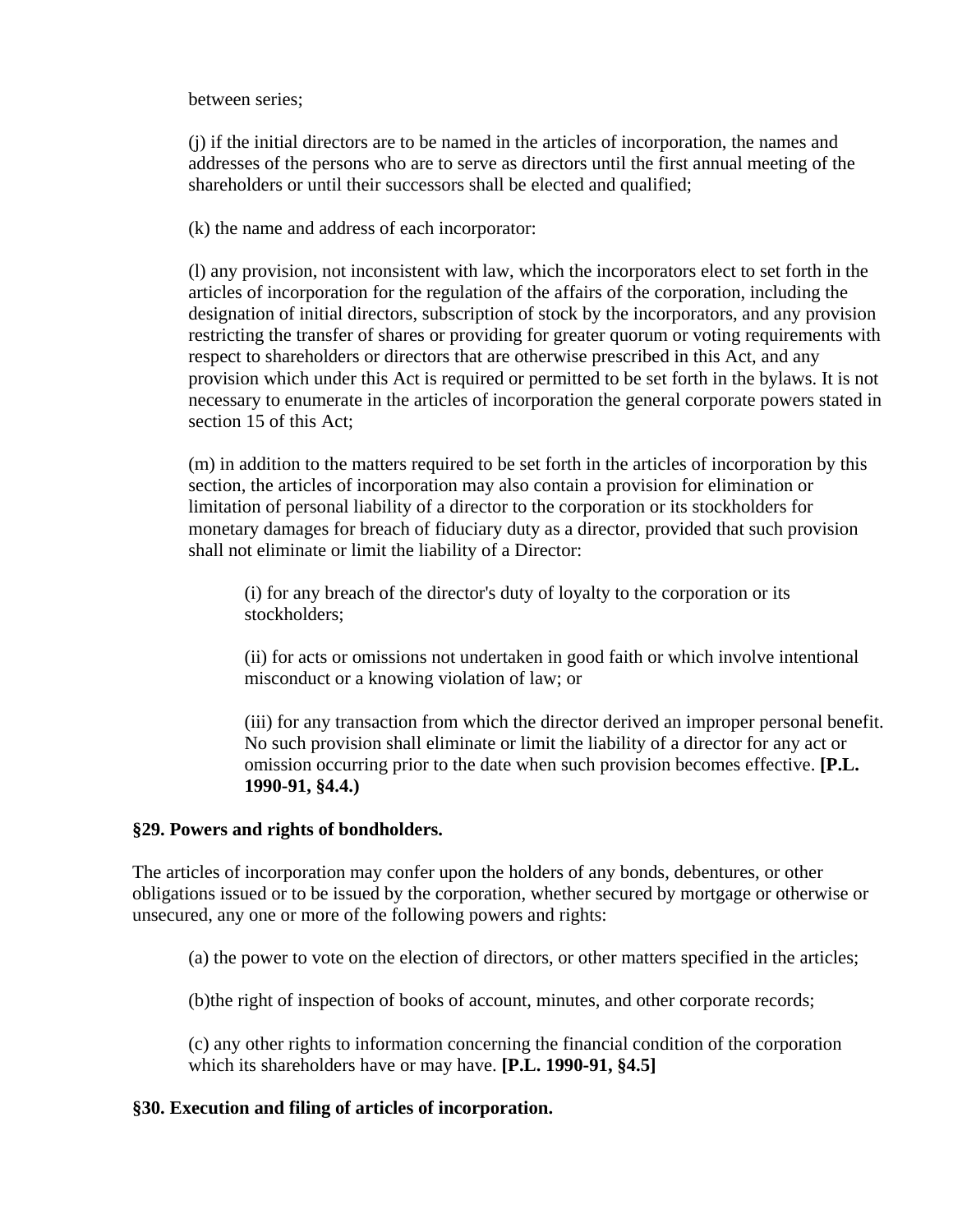between series;

(j) if the initial directors are to be named in the articles of incorporation, the names and addresses of the persons who are to serve as directors until the first annual meeting of the shareholders or until their successors shall be elected and qualified;

(k) the name and address of each incorporator:

(l) any provision, not inconsistent with law, which the incorporators elect to set forth in the articles of incorporation for the regulation of the affairs of the corporation, including the designation of initial directors, subscription of stock by the incorporators, and any provision restricting the transfer of shares or providing for greater quorum or voting requirements with respect to shareholders or directors that are otherwise prescribed in this Act, and any provision which under this Act is required or permitted to be set forth in the bylaws. It is not necessary to enumerate in the articles of incorporation the general corporate powers stated in section 15 of this Act;

(m) in addition to the matters required to be set forth in the articles of incorporation by this section, the articles of incorporation may also contain a provision for elimination or limitation of personal liability of a director to the corporation or its stockholders for monetary damages for breach of fiduciary duty as a director, provided that such provision shall not eliminate or limit the liability of a Director:

> (i) for any breach of the director's duty of loyalty to the corporation or its stockholders;
>
> (ii) for acts or omissions not undertaken in good faith or which involve intentional misconduct or a knowing violation of law; or
>
> (iii) for any transaction from which the director derived an improper personal benefit. No such provision shall eliminate or limit the liability of a director for any act or omission occurring prior to the date when such provision becomes effective. **[P.L. 1990-91, §4.4.)**

**§29. Powers and rights of bondholders.**

The articles of incorporation may confer upon the holders of any bonds, debentures, or other obligations issued or to be issued by the corporation, whether secured by mortgage or otherwise or unsecured, any one or more of the following powers and rights:

(a) the power to vote on the election of directors, or other matters specified in the articles;

(b)the right of inspection of books of account, minutes, and other corporate records;

(c) any other rights to information concerning the financial condition of the corporation which its shareholders have or may have. **[P.L. 1990-91, §4.5]**

**§30. Execution and filing of articles of incorporation.**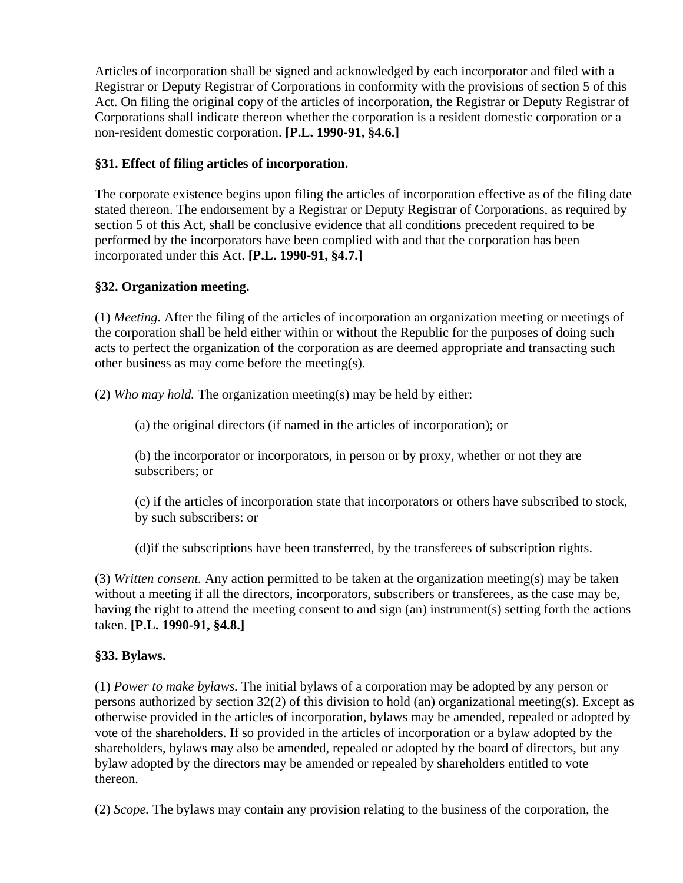Articles of incorporation shall be signed and acknowledged by each incorporator and filed with a Registrar or Deputy Registrar of Corporations in conformity with the provisions of section 5 of this Act. On filing the original copy of the articles of incorporation, the Registrar or Deputy Registrar of Corporations shall indicate thereon whether the corporation is a resident domestic corporation or a non-resident domestic corporation. **[P.L. 1990-91, §4.6.]**

**§31. Effect of filing articles of incorporation.**

The corporate existence begins upon filing the articles of incorporation effective as of the filing date stated thereon. The endorsement by a Registrar or Deputy Registrar of Corporations, as required by section 5 of this Act, shall be conclusive evidence that all conditions precedent required to be performed by the incorporators have been complied with and that the corporation has been incorporated under this Act. **[P.L. 1990-91, §4.7.]**

**§32. Organization meeting.**

(1) *Meeting.* After the filing of the articles of incorporation an organization meeting or meetings of the corporation shall be held either within or without the Republic for the purposes of doing such acts to perfect the organization of the corporation as are deemed appropriate and transacting such other business as may come before the meeting(s).

(2) *Who may hold.* The organization meeting(s) may be held by either:

> (a) the original directors (if named in the articles of incorporation); or
>
> (b) the incorporator or incorporators, in person or by proxy, whether or not they are subscribers; or
>
> (c) if the articles of incorporation state that incorporators or others have subscribed to stock, by such subscribers: or
>
> (d)if the subscriptions have been transferred, by the transferees of subscription rights.

(3) *Written consent.* Any action permitted to be taken at the organization meeting(s) may be taken without a meeting if all the directors, incorporators, subscribers or transferees, as the case may be, having the right to attend the meeting consent to and sign (an) instrument(s) setting forth the actions taken. **[P.L. 1990-91, §4.8.]**

**§33. Bylaws.**

(1) *Power to make bylaws.* The initial bylaws of a corporation may be adopted by any person or persons authorized by section 32(2) of this division to hold (an) organizational meeting(s). Except as otherwise provided in the articles of incorporation, bylaws may be amended, repealed or adopted by vote of the shareholders. If so provided in the articles of incorporation or a bylaw adopted by the shareholders, bylaws may also be amended, repealed or adopted by the board of directors, but any bylaw adopted by the directors may be amended or repealed by shareholders entitled to vote thereon.

(2) *Scope.* The bylaws may contain any provision relating to the business of the corporation, the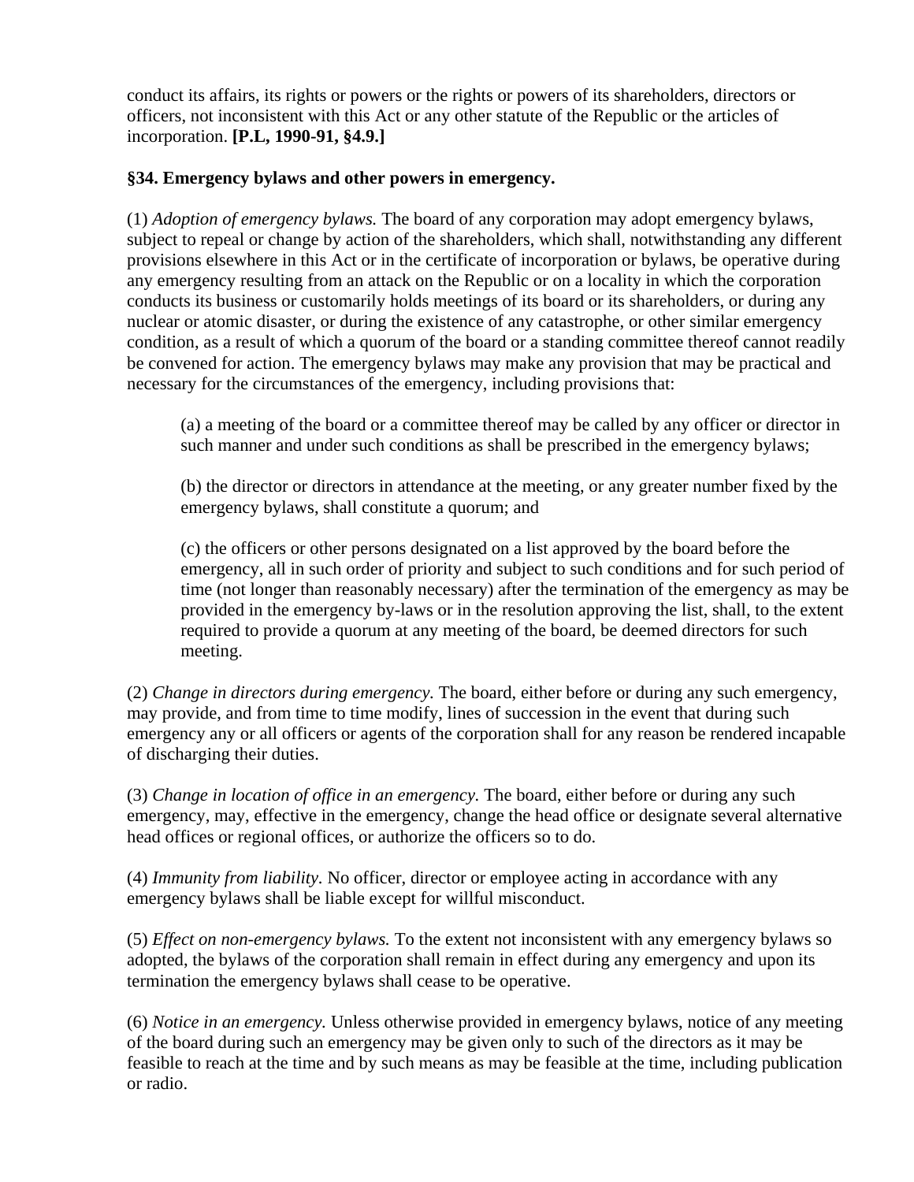conduct its affairs, its rights or powers or the rights or powers of its shareholders, directors or officers, not inconsistent with this Act or any other statute of the Republic or the articles of incorporation. **[P.L, 1990-91, §4.9.]**

### §34. Emergency bylaws and other powers in emergency.

(1) *Adoption of emergency bylaws.* The board of any corporation may adopt emergency bylaws, subject to repeal or change by action of the shareholders, which shall, notwithstanding any different provisions elsewhere in this Act or in the certificate of incorporation or bylaws, be operative during any emergency resulting from an attack on the Republic or on a locality in which the corporation conducts its business or customarily holds meetings of its board or its shareholders, or during any nuclear or atomic disaster, or during the existence of any catastrophe, or other similar emergency condition, as a result of which a quorum of the board or a standing committee thereof cannot readily be convened for action. The emergency bylaws may make any provision that may be practical and necessary for the circumstances of the emergency, including provisions that:

> (a) a meeting of the board or a committee thereof may be called by any officer or director in such manner and under such conditions as shall be prescribed in the emergency bylaws;
>
> (b) the director or directors in attendance at the meeting, or any greater number fixed by the emergency bylaws, shall constitute a quorum; and
>
> (c) the officers or other persons designated on a list approved by the board before the emergency, all in such order of priority and subject to such conditions and for such period of time (not longer than reasonably necessary) after the termination of the emergency as may be provided in the emergency by-laws or in the resolution approving the list, shall, to the extent required to provide a quorum at any meeting of the board, be deemed directors for such meeting.

(2) *Change in directors during emergency.* The board, either before or during any such emergency, may provide, and from time to time modify, lines of succession in the event that during such emergency any or all officers or agents of the corporation shall for any reason be rendered incapable of discharging their duties.

(3) *Change in location of office in an emergency.* The board, either before or during any such emergency, may, effective in the emergency, change the head office or designate several alternative head offices or regional offices, or authorize the officers so to do.

(4) *Immunity from liability.* No officer, director or employee acting in accordance with any emergency bylaws shall be liable except for willful misconduct.

(5) *Effect on non-emergency bylaws.* To the extent not inconsistent with any emergency bylaws so adopted, the bylaws of the corporation shall remain in effect during any emergency and upon its termination the emergency bylaws shall cease to be operative.

(6) *Notice in an emergency.* Unless otherwise provided in emergency bylaws, notice of any meeting of the board during such an emergency may be given only to such of the directors as it may be feasible to reach at the time and by such means as may be feasible at the time, including publication or radio.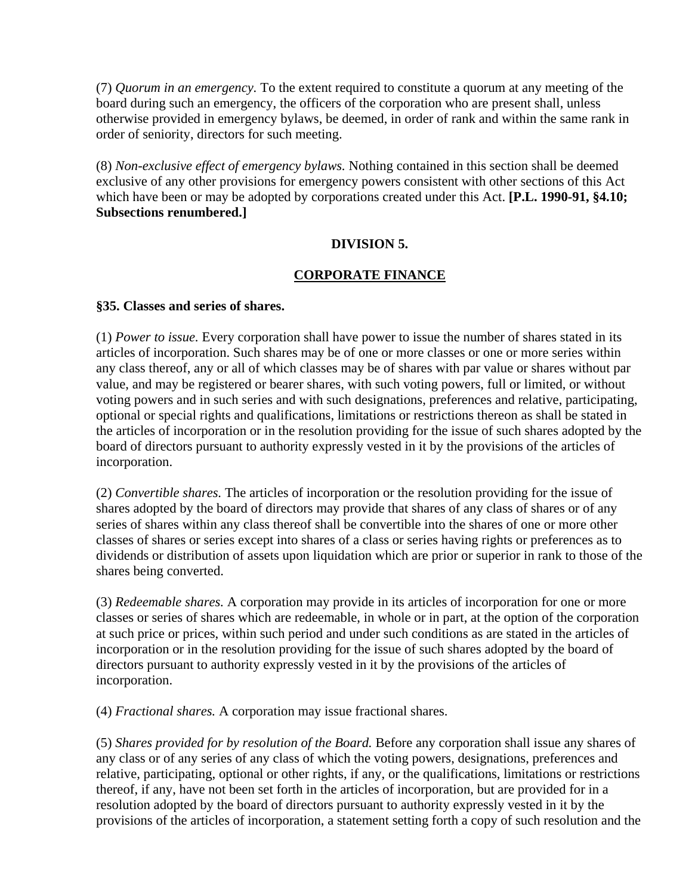(7) *Quorum in an emergency.* To the extent required to constitute a quorum at any meeting of the board during such an emergency, the officers of the corporation who are present shall, unless otherwise provided in emergency bylaws, be deemed, in order of rank and within the same rank in order of seniority, directors for such meeting.

(8) *Non-exclusive effect of emergency bylaws.* Nothing contained in this section shall be deemed exclusive of any other provisions for emergency powers consistent with other sections of this Act which have been or may be adopted by corporations created under this Act. **[P.L. 1990-91, §4.10; Subsections renumbered.]**

## DIVISION 5.

## CORPORATE FINANCE

### §35. Classes and series of shares.

(1) *Power to issue.* Every corporation shall have power to issue the number of shares stated in its articles of incorporation. Such shares may be of one or more classes or one or more series within any class thereof, any or all of which classes may be of shares with par value or shares without par value, and may be registered or bearer shares, with such voting powers, full or limited, or without voting powers and in such series and with such designations, preferences and relative, participating, optional or special rights and qualifications, limitations or restrictions thereon as shall be stated in the articles of incorporation or in the resolution providing for the issue of such shares adopted by the board of directors pursuant to authority expressly vested in it by the provisions of the articles of incorporation.

(2) *Convertible shares.* The articles of incorporation or the resolution providing for the issue of shares adopted by the board of directors may provide that shares of any class of shares or of any series of shares within any class thereof shall be convertible into the shares of one or more other classes of shares or series except into shares of a class or series having rights or preferences as to dividends or distribution of assets upon liquidation which are prior or superior in rank to those of the shares being converted.

(3) *Redeemable shares.* A corporation may provide in its articles of incorporation for one or more classes or series of shares which are redeemable, in whole or in part, at the option of the corporation at such price or prices, within such period and under such conditions as are stated in the articles of incorporation or in the resolution providing for the issue of such shares adopted by the board of directors pursuant to authority expressly vested in it by the provisions of the articles of incorporation.

(4) *Fractional shares.* A corporation may issue fractional shares.

(5) *Shares provided for by resolution of the Board.* Before any corporation shall issue any shares of any class or of any series of any class of which the voting powers, designations, preferences and relative, participating, optional or other rights, if any, or the qualifications, limitations or restrictions thereof, if any, have not been set forth in the articles of incorporation, but are provided for in a resolution adopted by the board of directors pursuant to authority expressly vested in it by the provisions of the articles of incorporation, a statement setting forth a copy of such resolution and the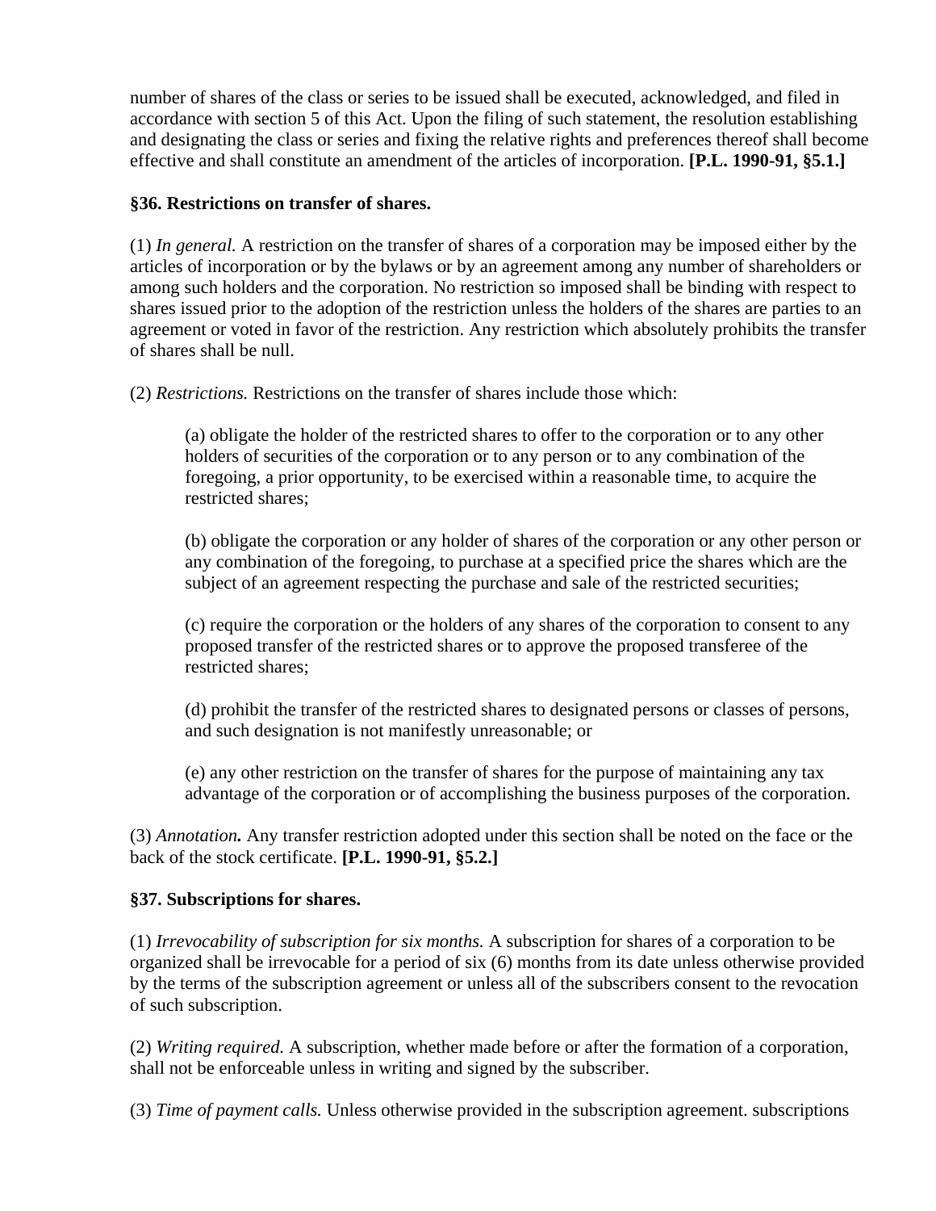number of shares of the class or series to be issued shall be executed, acknowledged, and filed in accordance with section 5 of this Act. Upon the filing of such statement, the resolution establishing and designating the class or series and fixing the relative rights and preferences thereof shall become effective and shall constitute an amendment of the articles of incorporation. **[P.L. 1990-91, §5.1.]**

### §36. Restrictions on transfer of shares.

(1) *In general.* A restriction on the transfer of shares of a corporation may be imposed either by the articles of incorporation or by the bylaws or by an agreement among any number of shareholders or among such holders and the corporation. No restriction so imposed shall be binding with respect to shares issued prior to the adoption of the restriction unless the holders of the shares are parties to an agreement or voted in favor of the restriction. Any restriction which absolutely prohibits the transfer of shares shall be null.

(2) *Restrictions.* Restrictions on the transfer of shares include those which:

> (a) obligate the holder of the restricted shares to offer to the corporation or to any other holders of securities of the corporation or to any person or to any combination of the foregoing, a prior opportunity, to be exercised within a reasonable time, to acquire the restricted shares;
>
> (b) obligate the corporation or any holder of shares of the corporation or any other person or any combination of the foregoing, to purchase at a specified price the shares which are the subject of an agreement respecting the purchase and sale of the restricted securities;
>
> (c) require the corporation or the holders of any shares of the corporation to consent to any proposed transfer of the restricted shares or to approve the proposed transferee of the restricted shares;
>
> (d) prohibit the transfer of the restricted shares to designated persons or classes of persons, and such designation is not manifestly unreasonable; or
>
> (e) any other restriction on the transfer of shares for the purpose of maintaining any tax advantage of the corporation or of accomplishing the business purposes of the corporation.

(3) ***Annotation.*** Any transfer restriction adopted under this section shall be noted on the face or the back of the stock certificate. **[P.L. 1990-91, §5.2.]**

### §37. Subscriptions for shares.

(1) *Irrevocability of subscription for six months.* A subscription for shares of a corporation to be organized shall be irrevocable for a period of six (6) months from its date unless otherwise provided by the terms of the subscription agreement or unless all of the subscribers consent to the revocation of such subscription.

(2) *Writing required.* A subscription, whether made before or after the formation of a corporation, shall not be enforceable unless in writing and signed by the subscriber.

(3) *Time of payment calls.* Unless otherwise provided in the subscription agreement. subscriptions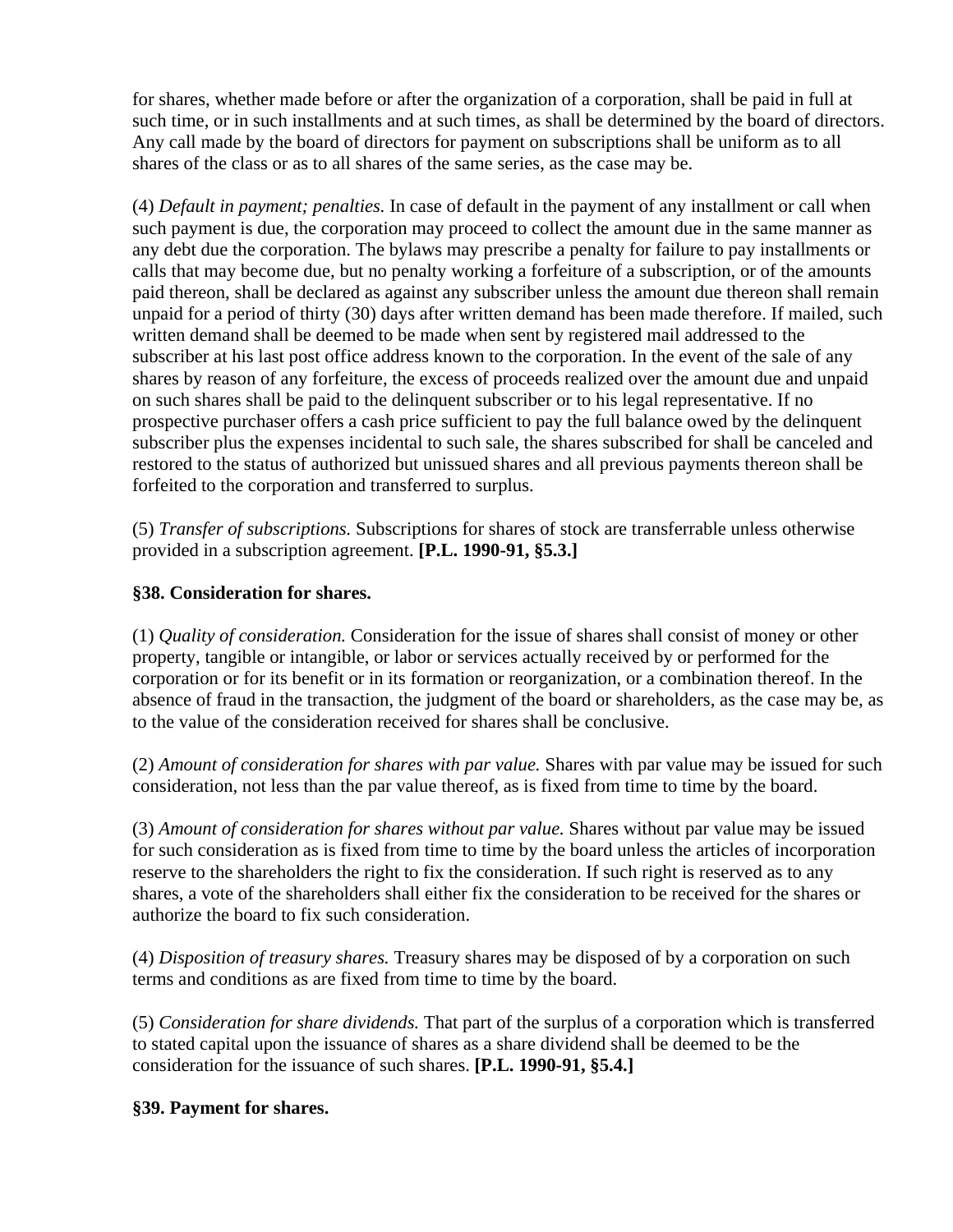for shares, whether made before or after the organization of a corporation, shall be paid in full at such time, or in such installments and at such times, as shall be determined by the board of directors. Any call made by the board of directors for payment on subscriptions shall be uniform as to all shares of the class or as to all shares of the same series, as the case may be.

(4) *Default in payment; penalties.* In case of default in the payment of any installment or call when such payment is due, the corporation may proceed to collect the amount due in the same manner as any debt due the corporation. The bylaws may prescribe a penalty for failure to pay installments or calls that may become due, but no penalty working a forfeiture of a subscription, or of the amounts paid thereon, shall be declared as against any subscriber unless the amount due thereon shall remain unpaid for a period of thirty (30) days after written demand has been made therefore. If mailed, such written demand shall be deemed to be made when sent by registered mail addressed to the subscriber at his last post office address known to the corporation. In the event of the sale of any shares by reason of any forfeiture, the excess of proceeds realized over the amount due and unpaid on such shares shall be paid to the delinquent subscriber or to his legal representative. If no prospective purchaser offers a cash price sufficient to pay the full balance owed by the delinquent subscriber plus the expenses incidental to such sale, the shares subscribed for shall be canceled and restored to the status of authorized but unissued shares and all previous payments thereon shall be forfeited to the corporation and transferred to surplus.

(5) *Transfer of subscriptions.* Subscriptions for shares of stock are transferrable unless otherwise provided in a subscription agreement. **[P.L. 1990-91, §5.3.]**

**§38. Consideration for shares.**

(1) *Quality of consideration.* Consideration for the issue of shares shall consist of money or other property, tangible or intangible, or labor or services actually received by or performed for the corporation or for its benefit or in its formation or reorganization, or a combination thereof. In the absence of fraud in the transaction, the judgment of the board or shareholders, as the case may be, as to the value of the consideration received for shares shall be conclusive.

(2) *Amount of consideration for shares with par value.* Shares with par value may be issued for such consideration, not less than the par value thereof, as is fixed from time to time by the board.

(3) *Amount of consideration for shares without par value.* Shares without par value may be issued for such consideration as is fixed from time to time by the board unless the articles of incorporation reserve to the shareholders the right to fix the consideration. If such right is reserved as to any shares, a vote of the shareholders shall either fix the consideration to be received for the shares or authorize the board to fix such consideration.

(4) *Disposition of treasury shares.* Treasury shares may be disposed of by a corporation on such terms and conditions as are fixed from time to time by the board.

(5) *Consideration for share dividends.* That part of the surplus of a corporation which is transferred to stated capital upon the issuance of shares as a share dividend shall be deemed to be the consideration for the issuance of such shares. **[P.L. 1990-91, §5.4.]**

**§39. Payment for shares.**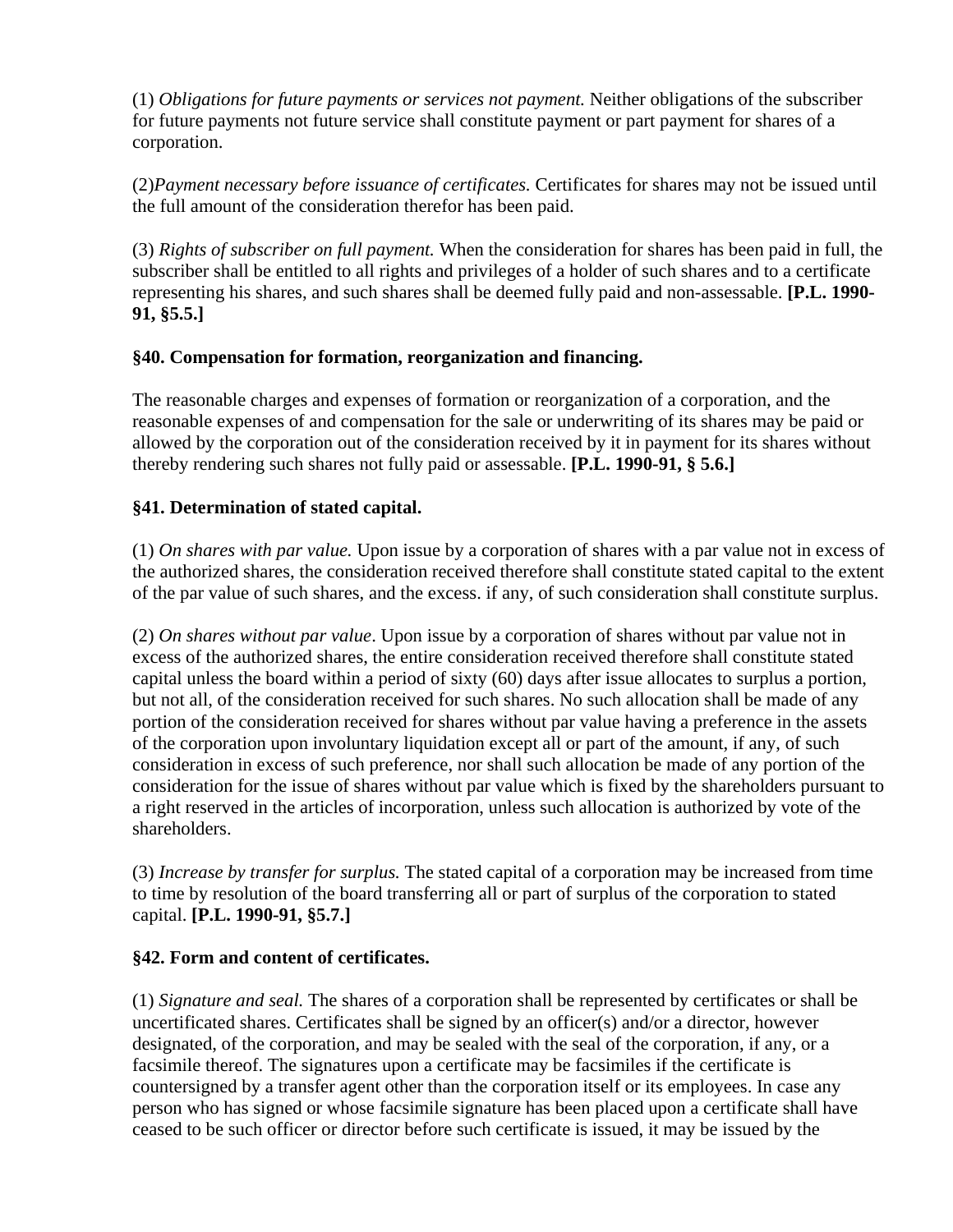(1) *Obligations for future payments or services not payment.* Neither obligations of the subscriber for future payments not future service shall constitute payment or part payment for shares of a corporation.

(2)*Payment necessary before issuance of certificates.* Certificates for shares may not be issued until the full amount of the consideration therefor has been paid.

(3) *Rights of subscriber on full payment.* When the consideration for shares has been paid in full, the subscriber shall be entitled to all rights and privileges of a holder of such shares and to a certificate representing his shares, and such shares shall be deemed fully paid and non-assessable. **[P.L. 1990-91, §5.5.]**

**§40. Compensation for formation, reorganization and financing.**

The reasonable charges and expenses of formation or reorganization of a corporation, and the reasonable expenses of and compensation for the sale or underwriting of its shares may be paid or allowed by the corporation out of the consideration received by it in payment for its shares without thereby rendering such shares not fully paid or assessable. **[P.L. 1990-91, § 5.6.]**

**§41. Determination of stated capital.**

(1) *On shares with par value.* Upon issue by a corporation of shares with a par value not in excess of the authorized shares, the consideration received therefore shall constitute stated capital to the extent of the par value of such shares, and the excess. if any, of such consideration shall constitute surplus.

(2) *On shares without par value*. Upon issue by a corporation of shares without par value not in excess of the authorized shares, the entire consideration received therefore shall constitute stated capital unless the board within a period of sixty (60) days after issue allocates to surplus a portion, but not all, of the consideration received for such shares. No such allocation shall be made of any portion of the consideration received for shares without par value having a preference in the assets of the corporation upon involuntary liquidation except all or part of the amount, if any, of such consideration in excess of such preference, nor shall such allocation be made of any portion of the consideration for the issue of shares without par value which is fixed by the shareholders pursuant to a right reserved in the articles of incorporation, unless such allocation is authorized by vote of the shareholders.

(3) *Increase by transfer for surplus.* The stated capital of a corporation may be increased from time to time by resolution of the board transferring all or part of surplus of the corporation to stated capital. **[P.L. 1990-91, §5.7.]**

**§42. Form and content of certificates.**

(1) *Signature and seal.* The shares of a corporation shall be represented by certificates or shall be uncertificated shares. Certificates shall be signed by an officer(s) and/or a director, however designated, of the corporation, and may be sealed with the seal of the corporation, if any, or a facsimile thereof. The signatures upon a certificate may be facsimiles if the certificate is countersigned by a transfer agent other than the corporation itself or its employees. In case any person who has signed or whose facsimile signature has been placed upon a certificate shall have ceased to be such officer or director before such certificate is issued, it may be issued by the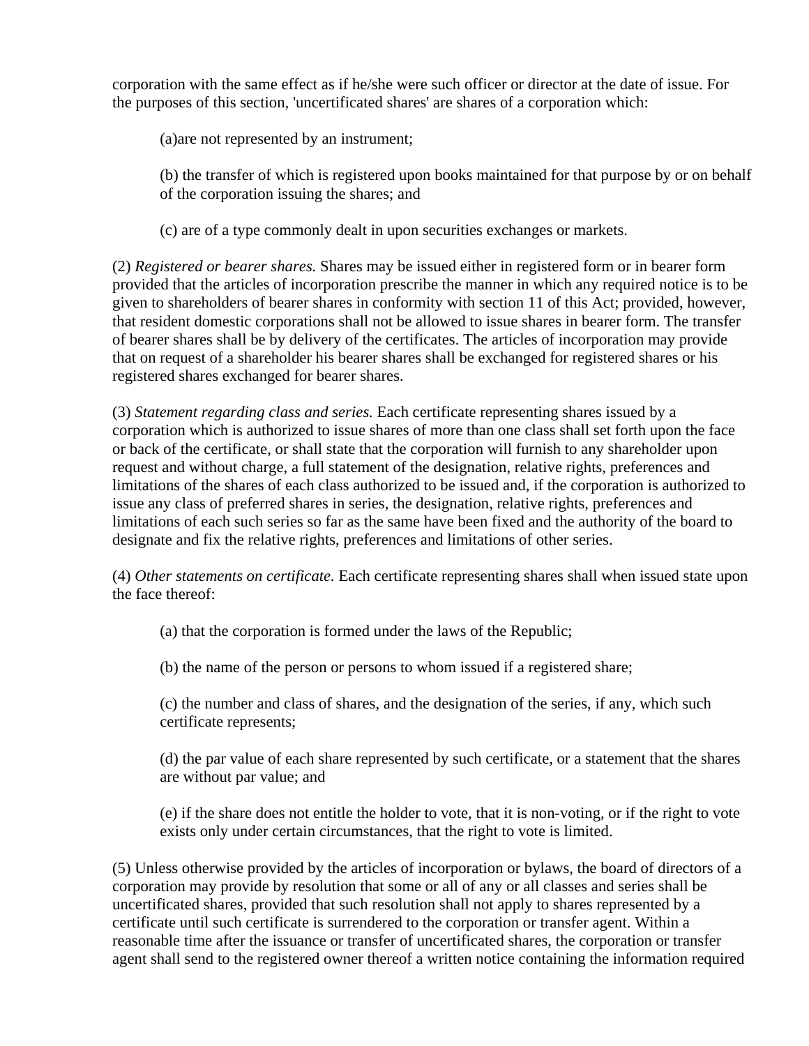corporation with the same effect as if he/she were such officer or director at the date of issue. For the purposes of this section, 'uncertificated shares' are shares of a corporation which:

(a)are not represented by an instrument;

(b) the transfer of which is registered upon books maintained for that purpose by or on behalf of the corporation issuing the shares; and

(c) are of a type commonly dealt in upon securities exchanges or markets.

(2) *Registered or bearer shares.* Shares may be issued either in registered form or in bearer form provided that the articles of incorporation prescribe the manner in which any required notice is to be given to shareholders of bearer shares in conformity with section 11 of this Act; provided, however, that resident domestic corporations shall not be allowed to issue shares in bearer form. The transfer of bearer shares shall be by delivery of the certificates. The articles of incorporation may provide that on request of a shareholder his bearer shares shall be exchanged for registered shares or his registered shares exchanged for bearer shares.

(3) *Statement regarding class and series.* Each certificate representing shares issued by a corporation which is authorized to issue shares of more than one class shall set forth upon the face or back of the certificate, or shall state that the corporation will furnish to any shareholder upon request and without charge, a full statement of the designation, relative rights, preferences and limitations of the shares of each class authorized to be issued and, if the corporation is authorized to issue any class of preferred shares in series, the designation, relative rights, preferences and limitations of each such series so far as the same have been fixed and the authority of the board to designate and fix the relative rights, preferences and limitations of other series.

(4) *Other statements on certificate.* Each certificate representing shares shall when issued state upon the face thereof:

(a) that the corporation is formed under the laws of the Republic;

(b) the name of the person or persons to whom issued if a registered share;

(c) the number and class of shares, and the designation of the series, if any, which such certificate represents;

(d) the par value of each share represented by such certificate, or a statement that the shares are without par value; and

(e) if the share does not entitle the holder to vote, that it is non-voting, or if the right to vote exists only under certain circumstances, that the right to vote is limited.

(5) Unless otherwise provided by the articles of incorporation or bylaws, the board of directors of a corporation may provide by resolution that some or all of any or all classes and series shall be uncertificated shares, provided that such resolution shall not apply to shares represented by a certificate until such certificate is surrendered to the corporation or transfer agent. Within a reasonable time after the issuance or transfer of uncertificated shares, the corporation or transfer agent shall send to the registered owner thereof a written notice containing the information required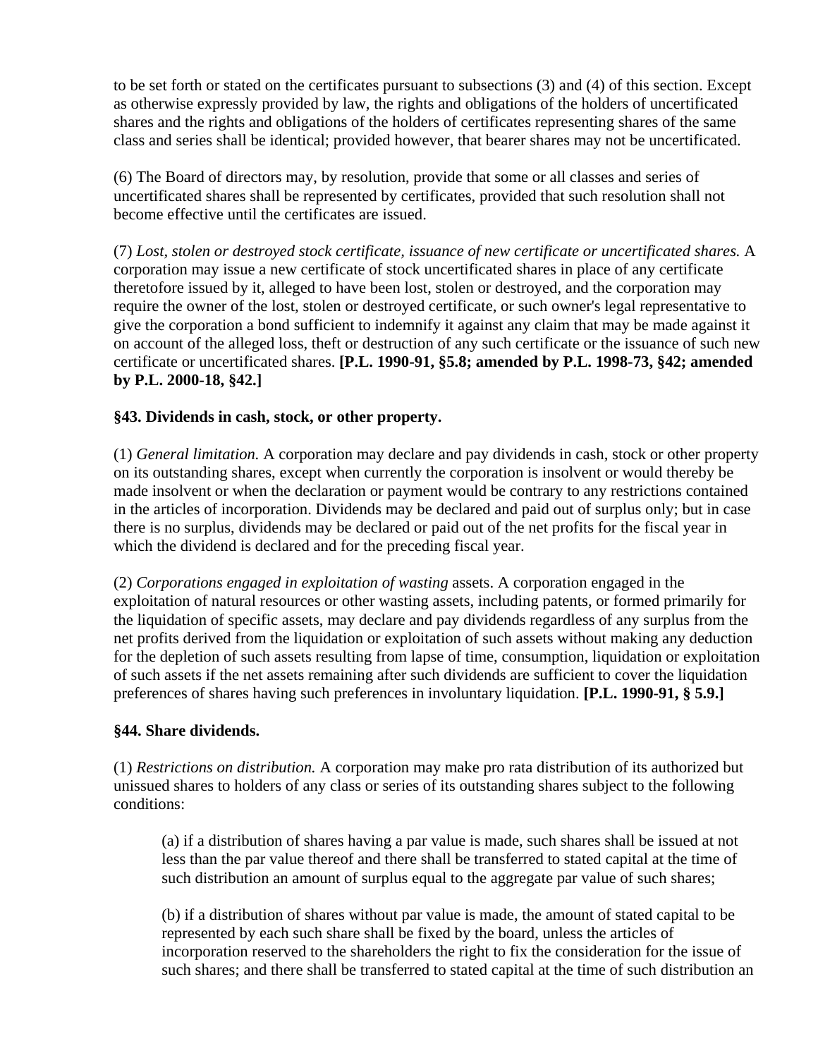to be set forth or stated on the certificates pursuant to subsections (3) and (4) of this section. Except as otherwise expressly provided by law, the rights and obligations of the holders of uncertificated shares and the rights and obligations of the holders of certificates representing shares of the same class and series shall be identical; provided however, that bearer shares may not be uncertificated.

(6) The Board of directors may, by resolution, provide that some or all classes and series of uncertificated shares shall be represented by certificates, provided that such resolution shall not become effective until the certificates are issued.

(7) *Lost, stolen or destroyed stock certificate, issuance of new certificate or uncertificated shares.* A corporation may issue a new certificate of stock uncertificated shares in place of any certificate theretofore issued by it, alleged to have been lost, stolen or destroyed, and the corporation may require the owner of the lost, stolen or destroyed certificate, or such owner's legal representative to give the corporation a bond sufficient to indemnify it against any claim that may be made against it on account of the alleged loss, theft or destruction of any such certificate or the issuance of such new certificate or uncertificated shares. **[P.L. 1990-91, §5.8; amended by P.L. 1998-73, §42; amended by P.L. 2000-18, §42.]**

**§43. Dividends in cash, stock, or other property.**

(1) *General limitation.* A corporation may declare and pay dividends in cash, stock or other property on its outstanding shares, except when currently the corporation is insolvent or would thereby be made insolvent or when the declaration or payment would be contrary to any restrictions contained in the articles of incorporation. Dividends may be declared and paid out of surplus only; but in case there is no surplus, dividends may be declared or paid out of the net profits for the fiscal year in which the dividend is declared and for the preceding fiscal year.

(2) *Corporations engaged in exploitation of wasting* assets. A corporation engaged in the exploitation of natural resources or other wasting assets, including patents, or formed primarily for the liquidation of specific assets, may declare and pay dividends regardless of any surplus from the net profits derived from the liquidation or exploitation of such assets without making any deduction for the depletion of such assets resulting from lapse of time, consumption, liquidation or exploitation of such assets if the net assets remaining after such dividends are sufficient to cover the liquidation preferences of shares having such preferences in involuntary liquidation. **[P.L. 1990-91, § 5.9.]**

**§44. Share dividends.**

(1) *Restrictions on distribution.* A corporation may make pro rata distribution of its authorized but unissued shares to holders of any class or series of its outstanding shares subject to the following conditions:

> (a) if a distribution of shares having a par value is made, such shares shall be issued at not less than the par value thereof and there shall be transferred to stated capital at the time of such distribution an amount of surplus equal to the aggregate par value of such shares;
>
> (b) if a distribution of shares without par value is made, the amount of stated capital to be represented by each such share shall be fixed by the board, unless the articles of incorporation reserved to the shareholders the right to fix the consideration for the issue of such shares; and there shall be transferred to stated capital at the time of such distribution an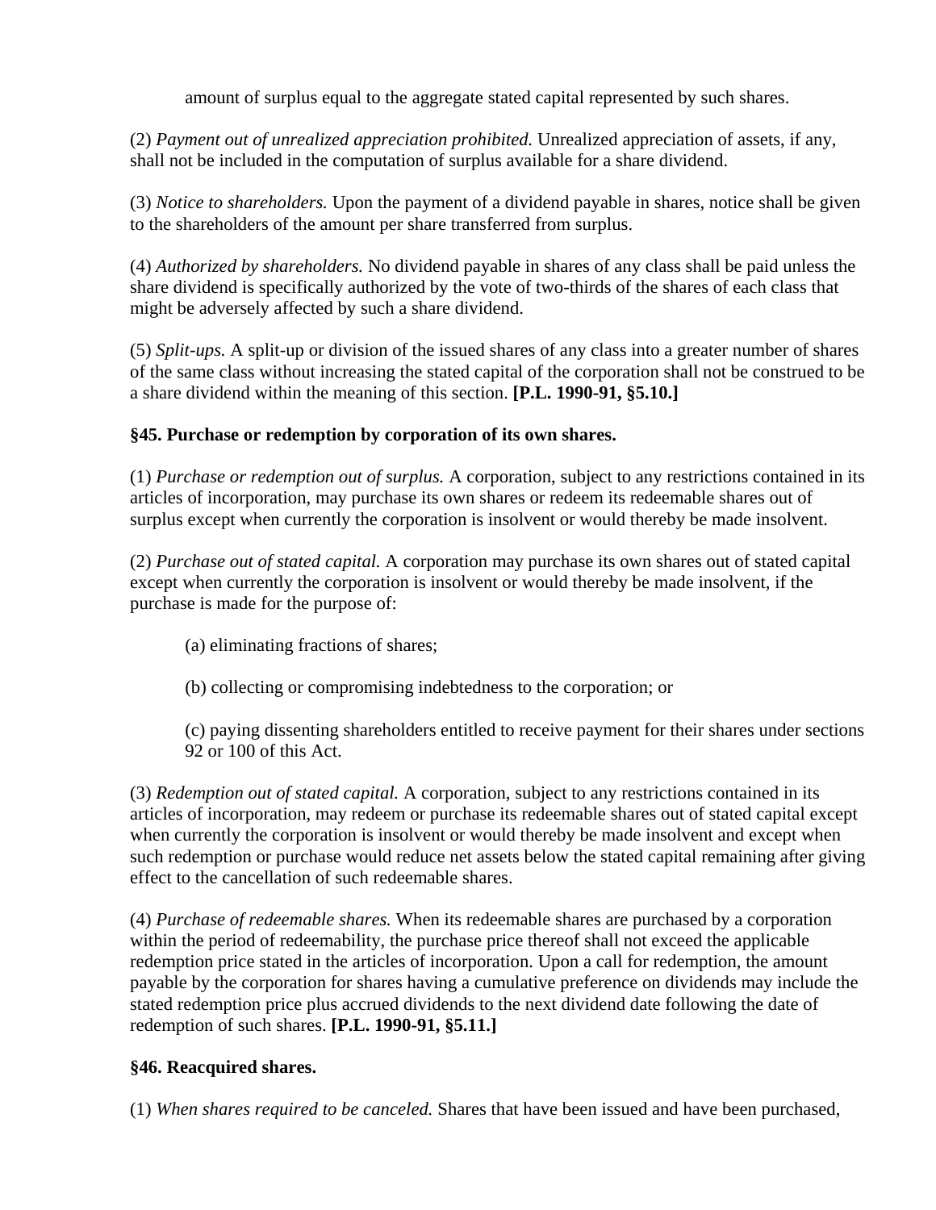amount of surplus equal to the aggregate stated capital represented by such shares.

(2) *Payment out of unrealized appreciation prohibited.* Unrealized appreciation of assets, if any, shall not be included in the computation of surplus available for a share dividend.

(3) *Notice to shareholders.* Upon the payment of a dividend payable in shares, notice shall be given to the shareholders of the amount per share transferred from surplus.

(4) *Authorized by shareholders.* No dividend payable in shares of any class shall be paid unless the share dividend is specifically authorized by the vote of two-thirds of the shares of each class that might be adversely affected by such a share dividend.

(5) *Split-ups.* A split-up or division of the issued shares of any class into a greater number of shares of the same class without increasing the stated capital of the corporation shall not be construed to be a share dividend within the meaning of this section. **[P.L. 1990-91, §5.10.]**

### §45. Purchase or redemption by corporation of its own shares.

(1) *Purchase or redemption out of surplus.* A corporation, subject to any restrictions contained in its articles of incorporation, may purchase its own shares or redeem its redeemable shares out of surplus except when currently the corporation is insolvent or would thereby be made insolvent.

(2) *Purchase out of stated capital.* A corporation may purchase its own shares out of stated capital except when currently the corporation is insolvent or would thereby be made insolvent, if the purchase is made for the purpose of:

(a) eliminating fractions of shares;

(b) collecting or compromising indebtedness to the corporation; or

(c) paying dissenting shareholders entitled to receive payment for their shares under sections 92 or 100 of this Act.

(3) *Redemption out of stated capital.* A corporation, subject to any restrictions contained in its articles of incorporation, may redeem or purchase its redeemable shares out of stated capital except when currently the corporation is insolvent or would thereby be made insolvent and except when such redemption or purchase would reduce net assets below the stated capital remaining after giving effect to the cancellation of such redeemable shares.

(4) *Purchase of redeemable shares.* When its redeemable shares are purchased by a corporation within the period of redeemability, the purchase price thereof shall not exceed the applicable redemption price stated in the articles of incorporation. Upon a call for redemption, the amount payable by the corporation for shares having a cumulative preference on dividends may include the stated redemption price plus accrued dividends to the next dividend date following the date of redemption of such shares. **[P.L. 1990-91, §5.11.]**

### §46. Reacquired shares.

(1) *When shares required to be canceled.* Shares that have been issued and have been purchased,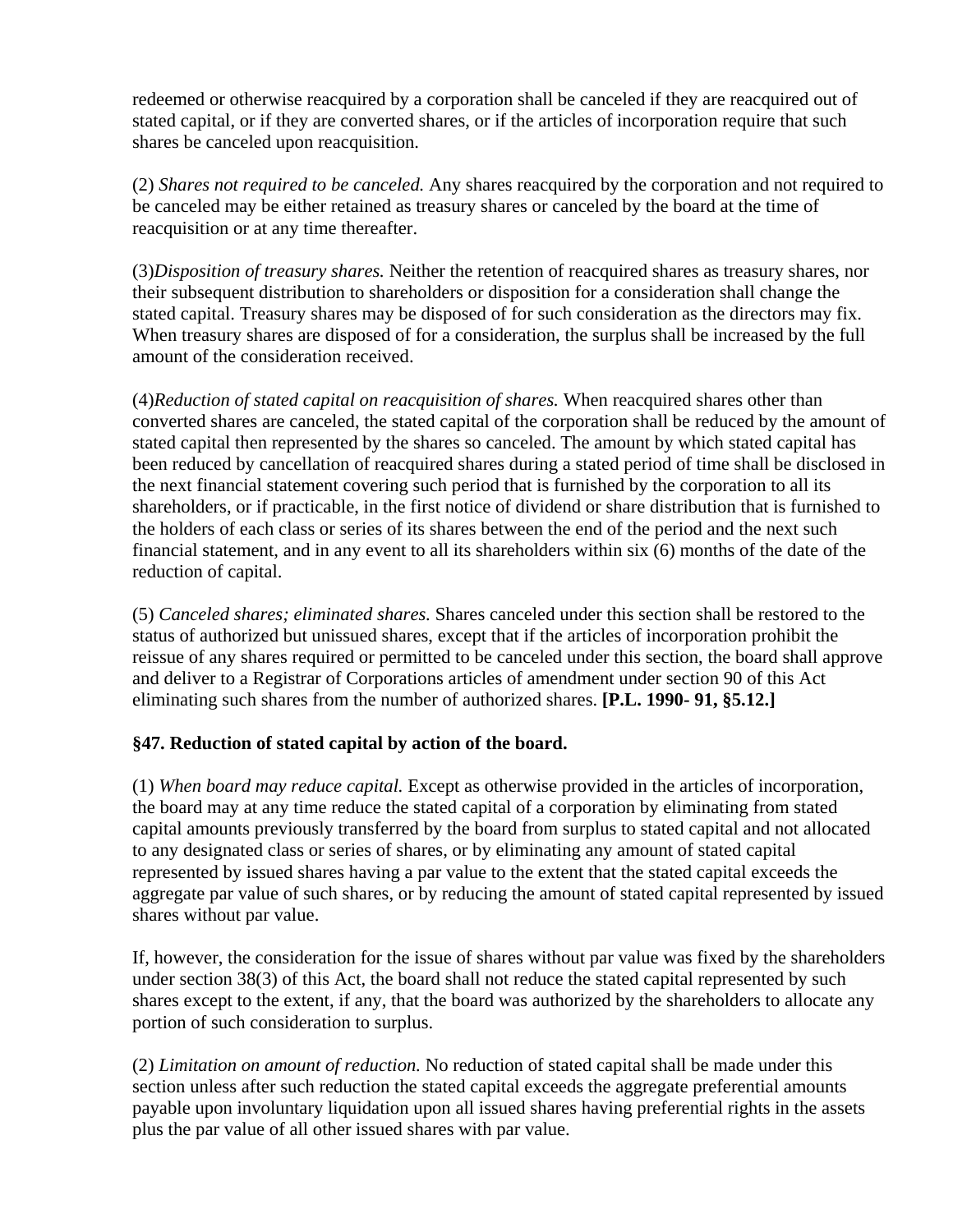redeemed or otherwise reacquired by a corporation shall be canceled if they are reacquired out of stated capital, or if they are converted shares, or if the articles of incorporation require that such shares be canceled upon reacquisition.

(2) *Shares not required to be canceled.* Any shares reacquired by the corporation and not required to be canceled may be either retained as treasury shares or canceled by the board at the time of reacquisition or at any time thereafter.

(3)*Disposition of treasury shares.* Neither the retention of reacquired shares as treasury shares, nor their subsequent distribution to shareholders or disposition for a consideration shall change the stated capital. Treasury shares may be disposed of for such consideration as the directors may fix. When treasury shares are disposed of for a consideration, the surplus shall be increased by the full amount of the consideration received.

(4)*Reduction of stated capital on reacquisition of shares.* When reacquired shares other than converted shares are canceled, the stated capital of the corporation shall be reduced by the amount of stated capital then represented by the shares so canceled. The amount by which stated capital has been reduced by cancellation of reacquired shares during a stated period of time shall be disclosed in the next financial statement covering such period that is furnished by the corporation to all its shareholders, or if practicable, in the first notice of dividend or share distribution that is furnished to the holders of each class or series of its shares between the end of the period and the next such financial statement, and in any event to all its shareholders within six (6) months of the date of the reduction of capital.

(5) *Canceled shares; eliminated shares.* Shares canceled under this section shall be restored to the status of authorized but unissued shares, except that if the articles of incorporation prohibit the reissue of any shares required or permitted to be canceled under this section, the board shall approve and deliver to a Registrar of Corporations articles of amendment under section 90 of this Act eliminating such shares from the number of authorized shares. **[P.L. 1990- 91, §5.12.]**

### §47. Reduction of stated capital by action of the board.

(1) *When board may reduce capital.* Except as otherwise provided in the articles of incorporation, the board may at any time reduce the stated capital of a corporation by eliminating from stated capital amounts previously transferred by the board from surplus to stated capital and not allocated to any designated class or series of shares, or by eliminating any amount of stated capital represented by issued shares having a par value to the extent that the stated capital exceeds the aggregate par value of such shares, or by reducing the amount of stated capital represented by issued shares without par value.

If, however, the consideration for the issue of shares without par value was fixed by the shareholders under section 38(3) of this Act, the board shall not reduce the stated capital represented by such shares except to the extent, if any, that the board was authorized by the shareholders to allocate any portion of such consideration to surplus.

(2) *Limitation on amount of reduction.* No reduction of stated capital shall be made under this section unless after such reduction the stated capital exceeds the aggregate preferential amounts payable upon involuntary liquidation upon all issued shares having preferential rights in the assets plus the par value of all other issued shares with par value.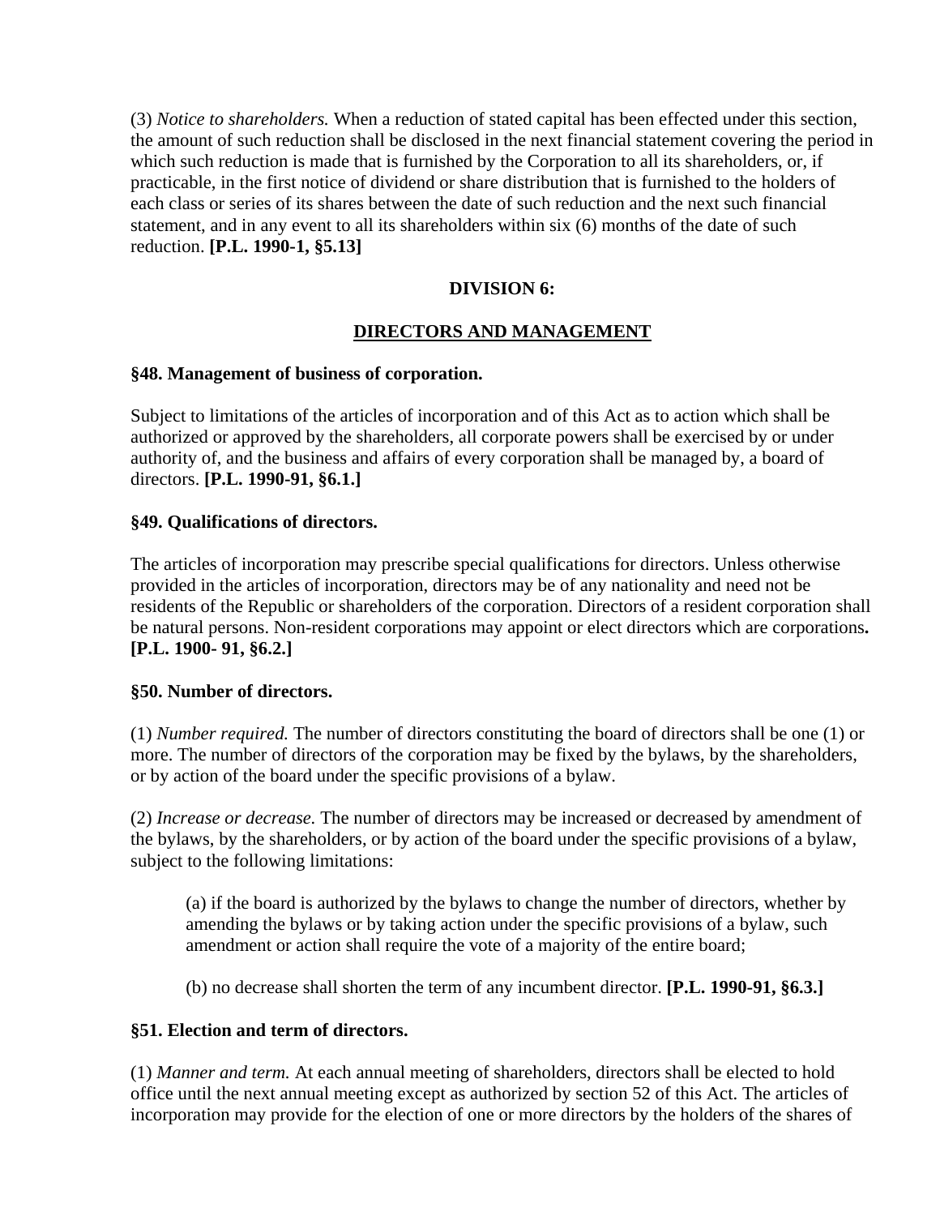(3) *Notice to shareholders.* When a reduction of stated capital has been effected under this section, the amount of such reduction shall be disclosed in the next financial statement covering the period in which such reduction is made that is furnished by the Corporation to all its shareholders, or, if practicable, in the first notice of dividend or share distribution that is furnished to the holders of each class or series of its shares between the date of such reduction and the next such financial statement, and in any event to all its shareholders within six (6) months of the date of such reduction. **[P.L. 1990-1, §5.13]**

## DIVISION 6:

## DIRECTORS AND MANAGEMENT

### §48. Management of business of corporation.

Subject to limitations of the articles of incorporation and of this Act as to action which shall be authorized or approved by the shareholders, all corporate powers shall be exercised by or under authority of, and the business and affairs of every corporation shall be managed by, a board of directors. **[P.L. 1990-91, §6.1.]**

### §49. Qualifications of directors.

The articles of incorporation may prescribe special qualifications for directors. Unless otherwise provided in the articles of incorporation, directors may be of any nationality and need not be residents of the Republic or shareholders of the corporation. Directors of a resident corporation shall be natural persons. Non-resident corporations may appoint or elect directors which are corporations**.** **[P.L. 1900- 91, §6.2.]**

### §50. Number of directors.

(1) *Number required.* The number of directors constituting the board of directors shall be one (1) or more. The number of directors of the corporation may be fixed by the bylaws, by the shareholders, or by action of the board under the specific provisions of a bylaw.

(2) *Increase or decrease.* The number of directors may be increased or decreased by amendment of the bylaws, by the shareholders, or by action of the board under the specific provisions of a bylaw, subject to the following limitations:

> (a) if the board is authorized by the bylaws to change the number of directors, whether by amending the bylaws or by taking action under the specific provisions of a bylaw, such amendment or action shall require the vote of a majority of the entire board;
>
> (b) no decrease shall shorten the term of any incumbent director. **[P.L. 1990-91, §6.3.]**

### §51. Election and term of directors.

(1) *Manner and term.* At each annual meeting of shareholders, directors shall be elected to hold office until the next annual meeting except as authorized by section 52 of this Act. The articles of incorporation may provide for the election of one or more directors by the holders of the shares of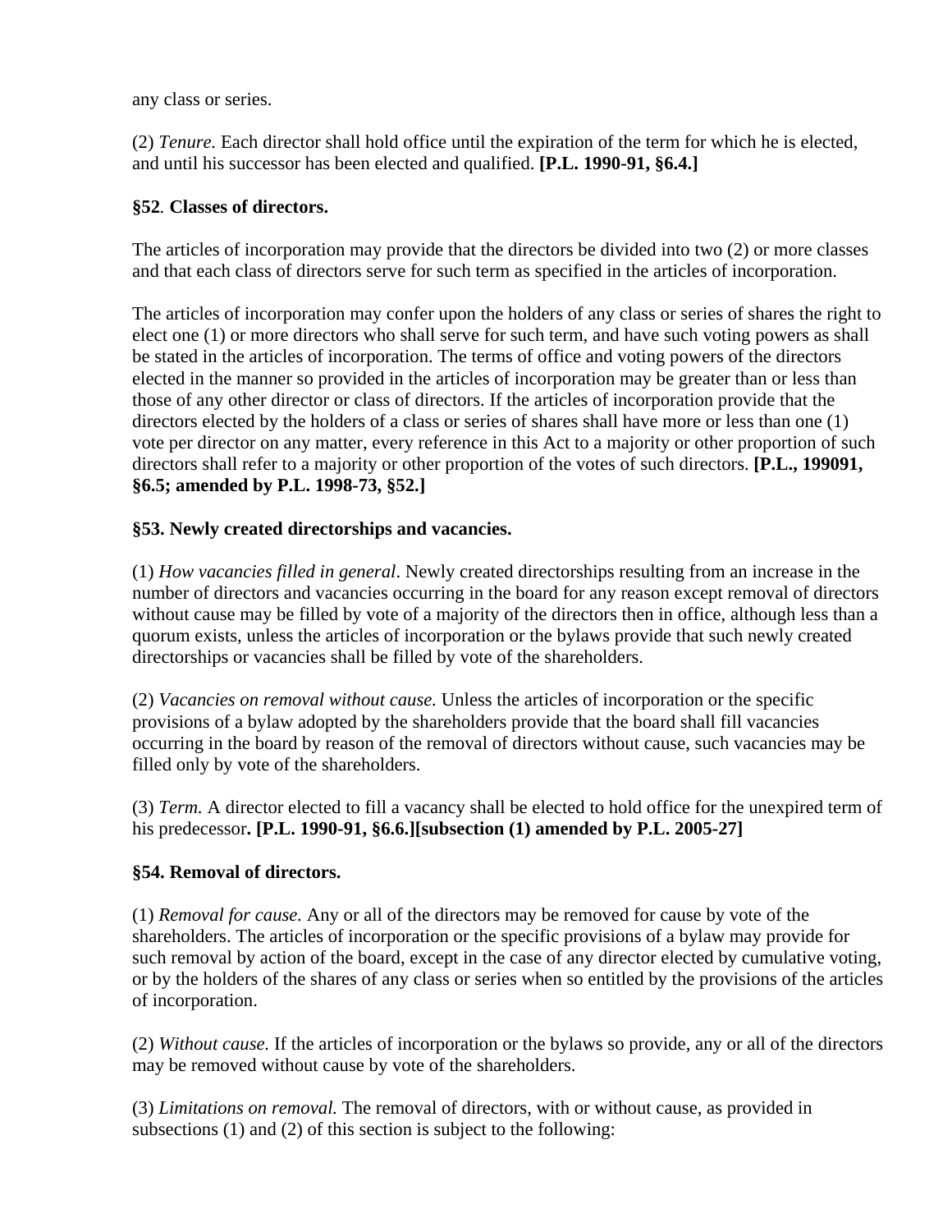any class or series.

(2) *Tenure.* Each director shall hold office until the expiration of the term for which he is elected, and until his successor has been elected and qualified. **[P.L. 1990-91, §6.4.]**

**§52. Classes of directors.**

The articles of incorporation may provide that the directors be divided into two (2) or more classes and that each class of directors serve for such term as specified in the articles of incorporation.

The articles of incorporation may confer upon the holders of any class or series of shares the right to elect one (1) or more directors who shall serve for such term, and have such voting powers as shall be stated in the articles of incorporation. The terms of office and voting powers of the directors elected in the manner so provided in the articles of incorporation may be greater than or less than those of any other director or class of directors. If the articles of incorporation provide that the directors elected by the holders of a class or series of shares shall have more or less than one (1) vote per director on any matter, every reference in this Act to a majority or other proportion of such directors shall refer to a majority or other proportion of the votes of such directors. **[P.L., 199091, §6.5; amended by P.L. 1998-73, §52.]**

**§53. Newly created directorships and vacancies.**

(1) *How vacancies filled in general*. Newly created directorships resulting from an increase in the number of directors and vacancies occurring in the board for any reason except removal of directors without cause may be filled by vote of a majority of the directors then in office, although less than a quorum exists, unless the articles of incorporation or the bylaws provide that such newly created directorships or vacancies shall be filled by vote of the shareholders.

(2) *Vacancies on removal without cause.* Unless the articles of incorporation or the specific provisions of a bylaw adopted by the shareholders provide that the board shall fill vacancies occurring in the board by reason of the removal of directors without cause, such vacancies may be filled only by vote of the shareholders.

(3) *Term.* A director elected to fill a vacancy shall be elected to hold office for the unexpired term of his predecessor**. [P.L. 1990-91, §6.6.][subsection (1) amended by P.L. 2005-27]**

**§54. Removal of directors.**

(1) *Removal for cause.* Any or all of the directors may be removed for cause by vote of the shareholders. The articles of incorporation or the specific provisions of a bylaw may provide for such removal by action of the board, except in the case of any director elected by cumulative voting, or by the holders of the shares of any class or series when so entitled by the provisions of the articles of incorporation.

(2) *Without cause.* If the articles of incorporation or the bylaws so provide, any or all of the directors may be removed without cause by vote of the shareholders.

(3) *Limitations on removal.* The removal of directors, with or without cause, as provided in subsections (1) and (2) of this section is subject to the following: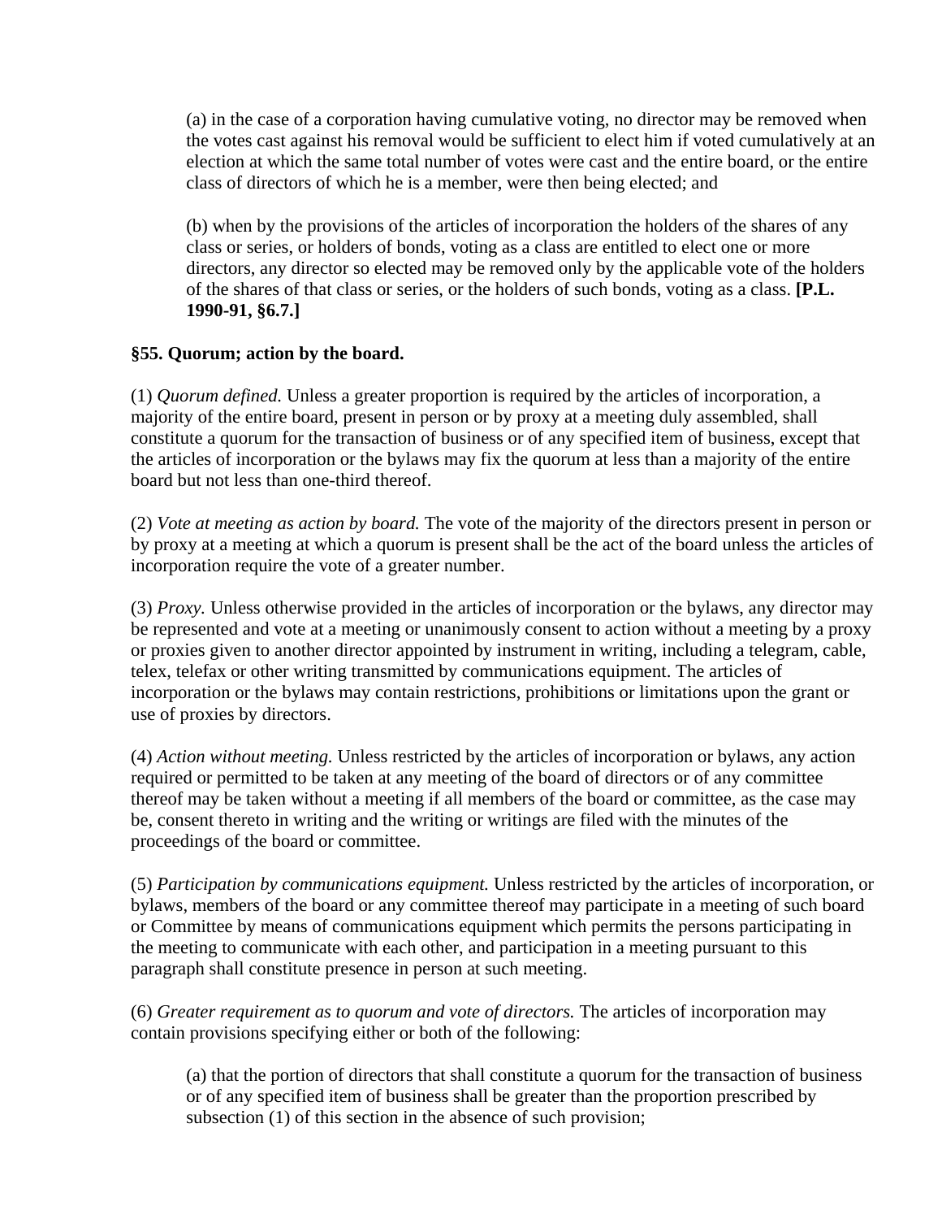(a) in the case of a corporation having cumulative voting, no director may be removed when the votes cast against his removal would be sufficient to elect him if voted cumulatively at an election at which the same total number of votes were cast and the entire board, or the entire class of directors of which he is a member, were then being elected; and

(b) when by the provisions of the articles of incorporation the holders of the shares of any class or series, or holders of bonds, voting as a class are entitled to elect one or more directors, any director so elected may be removed only by the applicable vote of the holders of the shares of that class or series, or the holders of such bonds, voting as a class. **[P.L. 1990-91, §6.7.]**

**§55. Quorum; action by the board.**

(1) *Quorum defined.* Unless a greater proportion is required by the articles of incorporation, a majority of the entire board, present in person or by proxy at a meeting duly assembled, shall constitute a quorum for the transaction of business or of any specified item of business, except that the articles of incorporation or the bylaws may fix the quorum at less than a majority of the entire board but not less than one-third thereof.

(2) *Vote at meeting as action by board.* The vote of the majority of the directors present in person or by proxy at a meeting at which a quorum is present shall be the act of the board unless the articles of incorporation require the vote of a greater number.

(3) *Proxy.* Unless otherwise provided in the articles of incorporation or the bylaws, any director may be represented and vote at a meeting or unanimously consent to action without a meeting by a proxy or proxies given to another director appointed by instrument in writing, including a telegram, cable, telex, telefax or other writing transmitted by communications equipment. The articles of incorporation or the bylaws may contain restrictions, prohibitions or limitations upon the grant or use of proxies by directors.

(4) *Action without meeting.* Unless restricted by the articles of incorporation or bylaws, any action required or permitted to be taken at any meeting of the board of directors or of any committee thereof may be taken without a meeting if all members of the board or committee, as the case may be, consent thereto in writing and the writing or writings are filed with the minutes of the proceedings of the board or committee.

(5) *Participation by communications equipment.* Unless restricted by the articles of incorporation, or bylaws, members of the board or any committee thereof may participate in a meeting of such board or Committee by means of communications equipment which permits the persons participating in the meeting to communicate with each other, and participation in a meeting pursuant to this paragraph shall constitute presence in person at such meeting.

(6) *Greater requirement as to quorum and vote of directors.* The articles of incorporation may contain provisions specifying either or both of the following:

(a) that the portion of directors that shall constitute a quorum for the transaction of business or of any specified item of business shall be greater than the proportion prescribed by subsection (1) of this section in the absence of such provision;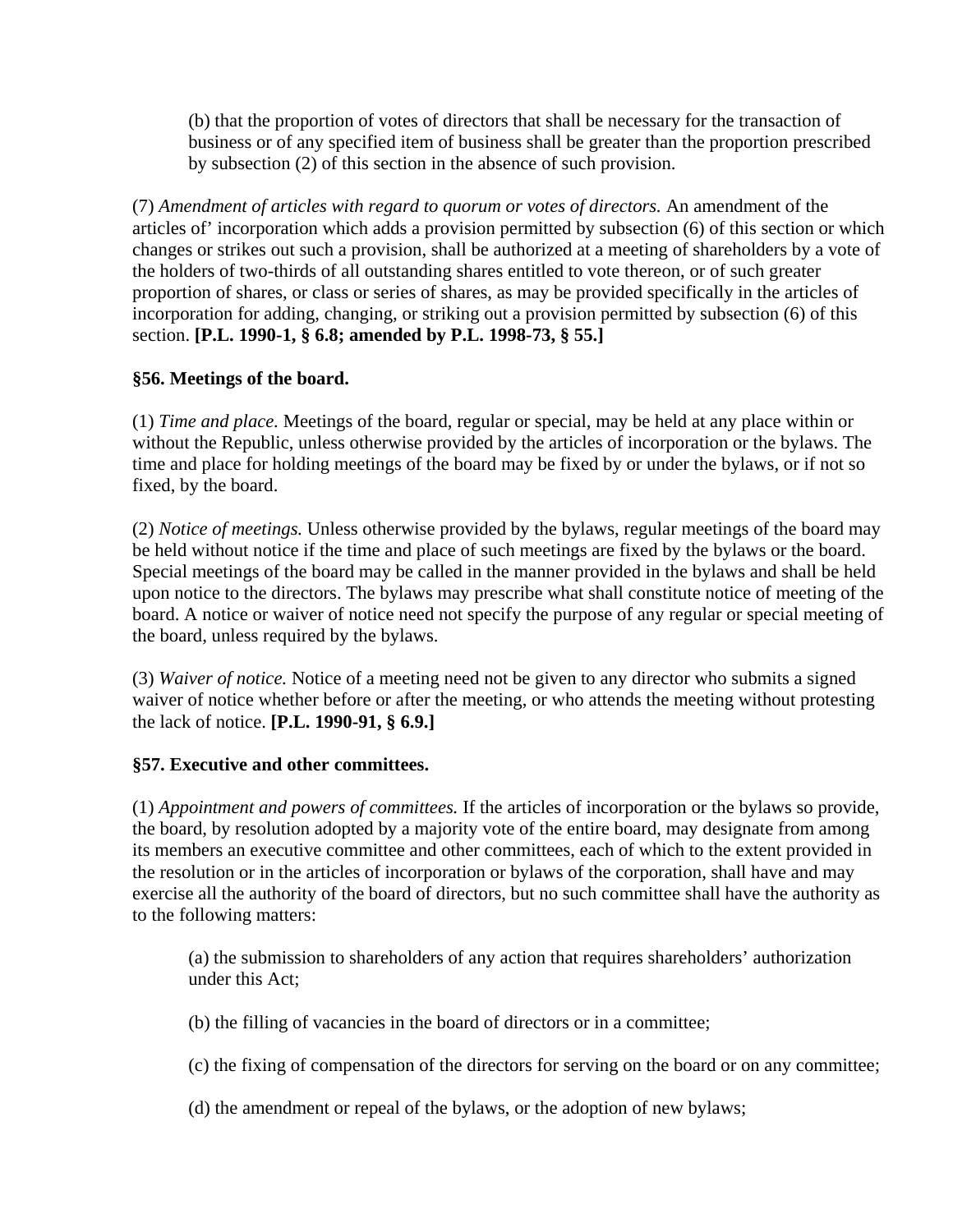(b) that the proportion of votes of directors that shall be necessary for the transaction of business or of any specified item of business shall be greater than the proportion prescribed by subsection (2) of this section in the absence of such provision.

(7) *Amendment of articles with regard to quorum or votes of directors.* An amendment of the articles of' incorporation which adds a provision permitted by subsection (6) of this section or which changes or strikes out such a provision, shall be authorized at a meeting of shareholders by a vote of the holders of two-thirds of all outstanding shares entitled to vote thereon, or of such greater proportion of shares, or class or series of shares, as may be provided specifically in the articles of incorporation for adding, changing, or striking out a provision permitted by subsection (6) of this section. **[P.L. 1990-1, § 6.8; amended by P.L. 1998-73, § 55.]**

### §56. Meetings of the board.

(1) *Time and place.* Meetings of the board, regular or special, may be held at any place within or without the Republic, unless otherwise provided by the articles of incorporation or the bylaws. The time and place for holding meetings of the board may be fixed by or under the bylaws, or if not so fixed, by the board.

(2) *Notice of meetings.* Unless otherwise provided by the bylaws, regular meetings of the board may be held without notice if the time and place of such meetings are fixed by the bylaws or the board. Special meetings of the board may be called in the manner provided in the bylaws and shall be held upon notice to the directors. The bylaws may prescribe what shall constitute notice of meeting of the board. A notice or waiver of notice need not specify the purpose of any regular or special meeting of the board, unless required by the bylaws.

(3) *Waiver of notice.* Notice of a meeting need not be given to any director who submits a signed waiver of notice whether before or after the meeting, or who attends the meeting without protesting the lack of notice. **[P.L. 1990-91, § 6.9.]**

### §57. Executive and other committees.

(1) *Appointment and powers of committees.* If the articles of incorporation or the bylaws so provide, the board, by resolution adopted by a majority vote of the entire board, may designate from among its members an executive committee and other committees, each of which to the extent provided in the resolution or in the articles of incorporation or bylaws of the corporation, shall have and may exercise all the authority of the board of directors, but no such committee shall have the authority as to the following matters:

(a) the submission to shareholders of any action that requires shareholders' authorization under this Act;

(b) the filling of vacancies in the board of directors or in a committee;

(c) the fixing of compensation of the directors for serving on the board or on any committee;

(d) the amendment or repeal of the bylaws, or the adoption of new bylaws;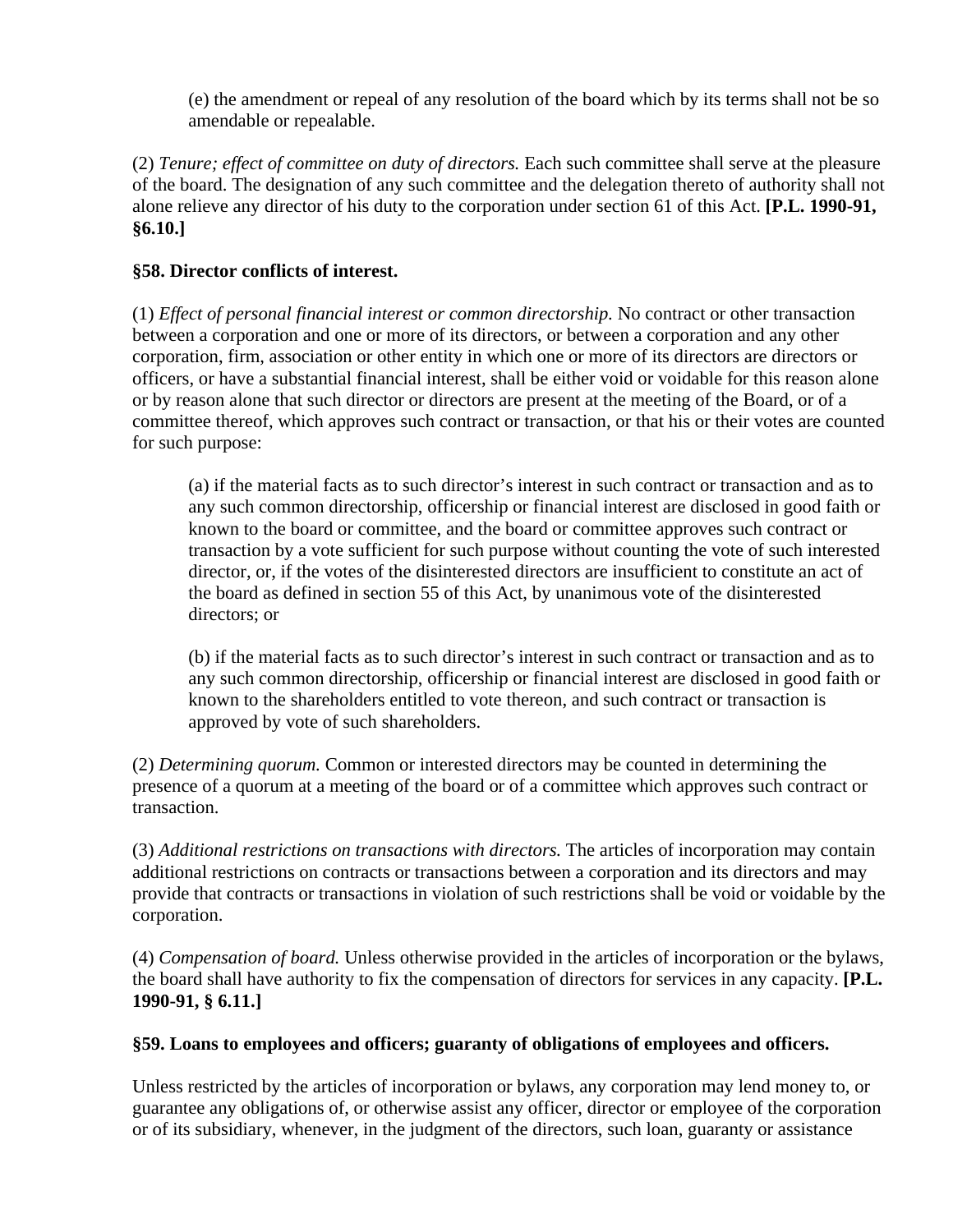(e) the amendment or repeal of any resolution of the board which by its terms shall not be so amendable or repealable.

(2) *Tenure; effect of committee on duty of directors.* Each such committee shall serve at the pleasure of the board. The designation of any such committee and the delegation thereto of authority shall not alone relieve any director of his duty to the corporation under section 61 of this Act. **[P.L. 1990-91, §6.10.]**

**§58. Director conflicts of interest.**

(1) *Effect of personal financial interest or common directorship.* No contract or other transaction between a corporation and one or more of its directors, or between a corporation and any other corporation, firm, association or other entity in which one or more of its directors are directors or officers, or have a substantial financial interest, shall be either void or voidable for this reason alone or by reason alone that such director or directors are present at the meeting of the Board, or of a committee thereof, which approves such contract or transaction, or that his or their votes are counted for such purpose:

(a) if the material facts as to such director's interest in such contract or transaction and as to any such common directorship, officership or financial interest are disclosed in good faith or known to the board or committee, and the board or committee approves such contract or transaction by a vote sufficient for such purpose without counting the vote of such interested director, or, if the votes of the disinterested directors are insufficient to constitute an act of the board as defined in section 55 of this Act, by unanimous vote of the disinterested directors; or

(b) if the material facts as to such director's interest in such contract or transaction and as to any such common directorship, officership or financial interest are disclosed in good faith or known to the shareholders entitled to vote thereon, and such contract or transaction is approved by vote of such shareholders.

(2) *Determining quorum.* Common or interested directors may be counted in determining the presence of a quorum at a meeting of the board or of a committee which approves such contract or transaction.

(3) *Additional restrictions on transactions with directors.* The articles of incorporation may contain additional restrictions on contracts or transactions between a corporation and its directors and may provide that contracts or transactions in violation of such restrictions shall be void or voidable by the corporation.

(4) *Compensation of board.* Unless otherwise provided in the articles of incorporation or the bylaws, the board shall have authority to fix the compensation of directors for services in any capacity. **[P.L. 1990-91, § 6.11.]**

**§59. Loans to employees and officers; guaranty of obligations of employees and officers.**

Unless restricted by the articles of incorporation or bylaws, any corporation may lend money to, or guarantee any obligations of, or otherwise assist any officer, director or employee of the corporation or of its subsidiary, whenever, in the judgment of the directors, such loan, guaranty or assistance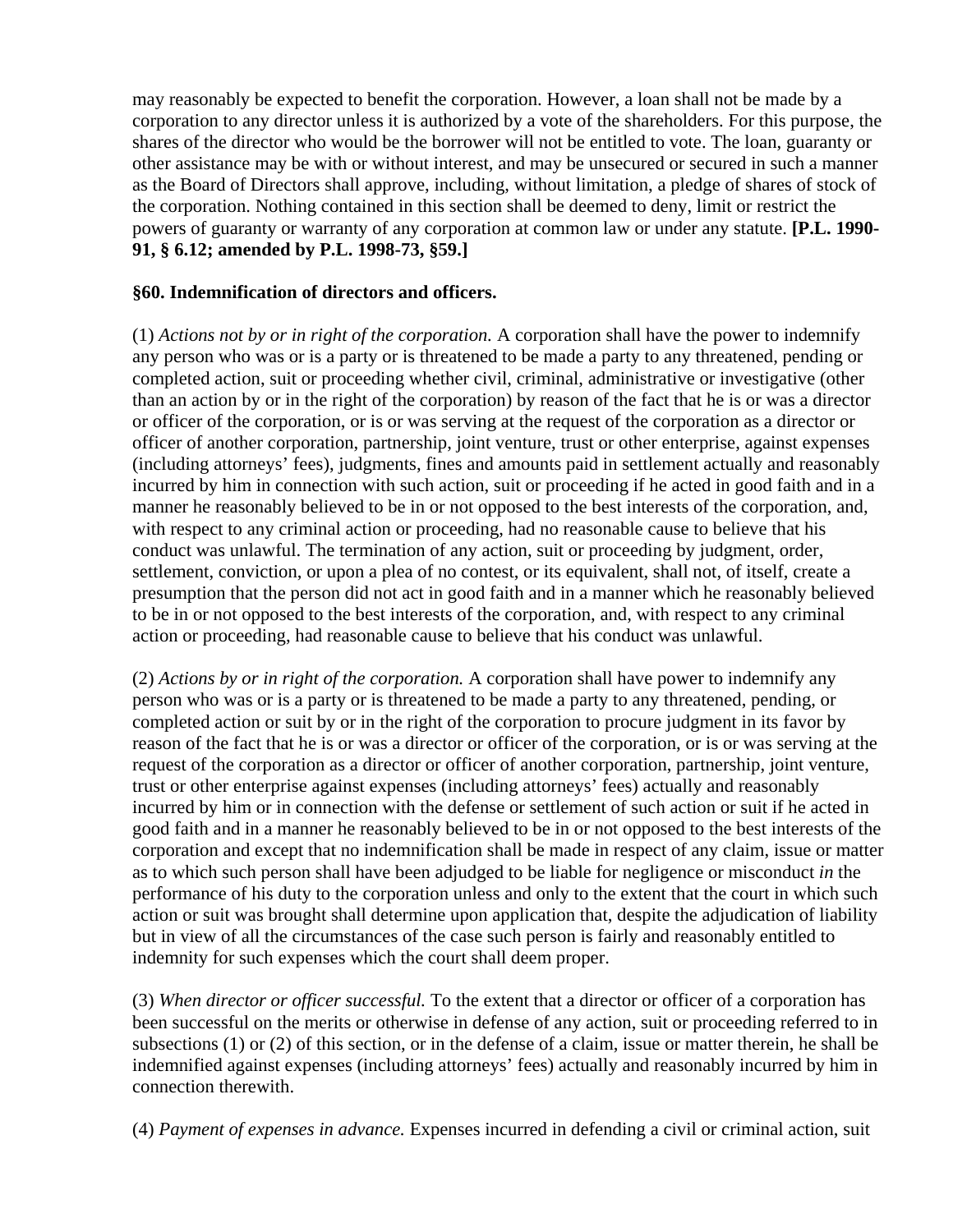may reasonably be expected to benefit the corporation. However, a loan shall not be made by a corporation to any director unless it is authorized by a vote of the shareholders. For this purpose, the shares of the director who would be the borrower will not be entitled to vote. The loan, guaranty or other assistance may be with or without interest, and may be unsecured or secured in such a manner as the Board of Directors shall approve, including, without limitation, a pledge of shares of stock of the corporation. Nothing contained in this section shall be deemed to deny, limit or restrict the powers of guaranty or warranty of any corporation at common law or under any statute. **[P.L. 1990-91, § 6.12; amended by P.L. 1998-73, §59.]**

**§60. Indemnification of directors and officers.**

(1) *Actions not by or in right of the corporation.* A corporation shall have the power to indemnify any person who was or is a party or is threatened to be made a party to any threatened, pending or completed action, suit or proceeding whether civil, criminal, administrative or investigative (other than an action by or in the right of the corporation) by reason of the fact that he is or was a director or officer of the corporation, or is or was serving at the request of the corporation as a director or officer of another corporation, partnership, joint venture, trust or other enterprise, against expenses (including attorneys' fees), judgments, fines and amounts paid in settlement actually and reasonably incurred by him in connection with such action, suit or proceeding if he acted in good faith and in a manner he reasonably believed to be in or not opposed to the best interests of the corporation, and, with respect to any criminal action or proceeding, had no reasonable cause to believe that his conduct was unlawful. The termination of any action, suit or proceeding by judgment, order, settlement, conviction, or upon a plea of no contest, or its equivalent, shall not, of itself, create a presumption that the person did not act in good faith and in a manner which he reasonably believed to be in or not opposed to the best interests of the corporation, and, with respect to any criminal action or proceeding, had reasonable cause to believe that his conduct was unlawful.

(2) *Actions by or in right of the corporation.* A corporation shall have power to indemnify any person who was or is a party or is threatened to be made a party to any threatened, pending, or completed action or suit by or in the right of the corporation to procure judgment in its favor by reason of the fact that he is or was a director or officer of the corporation, or is or was serving at the request of the corporation as a director or officer of another corporation, partnership, joint venture, trust or other enterprise against expenses (including attorneys' fees) actually and reasonably incurred by him or in connection with the defense or settlement of such action or suit if he acted in good faith and in a manner he reasonably believed to be in or not opposed to the best interests of the corporation and except that no indemnification shall be made in respect of any claim, issue or matter as to which such person shall have been adjudged to be liable for negligence or misconduct *in* the performance of his duty to the corporation unless and only to the extent that the court in which such action or suit was brought shall determine upon application that, despite the adjudication of liability but in view of all the circumstances of the case such person is fairly and reasonably entitled to indemnity for such expenses which the court shall deem proper.

(3) *When director or officer successful.* To the extent that a director or officer of a corporation has been successful on the merits or otherwise in defense of any action, suit or proceeding referred to in subsections (1) or (2) of this section, or in the defense of a claim, issue or matter therein, he shall be indemnified against expenses (including attorneys' fees) actually and reasonably incurred by him in connection therewith.

(4) *Payment of expenses in advance.* Expenses incurred in defending a civil or criminal action, suit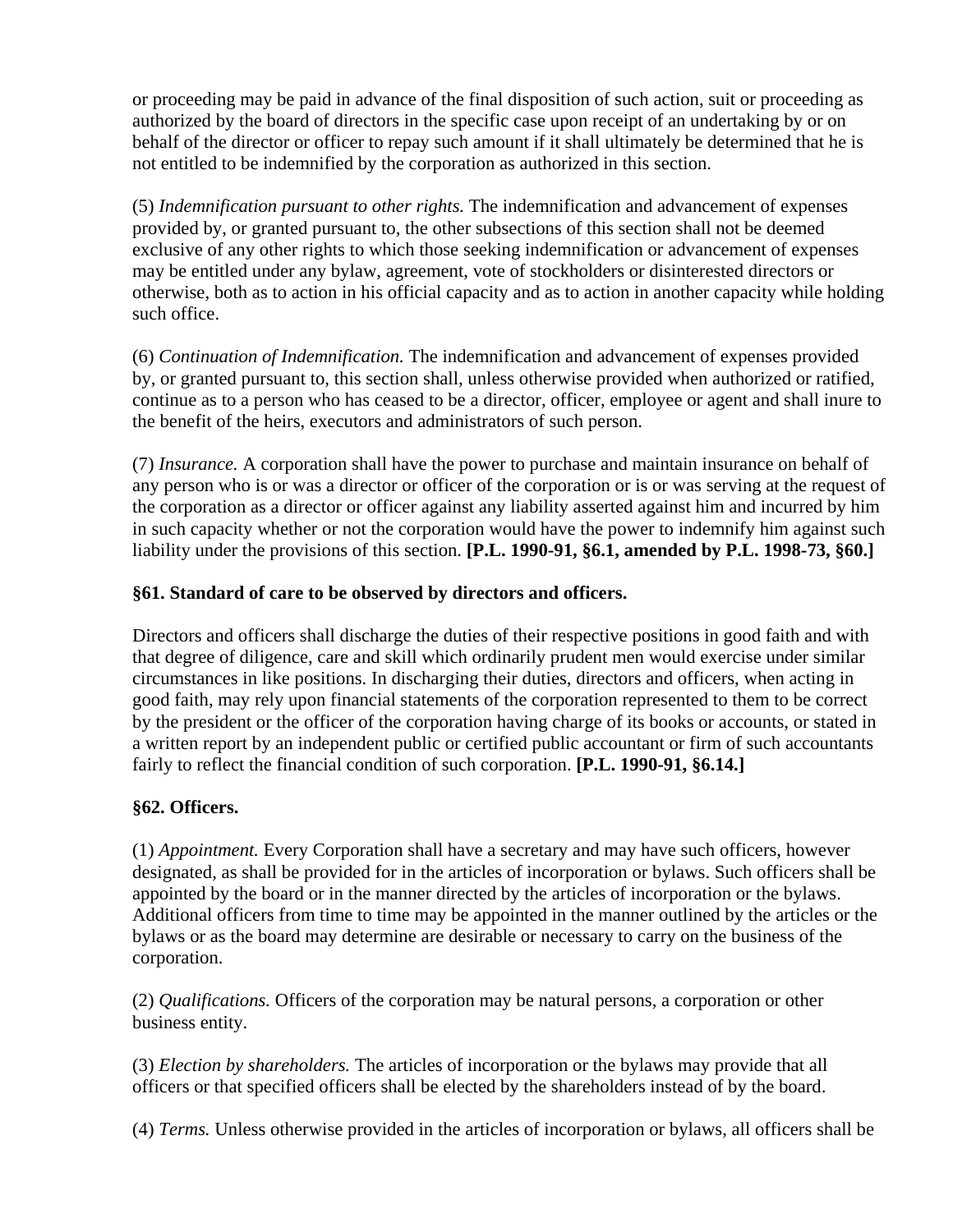or proceeding may be paid in advance of the final disposition of such action, suit or proceeding as authorized by the board of directors in the specific case upon receipt of an undertaking by or on behalf of the director or officer to repay such amount if it shall ultimately be determined that he is not entitled to be indemnified by the corporation as authorized in this section.

(5) *Indemnification pursuant to other rights.* The indemnification and advancement of expenses provided by, or granted pursuant to, the other subsections of this section shall not be deemed exclusive of any other rights to which those seeking indemnification or advancement of expenses may be entitled under any bylaw, agreement, vote of stockholders or disinterested directors or otherwise, both as to action in his official capacity and as to action in another capacity while holding such office.

(6) *Continuation of Indemnification.* The indemnification and advancement of expenses provided by, or granted pursuant to, this section shall, unless otherwise provided when authorized or ratified, continue as to a person who has ceased to be a director, officer, employee or agent and shall inure to the benefit of the heirs, executors and administrators of such person.

(7) *Insurance.* A corporation shall have the power to purchase and maintain insurance on behalf of any person who is or was a director or officer of the corporation or is or was serving at the request of the corporation as a director or officer against any liability asserted against him and incurred by him in such capacity whether or not the corporation would have the power to indemnify him against such liability under the provisions of this section. **[P.L. 1990-91, §6.1, amended by P.L. 1998-73, §60.]**

**§61. Standard of care to be observed by directors and officers.**

Directors and officers shall discharge the duties of their respective positions in good faith and with that degree of diligence, care and skill which ordinarily prudent men would exercise under similar circumstances in like positions. In discharging their duties, directors and officers, when acting in good faith, may rely upon financial statements of the corporation represented to them to be correct by the president or the officer of the corporation having charge of its books or accounts, or stated in a written report by an independent public or certified public accountant or firm of such accountants fairly to reflect the financial condition of such corporation. **[P.L. 1990-91, §6.14.]**

**§62. Officers.**

(1) *Appointment.* Every Corporation shall have a secretary and may have such officers, however designated, as shall be provided for in the articles of incorporation or bylaws. Such officers shall be appointed by the board or in the manner directed by the articles of incorporation or the bylaws. Additional officers from time to time may be appointed in the manner outlined by the articles or the bylaws or as the board may determine are desirable or necessary to carry on the business of the corporation.

(2) *Qualifications.* Officers of the corporation may be natural persons, a corporation or other business entity.

(3) *Election by shareholders.* The articles of incorporation or the bylaws may provide that all officers or that specified officers shall be elected by the shareholders instead of by the board.

(4) *Terms.* Unless otherwise provided in the articles of incorporation or bylaws, all officers shall be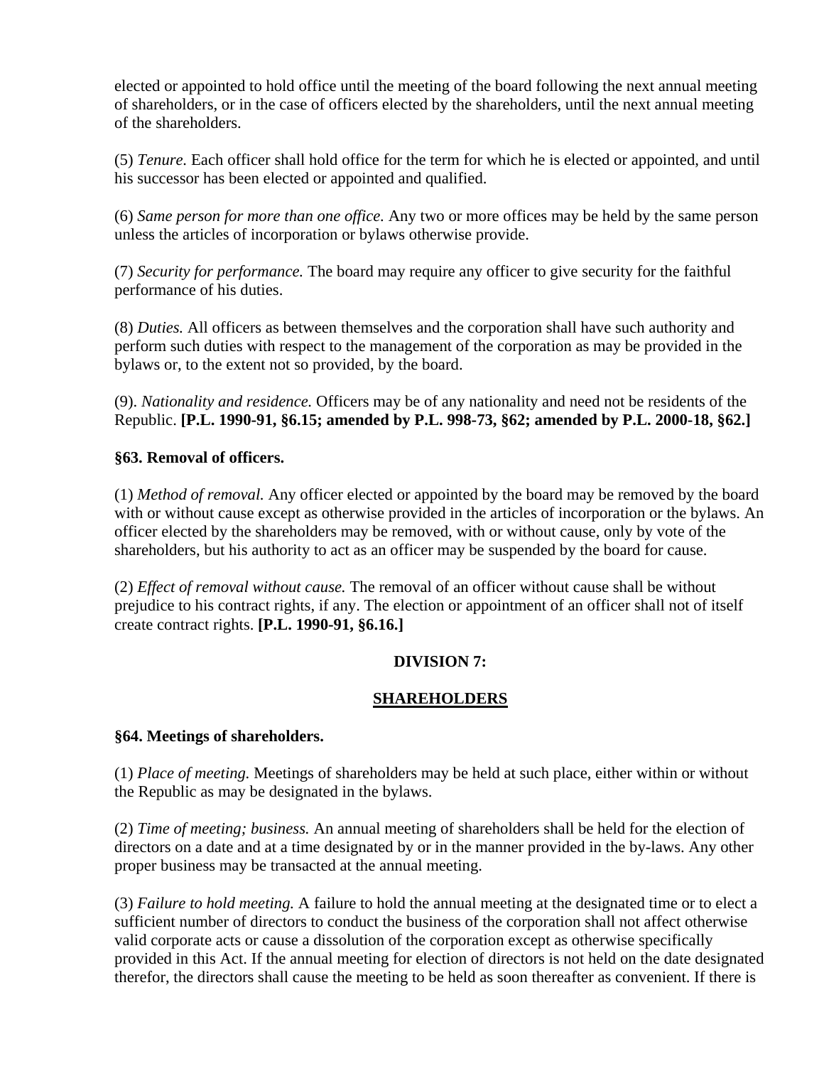elected or appointed to hold office until the meeting of the board following the next annual meeting of shareholders, or in the case of officers elected by the shareholders, until the next annual meeting of the shareholders.

(5) *Tenure.* Each officer shall hold office for the term for which he is elected or appointed, and until his successor has been elected or appointed and qualified.

(6) *Same person for more than one office.* Any two or more offices may be held by the same person unless the articles of incorporation or bylaws otherwise provide.

(7) *Security for performance.* The board may require any officer to give security for the faithful performance of his duties.

(8) *Duties.* All officers as between themselves and the corporation shall have such authority and perform such duties with respect to the management of the corporation as may be provided in the bylaws or, to the extent not so provided, by the board.

(9). *Nationality and residence.* Officers may be of any nationality and need not be residents of the Republic. **[P.L. 1990-91, §6.15; amended by P.L. 998-73, §62; amended by P.L. 2000-18, §62.]**

### §63. Removal of officers.

(1) *Method of removal.* Any officer elected or appointed by the board may be removed by the board with or without cause except as otherwise provided in the articles of incorporation or the bylaws. An officer elected by the shareholders may be removed, with or without cause, only by vote of the shareholders, but his authority to act as an officer may be suspended by the board for cause.

(2) *Effect of removal without cause.* The removal of an officer without cause shall be without prejudice to his contract rights, if any. The election or appointment of an officer shall not of itself create contract rights. **[P.L. 1990-91, §6.16.]**

## DIVISION 7:

## SHAREHOLDERS

### §64. Meetings of shareholders.

(1) *Place of meeting.* Meetings of shareholders may be held at such place, either within or without the Republic as may be designated in the bylaws.

(2) *Time of meeting; business.* An annual meeting of shareholders shall be held for the election of directors on a date and at a time designated by or in the manner provided in the by-laws. Any other proper business may be transacted at the annual meeting.

(3) *Failure to hold meeting.* A failure to hold the annual meeting at the designated time or to elect a sufficient number of directors to conduct the business of the corporation shall not affect otherwise valid corporate acts or cause a dissolution of the corporation except as otherwise specifically provided in this Act. If the annual meeting for election of directors is not held on the date designated therefor, the directors shall cause the meeting to be held as soon thereafter as convenient. If there is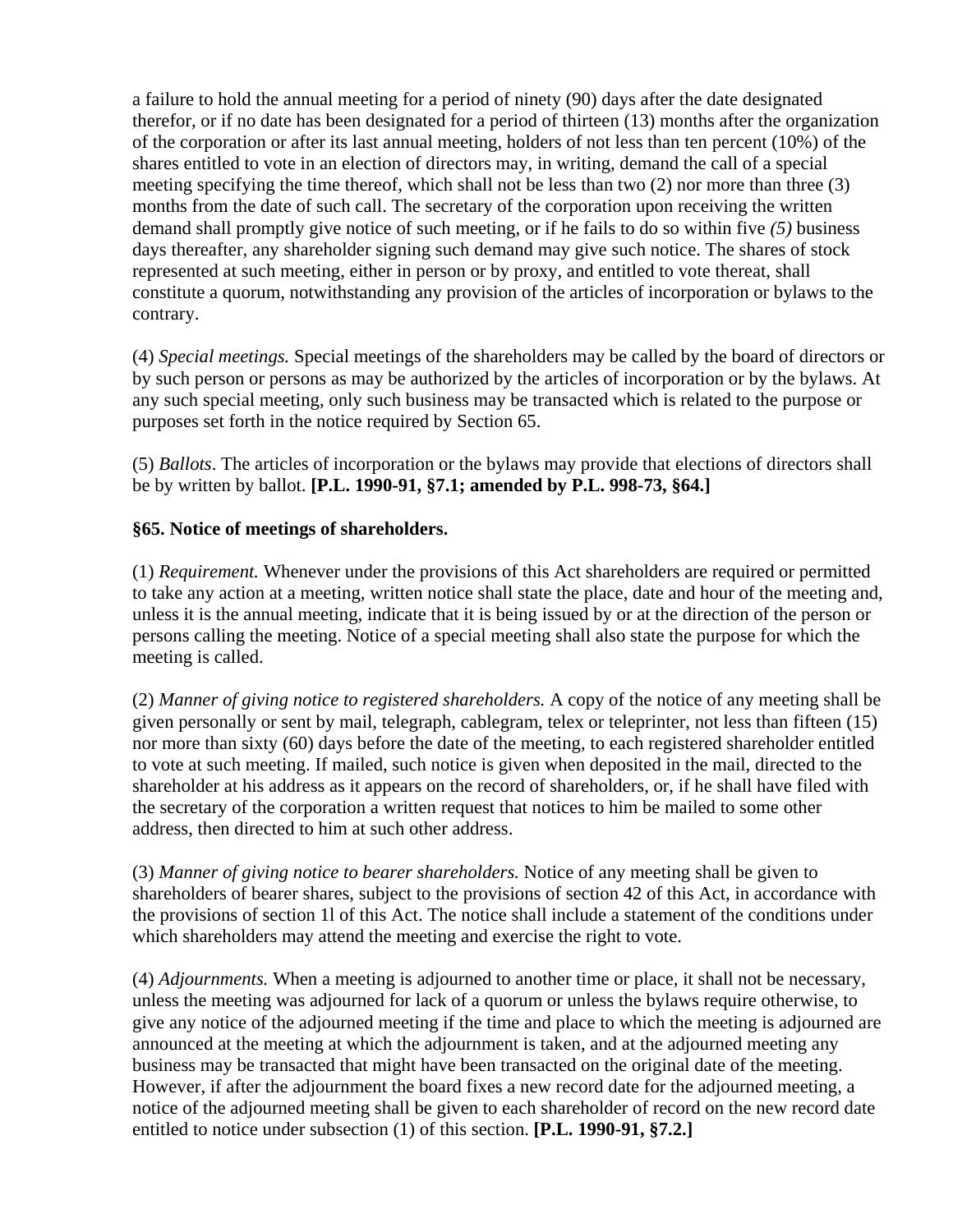a failure to hold the annual meeting for a period of ninety (90) days after the date designated therefor, or if no date has been designated for a period of thirteen (13) months after the organization of the corporation or after its last annual meeting, holders of not less than ten percent (10%) of the shares entitled to vote in an election of directors may, in writing, demand the call of a special meeting specifying the time thereof, which shall not be less than two (2) nor more than three (3) months from the date of such call. The secretary of the corporation upon receiving the written demand shall promptly give notice of such meeting, or if he fails to do so within five *(5)* business days thereafter, any shareholder signing such demand may give such notice. The shares of stock represented at such meeting, either in person or by proxy, and entitled to vote thereat, shall constitute a quorum, notwithstanding any provision of the articles of incorporation or bylaws to the contrary.

(4) *Special meetings.* Special meetings of the shareholders may be called by the board of directors or by such person or persons as may be authorized by the articles of incorporation or by the bylaws. At any such special meeting, only such business may be transacted which is related to the purpose or purposes set forth in the notice required by Section 65.

(5) *Ballots*. The articles of incorporation or the bylaws may provide that elections of directors shall be by written by ballot. **[P.L. 1990-91, §7.1; amended by P.L. 998-73, §64.]**

### §65. Notice of meetings of shareholders.

(1) *Requirement.* Whenever under the provisions of this Act shareholders are required or permitted to take any action at a meeting, written notice shall state the place, date and hour of the meeting and, unless it is the annual meeting, indicate that it is being issued by or at the direction of the person or persons calling the meeting. Notice of a special meeting shall also state the purpose for which the meeting is called.

(2) *Manner of giving notice to registered shareholders.* A copy of the notice of any meeting shall be given personally or sent by mail, telegraph, cablegram, telex or teleprinter, not less than fifteen (15) nor more than sixty (60) days before the date of the meeting, to each registered shareholder entitled to vote at such meeting. If mailed, such notice is given when deposited in the mail, directed to the shareholder at his address as it appears on the record of shareholders, or, if he shall have filed with the secretary of the corporation a written request that notices to him be mailed to some other address, then directed to him at such other address.

(3) *Manner of giving notice to bearer shareholders.* Notice of any meeting shall be given to shareholders of bearer shares, subject to the provisions of section 42 of this Act, in accordance with the provisions of section 1l of this Act. The notice shall include a statement of the conditions under which shareholders may attend the meeting and exercise the right to vote.

(4) *Adjournments.* When a meeting is adjourned to another time or place, it shall not be necessary, unless the meeting was adjourned for lack of a quorum or unless the bylaws require otherwise, to give any notice of the adjourned meeting if the time and place to which the meeting is adjourned are announced at the meeting at which the adjournment is taken, and at the adjourned meeting any business may be transacted that might have been transacted on the original date of the meeting. However, if after the adjournment the board fixes a new record date for the adjourned meeting, a notice of the adjourned meeting shall be given to each shareholder of record on the new record date entitled to notice under subsection (1) of this section. **[P.L. 1990-91, §7.2.]**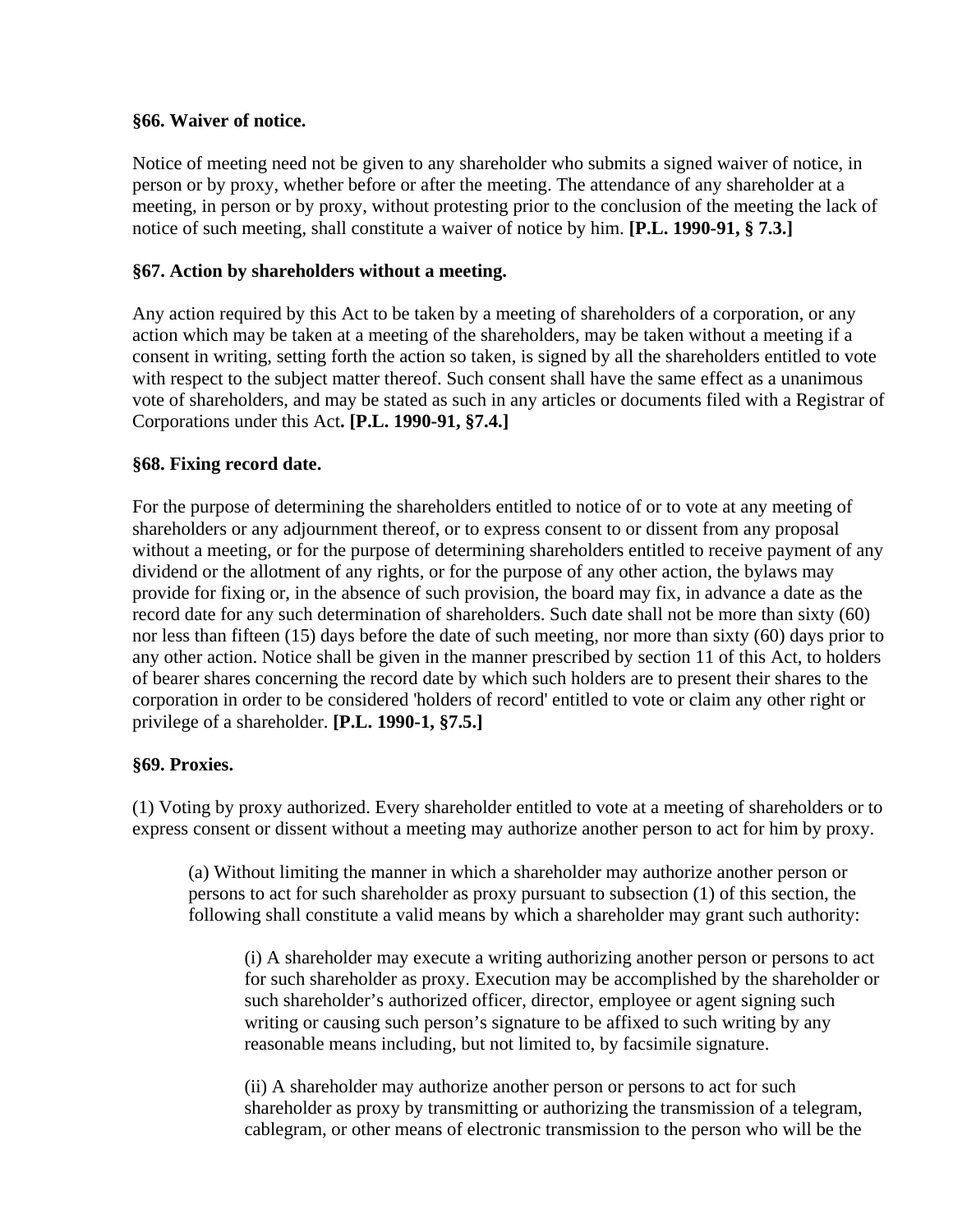**§66. Waiver of notice.**

Notice of meeting need not be given to any shareholder who submits a signed waiver of notice, in person or by proxy, whether before or after the meeting. The attendance of any shareholder at a meeting, in person or by proxy, without protesting prior to the conclusion of the meeting the lack of notice of such meeting, shall constitute a waiver of notice by him. **[P.L. 1990-91, § 7.3.]**

**§67. Action by shareholders without a meeting.**

Any action required by this Act to be taken by a meeting of shareholders of a corporation, or any action which may be taken at a meeting of the shareholders, may be taken without a meeting if a consent in writing, setting forth the action so taken, is signed by all the shareholders entitled to vote with respect to the subject matter thereof. Such consent shall have the same effect as a unanimous vote of shareholders, and may be stated as such in any articles or documents filed with a Registrar of Corporations under this Act**. [P.L. 1990-91, §7.4.]**

**§68. Fixing record date.**

For the purpose of determining the shareholders entitled to notice of or to vote at any meeting of shareholders or any adjournment thereof, or to express consent to or dissent from any proposal without a meeting, or for the purpose of determining shareholders entitled to receive payment of any dividend or the allotment of any rights, or for the purpose of any other action, the bylaws may provide for fixing or, in the absence of such provision, the board may fix, in advance a date as the record date for any such determination of shareholders. Such date shall not be more than sixty (60) nor less than fifteen (15) days before the date of such meeting, nor more than sixty (60) days prior to any other action. Notice shall be given in the manner prescribed by section 11 of this Act, to holders of bearer shares concerning the record date by which such holders are to present their shares to the corporation in order to be considered 'holders of record' entitled to vote or claim any other right or privilege of a shareholder. **[P.L. 1990-1, §7.5.]**

**§69. Proxies.**

(1) Voting by proxy authorized. Every shareholder entitled to vote at a meeting of shareholders or to express consent or dissent without a meeting may authorize another person to act for him by proxy.

> (a) Without limiting the manner in which a shareholder may authorize another person or persons to act for such shareholder as proxy pursuant to subsection (1) of this section, the following shall constitute a valid means by which a shareholder may grant such authority:
>
> > (i) A shareholder may execute a writing authorizing another person or persons to act for such shareholder as proxy. Execution may be accomplished by the shareholder or such shareholder's authorized officer, director, employee or agent signing such writing or causing such person's signature to be affixed to such writing by any reasonable means including, but not limited to, by facsimile signature.
> >
> > (ii) A shareholder may authorize another person or persons to act for such shareholder as proxy by transmitting or authorizing the transmission of a telegram, cablegram, or other means of electronic transmission to the person who will be the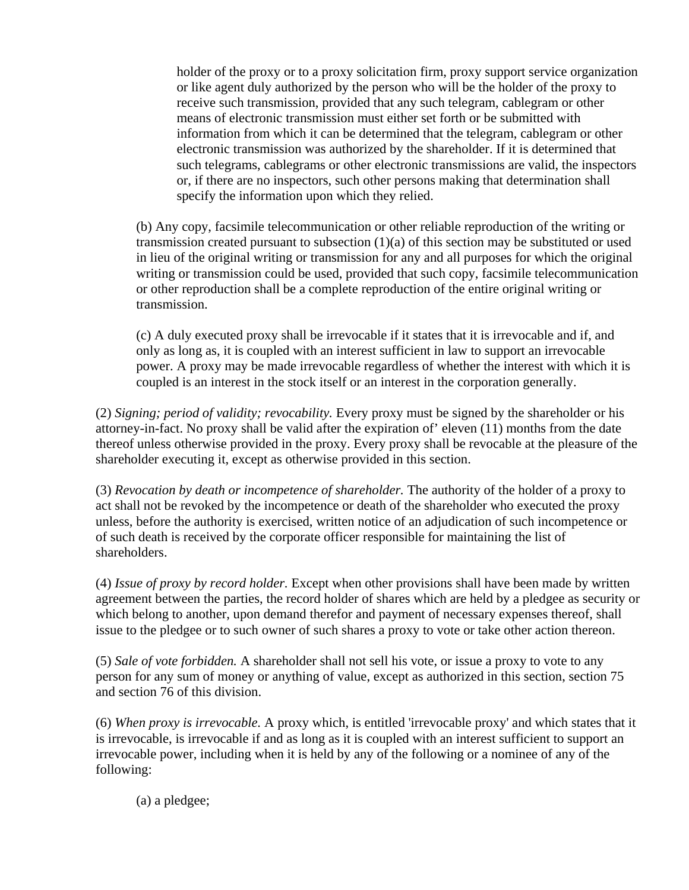holder of the proxy or to a proxy solicitation firm, proxy support service organization or like agent duly authorized by the person who will be the holder of the proxy to receive such transmission, provided that any such telegram, cablegram or other means of electronic transmission must either set forth or be submitted with information from which it can be determined that the telegram, cablegram or other electronic transmission was authorized by the shareholder. If it is determined that such telegrams, cablegrams or other electronic transmissions are valid, the inspectors or, if there are no inspectors, such other persons making that determination shall specify the information upon which they relied.

(b) Any copy, facsimile telecommunication or other reliable reproduction of the writing or transmission created pursuant to subsection (1)(a) of this section may be substituted or used in lieu of the original writing or transmission for any and all purposes for which the original writing or transmission could be used, provided that such copy, facsimile telecommunication or other reproduction shall be a complete reproduction of the entire original writing or transmission.

(c) A duly executed proxy shall be irrevocable if it states that it is irrevocable and if, and only as long as, it is coupled with an interest sufficient in law to support an irrevocable power. A proxy may be made irrevocable regardless of whether the interest with which it is coupled is an interest in the stock itself or an interest in the corporation generally.

(2) *Signing; period of validity; revocability.* Every proxy must be signed by the shareholder or his attorney-in-fact. No proxy shall be valid after the expiration of' eleven (11) months from the date thereof unless otherwise provided in the proxy. Every proxy shall be revocable at the pleasure of the shareholder executing it, except as otherwise provided in this section.

(3) *Revocation by death or incompetence of shareholder.* The authority of the holder of a proxy to act shall not be revoked by the incompetence or death of the shareholder who executed the proxy unless, before the authority is exercised, written notice of an adjudication of such incompetence or of such death is received by the corporate officer responsible for maintaining the list of shareholders.

(4) *Issue of proxy by record holder.* Except when other provisions shall have been made by written agreement between the parties, the record holder of shares which are held by a pledgee as security or which belong to another, upon demand therefor and payment of necessary expenses thereof, shall issue to the pledgee or to such owner of such shares a proxy to vote or take other action thereon.

(5) *Sale of vote forbidden.* A shareholder shall not sell his vote, or issue a proxy to vote to any person for any sum of money or anything of value, except as authorized in this section, section 75 and section 76 of this division.

(6) *When proxy is irrevocable.* A proxy which, is entitled 'irrevocable proxy' and which states that it is irrevocable, is irrevocable if and as long as it is coupled with an interest sufficient to support an irrevocable power, including when it is held by any of the following or a nominee of any of the following:

(a) a pledgee;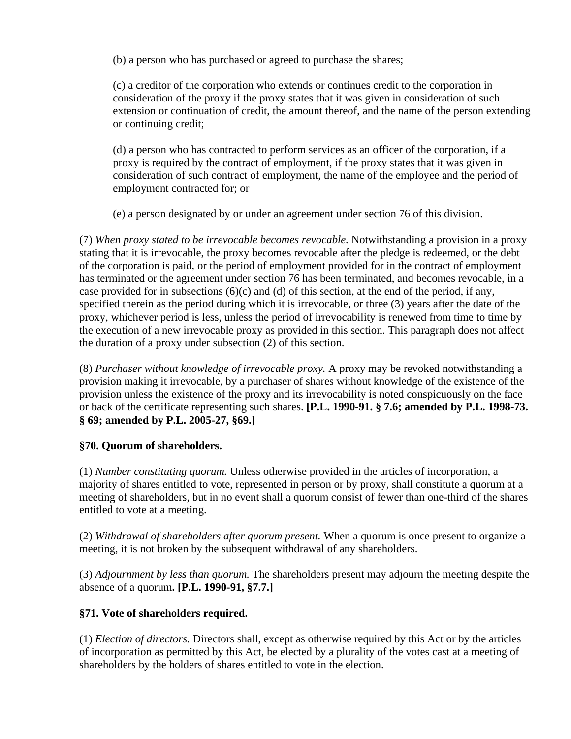(b) a person who has purchased or agreed to purchase the shares;

(c) a creditor of the corporation who extends or continues credit to the corporation in consideration of the proxy if the proxy states that it was given in consideration of such extension or continuation of credit, the amount thereof, and the name of the person extending or continuing credit;

(d) a person who has contracted to perform services as an officer of the corporation, if a proxy is required by the contract of employment, if the proxy states that it was given in consideration of such contract of employment, the name of the employee and the period of employment contracted for; or

(e) a person designated by or under an agreement under section 76 of this division.

(7) *When proxy stated to be irrevocable becomes revocable.* Notwithstanding a provision in a proxy stating that it is irrevocable, the proxy becomes revocable after the pledge is redeemed, or the debt of the corporation is paid, or the period of employment provided for in the contract of employment has terminated or the agreement under section 76 has been terminated, and becomes revocable, in a case provided for in subsections (6)(c) and (d) of this section, at the end of the period, if any, specified therein as the period during which it is irrevocable, or three (3) years after the date of the proxy, whichever period is less, unless the period of irrevocability is renewed from time to time by the execution of a new irrevocable proxy as provided in this section. This paragraph does not affect the duration of a proxy under subsection (2) of this section.

(8) *Purchaser without knowledge of irrevocable proxy.* A proxy may be revoked notwithstanding a provision making it irrevocable, by a purchaser of shares without knowledge of the existence of the provision unless the existence of the proxy and its irrevocability is noted conspicuously on the face or back of the certificate representing such shares. **[P.L. 1990-91. § 7.6; amended by P.L. 1998-73. § 69; amended by P.L. 2005-27, §69.]**

**§70. Quorum of shareholders.**

(1) *Number constituting quorum.* Unless otherwise provided in the articles of incorporation, a majority of shares entitled to vote, represented in person or by proxy, shall constitute a quorum at a meeting of shareholders, but in no event shall a quorum consist of fewer than one-third of the shares entitled to vote at a meeting.

(2) *Withdrawal of shareholders after quorum present.* When a quorum is once present to organize a meeting, it is not broken by the subsequent withdrawal of any shareholders.

(3) *Adjournment by less than quorum.* The shareholders present may adjourn the meeting despite the absence of a quorum**. [P.L. 1990-91, §7.7.]**

**§71. Vote of shareholders required.**

(1) *Election of directors.* Directors shall, except as otherwise required by this Act or by the articles of incorporation as permitted by this Act, be elected by a plurality of the votes cast at a meeting of shareholders by the holders of shares entitled to vote in the election.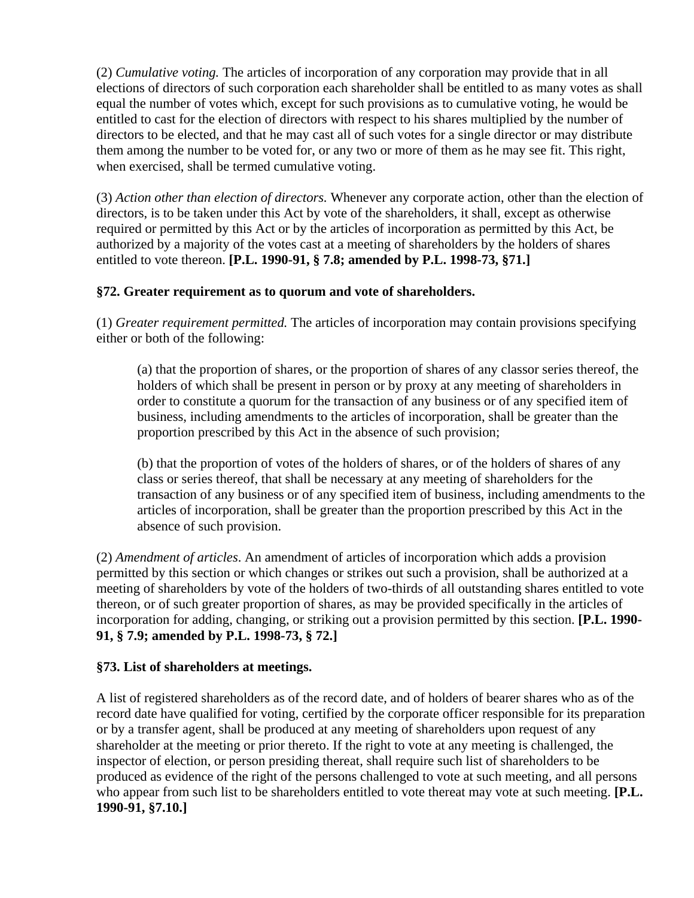(2) *Cumulative voting.* The articles of incorporation of any corporation may provide that in all elections of directors of such corporation each shareholder shall be entitled to as many votes as shall equal the number of votes which, except for such provisions as to cumulative voting, he would be entitled to cast for the election of directors with respect to his shares multiplied by the number of directors to be elected, and that he may cast all of such votes for a single director or may distribute them among the number to be voted for, or any two or more of them as he may see fit. This right, when exercised, shall be termed cumulative voting.

(3) *Action other than election of directors.* Whenever any corporate action, other than the election of directors, is to be taken under this Act by vote of the shareholders, it shall, except as otherwise required or permitted by this Act or by the articles of incorporation as permitted by this Act, be authorized by a majority of the votes cast at a meeting of shareholders by the holders of shares entitled to vote thereon. **[P.L. 1990-91, § 7.8; amended by P.L. 1998-73, §71.]**

### §72. Greater requirement as to quorum and vote of shareholders.

(1) *Greater requirement permitted.* The articles of incorporation may contain provisions specifying either or both of the following:

> (a) that the proportion of shares, or the proportion of shares of any classor series thereof, the holders of which shall be present in person or by proxy at any meeting of shareholders in order to constitute a quorum for the transaction of any business or of any specified item of business, including amendments to the articles of incorporation, shall be greater than the proportion prescribed by this Act in the absence of such provision;
>
> (b) that the proportion of votes of the holders of shares, or of the holders of shares of any class or series thereof, that shall be necessary at any meeting of shareholders for the transaction of any business or of any specified item of business, including amendments to the articles of incorporation, shall be greater than the proportion prescribed by this Act in the absence of such provision.

(2) *Amendment of articles*. An amendment of articles of incorporation which adds a provision permitted by this section or which changes or strikes out such a provision, shall be authorized at a meeting of shareholders by vote of the holders of two-thirds of all outstanding shares entitled to vote thereon, or of such greater proportion of shares, as may be provided specifically in the articles of incorporation for adding, changing, or striking out a provision permitted by this section. **[P.L. 1990-91, § 7.9; amended by P.L. 1998-73, § 72.]**

### §73. List of shareholders at meetings.

A list of registered shareholders as of the record date, and of holders of bearer shares who as of the record date have qualified for voting, certified by the corporate officer responsible for its preparation or by a transfer agent, shall be produced at any meeting of shareholders upon request of any shareholder at the meeting or prior thereto. If the right to vote at any meeting is challenged, the inspector of election, or person presiding thereat, shall require such list of shareholders to be produced as evidence of the right of the persons challenged to vote at such meeting, and all persons who appear from such list to be shareholders entitled to vote thereat may vote at such meeting. **[P.L. 1990-91, §7.10.]**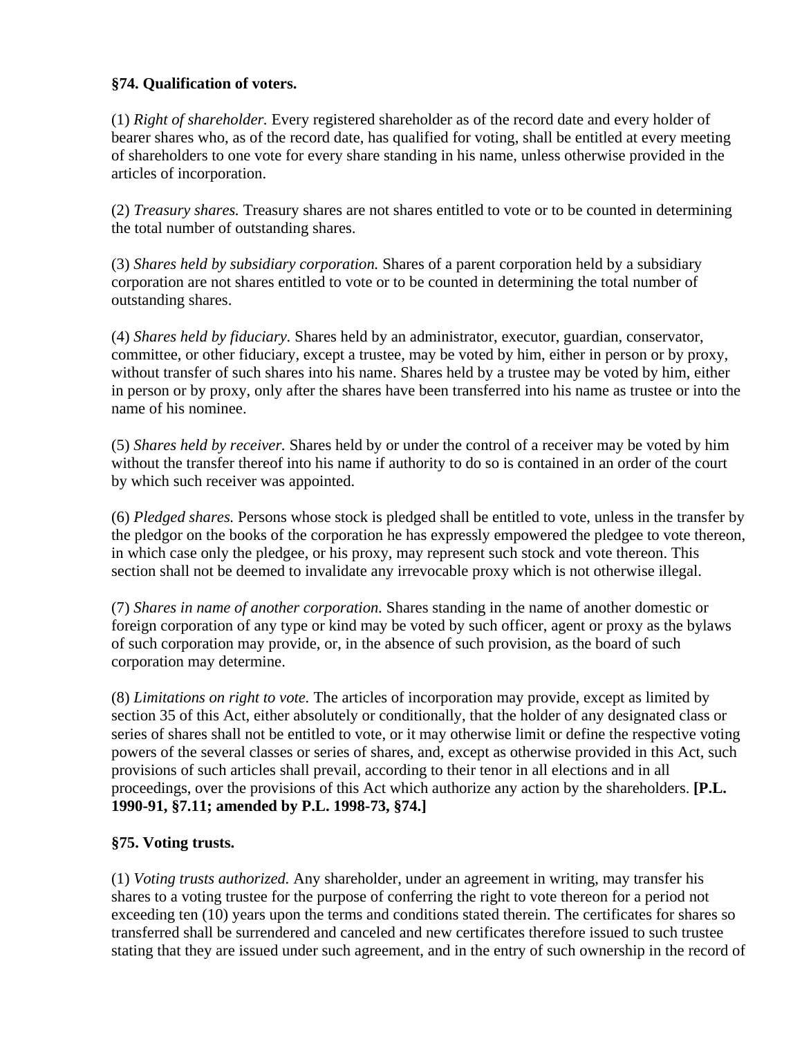**§74. Qualification of voters.**

(1) *Right of shareholder.* Every registered shareholder as of the record date and every holder of bearer shares who, as of the record date, has qualified for voting, shall be entitled at every meeting of shareholders to one vote for every share standing in his name, unless otherwise provided in the articles of incorporation.

(2) *Treasury shares.* Treasury shares are not shares entitled to vote or to be counted in determining the total number of outstanding shares.

(3) *Shares held by subsidiary corporation.* Shares of a parent corporation held by a subsidiary corporation are not shares entitled to vote or to be counted in determining the total number of outstanding shares.

(4) *Shares held by fiduciary.* Shares held by an administrator, executor, guardian, conservator, committee, or other fiduciary, except a trustee, may be voted by him, either in person or by proxy, without transfer of such shares into his name. Shares held by a trustee may be voted by him, either in person or by proxy, only after the shares have been transferred into his name as trustee or into the name of his nominee.

(5) *Shares held by receiver.* Shares held by or under the control of a receiver may be voted by him without the transfer thereof into his name if authority to do so is contained in an order of the court by which such receiver was appointed.

(6) *Pledged shares.* Persons whose stock is pledged shall be entitled to vote, unless in the transfer by the pledgor on the books of the corporation he has expressly empowered the pledgee to vote thereon, in which case only the pledgee, or his proxy, may represent such stock and vote thereon. This section shall not be deemed to invalidate any irrevocable proxy which is not otherwise illegal.

(7) *Shares in name of another corporation.* Shares standing in the name of another domestic or foreign corporation of any type or kind may be voted by such officer, agent or proxy as the bylaws of such corporation may provide, or, in the absence of such provision, as the board of such corporation may determine.

(8) *Limitations on right to vote.* The articles of incorporation may provide, except as limited by section 35 of this Act, either absolutely or conditionally, that the holder of any designated class or series of shares shall not be entitled to vote, or it may otherwise limit or define the respective voting powers of the several classes or series of shares, and, except as otherwise provided in this Act, such provisions of such articles shall prevail, according to their tenor in all elections and in all proceedings, over the provisions of this Act which authorize any action by the shareholders. **[P.L. 1990-91, §7.11; amended by P.L. 1998-73, §74.]**

**§75. Voting trusts.**

(1) *Voting trusts authorized.* Any shareholder, under an agreement in writing, may transfer his shares to a voting trustee for the purpose of conferring the right to vote thereon for a period not exceeding ten (10) years upon the terms and conditions stated therein. The certificates for shares so transferred shall be surrendered and canceled and new certificates therefore issued to such trustee stating that they are issued under such agreement, and in the entry of such ownership in the record of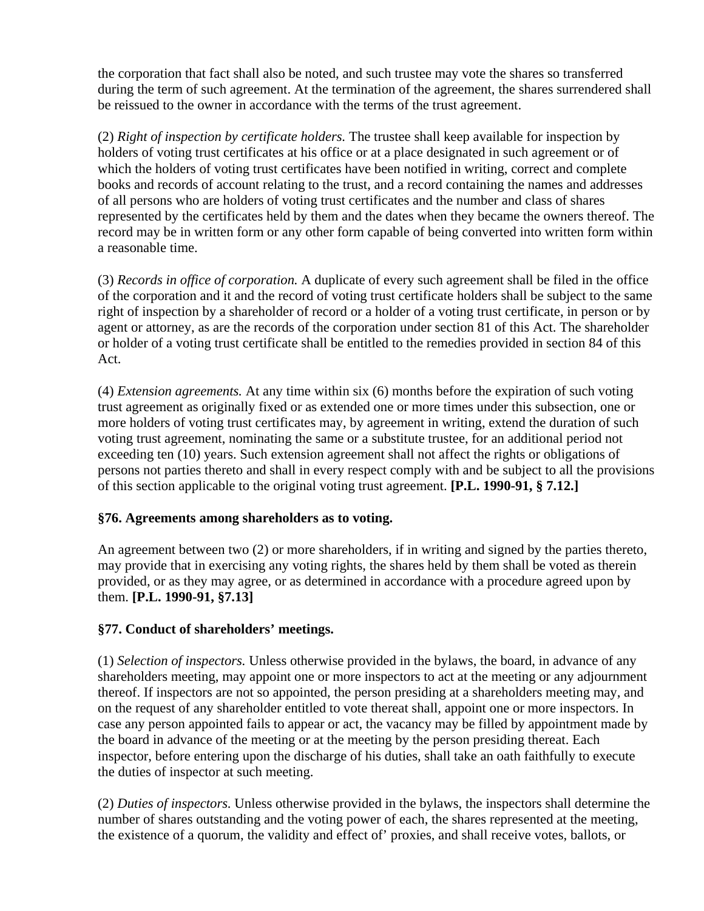the corporation that fact shall also be noted, and such trustee may vote the shares so transferred during the term of such agreement. At the termination of the agreement, the shares surrendered shall be reissued to the owner in accordance with the terms of the trust agreement.

(2) *Right of inspection by certificate holders.* The trustee shall keep available for inspection by holders of voting trust certificates at his office or at a place designated in such agreement or of which the holders of voting trust certificates have been notified in writing, correct and complete books and records of account relating to the trust, and a record containing the names and addresses of all persons who are holders of voting trust certificates and the number and class of shares represented by the certificates held by them and the dates when they became the owners thereof. The record may be in written form or any other form capable of being converted into written form within a reasonable time.

(3) *Records in office of corporation.* A duplicate of every such agreement shall be filed in the office of the corporation and it and the record of voting trust certificate holders shall be subject to the same right of inspection by a shareholder of record or a holder of a voting trust certificate, in person or by agent or attorney, as are the records of the corporation under section 81 of this Act. The shareholder or holder of a voting trust certificate shall be entitled to the remedies provided in section 84 of this Act.

(4) *Extension agreements.* At any time within six (6) months before the expiration of such voting trust agreement as originally fixed or as extended one or more times under this subsection, one or more holders of voting trust certificates may, by agreement in writing, extend the duration of such voting trust agreement, nominating the same or a substitute trustee, for an additional period not exceeding ten (10) years. Such extension agreement shall not affect the rights or obligations of persons not parties thereto and shall in every respect comply with and be subject to all the provisions of this section applicable to the original voting trust agreement. **[P.L. 1990-91, § 7.12.]**

### §76. Agreements among shareholders as to voting.

An agreement between two (2) or more shareholders, if in writing and signed by the parties thereto, may provide that in exercising any voting rights, the shares held by them shall be voted as therein provided, or as they may agree, or as determined in accordance with a procedure agreed upon by them. **[P.L. 1990-91, §7.13]**

### §77. Conduct of shareholders' meetings.

(1) *Selection of inspectors.* Unless otherwise provided in the bylaws, the board, in advance of any shareholders meeting, may appoint one or more inspectors to act at the meeting or any adjournment thereof. If inspectors are not so appointed, the person presiding at a shareholders meeting may, and on the request of any shareholder entitled to vote thereat shall, appoint one or more inspectors. In case any person appointed fails to appear or act, the vacancy may be filled by appointment made by the board in advance of the meeting or at the meeting by the person presiding thereat. Each inspector, before entering upon the discharge of his duties, shall take an oath faithfully to execute the duties of inspector at such meeting.

(2) *Duties of inspectors.* Unless otherwise provided in the bylaws, the inspectors shall determine the number of shares outstanding and the voting power of each, the shares represented at the meeting, the existence of a quorum, the validity and effect of' proxies, and shall receive votes, ballots, or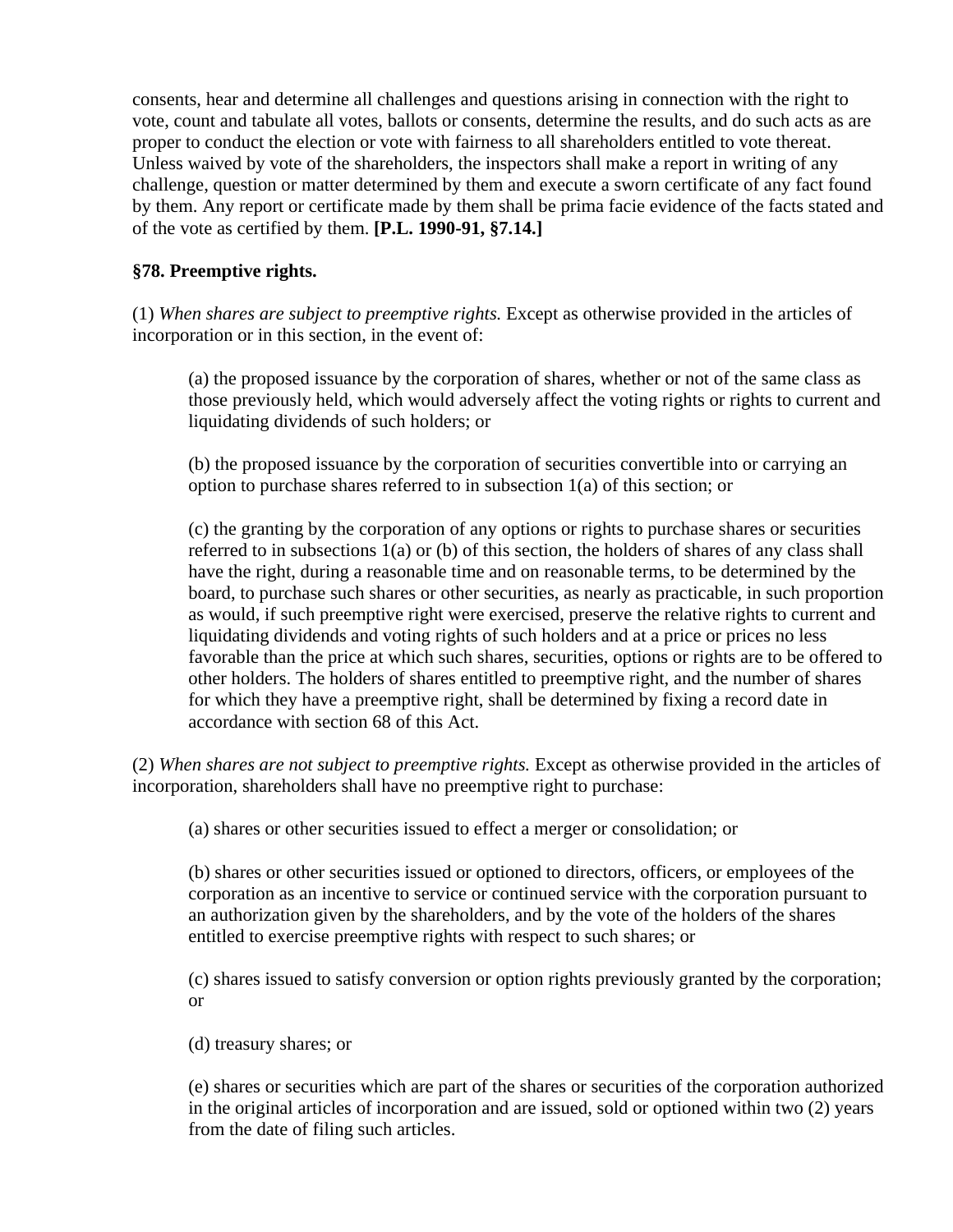consents, hear and determine all challenges and questions arising in connection with the right to vote, count and tabulate all votes, ballots or consents, determine the results, and do such acts as are proper to conduct the election or vote with fairness to all shareholders entitled to vote thereat. Unless waived by vote of the shareholders, the inspectors shall make a report in writing of any challenge, question or matter determined by them and execute a sworn certificate of any fact found by them. Any report or certificate made by them shall be prima facie evidence of the facts stated and of the vote as certified by them. **[P.L. 1990-91, §7.14.]**

**§78. Preemptive rights.**

(1) *When shares are subject to preemptive rights.* Except as otherwise provided in the articles of incorporation or in this section, in the event of:

> (a) the proposed issuance by the corporation of shares, whether or not of the same class as those previously held, which would adversely affect the voting rights or rights to current and liquidating dividends of such holders; or
>
> (b) the proposed issuance by the corporation of securities convertible into or carrying an option to purchase shares referred to in subsection 1(a) of this section; or
>
> (c) the granting by the corporation of any options or rights to purchase shares or securities referred to in subsections 1(a) or (b) of this section, the holders of shares of any class shall have the right, during a reasonable time and on reasonable terms, to be determined by the board, to purchase such shares or other securities, as nearly as practicable, in such proportion as would, if such preemptive right were exercised, preserve the relative rights to current and liquidating dividends and voting rights of such holders and at a price or prices no less favorable than the price at which such shares, securities, options or rights are to be offered to other holders. The holders of shares entitled to preemptive right, and the number of shares for which they have a preemptive right, shall be determined by fixing a record date in accordance with section 68 of this Act.

(2) *When shares are not subject to preemptive rights.* Except as otherwise provided in the articles of incorporation, shareholders shall have no preemptive right to purchase:

> (a) shares or other securities issued to effect a merger or consolidation; or
>
> (b) shares or other securities issued or optioned to directors, officers, or employees of the corporation as an incentive to service or continued service with the corporation pursuant to an authorization given by the shareholders, and by the vote of the holders of the shares entitled to exercise preemptive rights with respect to such shares; or
>
> (c) shares issued to satisfy conversion or option rights previously granted by the corporation; or
>
> (d) treasury shares; or
>
> (e) shares or securities which are part of the shares or securities of the corporation authorized in the original articles of incorporation and are issued, sold or optioned within two (2) years from the date of filing such articles.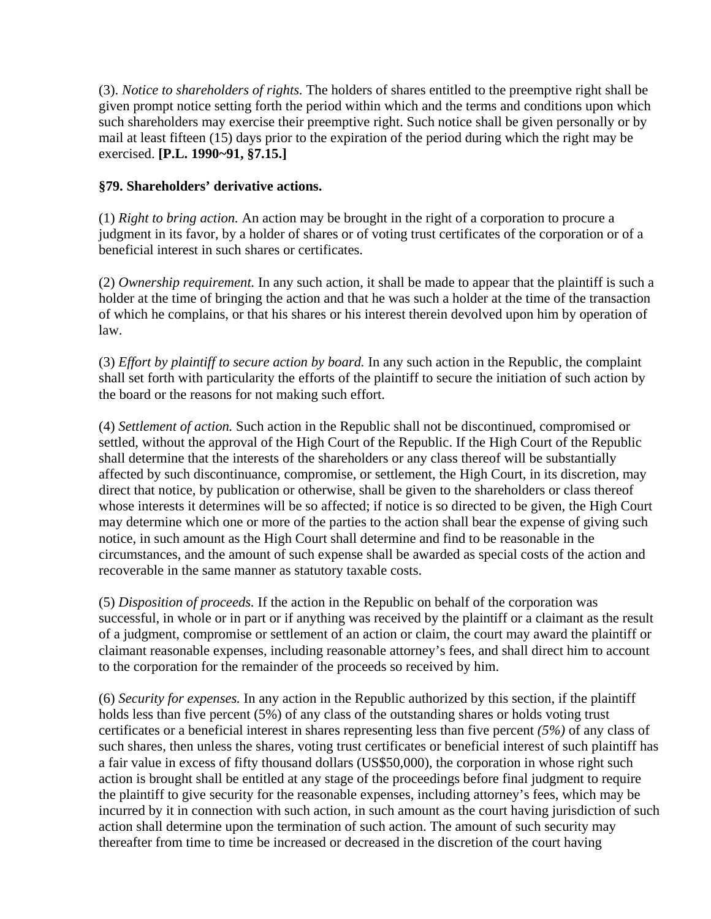(3). *Notice to shareholders of rights.* The holders of shares entitled to the preemptive right shall be given prompt notice setting forth the period within which and the terms and conditions upon which such shareholders may exercise their preemptive right. Such notice shall be given personally or by mail at least fifteen (15) days prior to the expiration of the period during which the right may be exercised. **[P.L. 1990~91, §7.15.]**

### §79. Shareholders' derivative actions.

(1) *Right to bring action.* An action may be brought in the right of a corporation to procure a judgment in its favor, by a holder of shares or of voting trust certificates of the corporation or of a beneficial interest in such shares or certificates.

(2) *Ownership requirement.* In any such action, it shall be made to appear that the plaintiff is such a holder at the time of bringing the action and that he was such a holder at the time of the transaction of which he complains, or that his shares or his interest therein devolved upon him by operation of law.

(3) *Effort by plaintiff to secure action by board.* In any such action in the Republic, the complaint shall set forth with particularity the efforts of the plaintiff to secure the initiation of such action by the board or the reasons for not making such effort.

(4) *Settlement of action.* Such action in the Republic shall not be discontinued, compromised or settled, without the approval of the High Court of the Republic. If the High Court of the Republic shall determine that the interests of the shareholders or any class thereof will be substantially affected by such discontinuance, compromise, or settlement, the High Court, in its discretion, may direct that notice, by publication or otherwise, shall be given to the shareholders or class thereof whose interests it determines will be so affected; if notice is so directed to be given, the High Court may determine which one or more of the parties to the action shall bear the expense of giving such notice, in such amount as the High Court shall determine and find to be reasonable in the circumstances, and the amount of such expense shall be awarded as special costs of the action and recoverable in the same manner as statutory taxable costs.

(5) *Disposition of proceeds.* If the action in the Republic on behalf of the corporation was successful, in whole or in part or if anything was received by the plaintiff or a claimant as the result of a judgment, compromise or settlement of an action or claim, the court may award the plaintiff or claimant reasonable expenses, including reasonable attorney's fees, and shall direct him to account to the corporation for the remainder of the proceeds so received by him.

(6) *Security for expenses.* In any action in the Republic authorized by this section, if the plaintiff holds less than five percent (5%) of any class of the outstanding shares or holds voting trust certificates or a beneficial interest in shares representing less than five percent *(5%)* of any class of such shares, then unless the shares, voting trust certificates or beneficial interest of such plaintiff has a fair value in excess of fifty thousand dollars (US$50,000), the corporation in whose right such action is brought shall be entitled at any stage of the proceedings before final judgment to require the plaintiff to give security for the reasonable expenses, including attorney's fees, which may be incurred by it in connection with such action, in such amount as the court having jurisdiction of such action shall determine upon the termination of such action. The amount of such security may thereafter from time to time be increased or decreased in the discretion of the court having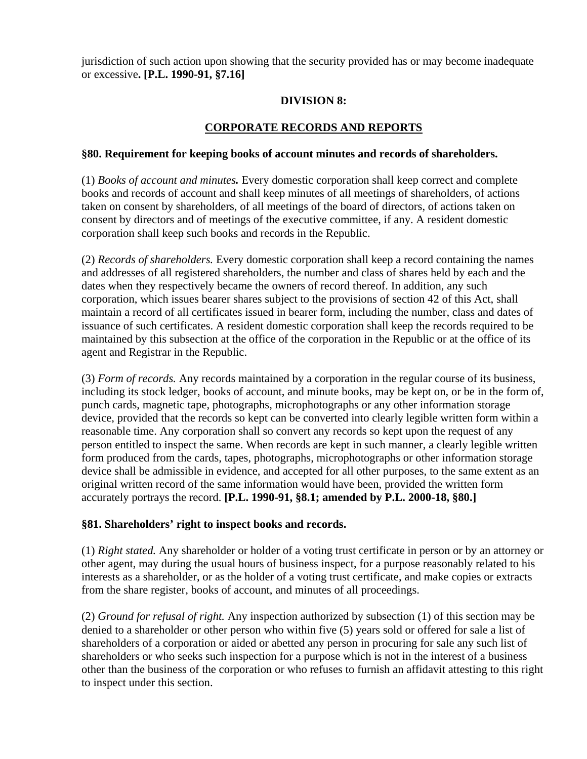jurisdiction of such action upon showing that the security provided has or may become inadequate or excessive**. [P.L. 1990-91, §7.16]**

## DIVISION 8:

## CORPORATE RECORDS AND REPORTS

### §80. Requirement for keeping books of account minutes and records of shareholders.

(1) *Books of account and minutes.* Every domestic corporation shall keep correct and complete books and records of account and shall keep minutes of all meetings of shareholders, of actions taken on consent by shareholders, of all meetings of the board of directors, of actions taken on consent by directors and of meetings of the executive committee, if any. A resident domestic corporation shall keep such books and records in the Republic.

(2) *Records of shareholders.* Every domestic corporation shall keep a record containing the names and addresses of all registered shareholders, the number and class of shares held by each and the dates when they respectively became the owners of record thereof. In addition, any such corporation, which issues bearer shares subject to the provisions of section 42 of this Act, shall maintain a record of all certificates issued in bearer form, including the number, class and dates of issuance of such certificates. A resident domestic corporation shall keep the records required to be maintained by this subsection at the office of the corporation in the Republic or at the office of its agent and Registrar in the Republic.

(3) *Form of records.* Any records maintained by a corporation in the regular course of its business, including its stock ledger, books of account, and minute books, may be kept on, or be in the form of, punch cards, magnetic tape, photographs, microphotographs or any other information storage device, provided that the records so kept can be converted into clearly legible written form within a reasonable time. Any corporation shall so convert any records so kept upon the request of any person entitled to inspect the same. When records are kept in such manner, a clearly legible written form produced from the cards, tapes, photographs, microphotographs or other information storage device shall be admissible in evidence, and accepted for all other purposes, to the same extent as an original written record of the same information would have been, provided the written form accurately portrays the record. **[P.L. 1990-91, §8.1; amended by P.L. 2000-18, §80.]**

### §81. Shareholders' right to inspect books and records.

(1) *Right stated.* Any shareholder or holder of a voting trust certificate in person or by an attorney or other agent, may during the usual hours of business inspect, for a purpose reasonably related to his interests as a shareholder, or as the holder of a voting trust certificate, and make copies or extracts from the share register, books of account, and minutes of all proceedings.

(2) *Ground for refusal of right.* Any inspection authorized by subsection (1) of this section may be denied to a shareholder or other person who within five (5) years sold or offered for sale a list of shareholders of a corporation or aided or abetted any person in procuring for sale any such list of shareholders or who seeks such inspection for a purpose which is not in the interest of a business other than the business of the corporation or who refuses to furnish an affidavit attesting to this right to inspect under this section.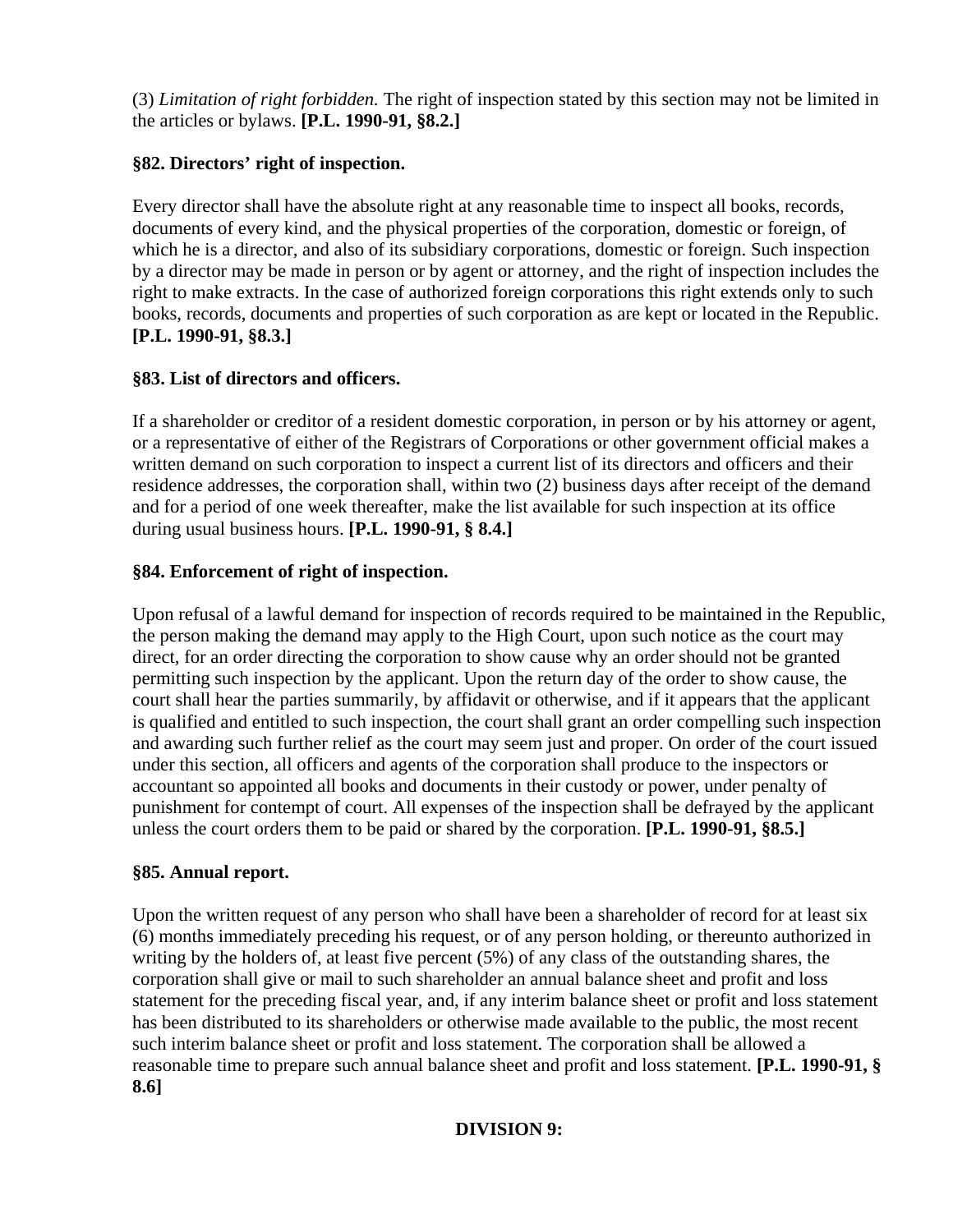(3) *Limitation of right forbidden.* The right of inspection stated by this section may not be limited in the articles or bylaws. **[P.L. 1990-91, §8.2.]**

**§82. Directors' right of inspection.**

Every director shall have the absolute right at any reasonable time to inspect all books, records, documents of every kind, and the physical properties of the corporation, domestic or foreign, of which he is a director, and also of its subsidiary corporations, domestic or foreign. Such inspection by a director may be made in person or by agent or attorney, and the right of inspection includes the right to make extracts. In the case of authorized foreign corporations this right extends only to such books, records, documents and properties of such corporation as are kept or located in the Republic. **[P.L. 1990-91, §8.3.]**

**§83. List of directors and officers.**

If a shareholder or creditor of a resident domestic corporation, in person or by his attorney or agent, or a representative of either of the Registrars of Corporations or other government official makes a written demand on such corporation to inspect a current list of its directors and officers and their residence addresses, the corporation shall, within two (2) business days after receipt of the demand and for a period of one week thereafter, make the list available for such inspection at its office during usual business hours. **[P.L. 1990-91, § 8.4.]**

**§84. Enforcement of right of inspection.**

Upon refusal of a lawful demand for inspection of records required to be maintained in the Republic, the person making the demand may apply to the High Court, upon such notice as the court may direct, for an order directing the corporation to show cause why an order should not be granted permitting such inspection by the applicant. Upon the return day of the order to show cause, the court shall hear the parties summarily, by affidavit or otherwise, and if it appears that the applicant is qualified and entitled to such inspection, the court shall grant an order compelling such inspection and awarding such further relief as the court may seem just and proper. On order of the court issued under this section, all officers and agents of the corporation shall produce to the inspectors or accountant so appointed all books and documents in their custody or power, under penalty of punishment for contempt of court. All expenses of the inspection shall be defrayed by the applicant unless the court orders them to be paid or shared by the corporation. **[P.L. 1990-91, §8.5.]**

**§85. Annual report.**

Upon the written request of any person who shall have been a shareholder of record for at least six (6) months immediately preceding his request, or of any person holding, or thereunto authorized in writing by the holders of, at least five percent (5%) of any class of the outstanding shares, the corporation shall give or mail to such shareholder an annual balance sheet and profit and loss statement for the preceding fiscal year, and, if any interim balance sheet or profit and loss statement has been distributed to its shareholders or otherwise made available to the public, the most recent such interim balance sheet or profit and loss statement. The corporation shall be allowed a reasonable time to prepare such annual balance sheet and profit and loss statement. **[P.L. 1990-91, § 8.6]**

**DIVISION 9:**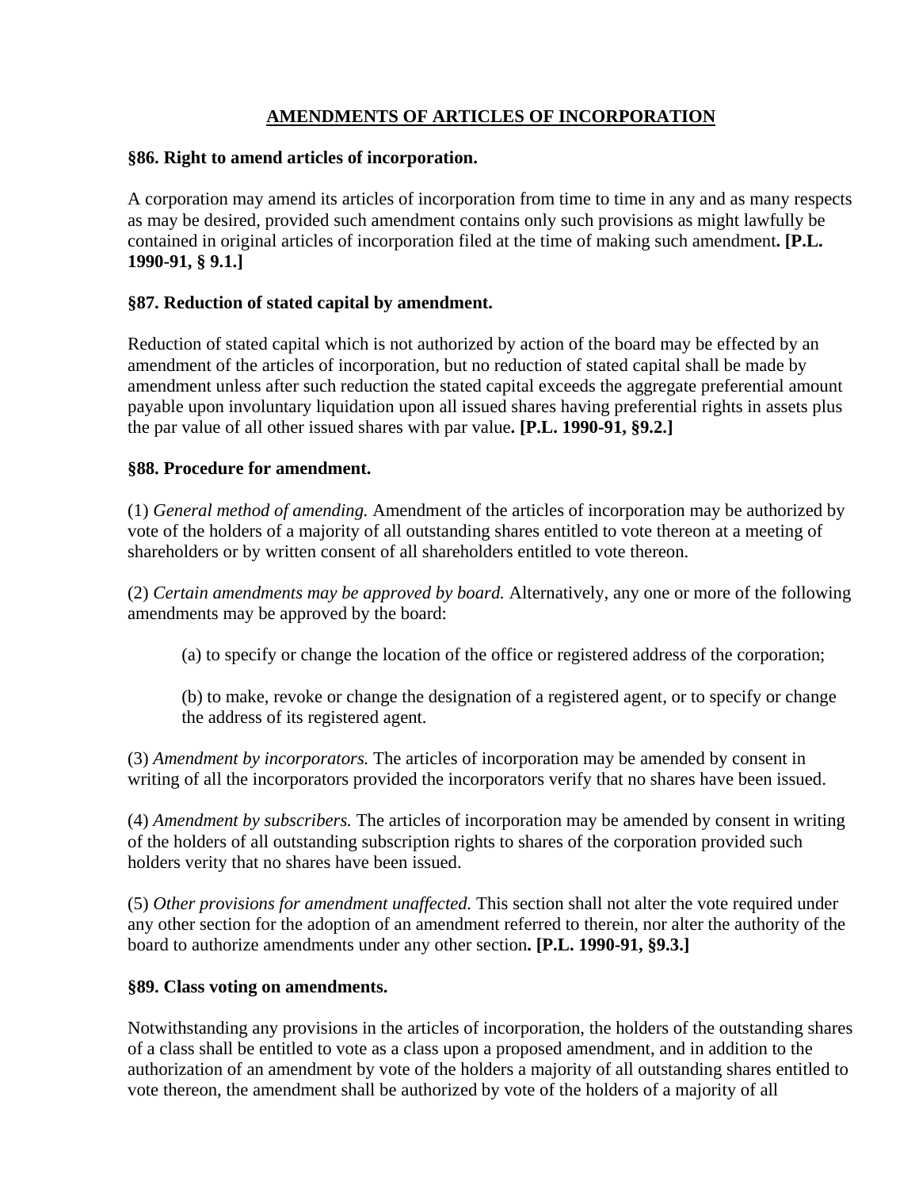## AMENDMENTS OF ARTICLES OF INCORPORATION

### §86. Right to amend articles of incorporation.

A corporation may amend its articles of incorporation from time to time in any and as many respects as may be desired, provided such amendment contains only such provisions as might lawfully be contained in original articles of incorporation filed at the time of making such amendment**. [P.L. 1990-91, § 9.1.]**

### §87. Reduction of stated capital by amendment.

Reduction of stated capital which is not authorized by action of the board may be effected by an amendment of the articles of incorporation, but no reduction of stated capital shall be made by amendment unless after such reduction the stated capital exceeds the aggregate preferential amount payable upon involuntary liquidation upon all issued shares having preferential rights in assets plus the par value of all other issued shares with par value**. [P.L. 1990-91, §9.2.]**

### §88. Procedure for amendment.

(1) *General method of amending.* Amendment of the articles of incorporation may be authorized by vote of the holders of a majority of all outstanding shares entitled to vote thereon at a meeting of shareholders or by written consent of all shareholders entitled to vote thereon.

(2) *Certain amendments may be approved by board.* Alternatively, any one or more of the following amendments may be approved by the board:

> (a) to specify or change the location of the office or registered address of the corporation;
>
> (b) to make, revoke or change the designation of a registered agent, or to specify or change the address of its registered agent.

(3) *Amendment by incorporators.* The articles of incorporation may be amended by consent in writing of all the incorporators provided the incorporators verify that no shares have been issued.

(4) *Amendment by subscribers.* The articles of incorporation may be amended by consent in writing of the holders of all outstanding subscription rights to shares of the corporation provided such holders verity that no shares have been issued.

(5) *Other provisions for amendment unaffected.* This section shall not alter the vote required under any other section for the adoption of an amendment referred to therein, nor alter the authority of the board to authorize amendments under any other section**. [P.L. 1990-91, §9.3.]**

### §89. Class voting on amendments.

Notwithstanding any provisions in the articles of incorporation, the holders of the outstanding shares of a class shall be entitled to vote as a class upon a proposed amendment, and in addition to the authorization of an amendment by vote of the holders a majority of all outstanding shares entitled to vote thereon, the amendment shall be authorized by vote of the holders of a majority of all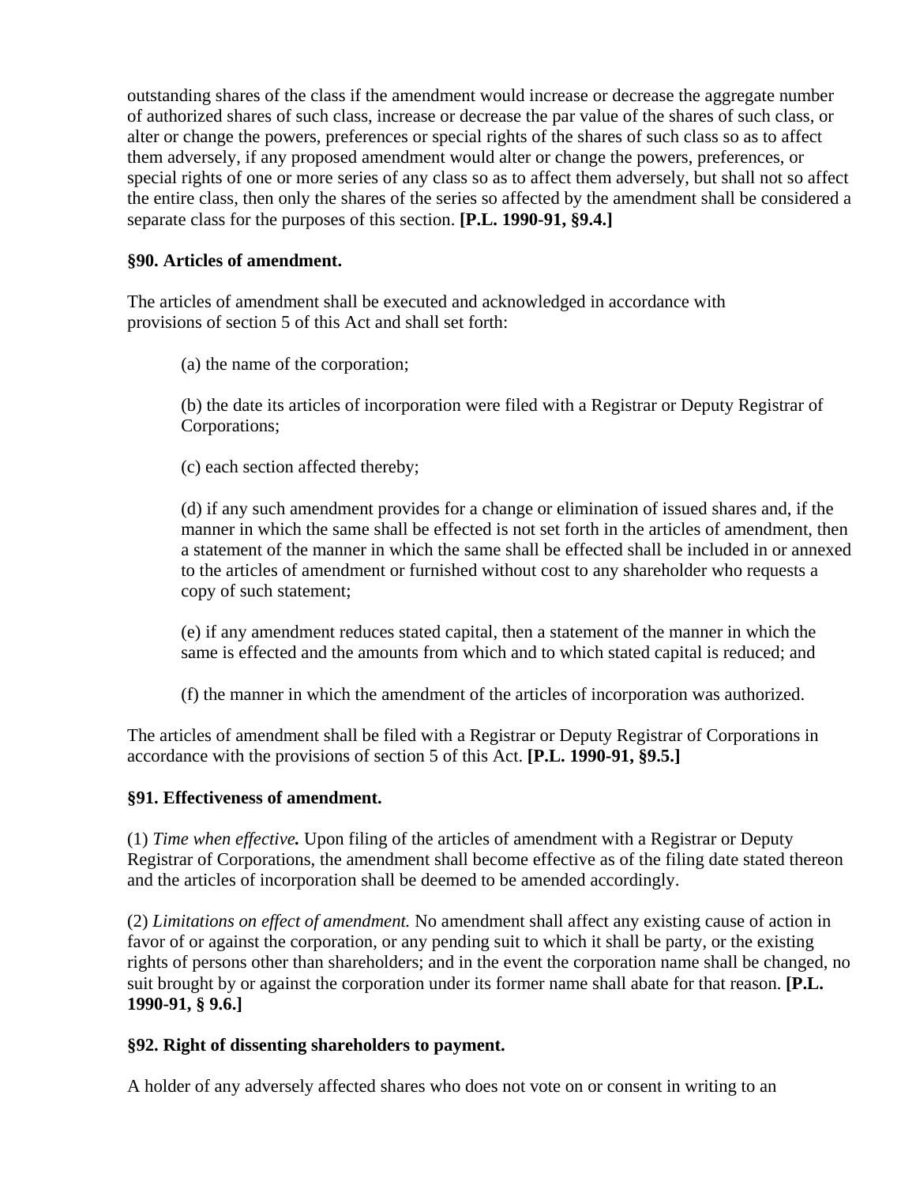outstanding shares of the class if the amendment would increase or decrease the aggregate number of authorized shares of such class, increase or decrease the par value of the shares of such class, or alter or change the powers, preferences or special rights of the shares of such class so as to affect them adversely, if any proposed amendment would alter or change the powers, preferences, or special rights of one or more series of any class so as to affect them adversely, but shall not so affect the entire class, then only the shares of the series so affected by the amendment shall be considered a separate class for the purposes of this section. **[P.L. 1990-91, §9.4.]**

**§90. Articles of amendment.**

The articles of amendment shall be executed and acknowledged in accordance with provisions of section 5 of this Act and shall set forth:

(a) the name of the corporation;

(b) the date its articles of incorporation were filed with a Registrar or Deputy Registrar of Corporations;

(c) each section affected thereby;

(d) if any such amendment provides for a change or elimination of issued shares and, if the manner in which the same shall be effected is not set forth in the articles of amendment, then a statement of the manner in which the same shall be effected shall be included in or annexed to the articles of amendment or furnished without cost to any shareholder who requests a copy of such statement;

(e) if any amendment reduces stated capital, then a statement of the manner in which the same is effected and the amounts from which and to which stated capital is reduced; and

(f) the manner in which the amendment of the articles of incorporation was authorized.

The articles of amendment shall be filed with a Registrar or Deputy Registrar of Corporations in accordance with the provisions of section 5 of this Act. **[P.L. 1990-91, §9.5.]**

**§91. Effectiveness of amendment.**

(1) *Time when effective.* Upon filing of the articles of amendment with a Registrar or Deputy Registrar of Corporations, the amendment shall become effective as of the filing date stated thereon and the articles of incorporation shall be deemed to be amended accordingly.

(2) *Limitations on effect of amendment.* No amendment shall affect any existing cause of action in favor of or against the corporation, or any pending suit to which it shall be party, or the existing rights of persons other than shareholders; and in the event the corporation name shall be changed, no suit brought by or against the corporation under its former name shall abate for that reason. **[P.L. 1990-91, § 9.6.]**

**§92. Right of dissenting shareholders to payment.**

A holder of any adversely affected shares who does not vote on or consent in writing to an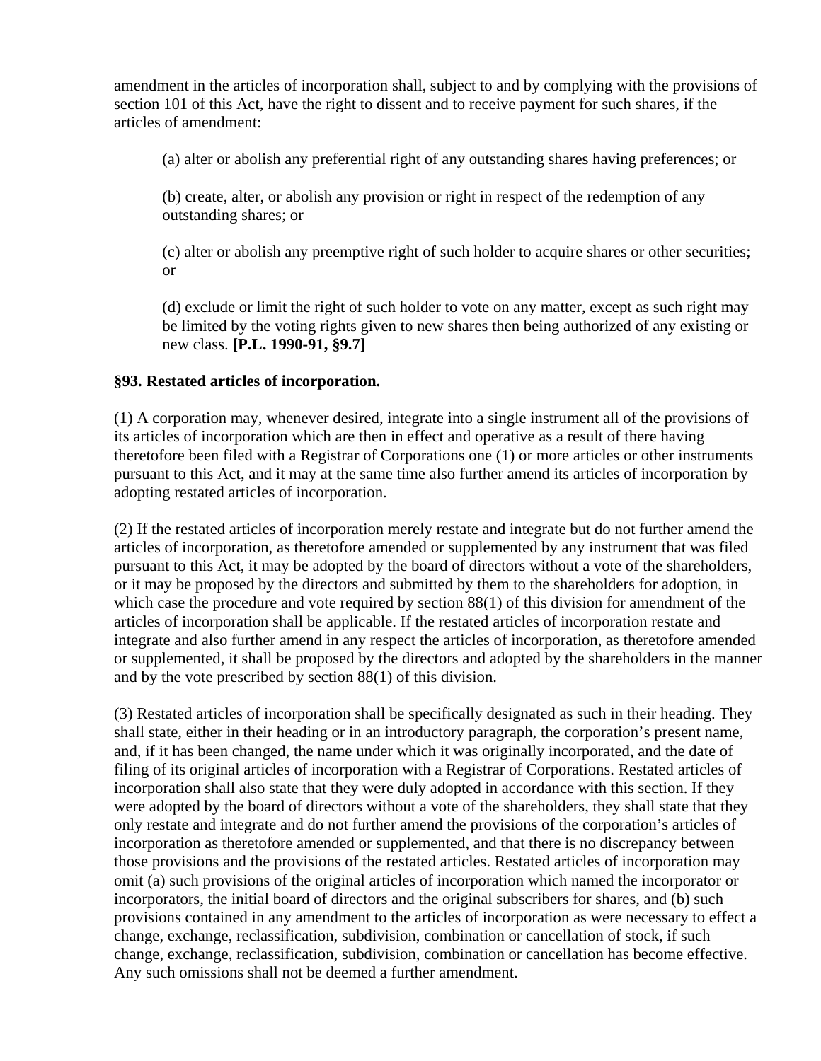amendment in the articles of incorporation shall, subject to and by complying with the provisions of section 101 of this Act, have the right to dissent and to receive payment for such shares, if the articles of amendment:

(a) alter or abolish any preferential right of any outstanding shares having preferences; or

(b) create, alter, or abolish any provision or right in respect of the redemption of any outstanding shares; or

(c) alter or abolish any preemptive right of such holder to acquire shares or other securities; or

(d) exclude or limit the right of such holder to vote on any matter, except as such right may be limited by the voting rights given to new shares then being authorized of any existing or new class. **[P.L. 1990-91, §9.7]**

### §93. Restated articles of incorporation.

(1) A corporation may, whenever desired, integrate into a single instrument all of the provisions of its articles of incorporation which are then in effect and operative as a result of there having theretofore been filed with a Registrar of Corporations one (1) or more articles or other instruments pursuant to this Act, and it may at the same time also further amend its articles of incorporation by adopting restated articles of incorporation.

(2) If the restated articles of incorporation merely restate and integrate but do not further amend the articles of incorporation, as theretofore amended or supplemented by any instrument that was filed pursuant to this Act, it may be adopted by the board of directors without a vote of the shareholders, or it may be proposed by the directors and submitted by them to the shareholders for adoption, in which case the procedure and vote required by section 88(1) of this division for amendment of the articles of incorporation shall be applicable. If the restated articles of incorporation restate and integrate and also further amend in any respect the articles of incorporation, as theretofore amended or supplemented, it shall be proposed by the directors and adopted by the shareholders in the manner and by the vote prescribed by section 88(1) of this division.

(3) Restated articles of incorporation shall be specifically designated as such in their heading. They shall state, either in their heading or in an introductory paragraph, the corporation's present name, and, if it has been changed, the name under which it was originally incorporated, and the date of filing of its original articles of incorporation with a Registrar of Corporations. Restated articles of incorporation shall also state that they were duly adopted in accordance with this section. If they were adopted by the board of directors without a vote of the shareholders, they shall state that they only restate and integrate and do not further amend the provisions of the corporation's articles of incorporation as theretofore amended or supplemented, and that there is no discrepancy between those provisions and the provisions of the restated articles. Restated articles of incorporation may omit (a) such provisions of the original articles of incorporation which named the incorporator or incorporators, the initial board of directors and the original subscribers for shares, and (b) such provisions contained in any amendment to the articles of incorporation as were necessary to effect a change, exchange, reclassification, subdivision, combination or cancellation of stock, if such change, exchange, reclassification, subdivision, combination or cancellation has become effective. Any such omissions shall not be deemed a further amendment.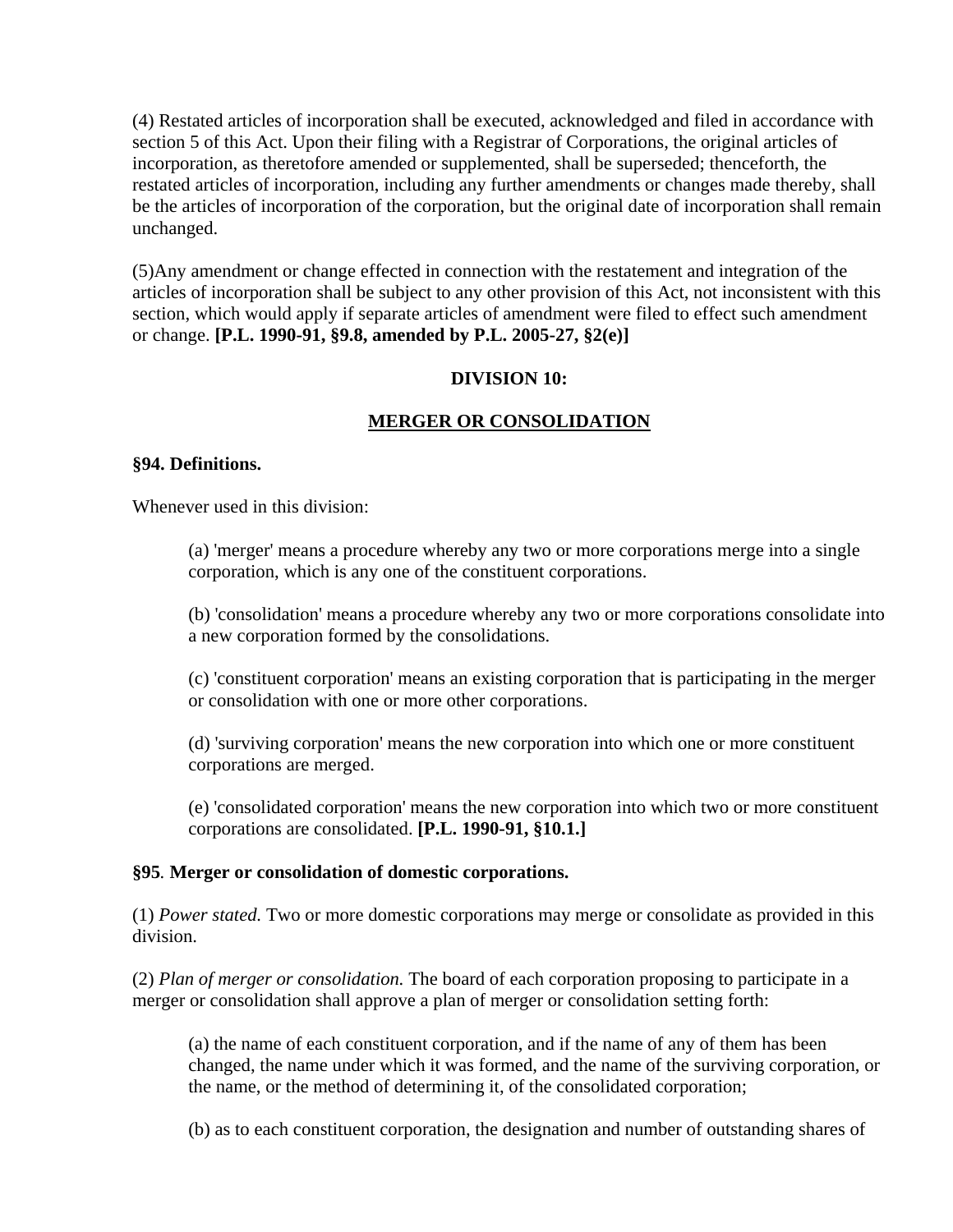(4) Restated articles of incorporation shall be executed, acknowledged and filed in accordance with section 5 of this Act. Upon their filing with a Registrar of Corporations, the original articles of incorporation, as theretofore amended or supplemented, shall be superseded; thenceforth, the restated articles of incorporation, including any further amendments or changes made thereby, shall be the articles of incorporation of the corporation, but the original date of incorporation shall remain unchanged.

(5)Any amendment or change effected in connection with the restatement and integration of the articles of incorporation shall be subject to any other provision of this Act, not inconsistent with this section, which would apply if separate articles of amendment were filed to effect such amendment or change. **[P.L. 1990-91, §9.8, amended by P.L. 2005-27, §2(e)]**

## DIVISION 10:

## MERGER OR CONSOLIDATION

### §94. Definitions.

Whenever used in this division:

> (a) 'merger' means a procedure whereby any two or more corporations merge into a single corporation, which is any one of the constituent corporations.
>
> (b) 'consolidation' means a procedure whereby any two or more corporations consolidate into a new corporation formed by the consolidations.
>
> (c) 'constituent corporation' means an existing corporation that is participating in the merger or consolidation with one or more other corporations.
>
> (d) 'surviving corporation' means the new corporation into which one or more constituent corporations are merged.
>
> (e) 'consolidated corporation' means the new corporation into which two or more constituent corporations are consolidated. **[P.L. 1990-91, §10.1.]**

### §95. Merger or consolidation of domestic corporations.

(1) *Power stated.* Two or more domestic corporations may merge or consolidate as provided in this division.

(2) *Plan of merger or consolidation.* The board of each corporation proposing to participate in a merger or consolidation shall approve a plan of merger or consolidation setting forth:

> (a) the name of each constituent corporation, and if the name of any of them has been changed, the name under which it was formed, and the name of the surviving corporation, or the name, or the method of determining it, of the consolidated corporation;
>
> (b) as to each constituent corporation, the designation and number of outstanding shares of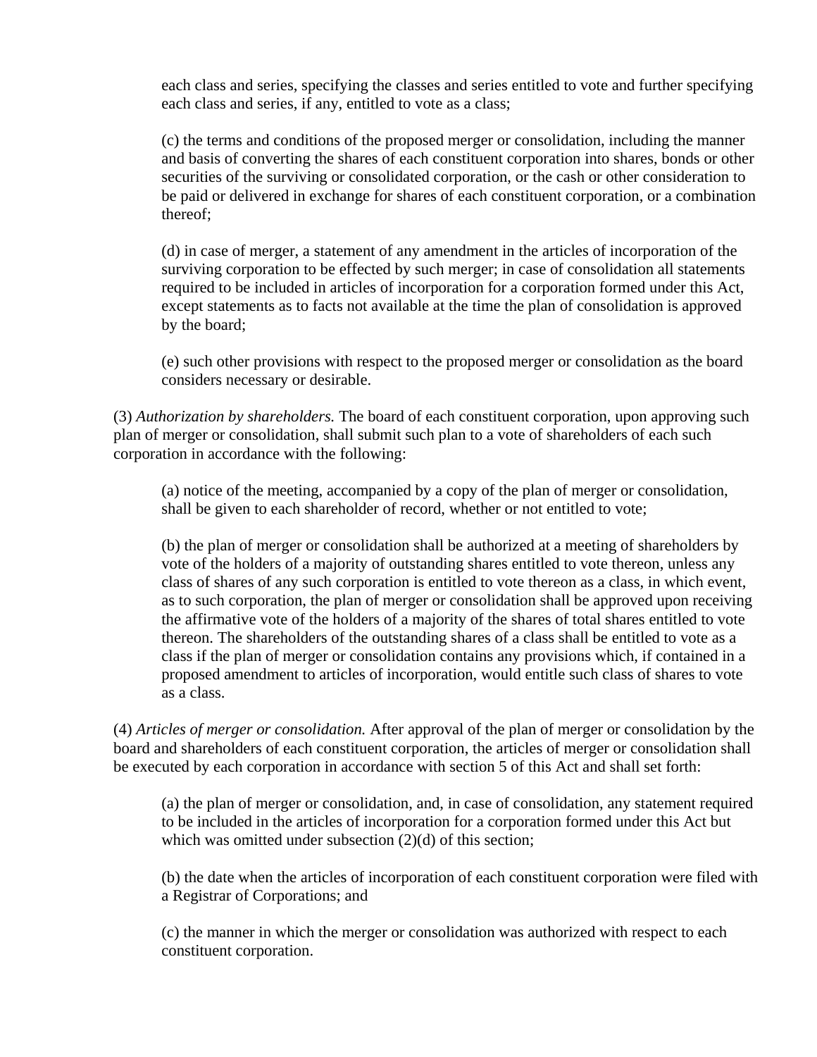each class and series, specifying the classes and series entitled to vote and further specifying each class and series, if any, entitled to vote as a class;

(c) the terms and conditions of the proposed merger or consolidation, including the manner and basis of converting the shares of each constituent corporation into shares, bonds or other securities of the surviving or consolidated corporation, or the cash or other consideration to be paid or delivered in exchange for shares of each constituent corporation, or a combination thereof;

(d) in case of merger, a statement of any amendment in the articles of incorporation of the surviving corporation to be effected by such merger; in case of consolidation all statements required to be included in articles of incorporation for a corporation formed under this Act, except statements as to facts not available at the time the plan of consolidation is approved by the board;

(e) such other provisions with respect to the proposed merger or consolidation as the board considers necessary or desirable.

(3) *Authorization by shareholders.* The board of each constituent corporation, upon approving such plan of merger or consolidation, shall submit such plan to a vote of shareholders of each such corporation in accordance with the following:

(a) notice of the meeting, accompanied by a copy of the plan of merger or consolidation, shall be given to each shareholder of record, whether or not entitled to vote;

(b) the plan of merger or consolidation shall be authorized at a meeting of shareholders by vote of the holders of a majority of outstanding shares entitled to vote thereon, unless any class of shares of any such corporation is entitled to vote thereon as a class, in which event, as to such corporation, the plan of merger or consolidation shall be approved upon receiving the affirmative vote of the holders of a majority of the shares of total shares entitled to vote thereon. The shareholders of the outstanding shares of a class shall be entitled to vote as a class if the plan of merger or consolidation contains any provisions which, if contained in a proposed amendment to articles of incorporation, would entitle such class of shares to vote as a class.

(4) *Articles of merger or consolidation.* After approval of the plan of merger or consolidation by the board and shareholders of each constituent corporation, the articles of merger or consolidation shall be executed by each corporation in accordance with section 5 of this Act and shall set forth:

(a) the plan of merger or consolidation, and, in case of consolidation, any statement required to be included in the articles of incorporation for a corporation formed under this Act but which was omitted under subsection (2)(d) of this section;

(b) the date when the articles of incorporation of each constituent corporation were filed with a Registrar of Corporations; and

(c) the manner in which the merger or consolidation was authorized with respect to each constituent corporation.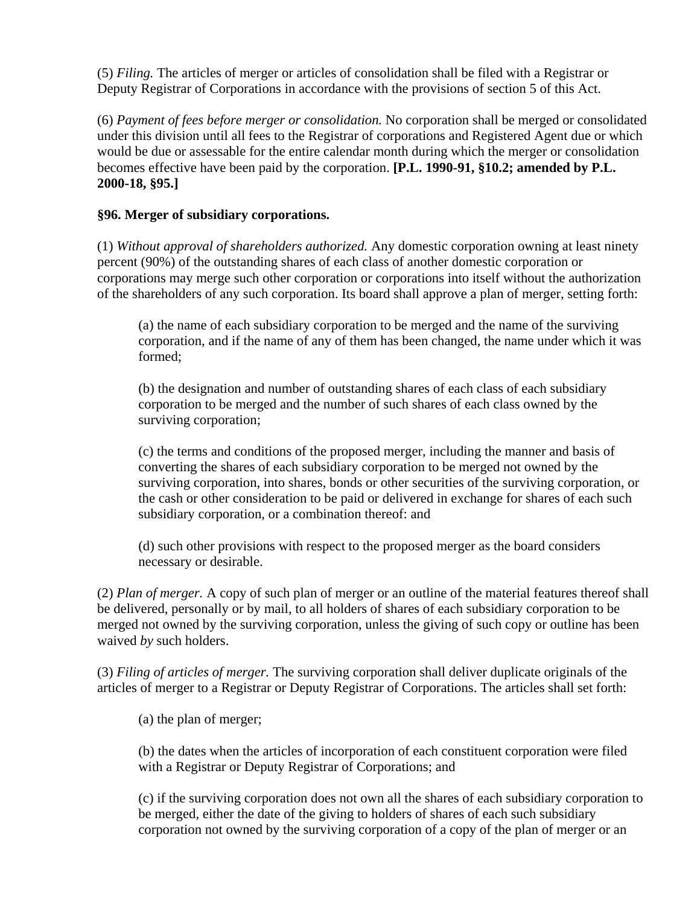(5) *Filing.* The articles of merger or articles of consolidation shall be filed with a Registrar or Deputy Registrar of Corporations in accordance with the provisions of section 5 of this Act.

(6) *Payment of fees before merger or consolidation.* No corporation shall be merged or consolidated under this division until all fees to the Registrar of corporations and Registered Agent due or which would be due or assessable for the entire calendar month during which the merger or consolidation becomes effective have been paid by the corporation. **[P.L. 1990-91, §10.2; amended by P.L. 2000-18, §95.]**

**§96. Merger of subsidiary corporations.**

(1) *Without approval of shareholders authorized.* Any domestic corporation owning at least ninety percent (90%) of the outstanding shares of each class of another domestic corporation or corporations may merge such other corporation or corporations into itself without the authorization of the shareholders of any such corporation. Its board shall approve a plan of merger, setting forth:

(a) the name of each subsidiary corporation to be merged and the name of the surviving corporation, and if the name of any of them has been changed, the name under which it was formed;

(b) the designation and number of outstanding shares of each class of each subsidiary corporation to be merged and the number of such shares of each class owned by the surviving corporation;

(c) the terms and conditions of the proposed merger, including the manner and basis of converting the shares of each subsidiary corporation to be merged not owned by the surviving corporation, into shares, bonds or other securities of the surviving corporation, or the cash or other consideration to be paid or delivered in exchange for shares of each such subsidiary corporation, or a combination thereof: and

(d) such other provisions with respect to the proposed merger as the board considers necessary or desirable.

(2) *Plan of merger.* A copy of such plan of merger or an outline of the material features thereof shall be delivered, personally or by mail, to all holders of shares of each subsidiary corporation to be merged not owned by the surviving corporation, unless the giving of such copy or outline has been waived *by* such holders.

(3) *Filing of articles of merger.* The surviving corporation shall deliver duplicate originals of the articles of merger to a Registrar or Deputy Registrar of Corporations. The articles shall set forth:

(a) the plan of merger;

(b) the dates when the articles of incorporation of each constituent corporation were filed with a Registrar or Deputy Registrar of Corporations; and

(c) if the surviving corporation does not own all the shares of each subsidiary corporation to be merged, either the date of the giving to holders of shares of each such subsidiary corporation not owned by the surviving corporation of a copy of the plan of merger or an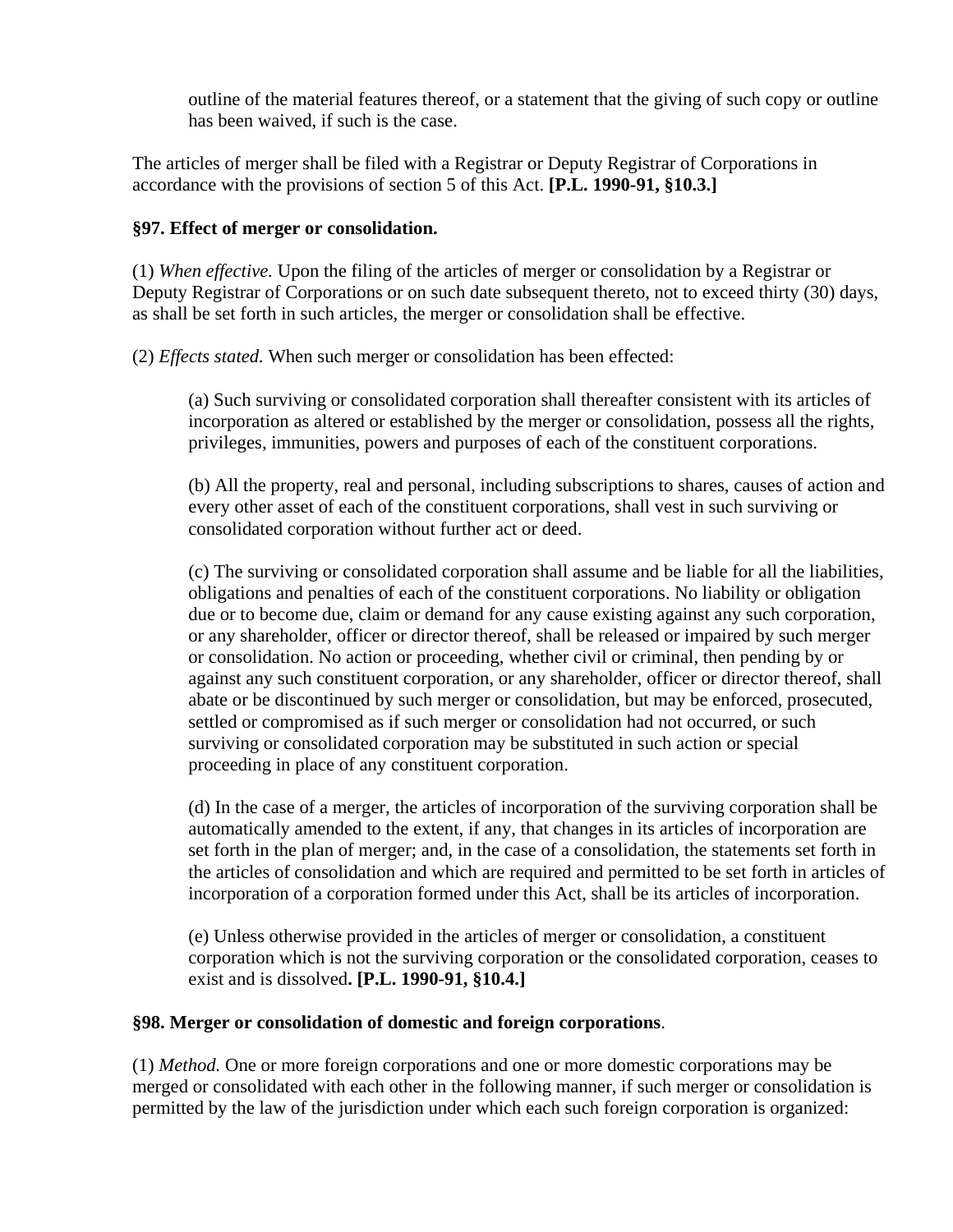outline of the material features thereof, or a statement that the giving of such copy or outline has been waived, if such is the case.

The articles of merger shall be filed with a Registrar or Deputy Registrar of Corporations in accordance with the provisions of section 5 of this Act. **[P.L. 1990-91, §10.3.]**

**§97. Effect of merger or consolidation.**

(1) *When effective.* Upon the filing of the articles of merger or consolidation by a Registrar or Deputy Registrar of Corporations or on such date subsequent thereto, not to exceed thirty (30) days, as shall be set forth in such articles, the merger or consolidation shall be effective.

(2) *Effects stated.* When such merger or consolidation has been effected:

(a) Such surviving or consolidated corporation shall thereafter consistent with its articles of incorporation as altered or established by the merger or consolidation, possess all the rights, privileges, immunities, powers and purposes of each of the constituent corporations.

(b) All the property, real and personal, including subscriptions to shares, causes of action and every other asset of each of the constituent corporations, shall vest in such surviving or consolidated corporation without further act or deed.

(c) The surviving or consolidated corporation shall assume and be liable for all the liabilities, obligations and penalties of each of the constituent corporations. No liability or obligation due or to become due, claim or demand for any cause existing against any such corporation, or any shareholder, officer or director thereof, shall be released or impaired by such merger or consolidation. No action or proceeding, whether civil or criminal, then pending by or against any such constituent corporation, or any shareholder, officer or director thereof, shall abate or be discontinued by such merger or consolidation, but may be enforced, prosecuted, settled or compromised as if such merger or consolidation had not occurred, or such surviving or consolidated corporation may be substituted in such action or special proceeding in place of any constituent corporation.

(d) In the case of a merger, the articles of incorporation of the surviving corporation shall be automatically amended to the extent, if any, that changes in its articles of incorporation are set forth in the plan of merger; and, in the case of a consolidation, the statements set forth in the articles of consolidation and which are required and permitted to be set forth in articles of incorporation of a corporation formed under this Act, shall be its articles of incorporation.

(e) Unless otherwise provided in the articles of merger or consolidation, a constituent corporation which is not the surviving corporation or the consolidated corporation, ceases to exist and is dissolved**. [P.L. 1990-91, §10.4.]**

**§98. Merger or consolidation of domestic and foreign corporations**.

(1) *Method.* One or more foreign corporations and one or more domestic corporations may be merged or consolidated with each other in the following manner, if such merger or consolidation is permitted by the law of the jurisdiction under which each such foreign corporation is organized: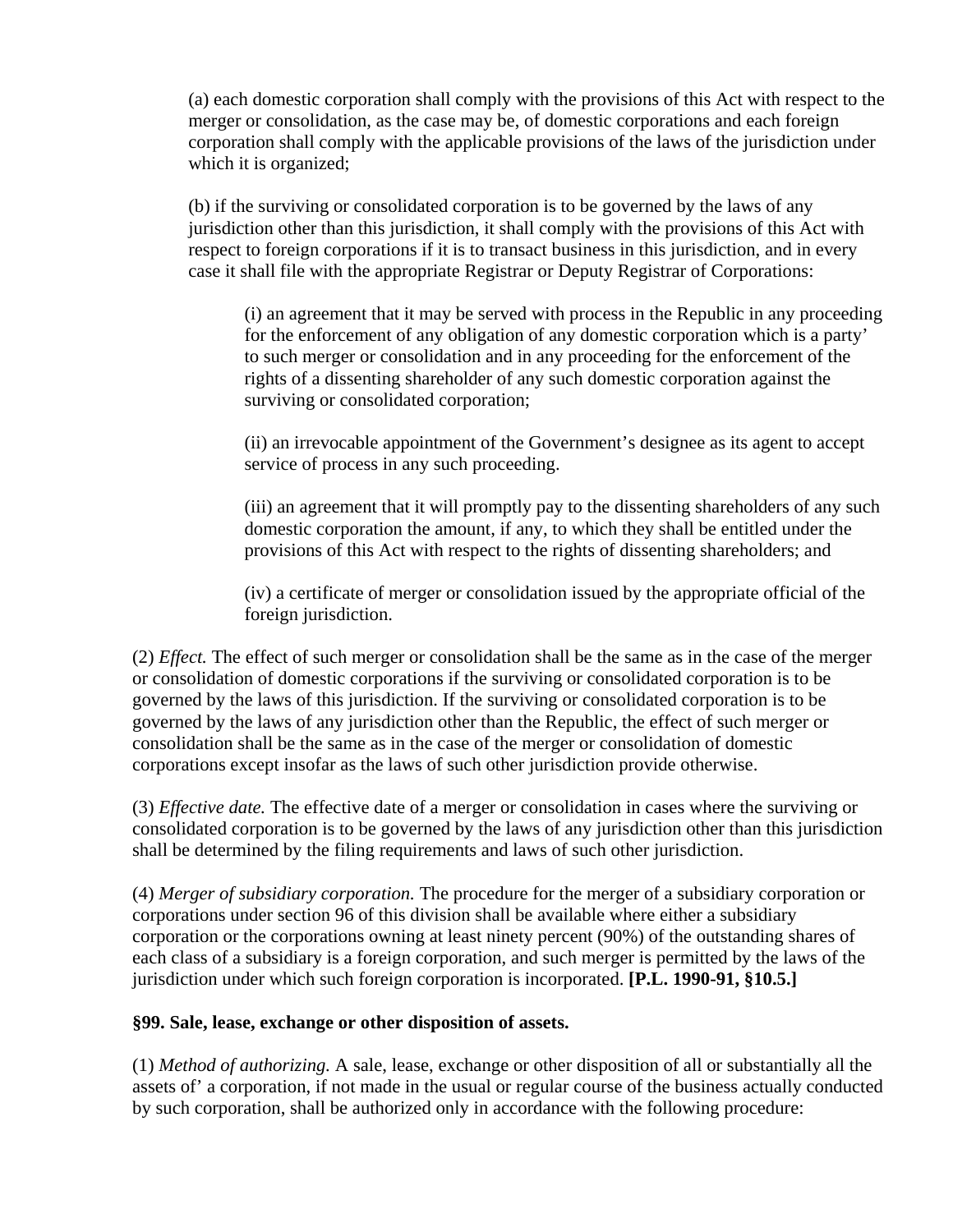(a) each domestic corporation shall comply with the provisions of this Act with respect to the merger or consolidation, as the case may be, of domestic corporations and each foreign corporation shall comply with the applicable provisions of the laws of the jurisdiction under which it is organized;

(b) if the surviving or consolidated corporation is to be governed by the laws of any jurisdiction other than this jurisdiction, it shall comply with the provisions of this Act with respect to foreign corporations if it is to transact business in this jurisdiction, and in every case it shall file with the appropriate Registrar or Deputy Registrar of Corporations:

(i) an agreement that it may be served with process in the Republic in any proceeding for the enforcement of any obligation of any domestic corporation which is a party' to such merger or consolidation and in any proceeding for the enforcement of the rights of a dissenting shareholder of any such domestic corporation against the surviving or consolidated corporation;

(ii) an irrevocable appointment of the Government's designee as its agent to accept service of process in any such proceeding.

(iii) an agreement that it will promptly pay to the dissenting shareholders of any such domestic corporation the amount, if any, to which they shall be entitled under the provisions of this Act with respect to the rights of dissenting shareholders; and

(iv) a certificate of merger or consolidation issued by the appropriate official of the foreign jurisdiction.

(2) *Effect.* The effect of such merger or consolidation shall be the same as in the case of the merger or consolidation of domestic corporations if the surviving or consolidated corporation is to be governed by the laws of this jurisdiction. If the surviving or consolidated corporation is to be governed by the laws of any jurisdiction other than the Republic, the effect of such merger or consolidation shall be the same as in the case of the merger or consolidation of domestic corporations except insofar as the laws of such other jurisdiction provide otherwise.

(3) *Effective date.* The effective date of a merger or consolidation in cases where the surviving or consolidated corporation is to be governed by the laws of any jurisdiction other than this jurisdiction shall be determined by the filing requirements and laws of such other jurisdiction.

(4) *Merger of subsidiary corporation.* The procedure for the merger of a subsidiary corporation or corporations under section 96 of this division shall be available where either a subsidiary corporation or the corporations owning at least ninety percent (90%) of the outstanding shares of each class of a subsidiary is a foreign corporation, and such merger is permitted by the laws of the jurisdiction under which such foreign corporation is incorporated. **[P.L. 1990-91, §10.5.]**

**§99. Sale, lease, exchange or other disposition of assets.**

(1) *Method of authorizing.* A sale, lease, exchange or other disposition of all or substantially all the assets of' a corporation, if not made in the usual or regular course of the business actually conducted by such corporation, shall be authorized only in accordance with the following procedure: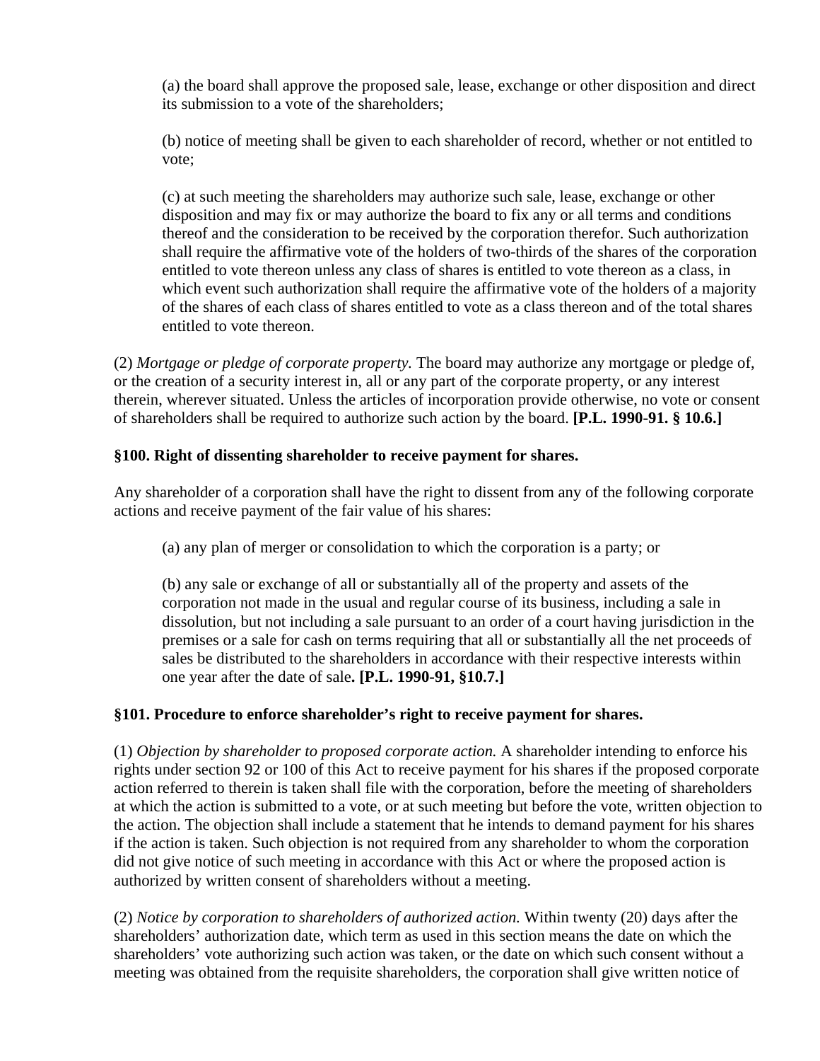(a) the board shall approve the proposed sale, lease, exchange or other disposition and direct its submission to a vote of the shareholders;

(b) notice of meeting shall be given to each shareholder of record, whether or not entitled to vote;

(c) at such meeting the shareholders may authorize such sale, lease, exchange or other disposition and may fix or may authorize the board to fix any or all terms and conditions thereof and the consideration to be received by the corporation therefor. Such authorization shall require the affirmative vote of the holders of two-thirds of the shares of the corporation entitled to vote thereon unless any class of shares is entitled to vote thereon as a class, in which event such authorization shall require the affirmative vote of the holders of a majority of the shares of each class of shares entitled to vote as a class thereon and of the total shares entitled to vote thereon.

(2) *Mortgage or pledge of corporate property.* The board may authorize any mortgage or pledge of, or the creation of a security interest in, all or any part of the corporate property, or any interest therein, wherever situated. Unless the articles of incorporation provide otherwise, no vote or consent of shareholders shall be required to authorize such action by the board. **[P.L. 1990-91. § 10.6.]**

### §100. Right of dissenting shareholder to receive payment for shares.

Any shareholder of a corporation shall have the right to dissent from any of the following corporate actions and receive payment of the fair value of his shares:

(a) any plan of merger or consolidation to which the corporation is a party; or

(b) any sale or exchange of all or substantially all of the property and assets of the corporation not made in the usual and regular course of its business, including a sale in dissolution, but not including a sale pursuant to an order of a court having jurisdiction in the premises or a sale for cash on terms requiring that all or substantially all the net proceeds of sales be distributed to the shareholders in accordance with their respective interests within one year after the date of sale**. [P.L. 1990-91, §10.7.]**

### §101. Procedure to enforce shareholder's right to receive payment for shares.

(1) *Objection by shareholder to proposed corporate action.* A shareholder intending to enforce his rights under section 92 or 100 of this Act to receive payment for his shares if the proposed corporate action referred to therein is taken shall file with the corporation, before the meeting of shareholders at which the action is submitted to a vote, or at such meeting but before the vote, written objection to the action. The objection shall include a statement that he intends to demand payment for his shares if the action is taken. Such objection is not required from any shareholder to whom the corporation did not give notice of such meeting in accordance with this Act or where the proposed action is authorized by written consent of shareholders without a meeting.

(2) *Notice by corporation to shareholders of authorized action.* Within twenty (20) days after the shareholders' authorization date, which term as used in this section means the date on which the shareholders' vote authorizing such action was taken, or the date on which such consent without a meeting was obtained from the requisite shareholders, the corporation shall give written notice of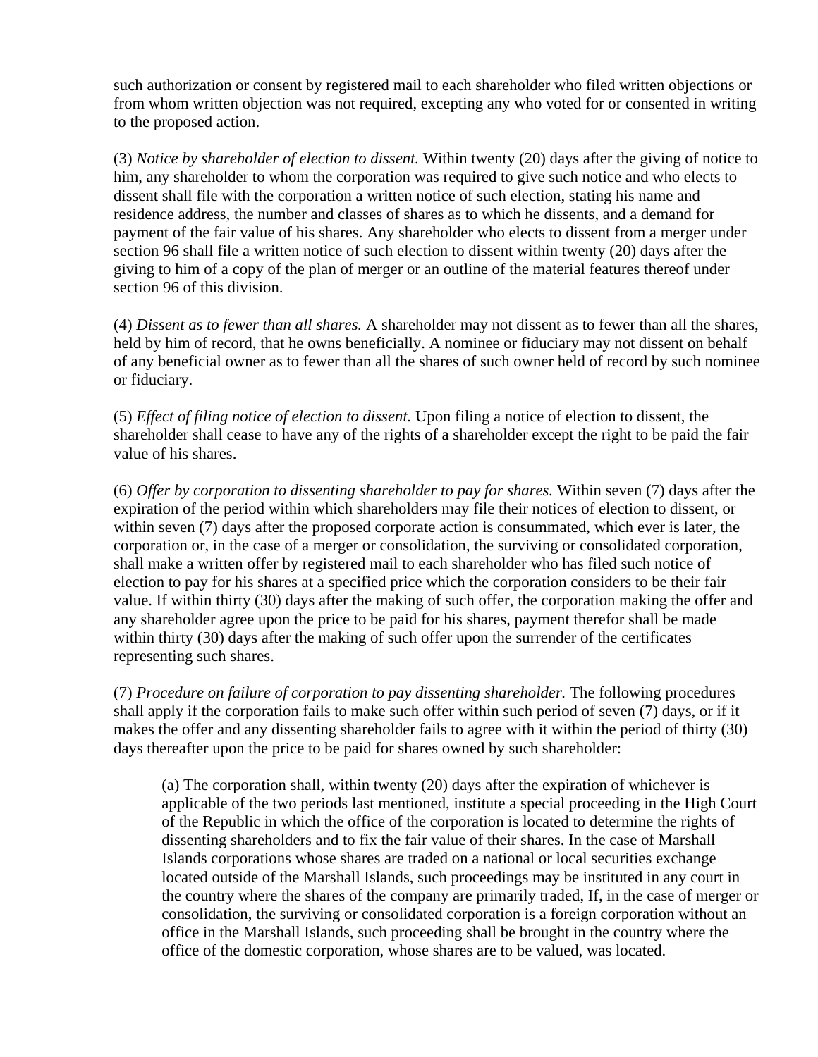such authorization or consent by registered mail to each shareholder who filed written objections or from whom written objection was not required, excepting any who voted for or consented in writing to the proposed action.

(3) *Notice by shareholder of election to dissent.* Within twenty (20) days after the giving of notice to him, any shareholder to whom the corporation was required to give such notice and who elects to dissent shall file with the corporation a written notice of such election, stating his name and residence address, the number and classes of shares as to which he dissents, and a demand for payment of the fair value of his shares. Any shareholder who elects to dissent from a merger under section 96 shall file a written notice of such election to dissent within twenty (20) days after the giving to him of a copy of the plan of merger or an outline of the material features thereof under section 96 of this division.

(4) *Dissent as to fewer than all shares.* A shareholder may not dissent as to fewer than all the shares, held by him of record, that he owns beneficially. A nominee or fiduciary may not dissent on behalf of any beneficial owner as to fewer than all the shares of such owner held of record by such nominee or fiduciary.

(5) *Effect of filing notice of election to dissent.* Upon filing a notice of election to dissent, the shareholder shall cease to have any of the rights of a shareholder except the right to be paid the fair value of his shares.

(6) *Offer by corporation to dissenting shareholder to pay for shares.* Within seven (7) days after the expiration of the period within which shareholders may file their notices of election to dissent, or within seven (7) days after the proposed corporate action is consummated, which ever is later, the corporation or, in the case of a merger or consolidation, the surviving or consolidated corporation, shall make a written offer by registered mail to each shareholder who has filed such notice of election to pay for his shares at a specified price which the corporation considers to be their fair value. If within thirty (30) days after the making of such offer, the corporation making the offer and any shareholder agree upon the price to be paid for his shares, payment therefor shall be made within thirty (30) days after the making of such offer upon the surrender of the certificates representing such shares.

(7) *Procedure on failure of corporation to pay dissenting shareholder.* The following procedures shall apply if the corporation fails to make such offer within such period of seven (7) days, or if it makes the offer and any dissenting shareholder fails to agree with it within the period of thirty (30) days thereafter upon the price to be paid for shares owned by such shareholder:

> (a) The corporation shall, within twenty (20) days after the expiration of whichever is applicable of the two periods last mentioned, institute a special proceeding in the High Court of the Republic in which the office of the corporation is located to determine the rights of dissenting shareholders and to fix the fair value of their shares. In the case of Marshall Islands corporations whose shares are traded on a national or local securities exchange located outside of the Marshall Islands, such proceedings may be instituted in any court in the country where the shares of the company are primarily traded, If, in the case of merger or consolidation, the surviving or consolidated corporation is a foreign corporation without an office in the Marshall Islands, such proceeding shall be brought in the country where the office of the domestic corporation, whose shares are to be valued, was located.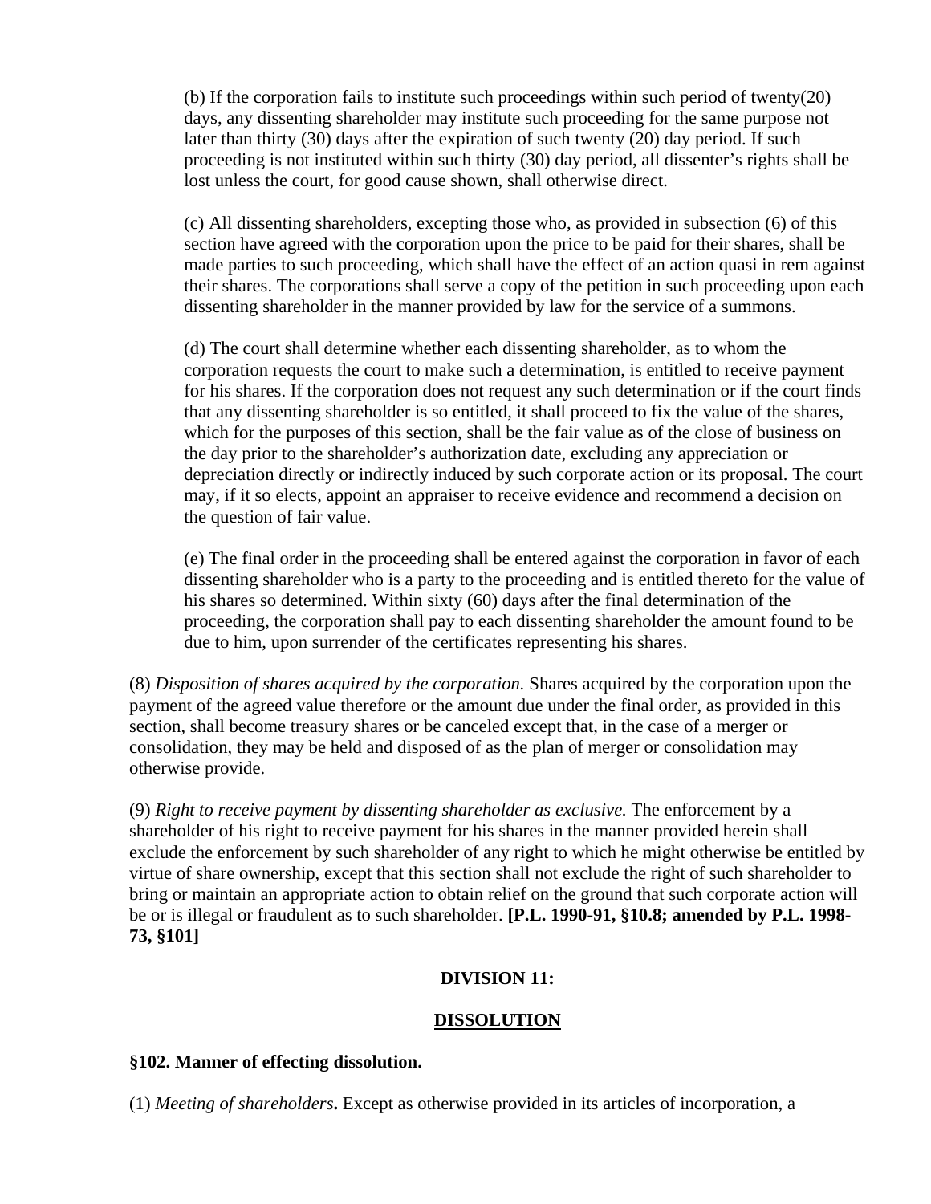(b) If the corporation fails to institute such proceedings within such period of twenty(20) days, any dissenting shareholder may institute such proceeding for the same purpose not later than thirty (30) days after the expiration of such twenty (20) day period. If such proceeding is not instituted within such thirty (30) day period, all dissenter's rights shall be lost unless the court, for good cause shown, shall otherwise direct.

(c) All dissenting shareholders, excepting those who, as provided in subsection (6) of this section have agreed with the corporation upon the price to be paid for their shares, shall be made parties to such proceeding, which shall have the effect of an action quasi in rem against their shares. The corporations shall serve a copy of the petition in such proceeding upon each dissenting shareholder in the manner provided by law for the service of a summons.

(d) The court shall determine whether each dissenting shareholder, as to whom the corporation requests the court to make such a determination, is entitled to receive payment for his shares. If the corporation does not request any such determination or if the court finds that any dissenting shareholder is so entitled, it shall proceed to fix the value of the shares, which for the purposes of this section, shall be the fair value as of the close of business on the day prior to the shareholder's authorization date, excluding any appreciation or depreciation directly or indirectly induced by such corporate action or its proposal. The court may, if it so elects, appoint an appraiser to receive evidence and recommend a decision on the question of fair value.

(e) The final order in the proceeding shall be entered against the corporation in favor of each dissenting shareholder who is a party to the proceeding and is entitled thereto for the value of his shares so determined. Within sixty (60) days after the final determination of the proceeding, the corporation shall pay to each dissenting shareholder the amount found to be due to him, upon surrender of the certificates representing his shares.

(8) *Disposition of shares acquired by the corporation.* Shares acquired by the corporation upon the payment of the agreed value therefore or the amount due under the final order, as provided in this section, shall become treasury shares or be canceled except that, in the case of a merger or consolidation, they may be held and disposed of as the plan of merger or consolidation may otherwise provide.

(9) *Right to receive payment by dissenting shareholder as exclusive.* The enforcement by a shareholder of his right to receive payment for his shares in the manner provided herein shall exclude the enforcement by such shareholder of any right to which he might otherwise be entitled by virtue of share ownership, except that this section shall not exclude the right of such shareholder to bring or maintain an appropriate action to obtain relief on the ground that such corporate action will be or is illegal or fraudulent as to such shareholder. **[P.L. 1990-91, §10.8; amended by P.L. 1998-73, §101]**

## DIVISION 11:

## DISSOLUTION

### §102. Manner of effecting dissolution.

(1) ***Meeting of shareholders*.** Except as otherwise provided in its articles of incorporation, a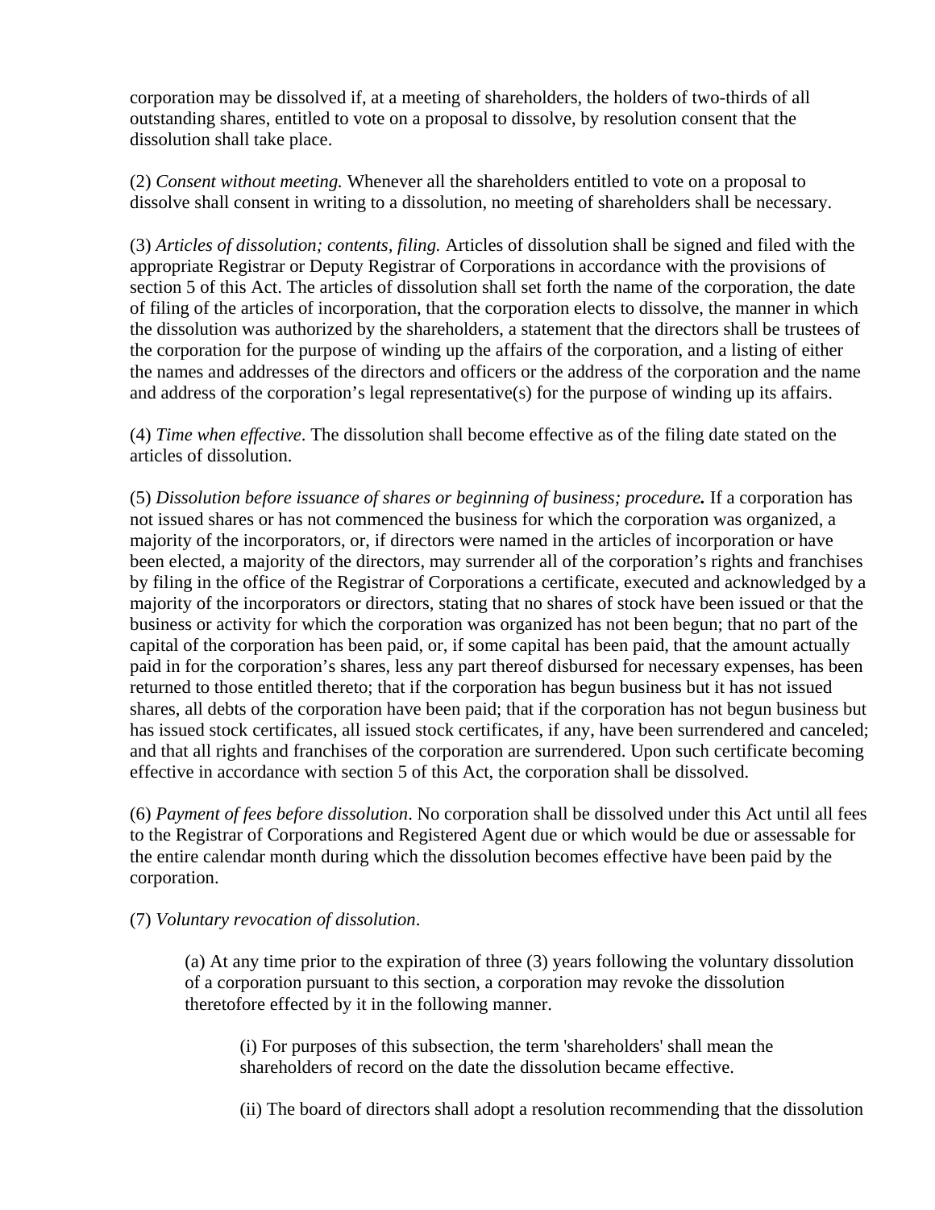corporation may be dissolved if, at a meeting of shareholders, the holders of two-thirds of all outstanding shares, entitled to vote on a proposal to dissolve, by resolution consent that the dissolution shall take place.

(2) *Consent without meeting.* Whenever all the shareholders entitled to vote on a proposal to dissolve shall consent in writing to a dissolution, no meeting of shareholders shall be necessary.

(3) *Articles of dissolution; contents, filing.* Articles of dissolution shall be signed and filed with the appropriate Registrar or Deputy Registrar of Corporations in accordance with the provisions of section 5 of this Act. The articles of dissolution shall set forth the name of the corporation, the date of filing of the articles of incorporation, that the corporation elects to dissolve, the manner in which the dissolution was authorized by the shareholders, a statement that the directors shall be trustees of the corporation for the purpose of winding up the affairs of the corporation, and a listing of either the names and addresses of the directors and officers or the address of the corporation and the name and address of the corporation's legal representative(s) for the purpose of winding up its affairs.

(4) *Time when effective*. The dissolution shall become effective as of the filing date stated on the articles of dissolution.

(5) *Dissolution before issuance of shares or beginning of business; procedure.* If a corporation has not issued shares or has not commenced the business for which the corporation was organized, a majority of the incorporators, or, if directors were named in the articles of incorporation or have been elected, a majority of the directors, may surrender all of the corporation's rights and franchises by filing in the office of the Registrar of Corporations a certificate, executed and acknowledged by a majority of the incorporators or directors, stating that no shares of stock have been issued or that the business or activity for which the corporation was organized has not been begun; that no part of the capital of the corporation has been paid, or, if some capital has been paid, that the amount actually paid in for the corporation's shares, less any part thereof disbursed for necessary expenses, has been returned to those entitled thereto; that if the corporation has begun business but it has not issued shares, all debts of the corporation have been paid; that if the corporation has not begun business but has issued stock certificates, all issued stock certificates, if any, have been surrendered and canceled; and that all rights and franchises of the corporation are surrendered. Upon such certificate becoming effective in accordance with section 5 of this Act, the corporation shall be dissolved.

(6) *Payment of fees before dissolution*. No corporation shall be dissolved under this Act until all fees to the Registrar of Corporations and Registered Agent due or which would be due or assessable for the entire calendar month during which the dissolution becomes effective have been paid by the corporation.

(7) *Voluntary revocation of dissolution*.

(a) At any time prior to the expiration of three (3) years following the voluntary dissolution of a corporation pursuant to this section, a corporation may revoke the dissolution theretofore effected by it in the following manner.

(i) For purposes of this subsection, the term 'shareholders' shall mean the shareholders of record on the date the dissolution became effective.

(ii) The board of directors shall adopt a resolution recommending that the dissolution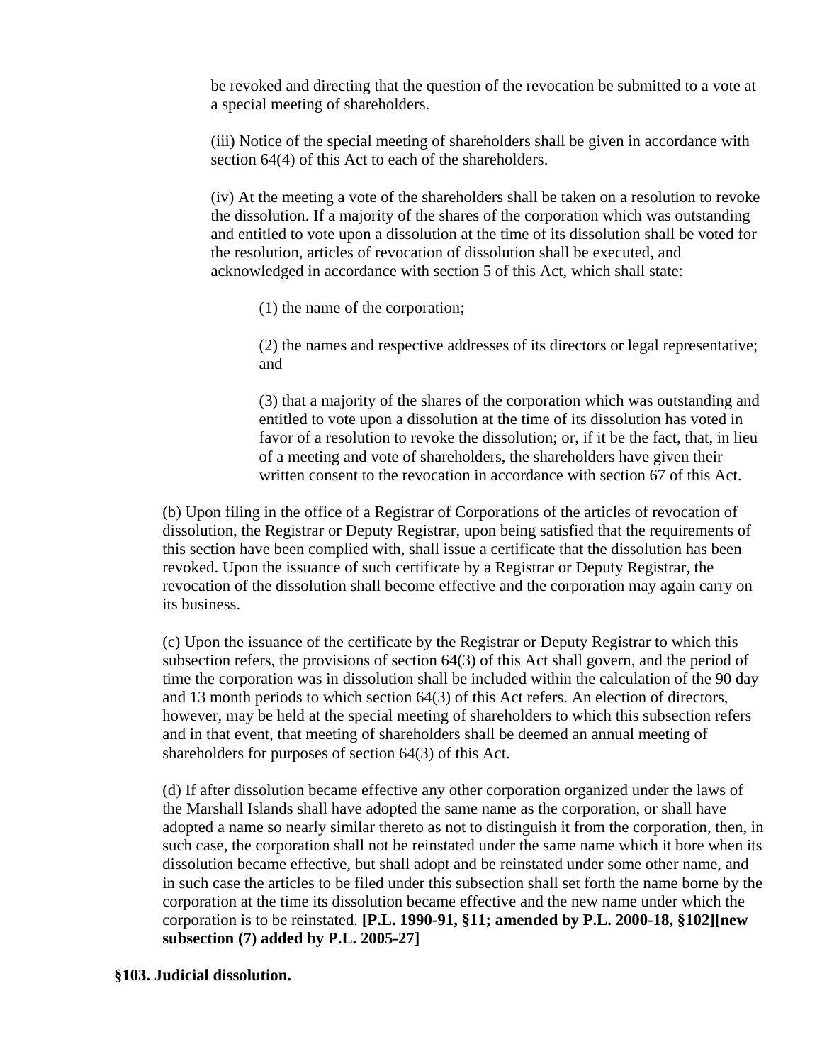be revoked and directing that the question of the revocation be submitted to a vote at a special meeting of shareholders.

(iii) Notice of the special meeting of shareholders shall be given in accordance with section 64(4) of this Act to each of the shareholders.

(iv) At the meeting a vote of the shareholders shall be taken on a resolution to revoke the dissolution. If a majority of the shares of the corporation which was outstanding and entitled to vote upon a dissolution at the time of its dissolution shall be voted for the resolution, articles of revocation of dissolution shall be executed, and acknowledged in accordance with section 5 of this Act, which shall state:

(1) the name of the corporation;

(2) the names and respective addresses of its directors or legal representative; and

(3) that a majority of the shares of the corporation which was outstanding and entitled to vote upon a dissolution at the time of its dissolution has voted in favor of a resolution to revoke the dissolution; or, if it be the fact, that, in lieu of a meeting and vote of shareholders, the shareholders have given their written consent to the revocation in accordance with section 67 of this Act.

(b) Upon filing in the office of a Registrar of Corporations of the articles of revocation of dissolution, the Registrar or Deputy Registrar, upon being satisfied that the requirements of this section have been complied with, shall issue a certificate that the dissolution has been revoked. Upon the issuance of such certificate by a Registrar or Deputy Registrar, the revocation of the dissolution shall become effective and the corporation may again carry on its business.

(c) Upon the issuance of the certificate by the Registrar or Deputy Registrar to which this subsection refers, the provisions of section 64(3) of this Act shall govern, and the period of time the corporation was in dissolution shall be included within the calculation of the 90 day and 13 month periods to which section 64(3) of this Act refers. An election of directors, however, may be held at the special meeting of shareholders to which this subsection refers and in that event, that meeting of shareholders shall be deemed an annual meeting of shareholders for purposes of section 64(3) of this Act.

(d) If after dissolution became effective any other corporation organized under the laws of the Marshall Islands shall have adopted the same name as the corporation, or shall have adopted a name so nearly similar thereto as not to distinguish it from the corporation, then, in such case, the corporation shall not be reinstated under the same name which it bore when its dissolution became effective, but shall adopt and be reinstated under some other name, and in such case the articles to be filed under this subsection shall set forth the name borne by the corporation at the time its dissolution became effective and the new name under which the corporation is to be reinstated. **[P.L. 1990-91, §11; amended by P.L. 2000-18, §102][new subsection (7) added by P.L. 2005-27]**

**§103. Judicial dissolution.**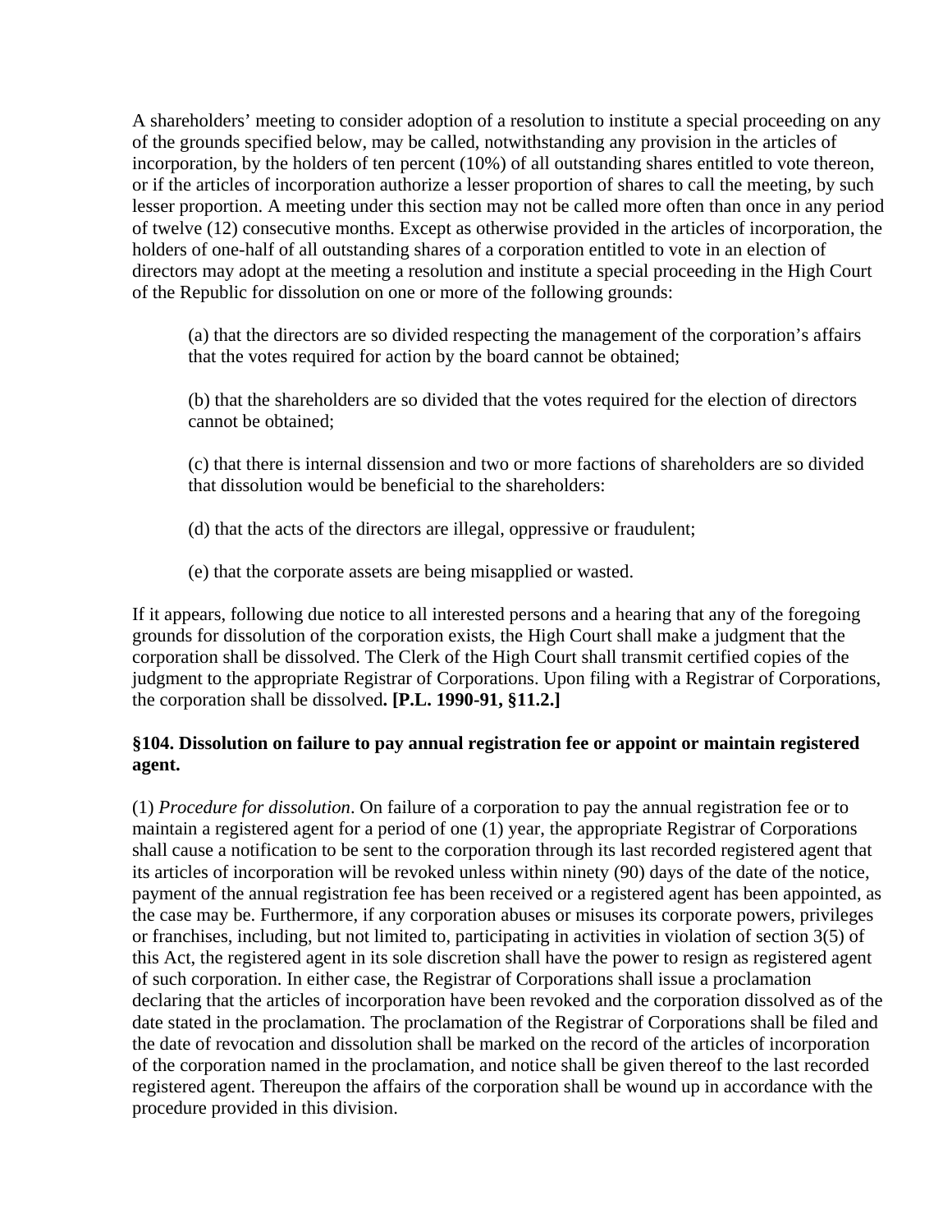A shareholders' meeting to consider adoption of a resolution to institute a special proceeding on any of the grounds specified below, may be called, notwithstanding any provision in the articles of incorporation, by the holders of ten percent (10%) of all outstanding shares entitled to vote thereon, or if the articles of incorporation authorize a lesser proportion of shares to call the meeting, by such lesser proportion. A meeting under this section may not be called more often than once in any period of twelve (12) consecutive months. Except as otherwise provided in the articles of incorporation, the holders of one-half of all outstanding shares of a corporation entitled to vote in an election of directors may adopt at the meeting a resolution and institute a special proceeding in the High Court of the Republic for dissolution on one or more of the following grounds:

(a) that the directors are so divided respecting the management of the corporation's affairs that the votes required for action by the board cannot be obtained;

(b) that the shareholders are so divided that the votes required for the election of directors cannot be obtained;

(c) that there is internal dissension and two or more factions of shareholders are so divided that dissolution would be beneficial to the shareholders:

(d) that the acts of the directors are illegal, oppressive or fraudulent;

(e) that the corporate assets are being misapplied or wasted.

If it appears, following due notice to all interested persons and a hearing that any of the foregoing grounds for dissolution of the corporation exists, the High Court shall make a judgment that the corporation shall be dissolved. The Clerk of the High Court shall transmit certified copies of the judgment to the appropriate Registrar of Corporations. Upon filing with a Registrar of Corporations, the corporation shall be dissolved**. [P.L. 1990-91, §11.2.]**

### §104. Dissolution on failure to pay annual registration fee or appoint or maintain registered agent.

(1) *Procedure for dissolution*. On failure of a corporation to pay the annual registration fee or to maintain a registered agent for a period of one (1) year, the appropriate Registrar of Corporations shall cause a notification to be sent to the corporation through its last recorded registered agent that its articles of incorporation will be revoked unless within ninety (90) days of the date of the notice, payment of the annual registration fee has been received or a registered agent has been appointed, as the case may be. Furthermore, if any corporation abuses or misuses its corporate powers, privileges or franchises, including, but not limited to, participating in activities in violation of section 3(5) of this Act, the registered agent in its sole discretion shall have the power to resign as registered agent of such corporation. In either case, the Registrar of Corporations shall issue a proclamation declaring that the articles of incorporation have been revoked and the corporation dissolved as of the date stated in the proclamation. The proclamation of the Registrar of Corporations shall be filed and the date of revocation and dissolution shall be marked on the record of the articles of incorporation of the corporation named in the proclamation, and notice shall be given thereof to the last recorded registered agent. Thereupon the affairs of the corporation shall be wound up in accordance with the procedure provided in this division.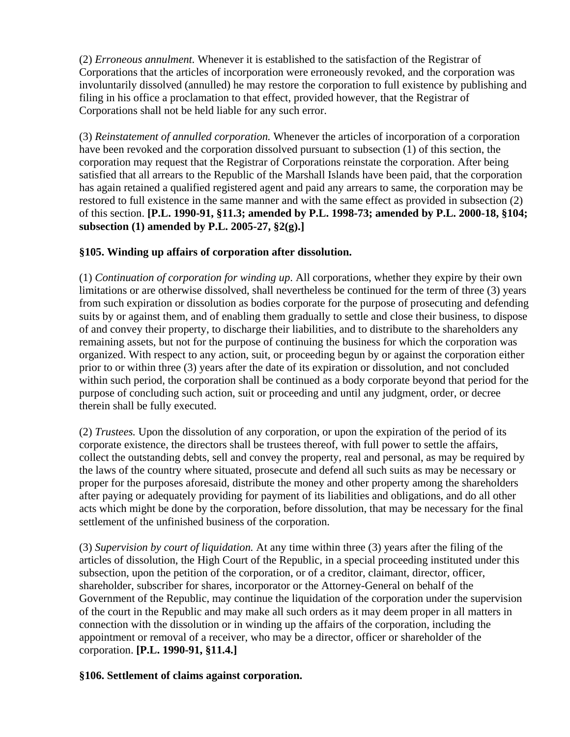(2) *Erroneous annulment.* Whenever it is established to the satisfaction of the Registrar of Corporations that the articles of incorporation were erroneously revoked, and the corporation was involuntarily dissolved (annulled) he may restore the corporation to full existence by publishing and filing in his office a proclamation to that effect, provided however, that the Registrar of Corporations shall not be held liable for any such error.

(3) *Reinstatement of annulled corporation.* Whenever the articles of incorporation of a corporation have been revoked and the corporation dissolved pursuant to subsection (1) of this section, the corporation may request that the Registrar of Corporations reinstate the corporation. After being satisfied that all arrears to the Republic of the Marshall Islands have been paid, that the corporation has again retained a qualified registered agent and paid any arrears to same, the corporation may be restored to full existence in the same manner and with the same effect as provided in subsection (2) of this section. **[P.L. 1990-91, §11.3; amended by P.L. 1998-73; amended by P.L. 2000-18, §104; subsection (1) amended by P.L. 2005-27, §2(g).]**

### §105. Winding up affairs of corporation after dissolution.

(1) *Continuation of corporation for winding up.* All corporations, whether they expire by their own limitations or are otherwise dissolved, shall nevertheless be continued for the term of three (3) years from such expiration or dissolution as bodies corporate for the purpose of prosecuting and defending suits by or against them, and of enabling them gradually to settle and close their business, to dispose of and convey their property, to discharge their liabilities, and to distribute to the shareholders any remaining assets, but not for the purpose of continuing the business for which the corporation was organized. With respect to any action, suit, or proceeding begun by or against the corporation either prior to or within three (3) years after the date of its expiration or dissolution, and not concluded within such period, the corporation shall be continued as a body corporate beyond that period for the purpose of concluding such action, suit or proceeding and until any judgment, order, or decree therein shall be fully executed.

(2) *Trustees.* Upon the dissolution of any corporation, or upon the expiration of the period of its corporate existence, the directors shall be trustees thereof, with full power to settle the affairs, collect the outstanding debts, sell and convey the property, real and personal, as may be required by the laws of the country where situated, prosecute and defend all such suits as may be necessary or proper for the purposes aforesaid, distribute the money and other property among the shareholders after paying or adequately providing for payment of its liabilities and obligations, and do all other acts which might be done by the corporation, before dissolution, that may be necessary for the final settlement of the unfinished business of the corporation.

(3) *Supervision by court of liquidation.* At any time within three (3) years after the filing of the articles of dissolution, the High Court of the Republic, in a special proceeding instituted under this subsection, upon the petition of the corporation, or of a creditor, claimant, director, officer, shareholder, subscriber for shares, incorporator or the Attorney-General on behalf of the Government of the Republic, may continue the liquidation of the corporation under the supervision of the court in the Republic and may make all such orders as it may deem proper in all matters in connection with the dissolution or in winding up the affairs of the corporation, including the appointment or removal of a receiver, who may be a director, officer or shareholder of the corporation. **[P.L. 1990-91, §11.4.]**

### §106. Settlement of claims against corporation.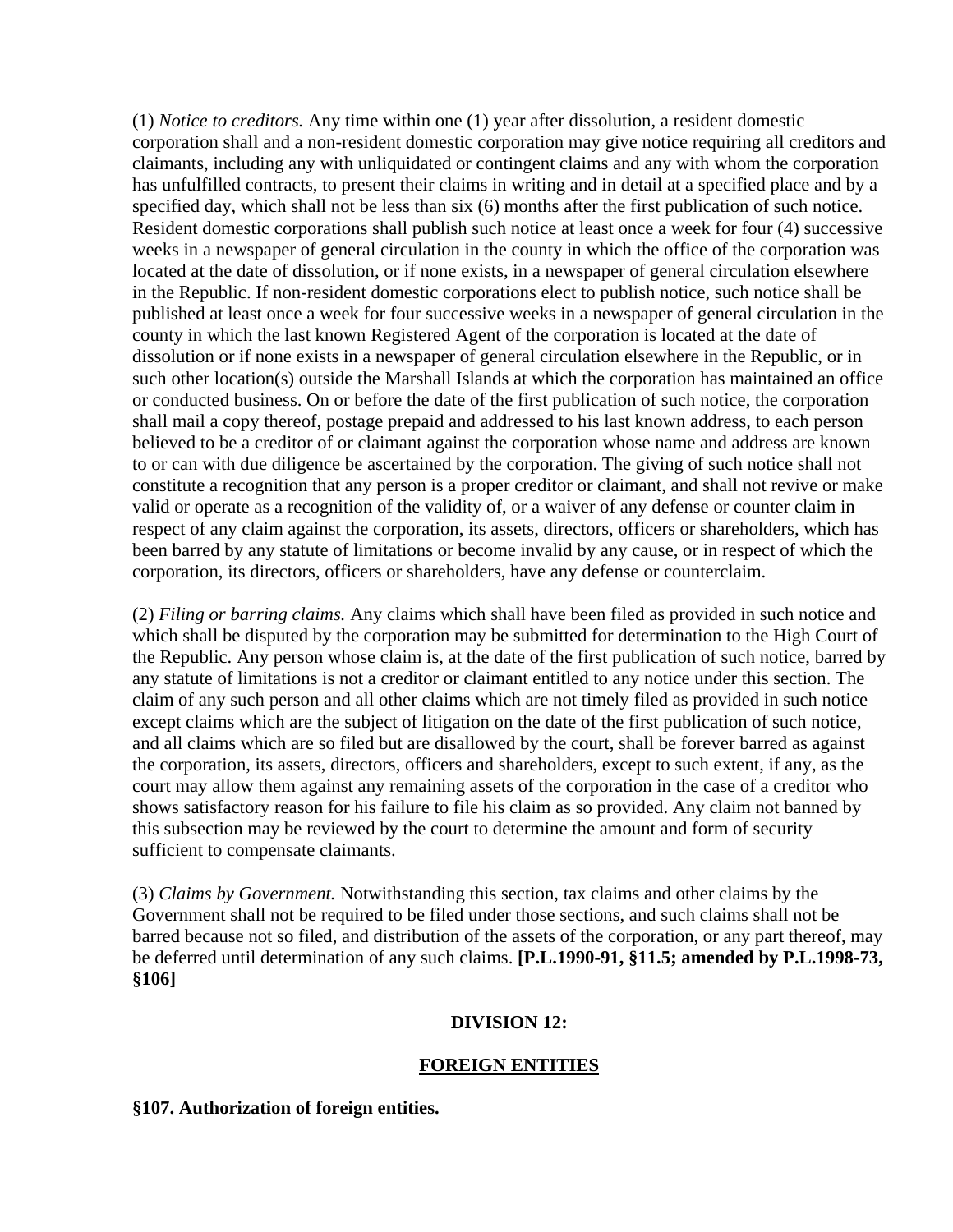(1) *Notice to creditors.* Any time within one (1) year after dissolution, a resident domestic corporation shall and a non-resident domestic corporation may give notice requiring all creditors and claimants, including any with unliquidated or contingent claims and any with whom the corporation has unfulfilled contracts, to present their claims in writing and in detail at a specified place and by a specified day, which shall not be less than six (6) months after the first publication of such notice. Resident domestic corporations shall publish such notice at least once a week for four (4) successive weeks in a newspaper of general circulation in the county in which the office of the corporation was located at the date of dissolution, or if none exists, in a newspaper of general circulation elsewhere in the Republic. If non-resident domestic corporations elect to publish notice, such notice shall be published at least once a week for four successive weeks in a newspaper of general circulation in the county in which the last known Registered Agent of the corporation is located at the date of dissolution or if none exists in a newspaper of general circulation elsewhere in the Republic, or in such other location(s) outside the Marshall Islands at which the corporation has maintained an office or conducted business. On or before the date of the first publication of such notice, the corporation shall mail a copy thereof, postage prepaid and addressed to his last known address, to each person believed to be a creditor of or claimant against the corporation whose name and address are known to or can with due diligence be ascertained by the corporation. The giving of such notice shall not constitute a recognition that any person is a proper creditor or claimant, and shall not revive or make valid or operate as a recognition of the validity of, or a waiver of any defense or counter claim in respect of any claim against the corporation, its assets, directors, officers or shareholders, which has been barred by any statute of limitations or become invalid by any cause, or in respect of which the corporation, its directors, officers or shareholders, have any defense or counterclaim.

(2) *Filing or barring claims.* Any claims which shall have been filed as provided in such notice and which shall be disputed by the corporation may be submitted for determination to the High Court of the Republic. Any person whose claim is, at the date of the first publication of such notice, barred by any statute of limitations is not a creditor or claimant entitled to any notice under this section. The claim of any such person and all other claims which are not timely filed as provided in such notice except claims which are the subject of litigation on the date of the first publication of such notice, and all claims which are so filed but are disallowed by the court, shall be forever barred as against the corporation, its assets, directors, officers and shareholders, except to such extent, if any, as the court may allow them against any remaining assets of the corporation in the case of a creditor who shows satisfactory reason for his failure to file his claim as so provided. Any claim not banned by this subsection may be reviewed by the court to determine the amount and form of security sufficient to compensate claimants.

(3) *Claims by Government.* Notwithstanding this section, tax claims and other claims by the Government shall not be required to be filed under those sections, and such claims shall not be barred because not so filed, and distribution of the assets of the corporation, or any part thereof, may be deferred until determination of any such claims. **[P.L.1990-91, §11.5; amended by P.L.1998-73, §106]**

## DIVISION 12:

## FOREIGN ENTITIES

**§107. Authorization of foreign entities.**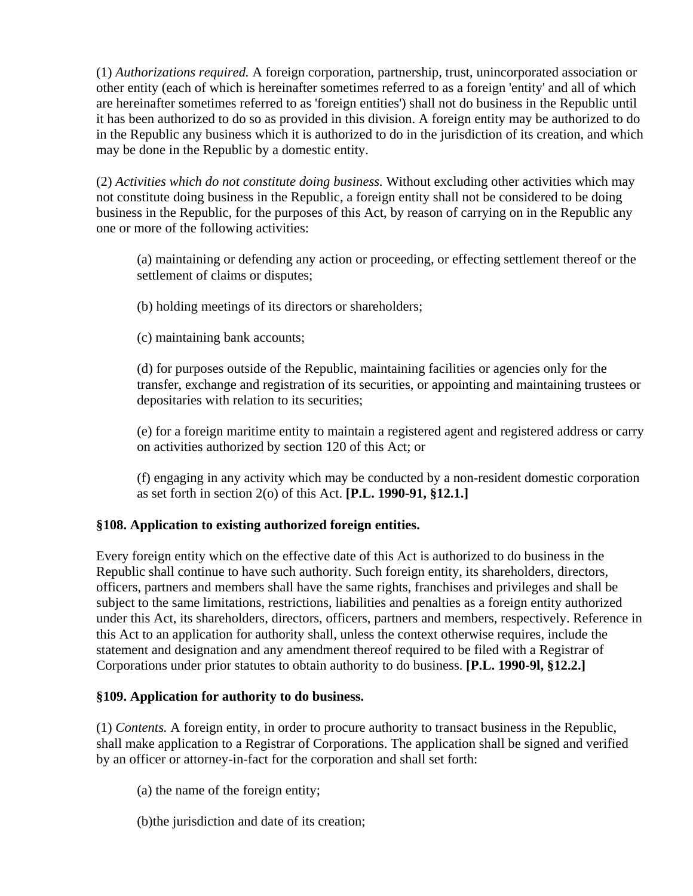(1) *Authorizations required.* A foreign corporation, partnership, trust, unincorporated association or other entity (each of which is hereinafter sometimes referred to as a foreign 'entity' and all of which are hereinafter sometimes referred to as 'foreign entities') shall not do business in the Republic until it has been authorized to do so as provided in this division. A foreign entity may be authorized to do in the Republic any business which it is authorized to do in the jurisdiction of its creation, and which may be done in the Republic by a domestic entity.

(2) *Activities which do not constitute doing business.* Without excluding other activities which may not constitute doing business in the Republic, a foreign entity shall not be considered to be doing business in the Republic, for the purposes of this Act, by reason of carrying on in the Republic any one or more of the following activities:

> (a) maintaining or defending any action or proceeding, or effecting settlement thereof or the settlement of claims or disputes;
>
> (b) holding meetings of its directors or shareholders;
>
> (c) maintaining bank accounts;
>
> (d) for purposes outside of the Republic, maintaining facilities or agencies only for the transfer, exchange and registration of its securities, or appointing and maintaining trustees or depositaries with relation to its securities;
>
> (e) for a foreign maritime entity to maintain a registered agent and registered address or carry on activities authorized by section 120 of this Act; or
>
> (f) engaging in any activity which may be conducted by a non-resident domestic corporation as set forth in section 2(o) of this Act. **[P.L. 1990-91, §12.1.]**

**§108. Application to existing authorized foreign entities.**

Every foreign entity which on the effective date of this Act is authorized to do business in the Republic shall continue to have such authority. Such foreign entity, its shareholders, directors, officers, partners and members shall have the same rights, franchises and privileges and shall be subject to the same limitations, restrictions, liabilities and penalties as a foreign entity authorized under this Act, its shareholders, directors, officers, partners and members, respectively. Reference in this Act to an application for authority shall, unless the context otherwise requires, include the statement and designation and any amendment thereof required to be filed with a Registrar of Corporations under prior statutes to obtain authority to do business. **[P.L. 1990-9l, §12.2.]**

**§109. Application for authority to do business.**

(1) *Contents.* A foreign entity, in order to procure authority to transact business in the Republic, shall make application to a Registrar of Corporations. The application shall be signed and verified by an officer or attorney-in-fact for the corporation and shall set forth:

> (a) the name of the foreign entity;
>
> (b)the jurisdiction and date of its creation;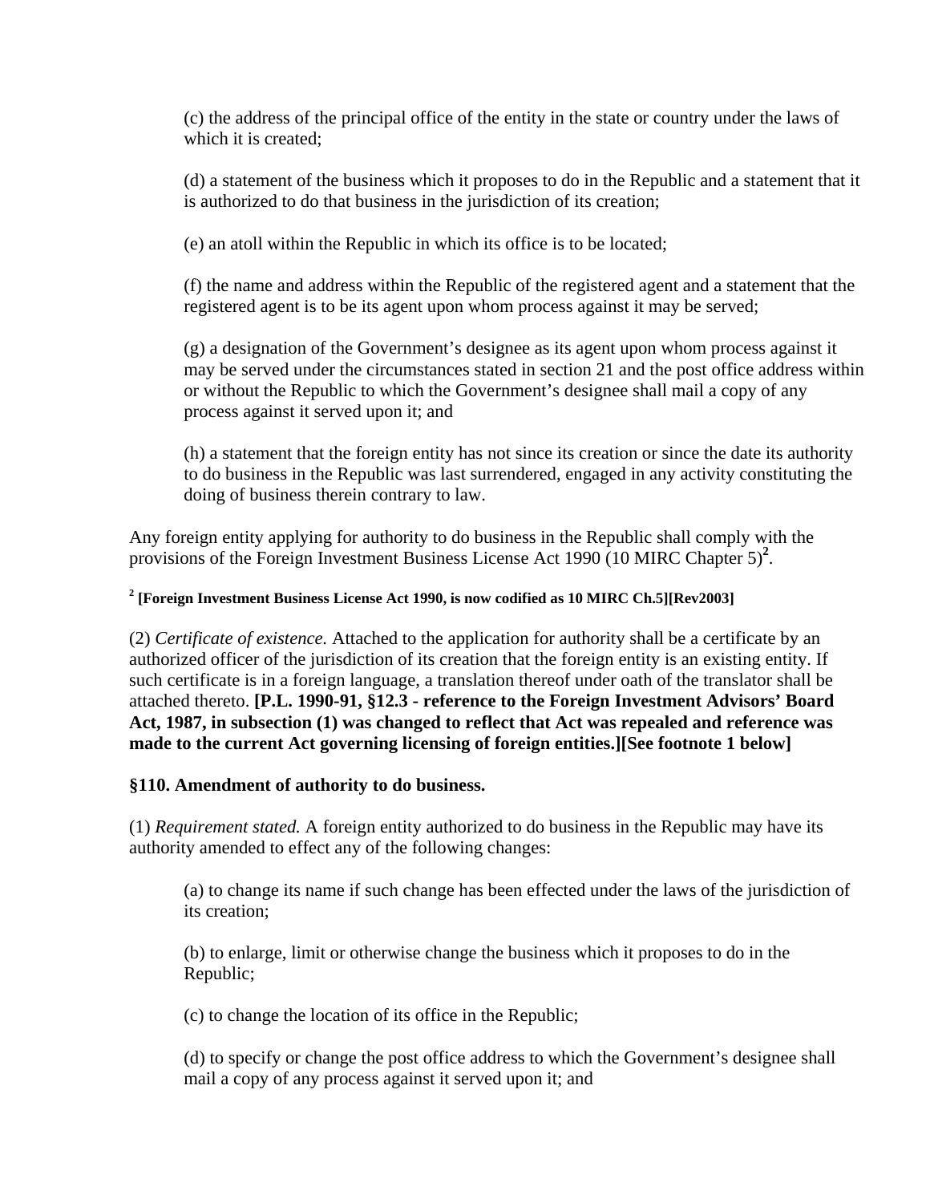(c) the address of the principal office of the entity in the state or country under the laws of which it is created;

(d) a statement of the business which it proposes to do in the Republic and a statement that it is authorized to do that business in the jurisdiction of its creation;

(e) an atoll within the Republic in which its office is to be located;

(f) the name and address within the Republic of the registered agent and a statement that the registered agent is to be its agent upon whom process against it may be served;

(g) a designation of the Government's designee as its agent upon whom process against it may be served under the circumstances stated in section 21 and the post office address within or without the Republic to which the Government's designee shall mail a copy of any process against it served upon it; and

(h) a statement that the foreign entity has not since its creation or since the date its authority to do business in the Republic was last surrendered, engaged in any activity constituting the doing of business therein contrary to law.

Any foreign entity applying for authority to do business in the Republic shall comply with the provisions of the Foreign Investment Business License Act 1990 (10 MIRC Chapter 5)[2].

[2] **[Foreign Investment Business License Act 1990, is now codified as 10 MIRC Ch.5][Rev2003]**

(2) *Certificate of existence.* Attached to the application for authority shall be a certificate by an authorized officer of the jurisdiction of its creation that the foreign entity is an existing entity. If such certificate is in a foreign language, a translation thereof under oath of the translator shall be attached thereto. **[P.L. 1990-91, §12.3 - reference to the Foreign Investment Advisors' Board Act, 1987, in subsection (1) was changed to reflect that Act was repealed and reference was made to the current Act governing licensing of foreign entities.][See footnote 1 below]**

**§110. Amendment of authority to do business.**

(1) *Requirement stated.* A foreign entity authorized to do business in the Republic may have its authority amended to effect any of the following changes:

(a) to change its name if such change has been effected under the laws of the jurisdiction of its creation;

(b) to enlarge, limit or otherwise change the business which it proposes to do in the Republic;

(c) to change the location of its office in the Republic;

(d) to specify or change the post office address to which the Government's designee shall mail a copy of any process against it served upon it; and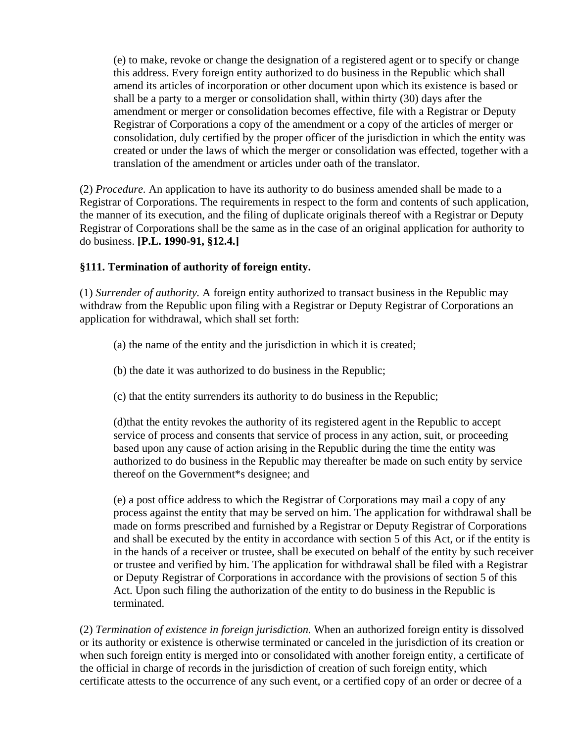(e) to make, revoke or change the designation of a registered agent or to specify or change this address. Every foreign entity authorized to do business in the Republic which shall amend its articles of incorporation or other document upon which its existence is based or shall be a party to a merger or consolidation shall, within thirty (30) days after the amendment or merger or consolidation becomes effective, file with a Registrar or Deputy Registrar of Corporations a copy of the amendment or a copy of the articles of merger or consolidation, duly certified by the proper officer of the jurisdiction in which the entity was created or under the laws of which the merger or consolidation was effected, together with a translation of the amendment or articles under oath of the translator.

(2) *Procedure.* An application to have its authority to do business amended shall be made to a Registrar of Corporations. The requirements in respect to the form and contents of such application, the manner of its execution, and the filing of duplicate originals thereof with a Registrar or Deputy Registrar of Corporations shall be the same as in the case of an original application for authority to do business. **[P.L. 1990-91, §12.4.]**

### §111. Termination of authority of foreign entity.

(1) *Surrender of authority.* A foreign entity authorized to transact business in the Republic may withdraw from the Republic upon filing with a Registrar or Deputy Registrar of Corporations an application for withdrawal, which shall set forth:

(a) the name of the entity and the jurisdiction in which it is created;

(b) the date it was authorized to do business in the Republic;

(c) that the entity surrenders its authority to do business in the Republic;

(d)that the entity revokes the authority of its registered agent in the Republic to accept service of process and consents that service of process in any action, suit, or proceeding based upon any cause of action arising in the Republic during the time the entity was authorized to do business in the Republic may thereafter be made on such entity by service thereof on the Government*s designee; and

(e) a post office address to which the Registrar of Corporations may mail a copy of any process against the entity that may be served on him. The application for withdrawal shall be made on forms prescribed and furnished by a Registrar or Deputy Registrar of Corporations and shall be executed by the entity in accordance with section 5 of this Act, or if the entity is in the hands of a receiver or trustee, shall be executed on behalf of the entity by such receiver or trustee and verified by him. The application for withdrawal shall be filed with a Registrar or Deputy Registrar of Corporations in accordance with the provisions of section 5 of this Act. Upon such filing the authorization of the entity to do business in the Republic is terminated.

(2) *Termination of existence in foreign jurisdiction.* When an authorized foreign entity is dissolved or its authority or existence is otherwise terminated or canceled in the jurisdiction of its creation or when such foreign entity is merged into or consolidated with another foreign entity, a certificate of the official in charge of records in the jurisdiction of creation of such foreign entity, which certificate attests to the occurrence of any such event, or a certified copy of an order or decree of a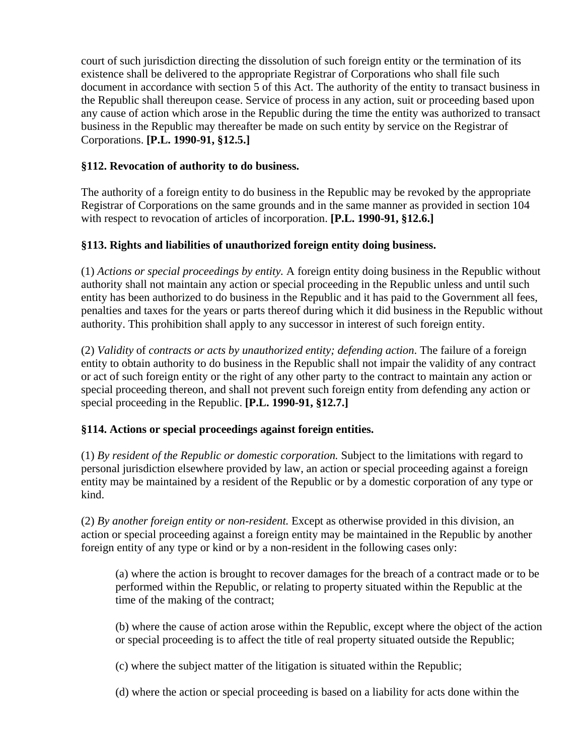court of such jurisdiction directing the dissolution of such foreign entity or the termination of its existence shall be delivered to the appropriate Registrar of Corporations who shall file such document in accordance with section 5 of this Act. The authority of the entity to transact business in the Republic shall thereupon cease. Service of process in any action, suit or proceeding based upon any cause of action which arose in the Republic during the time the entity was authorized to transact business in the Republic may thereafter be made on such entity by service on the Registrar of Corporations. **[P.L. 1990-91, §12.5.]**

**§112. Revocation of authority to do business.**

The authority of a foreign entity to do business in the Republic may be revoked by the appropriate Registrar of Corporations on the same grounds and in the same manner as provided in section 104 with respect to revocation of articles of incorporation. **[P.L. 1990-91, §12.6.]**

**§113. Rights and liabilities of unauthorized foreign entity doing business.**

(1) *Actions or special proceedings by entity.* A foreign entity doing business in the Republic without authority shall not maintain any action or special proceeding in the Republic unless and until such entity has been authorized to do business in the Republic and it has paid to the Government all fees, penalties and taxes for the years or parts thereof during which it did business in the Republic without authority. This prohibition shall apply to any successor in interest of such foreign entity.

(2) *Validity* of *contracts or acts by unauthorized entity; defending action*. The failure of a foreign entity to obtain authority to do business in the Republic shall not impair the validity of any contract or act of such foreign entity or the right of any other party to the contract to maintain any action or special proceeding thereon, and shall not prevent such foreign entity from defending any action or special proceeding in the Republic. **[P.L. 1990-91, §12.7.]**

**§114. Actions or special proceedings against foreign entities.**

(1) *By resident of the Republic or domestic corporation.* Subject to the limitations with regard to personal jurisdiction elsewhere provided by law, an action or special proceeding against a foreign entity may be maintained by a resident of the Republic or by a domestic corporation of any type or kind.

(2) *By another foreign entity or non-resident.* Except as otherwise provided in this division, an action or special proceeding against a foreign entity may be maintained in the Republic by another foreign entity of any type or kind or by a non-resident in the following cases only:

> (a) where the action is brought to recover damages for the breach of a contract made or to be performed within the Republic, or relating to property situated within the Republic at the time of the making of the contract;
>
> (b) where the cause of action arose within the Republic, except where the object of the action or special proceeding is to affect the title of real property situated outside the Republic;
>
> (c) where the subject matter of the litigation is situated within the Republic;
>
> (d) where the action or special proceeding is based on a liability for acts done within the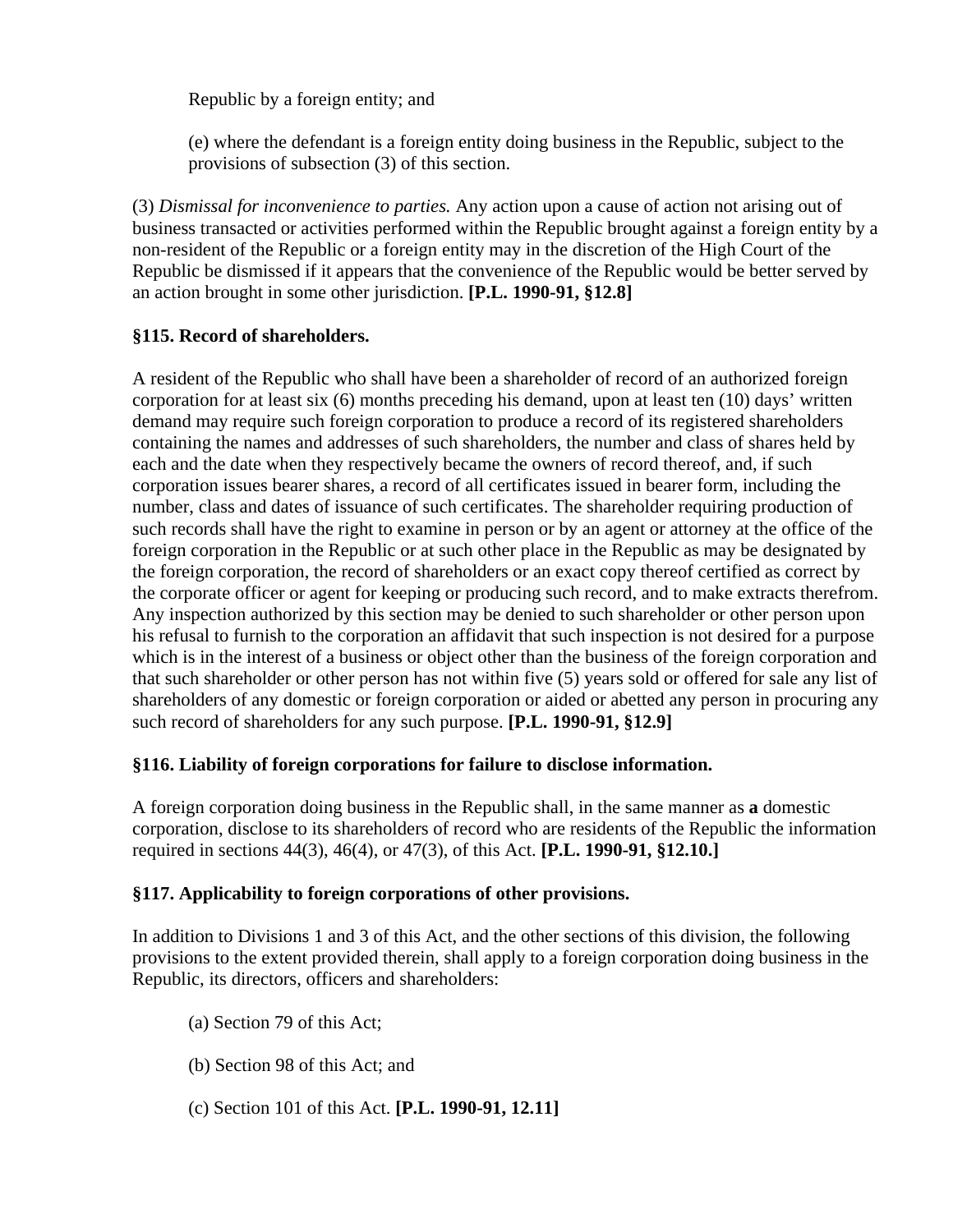Republic by a foreign entity; and

(e) where the defendant is a foreign entity doing business in the Republic, subject to the provisions of subsection (3) of this section.

(3) *Dismissal for inconvenience to parties.* Any action upon a cause of action not arising out of business transacted or activities performed within the Republic brought against a foreign entity by a non-resident of the Republic or a foreign entity may in the discretion of the High Court of the Republic be dismissed if it appears that the convenience of the Republic would be better served by an action brought in some other jurisdiction. **[P.L. 1990-91, §12.8]**

**§115. Record of shareholders.**

A resident of the Republic who shall have been a shareholder of record of an authorized foreign corporation for at least six (6) months preceding his demand, upon at least ten (10) days' written demand may require such foreign corporation to produce a record of its registered shareholders containing the names and addresses of such shareholders, the number and class of shares held by each and the date when they respectively became the owners of record thereof, and, if such corporation issues bearer shares, a record of all certificates issued in bearer form, including the number, class and dates of issuance of such certificates. The shareholder requiring production of such records shall have the right to examine in person or by an agent or attorney at the office of the foreign corporation in the Republic or at such other place in the Republic as may be designated by the foreign corporation, the record of shareholders or an exact copy thereof certified as correct by the corporate officer or agent for keeping or producing such record, and to make extracts therefrom. Any inspection authorized by this section may be denied to such shareholder or other person upon his refusal to furnish to the corporation an affidavit that such inspection is not desired for a purpose which is in the interest of a business or object other than the business of the foreign corporation and that such shareholder or other person has not within five (5) years sold or offered for sale any list of shareholders of any domestic or foreign corporation or aided or abetted any person in procuring any such record of shareholders for any such purpose. **[P.L. 1990-91, §12.9]**

**§116. Liability of foreign corporations for failure to disclose information.**

A foreign corporation doing business in the Republic shall, in the same manner as **a** domestic corporation, disclose to its shareholders of record who are residents of the Republic the information required in sections 44(3), 46(4), or 47(3), of this Act. **[P.L. 1990-91, §12.10.]**

**§117. Applicability to foreign corporations of other provisions.**

In addition to Divisions 1 and 3 of this Act, and the other sections of this division, the following provisions to the extent provided therein, shall apply to a foreign corporation doing business in the Republic, its directors, officers and shareholders:

(a) Section 79 of this Act;

(b) Section 98 of this Act; and

(c) Section 101 of this Act. **[P.L. 1990-91, 12.11]**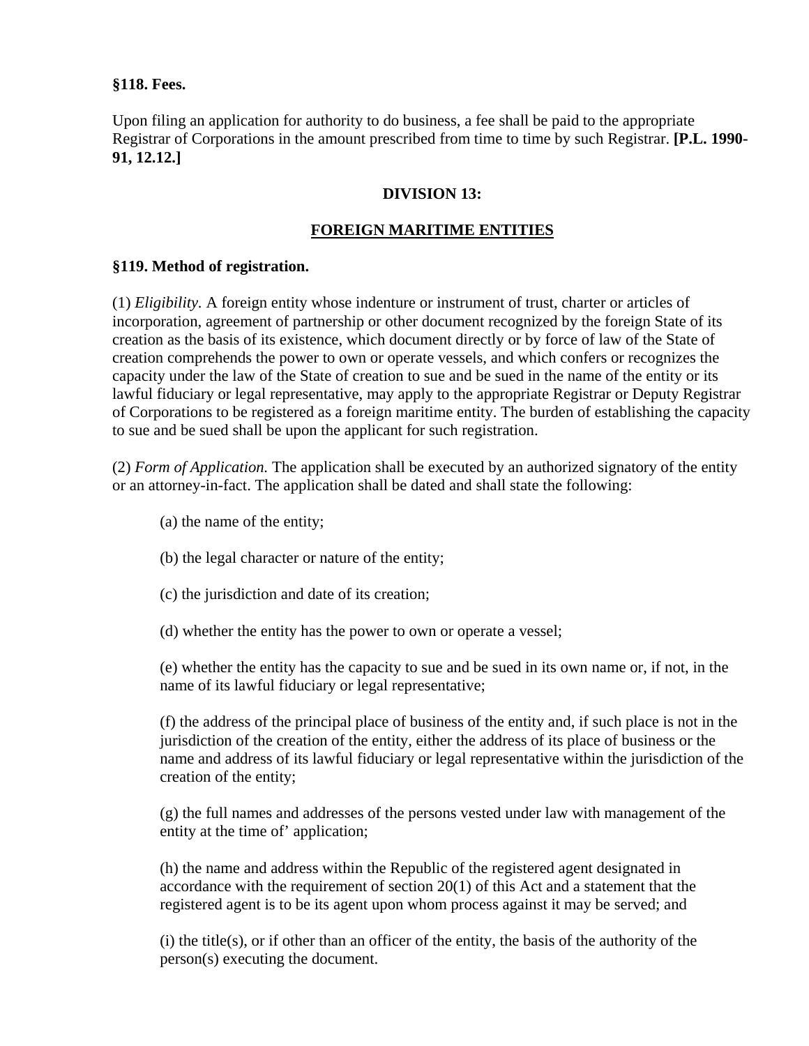**§118. Fees.**

Upon filing an application for authority to do business, a fee shall be paid to the appropriate Registrar of Corporations in the amount prescribed from time to time by such Registrar. **[P.L. 1990-91, 12.12.]**

## DIVISION 13:

## FOREIGN MARITIME ENTITIES

**§119. Method of registration.**

(1) *Eligibility.* A foreign entity whose indenture or instrument of trust, charter or articles of incorporation, agreement of partnership or other document recognized by the foreign State of its creation as the basis of its existence, which document directly or by force of law of the State of creation comprehends the power to own or operate vessels, and which confers or recognizes the capacity under the law of the State of creation to sue and be sued in the name of the entity or its lawful fiduciary or legal representative, may apply to the appropriate Registrar or Deputy Registrar of Corporations to be registered as a foreign maritime entity. The burden of establishing the capacity to sue and be sued shall be upon the applicant for such registration.

(2) *Form of Application.* The application shall be executed by an authorized signatory of the entity or an attorney-in-fact. The application shall be dated and shall state the following:

(a) the name of the entity;

(b) the legal character or nature of the entity;

(c) the jurisdiction and date of its creation;

(d) whether the entity has the power to own or operate a vessel;

(e) whether the entity has the capacity to sue and be sued in its own name or, if not, in the name of its lawful fiduciary or legal representative;

(f) the address of the principal place of business of the entity and, if such place is not in the jurisdiction of the creation of the entity, either the address of its place of business or the name and address of its lawful fiduciary or legal representative within the jurisdiction of the creation of the entity;

(g) the full names and addresses of the persons vested under law with management of the entity at the time of' application;

(h) the name and address within the Republic of the registered agent designated in accordance with the requirement of section 20(1) of this Act and a statement that the registered agent is to be its agent upon whom process against it may be served; and

(i) the title(s), or if other than an officer of the entity, the basis of the authority of the person(s) executing the document.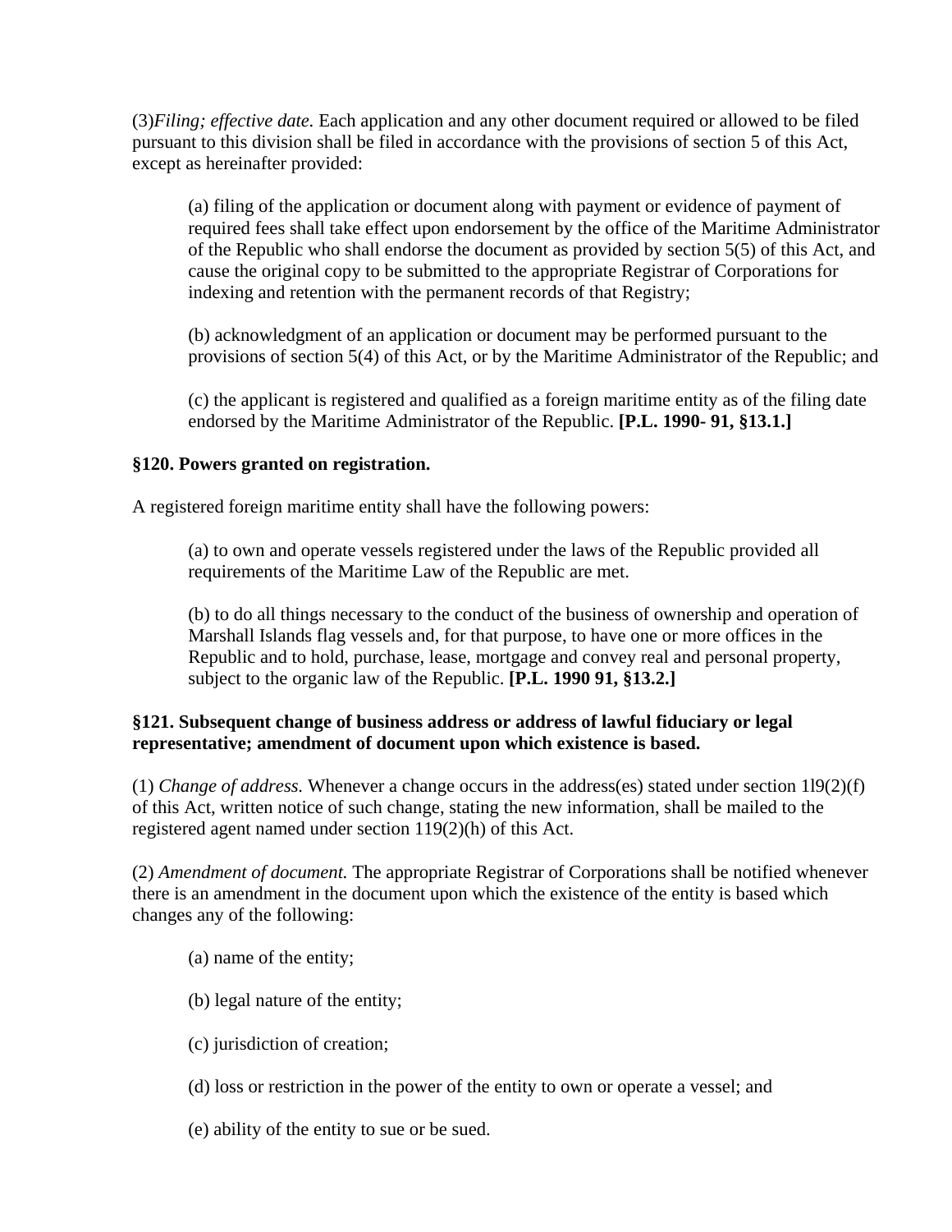(3)*Filing; effective date.* Each application and any other document required or allowed to be filed pursuant to this division shall be filed in accordance with the provisions of section 5 of this Act, except as hereinafter provided:

(a) filing of the application or document along with payment or evidence of payment of required fees shall take effect upon endorsement by the office of the Maritime Administrator of the Republic who shall endorse the document as provided by section 5(5) of this Act, and cause the original copy to be submitted to the appropriate Registrar of Corporations for indexing and retention with the permanent records of that Registry;

(b) acknowledgment of an application or document may be performed pursuant to the provisions of section 5(4) of this Act, or by the Maritime Administrator of the Republic; and

(c) the applicant is registered and qualified as a foreign maritime entity as of the filing date endorsed by the Maritime Administrator of the Republic. **[P.L. 1990- 91, §13.1.]**

**§120. Powers granted on registration.**

A registered foreign maritime entity shall have the following powers:

(a) to own and operate vessels registered under the laws of the Republic provided all requirements of the Maritime Law of the Republic are met.

(b) to do all things necessary to the conduct of the business of ownership and operation of Marshall Islands flag vessels and, for that purpose, to have one or more offices in the Republic and to hold, purchase, lease, mortgage and convey real and personal property, subject to the organic law of the Republic. **[P.L. 1990 91, §13.2.]**

**§121. Subsequent change of business address or address of lawful fiduciary or legal representative; amendment of document upon which existence is based.**

(1) *Change of address.* Whenever a change occurs in the address(es) stated under section 1l9(2)(f) of this Act, written notice of such change, stating the new information, shall be mailed to the registered agent named under section 119(2)(h) of this Act.

(2) *Amendment of document.* The appropriate Registrar of Corporations shall be notified whenever there is an amendment in the document upon which the existence of the entity is based which changes any of the following:

(a) name of the entity;

(b) legal nature of the entity;

(c) jurisdiction of creation;

(d) loss or restriction in the power of the entity to own or operate a vessel; and

(e) ability of the entity to sue or be sued.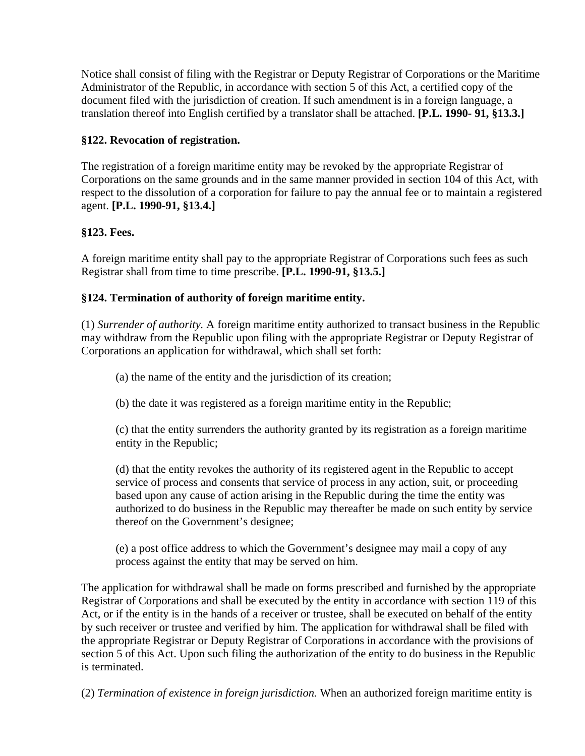Notice shall consist of filing with the Registrar or Deputy Registrar of Corporations or the Maritime Administrator of the Republic, in accordance with section 5 of this Act, a certified copy of the document filed with the jurisdiction of creation. If such amendment is in a foreign language, a translation thereof into English certified by a translator shall be attached. **[P.L. 1990- 91, §13.3.]**

**§122. Revocation of registration.**

The registration of a foreign maritime entity may be revoked by the appropriate Registrar of Corporations on the same grounds and in the same manner provided in section 104 of this Act, with respect to the dissolution of a corporation for failure to pay the annual fee or to maintain a registered agent. **[P.L. 1990-91, §13.4.]**

**§123. Fees.**

A foreign maritime entity shall pay to the appropriate Registrar of Corporations such fees as such Registrar shall from time to time prescribe. **[P.L. 1990-91, §13.5.]**

**§124. Termination of authority of foreign maritime entity.**

(1) *Surrender of authority.* A foreign maritime entity authorized to transact business in the Republic may withdraw from the Republic upon filing with the appropriate Registrar or Deputy Registrar of Corporations an application for withdrawal, which shall set forth:

> (a) the name of the entity and the jurisdiction of its creation;
>
> (b) the date it was registered as a foreign maritime entity in the Republic;
>
> (c) that the entity surrenders the authority granted by its registration as a foreign maritime entity in the Republic;
>
> (d) that the entity revokes the authority of its registered agent in the Republic to accept service of process and consents that service of process in any action, suit, or proceeding based upon any cause of action arising in the Republic during the time the entity was authorized to do business in the Republic may thereafter be made on such entity by service thereof on the Government's designee;
>
> (e) a post office address to which the Government's designee may mail a copy of any process against the entity that may be served on him.

The application for withdrawal shall be made on forms prescribed and furnished by the appropriate Registrar of Corporations and shall be executed by the entity in accordance with section 119 of this Act, or if the entity is in the hands of a receiver or trustee, shall be executed on behalf of the entity by such receiver or trustee and verified by him. The application for withdrawal shall be filed with the appropriate Registrar or Deputy Registrar of Corporations in accordance with the provisions of section 5 of this Act. Upon such filing the authorization of the entity to do business in the Republic is terminated.

(2) *Termination of existence in foreign jurisdiction.* When an authorized foreign maritime entity is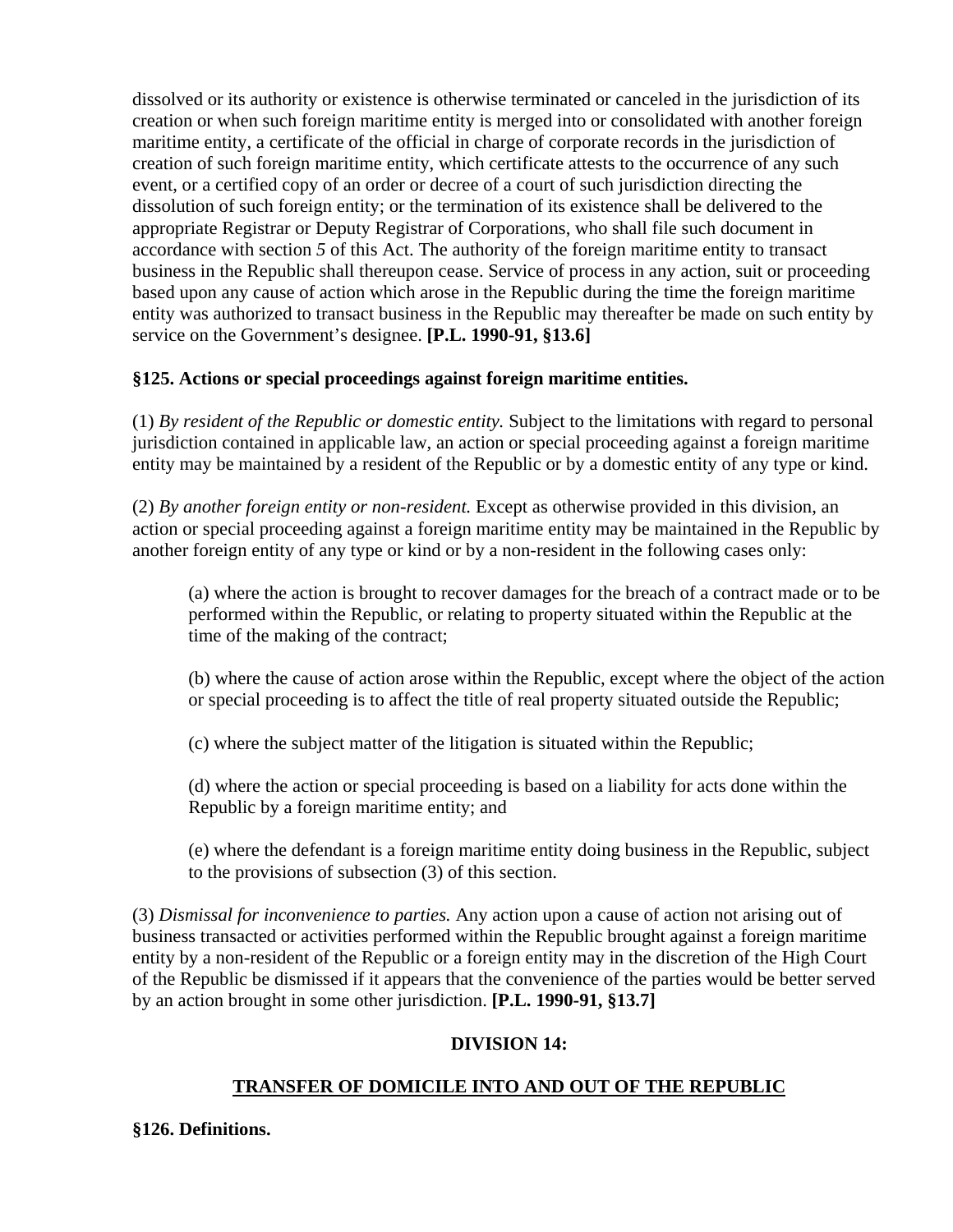dissolved or its authority or existence is otherwise terminated or canceled in the jurisdiction of its creation or when such foreign maritime entity is merged into or consolidated with another foreign maritime entity, a certificate of the official in charge of corporate records in the jurisdiction of creation of such foreign maritime entity, which certificate attests to the occurrence of any such event, or a certified copy of an order or decree of a court of such jurisdiction directing the dissolution of such foreign entity; or the termination of its existence shall be delivered to the appropriate Registrar or Deputy Registrar of Corporations, who shall file such document in accordance with section *5* of this Act. The authority of the foreign maritime entity to transact business in the Republic shall thereupon cease. Service of process in any action, suit or proceeding based upon any cause of action which arose in the Republic during the time the foreign maritime entity was authorized to transact business in the Republic may thereafter be made on such entity by service on the Government's designee. **[P.L. 1990-91, §13.6]**

**§125. Actions or special proceedings against foreign maritime entities.**

(1) *By resident of the Republic or domestic entity.* Subject to the limitations with regard to personal jurisdiction contained in applicable law, an action or special proceeding against a foreign maritime entity may be maintained by a resident of the Republic or by a domestic entity of any type or kind.

(2) *By another foreign entity or non-resident.* Except as otherwise provided in this division, an action or special proceeding against a foreign maritime entity may be maintained in the Republic by another foreign entity of any type or kind or by a non-resident in the following cases only:

(a) where the action is brought to recover damages for the breach of a contract made or to be performed within the Republic, or relating to property situated within the Republic at the time of the making of the contract;

(b) where the cause of action arose within the Republic, except where the object of the action or special proceeding is to affect the title of real property situated outside the Republic;

(c) where the subject matter of the litigation is situated within the Republic;

(d) where the action or special proceeding is based on a liability for acts done within the Republic by a foreign maritime entity; and

(e) where the defendant is a foreign maritime entity doing business in the Republic, subject to the provisions of subsection (3) of this section.

(3) *Dismissal for inconvenience to parties.* Any action upon a cause of action not arising out of business transacted or activities performed within the Republic brought against a foreign maritime entity by a non-resident of the Republic or a foreign entity may in the discretion of the High Court of the Republic be dismissed if it appears that the convenience of the parties would be better served by an action brought in some other jurisdiction. **[P.L. 1990-91, §13.7]**

## DIVISION 14:

## TRANSFER OF DOMICILE INTO AND OUT OF THE REPUBLIC

**§126. Definitions.**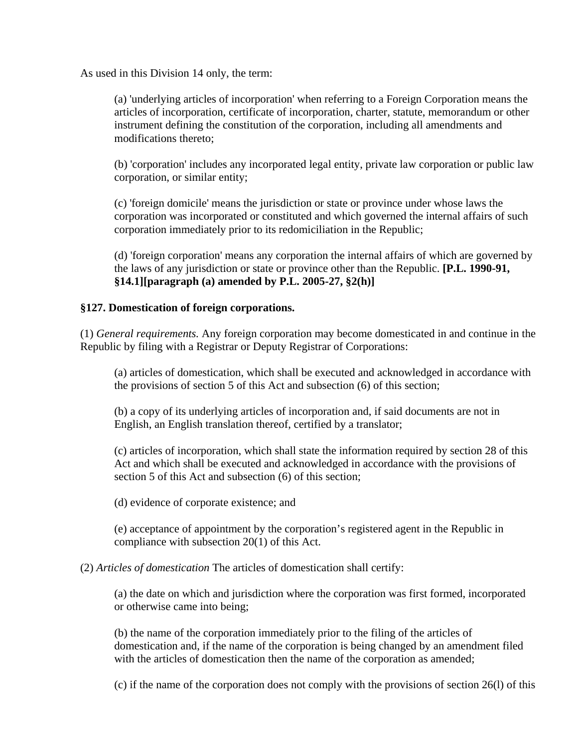As used in this Division 14 only, the term:

(a) 'underlying articles of incorporation' when referring to a Foreign Corporation means the articles of incorporation, certificate of incorporation, charter, statute, memorandum or other instrument defining the constitution of the corporation, including all amendments and modifications thereto;

(b) 'corporation' includes any incorporated legal entity, private law corporation or public law corporation, or similar entity;

(c) 'foreign domicile' means the jurisdiction or state or province under whose laws the corporation was incorporated or constituted and which governed the internal affairs of such corporation immediately prior to its redomiciliation in the Republic;

(d) 'foreign corporation' means any corporation the internal affairs of which are governed by the laws of any jurisdiction or state or province other than the Republic. **[P.L. 1990-91, §14.1][paragraph (a) amended by P.L. 2005-27, §2(h)]**

**§127. Domestication of foreign corporations.**

(1) *General requirements.* Any foreign corporation may become domesticated in and continue in the Republic by filing with a Registrar or Deputy Registrar of Corporations:

(a) articles of domestication, which shall be executed and acknowledged in accordance with the provisions of section 5 of this Act and subsection (6) of this section;

(b) a copy of its underlying articles of incorporation and, if said documents are not in English, an English translation thereof, certified by a translator;

(c) articles of incorporation, which shall state the information required by section 28 of this Act and which shall be executed and acknowledged in accordance with the provisions of section 5 of this Act and subsection (6) of this section;

(d) evidence of corporate existence; and

(e) acceptance of appointment by the corporation's registered agent in the Republic in compliance with subsection 20(1) of this Act.

(2) *Articles of domestication* The articles of domestication shall certify:

(a) the date on which and jurisdiction where the corporation was first formed, incorporated or otherwise came into being;

(b) the name of the corporation immediately prior to the filing of the articles of domestication and, if the name of the corporation is being changed by an amendment filed with the articles of domestication then the name of the corporation as amended;

(c) if the name of the corporation does not comply with the provisions of section 26(l) of this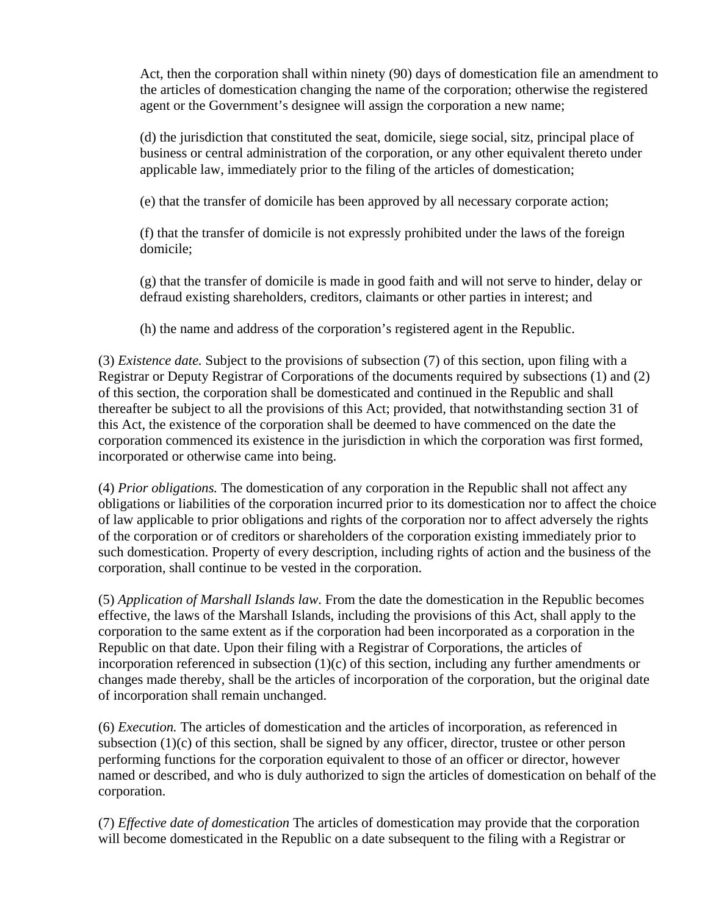Act, then the corporation shall within ninety (90) days of domestication file an amendment to the articles of domestication changing the name of the corporation; otherwise the registered agent or the Government's designee will assign the corporation a new name;

(d) the jurisdiction that constituted the seat, domicile, siege social, sitz, principal place of business or central administration of the corporation, or any other equivalent thereto under applicable law, immediately prior to the filing of the articles of domestication;

(e) that the transfer of domicile has been approved by all necessary corporate action;

(f) that the transfer of domicile is not expressly prohibited under the laws of the foreign domicile;

(g) that the transfer of domicile is made in good faith and will not serve to hinder, delay or defraud existing shareholders, creditors, claimants or other parties in interest; and

(h) the name and address of the corporation's registered agent in the Republic.

(3) *Existence date.* Subject to the provisions of subsection (7) of this section, upon filing with a Registrar or Deputy Registrar of Corporations of the documents required by subsections (1) and (2) of this section, the corporation shall be domesticated and continued in the Republic and shall thereafter be subject to all the provisions of this Act; provided, that notwithstanding section 31 of this Act, the existence of the corporation shall be deemed to have commenced on the date the corporation commenced its existence in the jurisdiction in which the corporation was first formed, incorporated or otherwise came into being.

(4) *Prior obligations.* The domestication of any corporation in the Republic shall not affect any obligations or liabilities of the corporation incurred prior to its domestication nor to affect the choice of law applicable to prior obligations and rights of the corporation nor to affect adversely the rights of the corporation or of creditors or shareholders of the corporation existing immediately prior to such domestication. Property of every description, including rights of action and the business of the corporation, shall continue to be vested in the corporation.

(5) *Application of Marshall Islands law*. From the date the domestication in the Republic becomes effective, the laws of the Marshall Islands, including the provisions of this Act, shall apply to the corporation to the same extent as if the corporation had been incorporated as a corporation in the Republic on that date. Upon their filing with a Registrar of Corporations, the articles of incorporation referenced in subsection (1)(c) of this section, including any further amendments or changes made thereby, shall be the articles of incorporation of the corporation, but the original date of incorporation shall remain unchanged.

(6) *Execution.* The articles of domestication and the articles of incorporation, as referenced in subsection (1)(c) of this section, shall be signed by any officer, director, trustee or other person performing functions for the corporation equivalent to those of an officer or director, however named or described, and who is duly authorized to sign the articles of domestication on behalf of the corporation.

(7) *Effective date of domestication* The articles of domestication may provide that the corporation will become domesticated in the Republic on a date subsequent to the filing with a Registrar or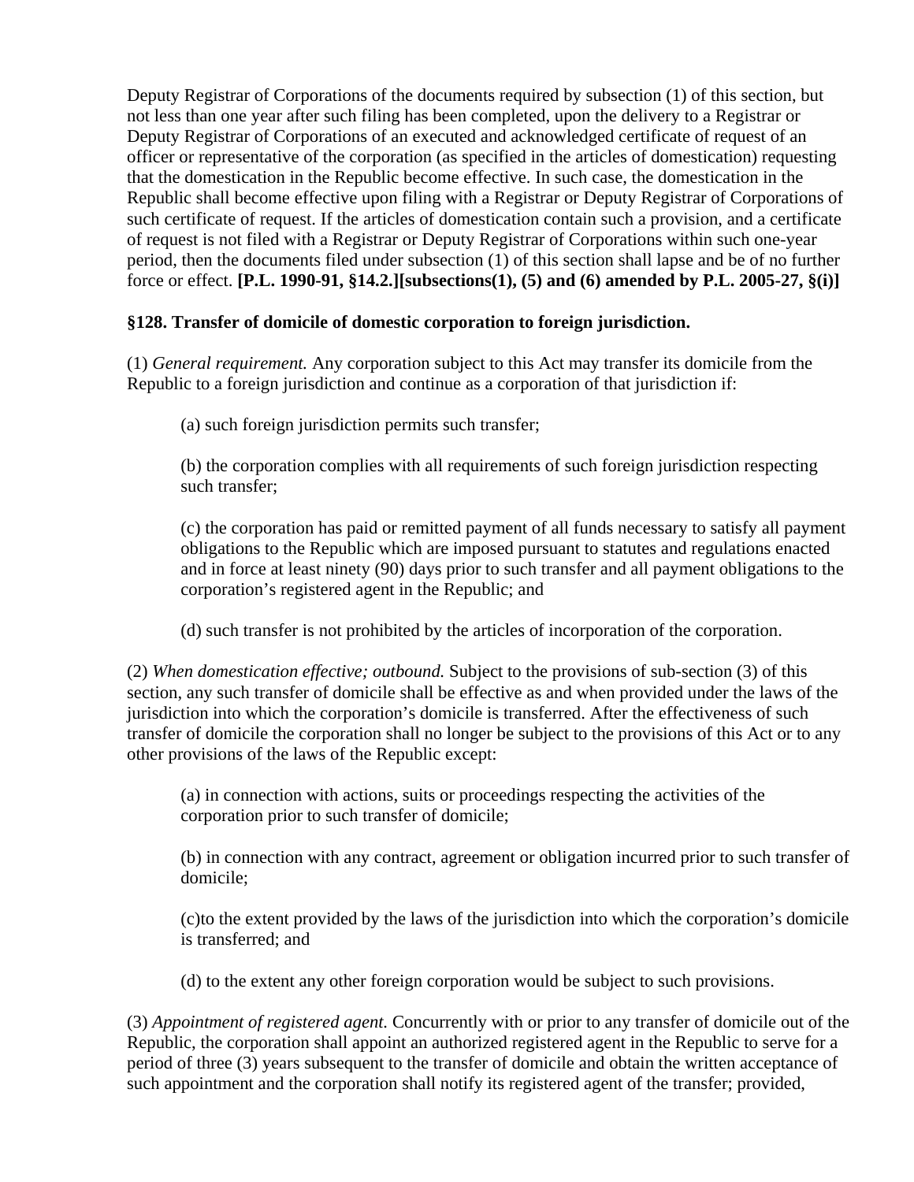Deputy Registrar of Corporations of the documents required by subsection (1) of this section, but not less than one year after such filing has been completed, upon the delivery to a Registrar or Deputy Registrar of Corporations of an executed and acknowledged certificate of request of an officer or representative of the corporation (as specified in the articles of domestication) requesting that the domestication in the Republic become effective. In such case, the domestication in the Republic shall become effective upon filing with a Registrar or Deputy Registrar of Corporations of such certificate of request. If the articles of domestication contain such a provision, and a certificate of request is not filed with a Registrar or Deputy Registrar of Corporations within such one-year period, then the documents filed under subsection (1) of this section shall lapse and be of no further force or effect. **[P.L. 1990-91, §14.2.][subsections(1), (5) and (6) amended by P.L. 2005-27, §(i)]**

**§128. Transfer of domicile of domestic corporation to foreign jurisdiction.**

(1) *General requirement.* Any corporation subject to this Act may transfer its domicile from the Republic to a foreign jurisdiction and continue as a corporation of that jurisdiction if:

(a) such foreign jurisdiction permits such transfer;

(b) the corporation complies with all requirements of such foreign jurisdiction respecting such transfer;

(c) the corporation has paid or remitted payment of all funds necessary to satisfy all payment obligations to the Republic which are imposed pursuant to statutes and regulations enacted and in force at least ninety (90) days prior to such transfer and all payment obligations to the corporation's registered agent in the Republic; and

(d) such transfer is not prohibited by the articles of incorporation of the corporation.

(2) *When domestication effective; outbound.* Subject to the provisions of sub-section (3) of this section, any such transfer of domicile shall be effective as and when provided under the laws of the jurisdiction into which the corporation's domicile is transferred. After the effectiveness of such transfer of domicile the corporation shall no longer be subject to the provisions of this Act or to any other provisions of the laws of the Republic except:

(a) in connection with actions, suits or proceedings respecting the activities of the corporation prior to such transfer of domicile;

(b) in connection with any contract, agreement or obligation incurred prior to such transfer of domicile;

(c)to the extent provided by the laws of the jurisdiction into which the corporation's domicile is transferred; and

(d) to the extent any other foreign corporation would be subject to such provisions.

(3) *Appointment of registered agent.* Concurrently with or prior to any transfer of domicile out of the Republic, the corporation shall appoint an authorized registered agent in the Republic to serve for a period of three (3) years subsequent to the transfer of domicile and obtain the written acceptance of such appointment and the corporation shall notify its registered agent of the transfer; provided,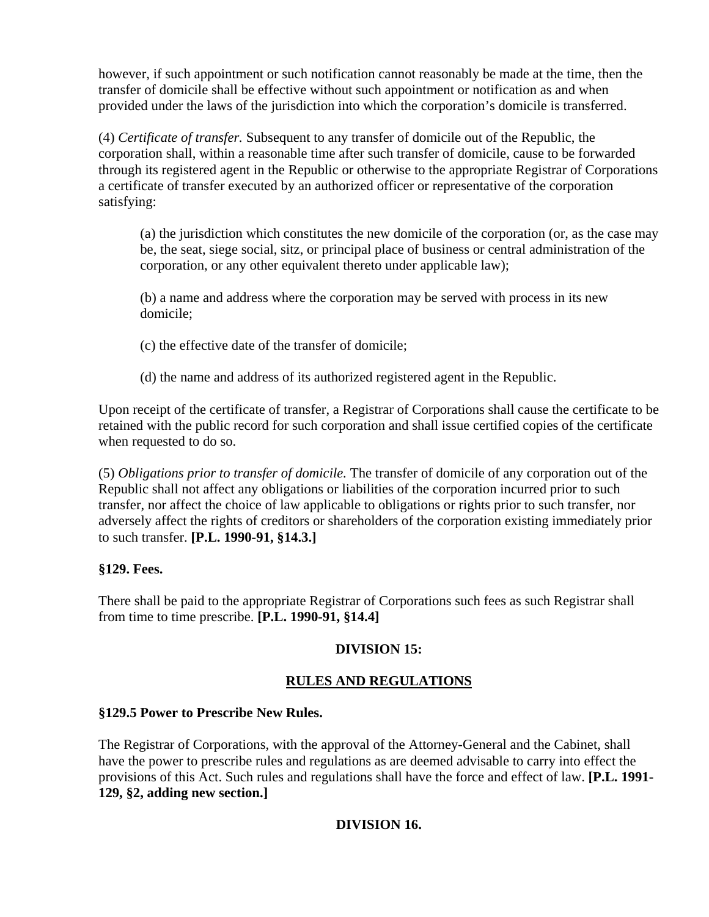however, if such appointment or such notification cannot reasonably be made at the time, then the transfer of domicile shall be effective without such appointment or notification as and when provided under the laws of the jurisdiction into which the corporation's domicile is transferred.

(4) *Certificate of transfer.* Subsequent to any transfer of domicile out of the Republic, the corporation shall, within a reasonable time after such transfer of domicile, cause to be forwarded through its registered agent in the Republic or otherwise to the appropriate Registrar of Corporations a certificate of transfer executed by an authorized officer or representative of the corporation satisfying:

> (a) the jurisdiction which constitutes the new domicile of the corporation (or, as the case may be, the seat, siege social, sitz, or principal place of business or central administration of the corporation, or any other equivalent thereto under applicable law);
>
> (b) a name and address where the corporation may be served with process in its new domicile;
>
> (c) the effective date of the transfer of domicile;
>
> (d) the name and address of its authorized registered agent in the Republic.

Upon receipt of the certificate of transfer, a Registrar of Corporations shall cause the certificate to be retained with the public record for such corporation and shall issue certified copies of the certificate when requested to do so.

(5) *Obligations prior to transfer of domicile.* The transfer of domicile of any corporation out of the Republic shall not affect any obligations or liabilities of the corporation incurred prior to such transfer, nor affect the choice of law applicable to obligations or rights prior to such transfer, nor adversely affect the rights of creditors or shareholders of the corporation existing immediately prior to such transfer. **[P.L. 1990-91, §14.3.]**

**§129. Fees.**

There shall be paid to the appropriate Registrar of Corporations such fees as such Registrar shall from time to time prescribe. **[P.L. 1990-91, §14.4]**

## DIVISION 15:

## RULES AND REGULATIONS

**§129.5 Power to Prescribe New Rules.**

The Registrar of Corporations, with the approval of the Attorney-General and the Cabinet, shall have the power to prescribe rules and regulations as are deemed advisable to carry into effect the provisions of this Act. Such rules and regulations shall have the force and effect of law. **[P.L. 1991-129, §2, adding new section.]**

## DIVISION 16.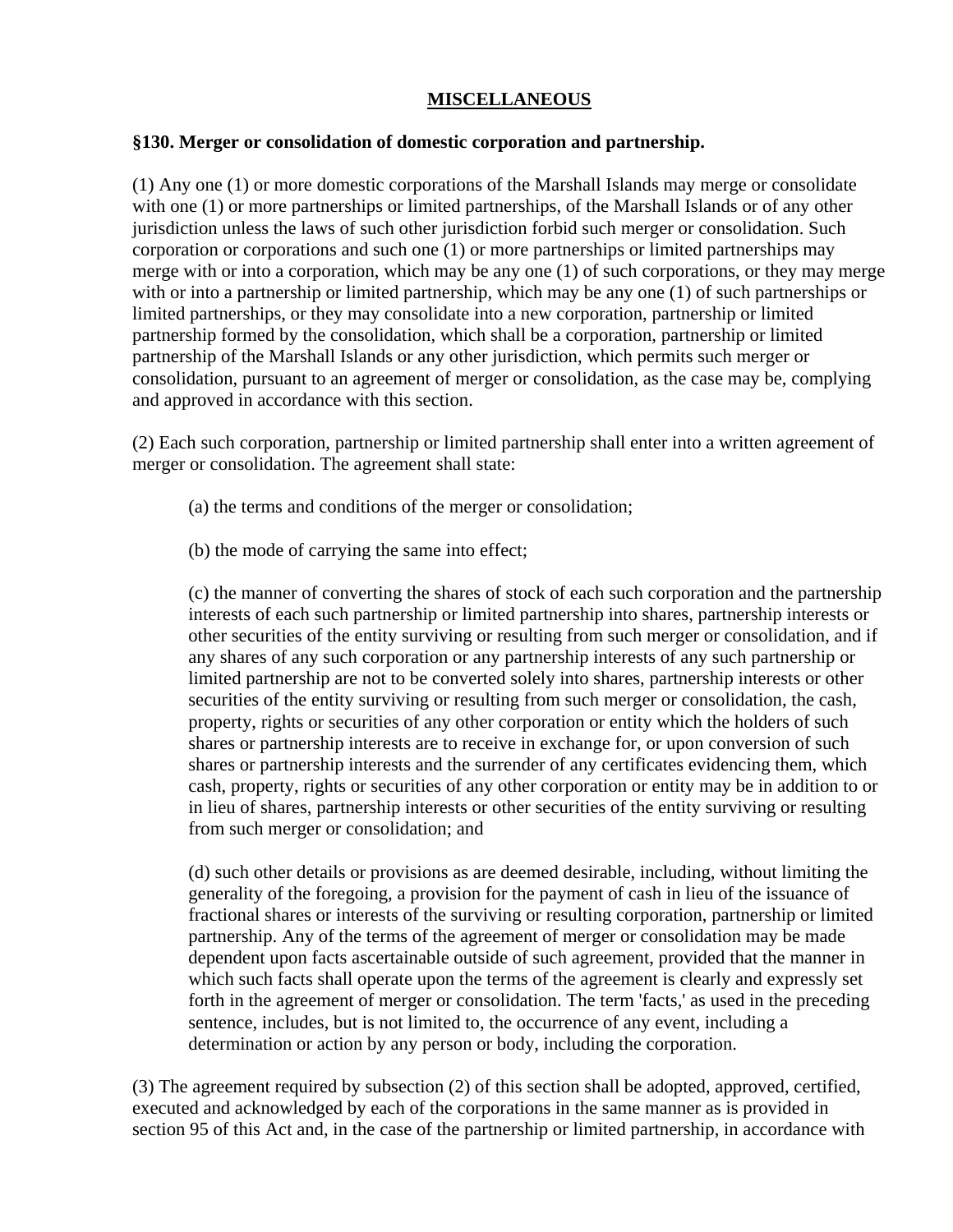## MISCELLANEOUS

**§130. Merger or consolidation of domestic corporation and partnership.**

(1) Any one (1) or more domestic corporations of the Marshall Islands may merge or consolidate with one (1) or more partnerships or limited partnerships, of the Marshall Islands or of any other jurisdiction unless the laws of such other jurisdiction forbid such merger or consolidation. Such corporation or corporations and such one (1) or more partnerships or limited partnerships may merge with or into a corporation, which may be any one (1) of such corporations, or they may merge with or into a partnership or limited partnership, which may be any one (1) of such partnerships or limited partnerships, or they may consolidate into a new corporation, partnership or limited partnership formed by the consolidation, which shall be a corporation, partnership or limited partnership of the Marshall Islands or any other jurisdiction, which permits such merger or consolidation, pursuant to an agreement of merger or consolidation, as the case may be, complying and approved in accordance with this section.

(2) Each such corporation, partnership or limited partnership shall enter into a written agreement of merger or consolidation. The agreement shall state:

(a) the terms and conditions of the merger or consolidation;

(b) the mode of carrying the same into effect;

(c) the manner of converting the shares of stock of each such corporation and the partnership interests of each such partnership or limited partnership into shares, partnership interests or other securities of the entity surviving or resulting from such merger or consolidation, and if any shares of any such corporation or any partnership interests of any such partnership or limited partnership are not to be converted solely into shares, partnership interests or other securities of the entity surviving or resulting from such merger or consolidation, the cash, property, rights or securities of any other corporation or entity which the holders of such shares or partnership interests are to receive in exchange for, or upon conversion of such shares or partnership interests and the surrender of any certificates evidencing them, which cash, property, rights or securities of any other corporation or entity may be in addition to or in lieu of shares, partnership interests or other securities of the entity surviving or resulting from such merger or consolidation; and

(d) such other details or provisions as are deemed desirable, including, without limiting the generality of the foregoing, a provision for the payment of cash in lieu of the issuance of fractional shares or interests of the surviving or resulting corporation, partnership or limited partnership. Any of the terms of the agreement of merger or consolidation may be made dependent upon facts ascertainable outside of such agreement, provided that the manner in which such facts shall operate upon the terms of the agreement is clearly and expressly set forth in the agreement of merger or consolidation. The term 'facts,' as used in the preceding sentence, includes, but is not limited to, the occurrence of any event, including a determination or action by any person or body, including the corporation.

(3) The agreement required by subsection (2) of this section shall be adopted, approved, certified, executed and acknowledged by each of the corporations in the same manner as is provided in section 95 of this Act and, in the case of the partnership or limited partnership, in accordance with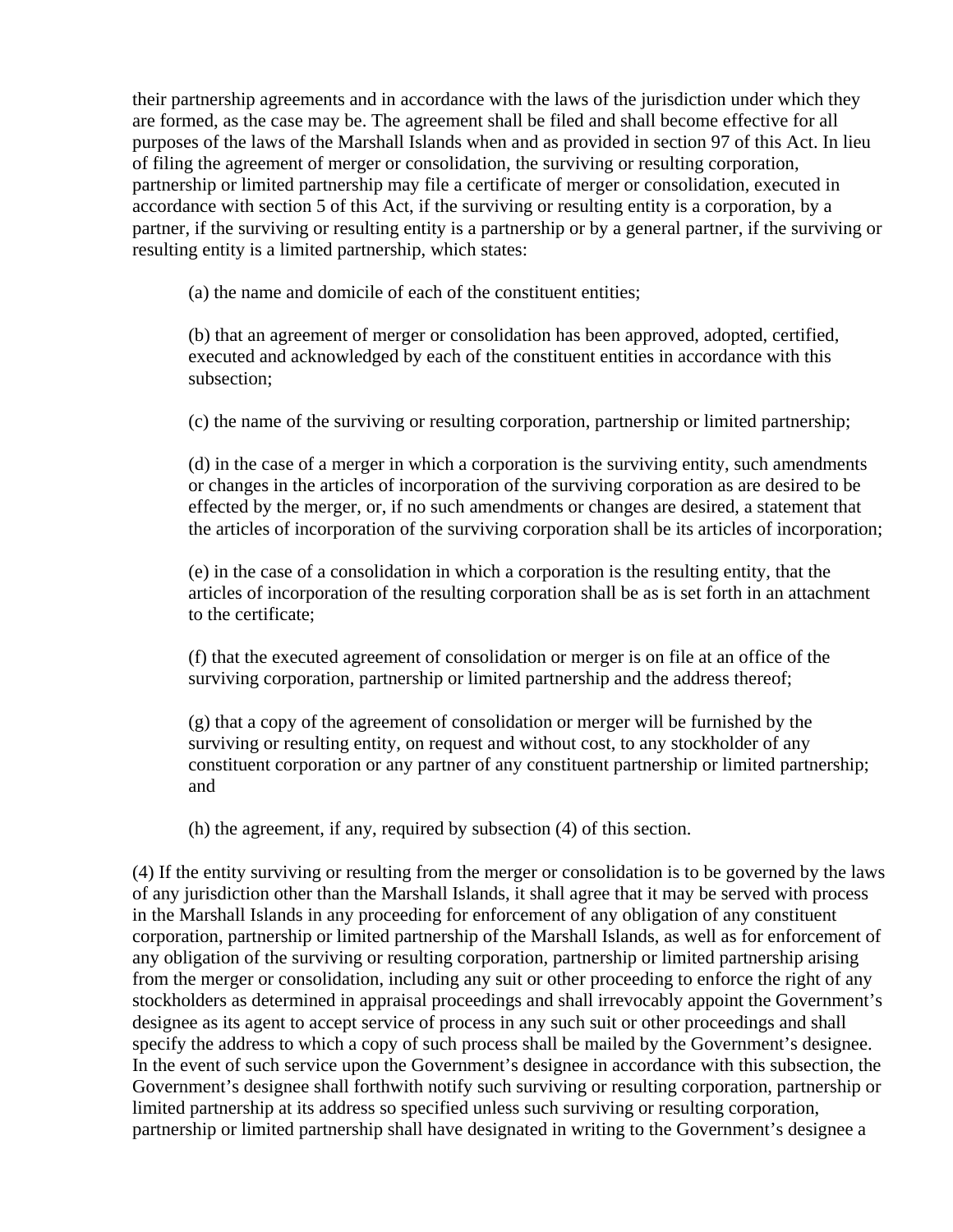their partnership agreements and in accordance with the laws of the jurisdiction under which they are formed, as the case may be. The agreement shall be filed and shall become effective for all purposes of the laws of the Marshall Islands when and as provided in section 97 of this Act. In lieu of filing the agreement of merger or consolidation, the surviving or resulting corporation, partnership or limited partnership may file a certificate of merger or consolidation, executed in accordance with section 5 of this Act, if the surviving or resulting entity is a corporation, by a partner, if the surviving or resulting entity is a partnership or by a general partner, if the surviving or resulting entity is a limited partnership, which states:

(a) the name and domicile of each of the constituent entities;

(b) that an agreement of merger or consolidation has been approved, adopted, certified, executed and acknowledged by each of the constituent entities in accordance with this subsection;

(c) the name of the surviving or resulting corporation, partnership or limited partnership;

(d) in the case of a merger in which a corporation is the surviving entity, such amendments or changes in the articles of incorporation of the surviving corporation as are desired to be effected by the merger, or, if no such amendments or changes are desired, a statement that the articles of incorporation of the surviving corporation shall be its articles of incorporation;

(e) in the case of a consolidation in which a corporation is the resulting entity, that the articles of incorporation of the resulting corporation shall be as is set forth in an attachment to the certificate;

(f) that the executed agreement of consolidation or merger is on file at an office of the surviving corporation, partnership or limited partnership and the address thereof;

(g) that a copy of the agreement of consolidation or merger will be furnished by the surviving or resulting entity, on request and without cost, to any stockholder of any constituent corporation or any partner of any constituent partnership or limited partnership; and

(h) the agreement, if any, required by subsection (4) of this section.

(4) If the entity surviving or resulting from the merger or consolidation is to be governed by the laws of any jurisdiction other than the Marshall Islands, it shall agree that it may be served with process in the Marshall Islands in any proceeding for enforcement of any obligation of any constituent corporation, partnership or limited partnership of the Marshall Islands, as well as for enforcement of any obligation of the surviving or resulting corporation, partnership or limited partnership arising from the merger or consolidation, including any suit or other proceeding to enforce the right of any stockholders as determined in appraisal proceedings and shall irrevocably appoint the Government's designee as its agent to accept service of process in any such suit or other proceedings and shall specify the address to which a copy of such process shall be mailed by the Government's designee. In the event of such service upon the Government's designee in accordance with this subsection, the Government's designee shall forthwith notify such surviving or resulting corporation, partnership or limited partnership at its address so specified unless such surviving or resulting corporation, partnership or limited partnership shall have designated in writing to the Government's designee a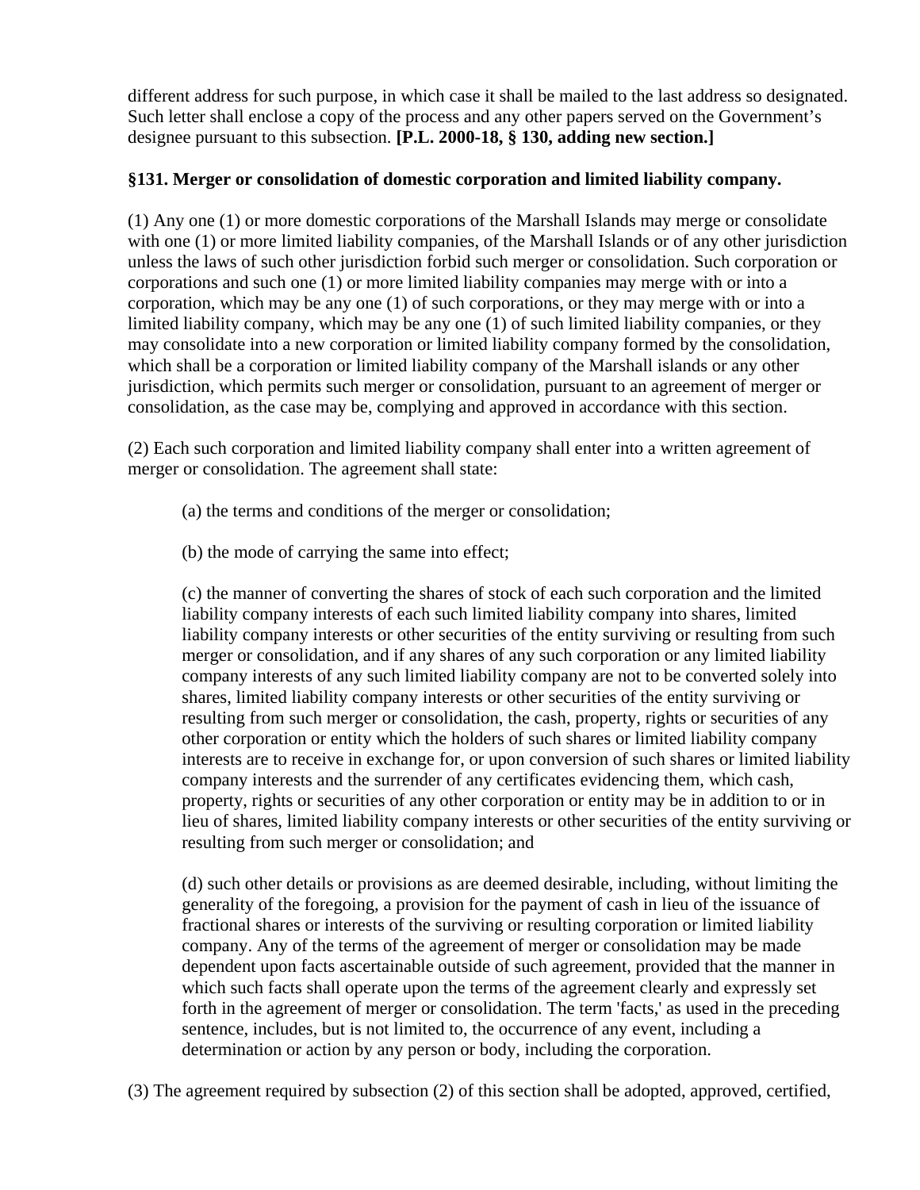different address for such purpose, in which case it shall be mailed to the last address so designated. Such letter shall enclose a copy of the process and any other papers served on the Government's designee pursuant to this subsection. **[P.L. 2000-18, § 130, adding new section.]**

### §131. Merger or consolidation of domestic corporation and limited liability company.

(1) Any one (1) or more domestic corporations of the Marshall Islands may merge or consolidate with one (1) or more limited liability companies, of the Marshall Islands or of any other jurisdiction unless the laws of such other jurisdiction forbid such merger or consolidation. Such corporation or corporations and such one (1) or more limited liability companies may merge with or into a corporation, which may be any one (1) of such corporations, or they may merge with or into a limited liability company, which may be any one (1) of such limited liability companies, or they may consolidate into a new corporation or limited liability company formed by the consolidation, which shall be a corporation or limited liability company of the Marshall islands or any other jurisdiction, which permits such merger or consolidation, pursuant to an agreement of merger or consolidation, as the case may be, complying and approved in accordance with this section.

(2) Each such corporation and limited liability company shall enter into a written agreement of merger or consolidation. The agreement shall state:

(a) the terms and conditions of the merger or consolidation;

(b) the mode of carrying the same into effect;

(c) the manner of converting the shares of stock of each such corporation and the limited liability company interests of each such limited liability company into shares, limited liability company interests or other securities of the entity surviving or resulting from such merger or consolidation, and if any shares of any such corporation or any limited liability company interests of any such limited liability company are not to be converted solely into shares, limited liability company interests or other securities of the entity surviving or resulting from such merger or consolidation, the cash, property, rights or securities of any other corporation or entity which the holders of such shares or limited liability company interests are to receive in exchange for, or upon conversion of such shares or limited liability company interests and the surrender of any certificates evidencing them, which cash, property, rights or securities of any other corporation or entity may be in addition to or in lieu of shares, limited liability company interests or other securities of the entity surviving or resulting from such merger or consolidation; and

(d) such other details or provisions as are deemed desirable, including, without limiting the generality of the foregoing, a provision for the payment of cash in lieu of the issuance of fractional shares or interests of the surviving or resulting corporation or limited liability company. Any of the terms of the agreement of merger or consolidation may be made dependent upon facts ascertainable outside of such agreement, provided that the manner in which such facts shall operate upon the terms of the agreement clearly and expressly set forth in the agreement of merger or consolidation. The term 'facts,' as used in the preceding sentence, includes, but is not limited to, the occurrence of any event, including a determination or action by any person or body, including the corporation.

(3) The agreement required by subsection (2) of this section shall be adopted, approved, certified,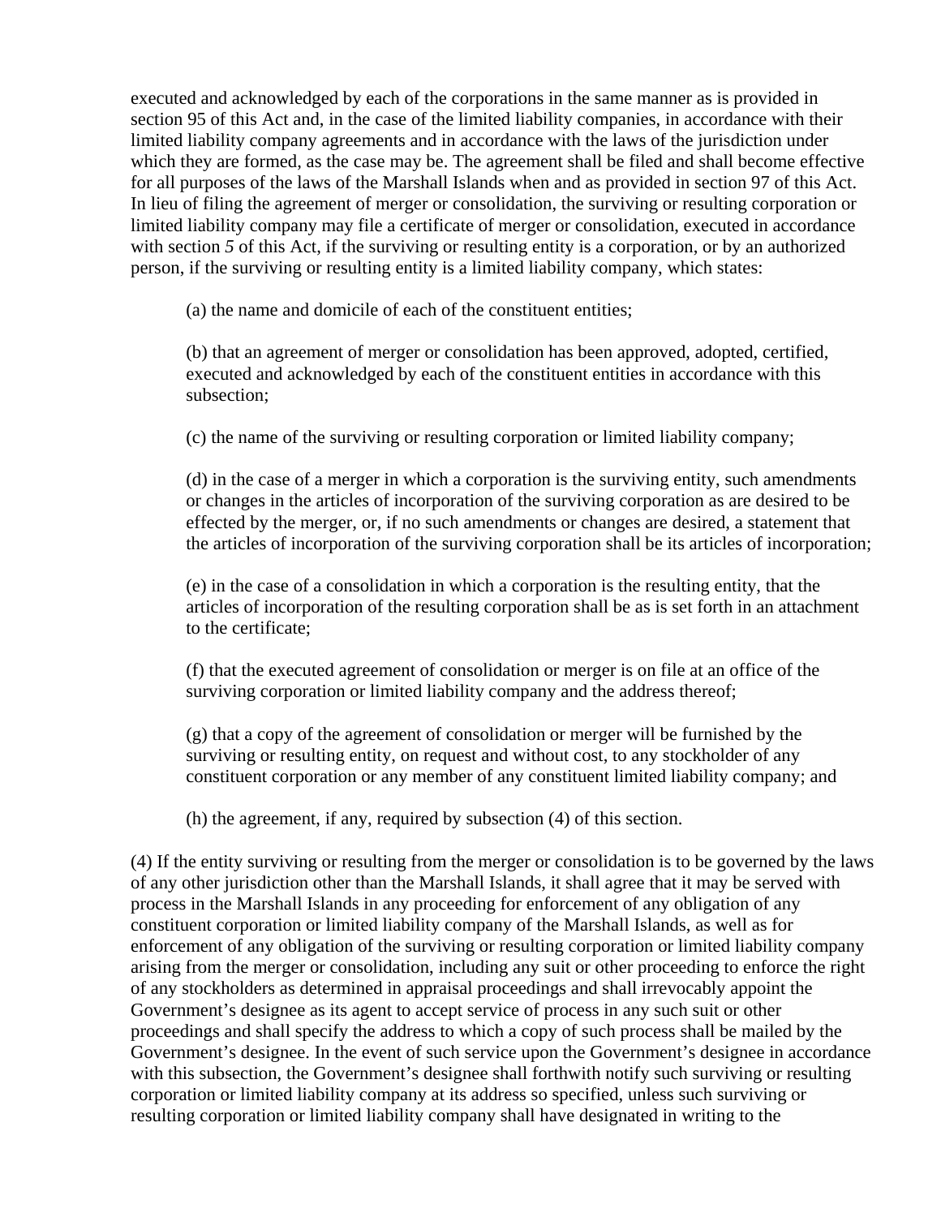executed and acknowledged by each of the corporations in the same manner as is provided in section 95 of this Act and, in the case of the limited liability companies, in accordance with their limited liability company agreements and in accordance with the laws of the jurisdiction under which they are formed, as the case may be. The agreement shall be filed and shall become effective for all purposes of the laws of the Marshall Islands when and as provided in section 97 of this Act. In lieu of filing the agreement of merger or consolidation, the surviving or resulting corporation or limited liability company may file a certificate of merger or consolidation, executed in accordance with section *5* of this Act, if the surviving or resulting entity is a corporation, or by an authorized person, if the surviving or resulting entity is a limited liability company, which states:

(a) the name and domicile of each of the constituent entities;

(b) that an agreement of merger or consolidation has been approved, adopted, certified, executed and acknowledged by each of the constituent entities in accordance with this subsection;

(c) the name of the surviving or resulting corporation or limited liability company;

(d) in the case of a merger in which a corporation is the surviving entity, such amendments or changes in the articles of incorporation of the surviving corporation as are desired to be effected by the merger, or, if no such amendments or changes are desired, a statement that the articles of incorporation of the surviving corporation shall be its articles of incorporation;

(e) in the case of a consolidation in which a corporation is the resulting entity, that the articles of incorporation of the resulting corporation shall be as is set forth in an attachment to the certificate;

(f) that the executed agreement of consolidation or merger is on file at an office of the surviving corporation or limited liability company and the address thereof;

(g) that a copy of the agreement of consolidation or merger will be furnished by the surviving or resulting entity, on request and without cost, to any stockholder of any constituent corporation or any member of any constituent limited liability company; and

(h) the agreement, if any, required by subsection (4) of this section.

(4) If the entity surviving or resulting from the merger or consolidation is to be governed by the laws of any other jurisdiction other than the Marshall Islands, it shall agree that it may be served with process in the Marshall Islands in any proceeding for enforcement of any obligation of any constituent corporation or limited liability company of the Marshall Islands, as well as for enforcement of any obligation of the surviving or resulting corporation or limited liability company arising from the merger or consolidation, including any suit or other proceeding to enforce the right of any stockholders as determined in appraisal proceedings and shall irrevocably appoint the Government's designee as its agent to accept service of process in any such suit or other proceedings and shall specify the address to which a copy of such process shall be mailed by the Government's designee. In the event of such service upon the Government's designee in accordance with this subsection, the Government's designee shall forthwith notify such surviving or resulting corporation or limited liability company at its address so specified, unless such surviving or resulting corporation or limited liability company shall have designated in writing to the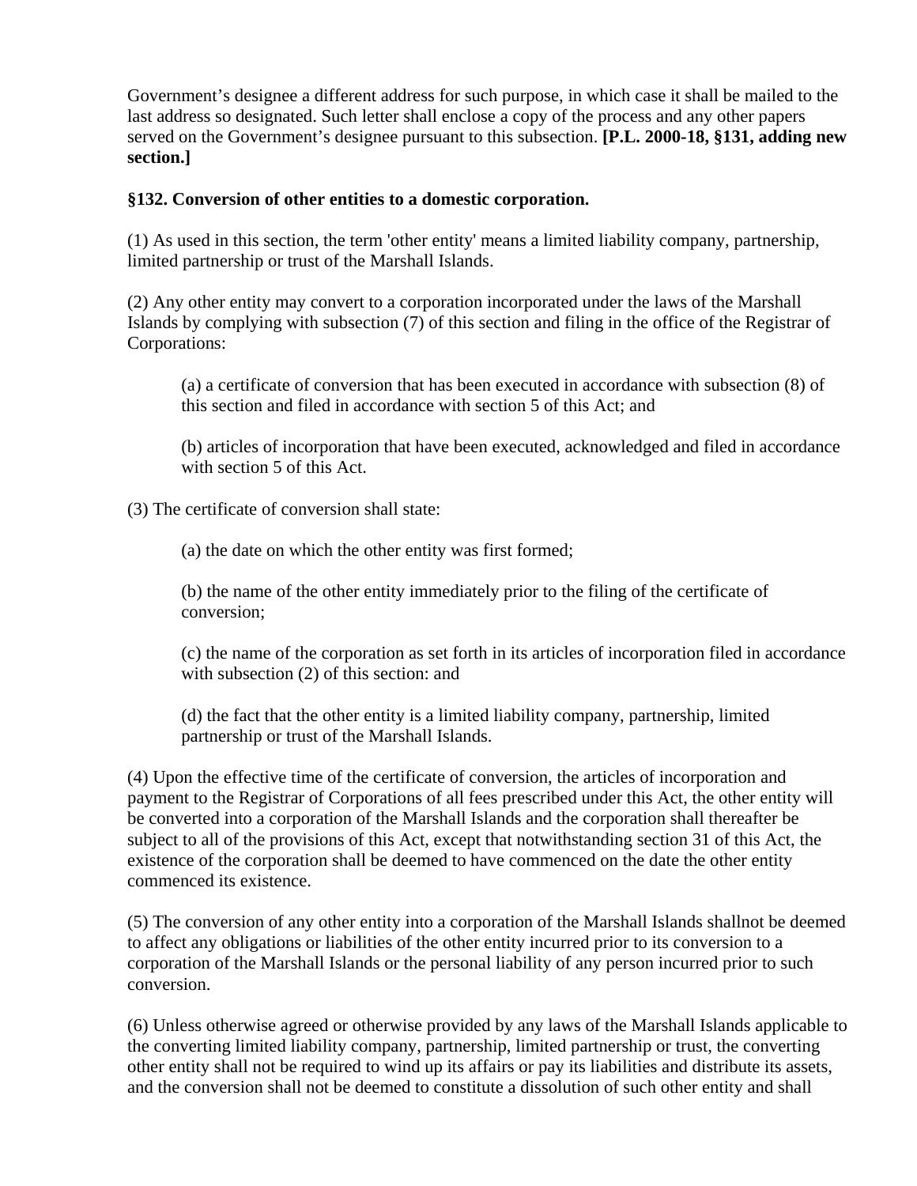Government's designee a different address for such purpose, in which case it shall be mailed to the last address so designated. Such letter shall enclose a copy of the process and any other papers served on the Government's designee pursuant to this subsection. **[P.L. 2000-18, §131, adding new section.]**

**§132. Conversion of other entities to a domestic corporation.**

(1) As used in this section, the term 'other entity' means a limited liability company, partnership, limited partnership or trust of the Marshall Islands.

(2) Any other entity may convert to a corporation incorporated under the laws of the Marshall Islands by complying with subsection (7) of this section and filing in the office of the Registrar of Corporations:

(a) a certificate of conversion that has been executed in accordance with subsection (8) of this section and filed in accordance with section 5 of this Act; and

(b) articles of incorporation that have been executed, acknowledged and filed in accordance with section 5 of this Act.

(3) The certificate of conversion shall state:

(a) the date on which the other entity was first formed;

(b) the name of the other entity immediately prior to the filing of the certificate of conversion;

(c) the name of the corporation as set forth in its articles of incorporation filed in accordance with subsection (2) of this section: and

(d) the fact that the other entity is a limited liability company, partnership, limited partnership or trust of the Marshall Islands.

(4) Upon the effective time of the certificate of conversion, the articles of incorporation and payment to the Registrar of Corporations of all fees prescribed under this Act, the other entity will be converted into a corporation of the Marshall Islands and the corporation shall thereafter be subject to all of the provisions of this Act, except that notwithstanding section 31 of this Act, the existence of the corporation shall be deemed to have commenced on the date the other entity commenced its existence.

(5) The conversion of any other entity into a corporation of the Marshall Islands shallnot be deemed to affect any obligations or liabilities of the other entity incurred prior to its conversion to a corporation of the Marshall Islands or the personal liability of any person incurred prior to such conversion.

(6) Unless otherwise agreed or otherwise provided by any laws of the Marshall Islands applicable to the converting limited liability company, partnership, limited partnership or trust, the converting other entity shall not be required to wind up its affairs or pay its liabilities and distribute its assets, and the conversion shall not be deemed to constitute a dissolution of such other entity and shall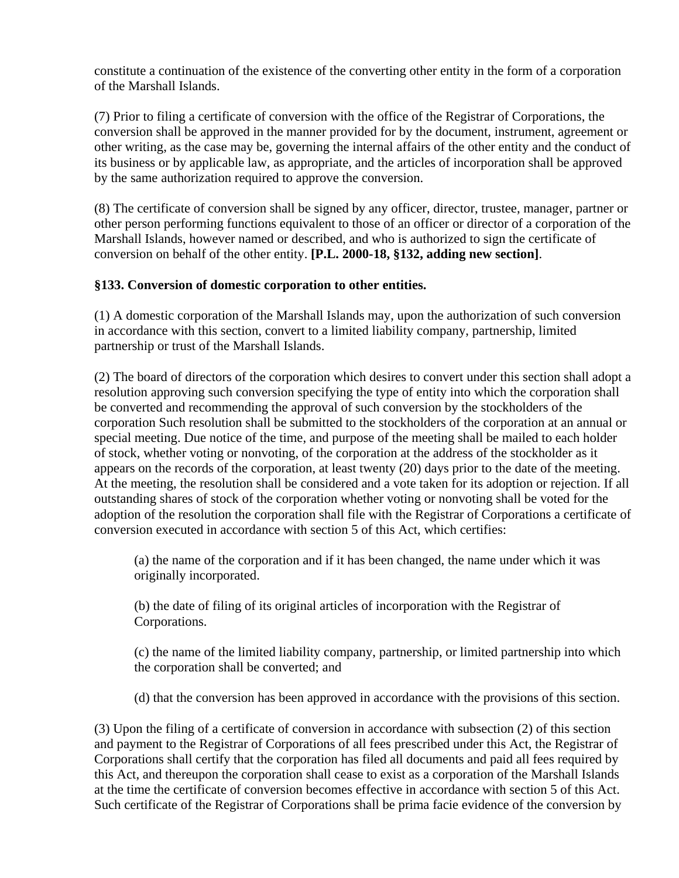constitute a continuation of the existence of the converting other entity in the form of a corporation of the Marshall Islands.

(7) Prior to filing a certificate of conversion with the office of the Registrar of Corporations, the conversion shall be approved in the manner provided for by the document, instrument, agreement or other writing, as the case may be, governing the internal affairs of the other entity and the conduct of its business or by applicable law, as appropriate, and the articles of incorporation shall be approved by the same authorization required to approve the conversion.

(8) The certificate of conversion shall be signed by any officer, director, trustee, manager, partner or other person performing functions equivalent to those of an officer or director of a corporation of the Marshall Islands, however named or described, and who is authorized to sign the certificate of conversion on behalf of the other entity. **[P.L. 2000-18, §132, adding new section]**.

### §133. Conversion of domestic corporation to other entities.

(1) A domestic corporation of the Marshall Islands may, upon the authorization of such conversion in accordance with this section, convert to a limited liability company, partnership, limited partnership or trust of the Marshall Islands.

(2) The board of directors of the corporation which desires to convert under this section shall adopt a resolution approving such conversion specifying the type of entity into which the corporation shall be converted and recommending the approval of such conversion by the stockholders of the corporation Such resolution shall be submitted to the stockholders of the corporation at an annual or special meeting. Due notice of the time, and purpose of the meeting shall be mailed to each holder of stock, whether voting or nonvoting, of the corporation at the address of the stockholder as it appears on the records of the corporation, at least twenty (20) days prior to the date of the meeting. At the meeting, the resolution shall be considered and a vote taken for its adoption or rejection. If all outstanding shares of stock of the corporation whether voting or nonvoting shall be voted for the adoption of the resolution the corporation shall file with the Registrar of Corporations a certificate of conversion executed in accordance with section 5 of this Act, which certifies:

> (a) the name of the corporation and if it has been changed, the name under which it was originally incorporated.
>
> (b) the date of filing of its original articles of incorporation with the Registrar of Corporations.
>
> (c) the name of the limited liability company, partnership, or limited partnership into which the corporation shall be converted; and
>
> (d) that the conversion has been approved in accordance with the provisions of this section.

(3) Upon the filing of a certificate of conversion in accordance with subsection (2) of this section and payment to the Registrar of Corporations of all fees prescribed under this Act, the Registrar of Corporations shall certify that the corporation has filed all documents and paid all fees required by this Act, and thereupon the corporation shall cease to exist as a corporation of the Marshall Islands at the time the certificate of conversion becomes effective in accordance with section 5 of this Act. Such certificate of the Registrar of Corporations shall be prima facie evidence of the conversion by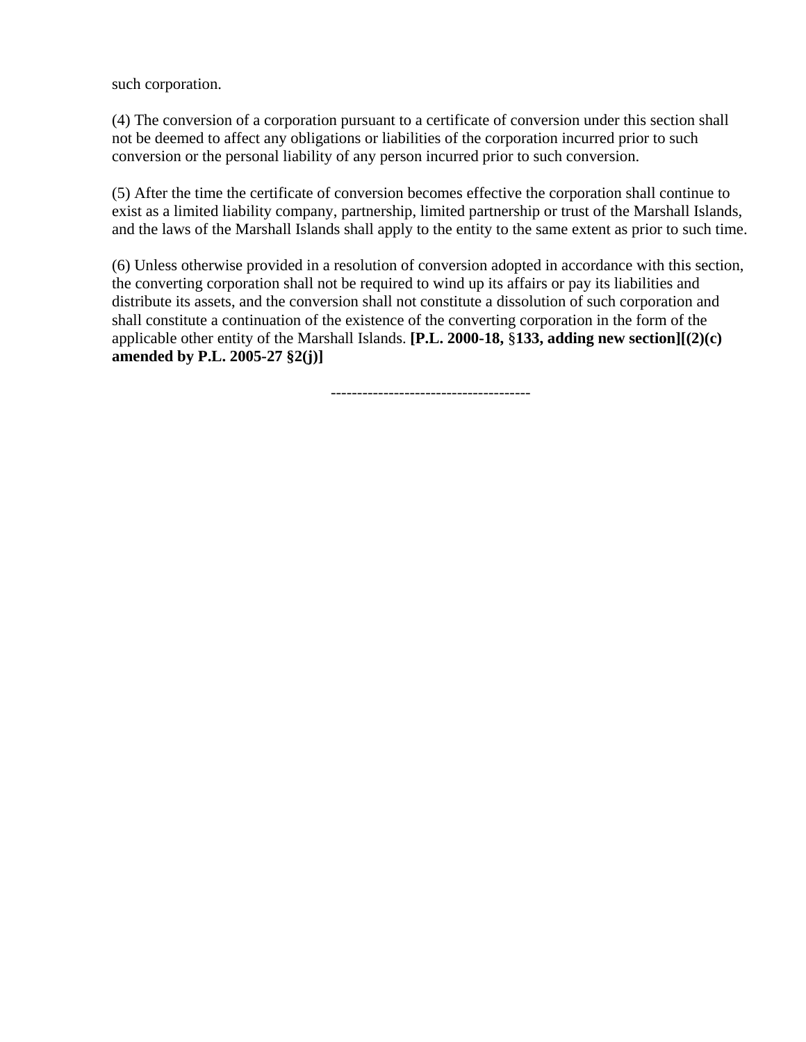such corporation.

(4) The conversion of a corporation pursuant to a certificate of conversion under this section shall not be deemed to affect any obligations or liabilities of the corporation incurred prior to such conversion or the personal liability of any person incurred prior to such conversion.

(5) After the time the certificate of conversion becomes effective the corporation shall continue to exist as a limited liability company, partnership, limited partnership or trust of the Marshall Islands, and the laws of the Marshall Islands shall apply to the entity to the same extent as prior to such time.

(6) Unless otherwise provided in a resolution of conversion adopted in accordance with this section, the converting corporation shall not be required to wind up its affairs or pay its liabilities and distribute its assets, and the conversion shall not constitute a dissolution of such corporation and shall constitute a continuation of the existence of the converting corporation in the form of the applicable other entity of the Marshall Islands. **[P.L. 2000-18, §133, adding new section][(2)(c) amended by P.L. 2005-27 §2(j)]**

--------------------------------------